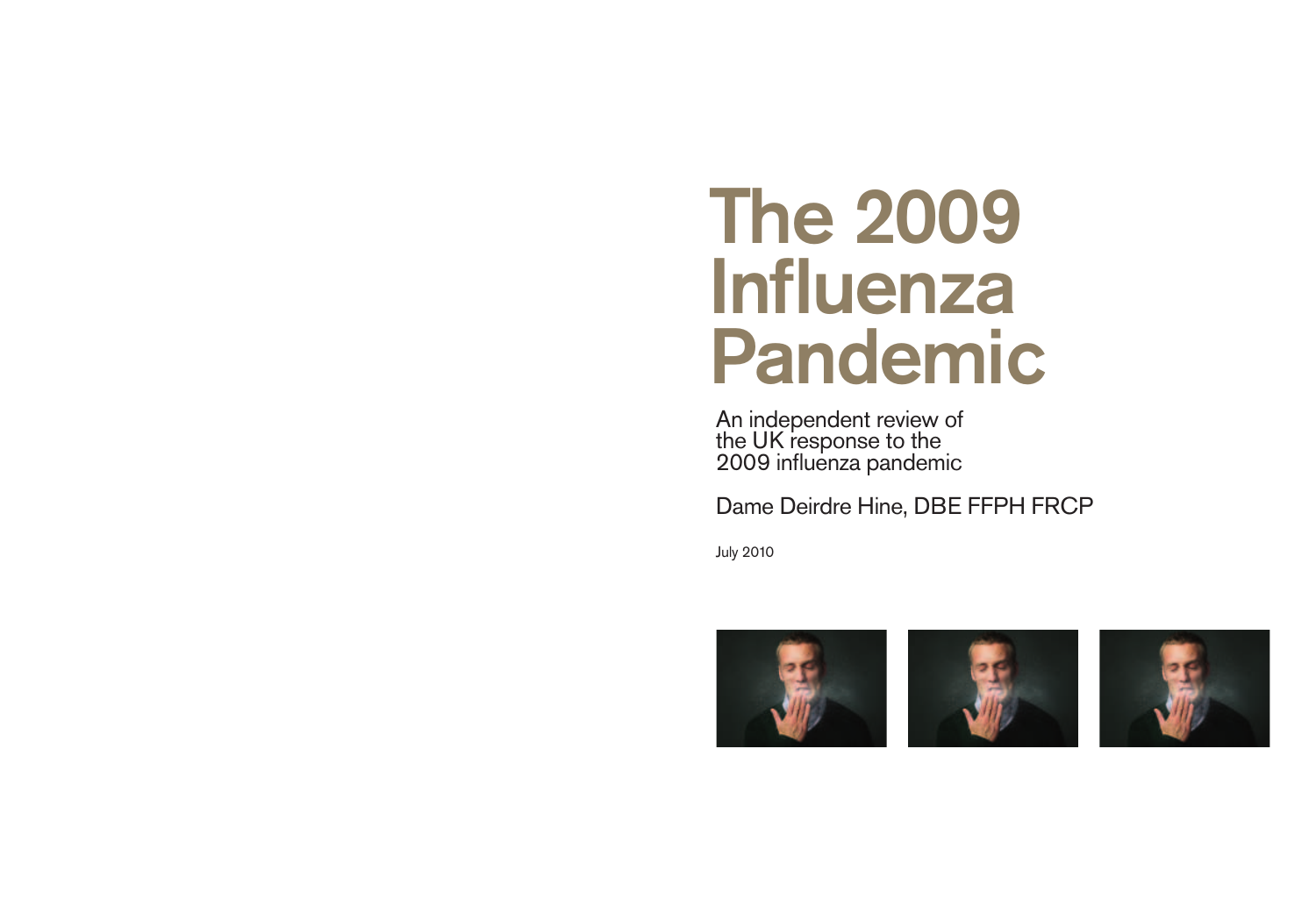# The 2009 Influenza Pandemic

An independent review of the UK response to the 2009 influenza pandemic

Dame Deirdre Hine, DBE FFPH FRCP

July 2010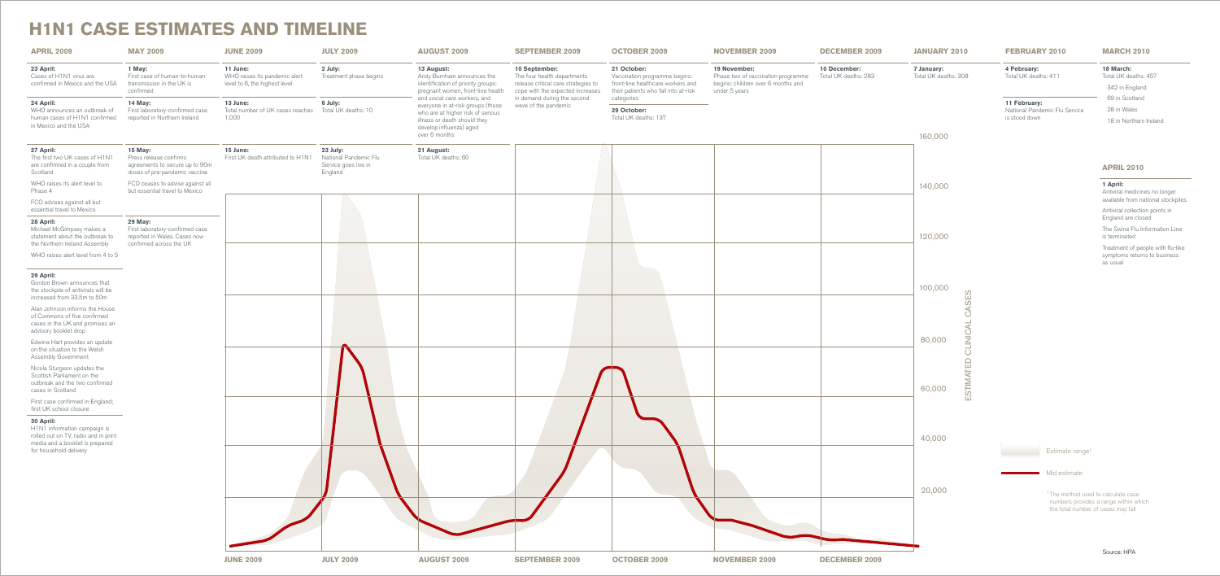# H1N1 CASE ESTIMATES AND TIMELINE

## APRIL 2009

**23 April:**
Cases of H1N1 virus are confirmed in Mexico and the USA

**24 April:**
WHO announces an outbreak of human cases of H1N1 confirmed in Mexico and the USA

**27 April:**
The first two UK cases of H1N1 are confirmed in a couple from Scotland

WHO raises its alert level to Phase 4

FCO advises against all but essential travel to Mexico

**28 April:**
Michael McGimpsey makes a statement about the outbreak to the Northern Ireland Assembly

WHO raises alert level from 4 to 5

**29 April:**
Gordon Brown announces that the stockpile of antivirals will be increased from 33.5m to 50m

Alan Johnson informs the House of Commons of five confirmed cases in the UK and promises an advisory booklet drop

Edwina Hart provides an update on the situation to the Welsh Assembly Government

Nicola Sturgeon updates the Scottish Parliament on the outbreak and the two confirmed cases in Scotland

First case confirmed in England; first UK school closure

**30 April:**
H1N1 information campaign is rolled out on TV, radio and in print media and a booklet is prepared for household delivery

## MAY 2009

**1 May:**
First case of human-to-human transmission in the UK is confirmed

**14 May:**
First laboratory-confirmed case reported in Northern Ireland

**15 May:**
Press release confirms agreements to secure up to 90m doses of pre-pandemic vaccine

FCO ceases to advise against all but essential travel to Mexico

**29 May:**
First laboratory-confirmed case reported in Wales. Cases now confirmed across the UK

## JUNE 2009

**11 June:**
WHO raises its pandemic alert level to 6, the highest level

**13 June:**
Total number of UK cases reaches 1,000

**15 June:**
First UK death attributed to H1N1

## JULY 2009

**2 July:**
Treatment phase begins

**6 July:**
Total UK deaths: 10

**23 July:**
National Pandemic Flu Service goes live in England

## AUGUST 2009

**13 August:**
Andy Burnham announces the identification of priority groups: pregnant women, front-line health and social care workers, and everyone in at-risk groups (those who are at higher risk of serious illness or death should they develop influenza) aged over 6 months

**21 August:**
Total UK deaths: 60

## SEPTEMBER 2009

**10 September:**
The four health departments release critical care strategies to cope with the expected increases in demand during the second wave of the pandemic

## OCTOBER 2009

**21 October:**
Vaccination programme begins: front-line healthcare workers and their patients who fall into at-risk categories

**29 October:**
Total UK deaths: 137

## NOVEMBER 2009

**19 November:**
Phase two of vaccination programme begins: children over 6 months and under 5 years

## DECEMBER 2009

**10 December:**
Total UK deaths: 283

## JANUARY 2010

**7 January:**
Total UK deaths: 308

## FEBRUARY 2010

**4 February:**
Total UK deaths: 411

**11 February:**
National Pandemic Flu Service is stood down

## MARCH 2010

**18 March:**
Total UK deaths: 457

342 in England

69 in Scotland

28 in Wales

18 in Northern Ireland

## APRIL 2010

**1 April:**
Antiviral medicines no longer available from national stockpiles

Antiviral collection points in England are closed

The Swine Flu Information Line is terminated

Treatment of people with flu-like symptoms returns to business as usual

Chart: Estimated clinical cases, June 2009 – December 2009 (y-axis: 20,000 to 160,000)

Estimate range[1]

Mid estimate

[1] The method used to calculate case numbers provides a range within which the total number of cases may fall

Source: HPA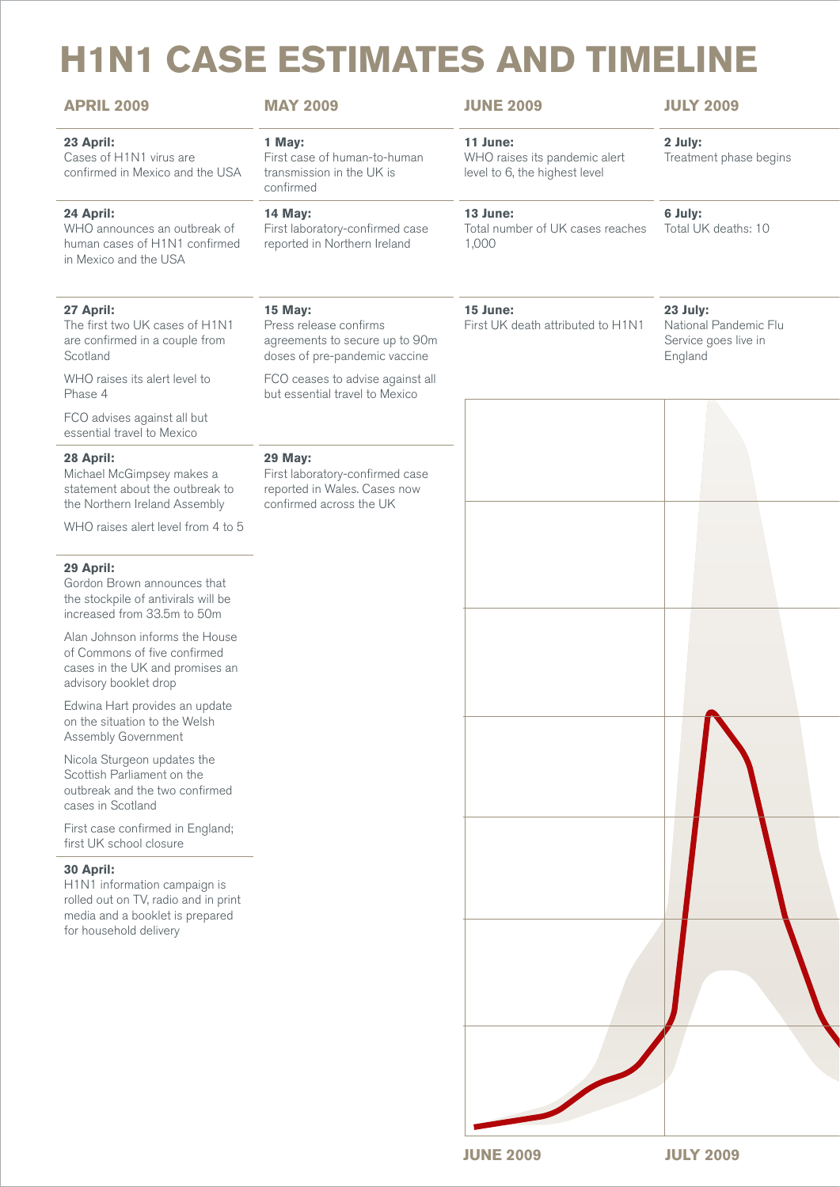# H1N1 CASE ESTIMATES AND TIMELINE

## APRIL 2009

**23 April:**
Cases of H1N1 virus are confirmed in Mexico and the USA

**24 April:**
WHO announces an outbreak of human cases of H1N1 confirmed in Mexico and the USA

**27 April:**
The first two UK cases of H1N1 are confirmed in a couple from Scotland

WHO raises its alert level to Phase 4

FCO advises against all but essential travel to Mexico

**28 April:**
Michael McGimpsey makes a statement about the outbreak to the Northern Ireland Assembly

WHO raises alert level from 4 to 5

**29 April:**
Gordon Brown announces that the stockpile of antivirals will be increased from 33.5m to 50m

Alan Johnson informs the House of Commons of five confirmed cases in the UK and promises an advisory booklet drop

Edwina Hart provides an update on the situation to the Welsh Assembly Government

Nicola Sturgeon updates the Scottish Parliament on the outbreak and the two confirmed cases in Scotland

First case confirmed in England; first UK school closure

**30 April:**
H1N1 information campaign is rolled out on TV, radio and in print media and a booklet is prepared for household delivery

## MAY 2009

**1 May:**
First case of human-to-human transmission in the UK is confirmed

**14 May:**
First laboratory-confirmed case reported in Northern Ireland

**15 May:**
Press release confirms agreements to secure up to 90m doses of pre-pandemic vaccine

FCO ceases to advise against all but essential travel to Mexico

**29 May:**
First laboratory-confirmed case reported in Wales. Cases now confirmed across the UK

## JUNE 2009

**11 June:**
WHO raises its pandemic alert level to 6, the highest level

**13 June:**
Total number of UK cases reaches 1,000

**15 June:**
First UK death attributed to H1N1

## JULY 2009

**2 July:**
Treatment phase begins

**6 July:**
Total UK deaths: 10

**23 July:**
National Pandemic Flu Service goes live in England

JUNE 2009 | JULY 2009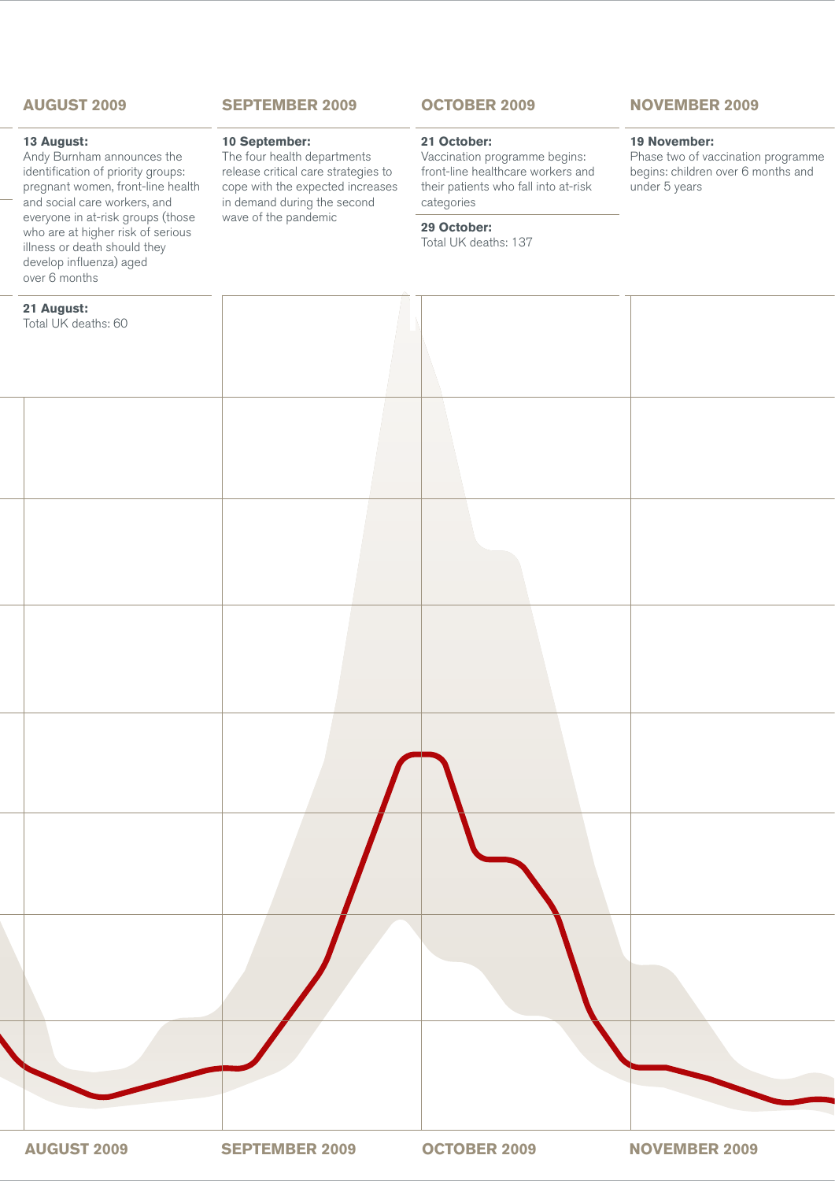## AUGUST 2009

**13 August:**
Andy Burnham announces the identification of priority groups: pregnant women, front-line health and social care workers, and everyone in at-risk groups (those who are at higher risk of serious illness or death should they develop influenza) aged over 6 months

**21 August:**
Total UK deaths: 60

## SEPTEMBER 2009

**10 September:**
The four health departments release critical care strategies to cope with the expected increases in demand during the second wave of the pandemic

## OCTOBER 2009

**21 October:**
Vaccination programme begins: front-line healthcare workers and their patients who fall into at-risk categories

**29 October:**
Total UK deaths: 137

## NOVEMBER 2009

**19 November:**
Phase two of vaccination programme begins: children over 6 months and under 5 years

AUGUST 2009 | SEPTEMBER 2009 | OCTOBER 2009 | NOVEMBER 2009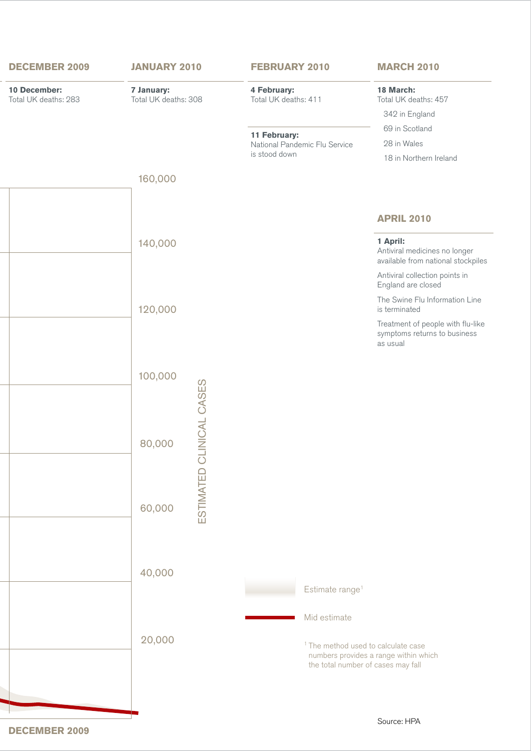## DECEMBER 2009

**10 December:**
Total UK deaths: 283

## JANUARY 2010

**7 January:**
Total UK deaths: 308

## FEBRUARY 2010

**4 February:**
Total UK deaths: 411

**11 February:**
National Pandemic Flu Service is stood down

## MARCH 2010

**18 March:**
Total UK deaths: 457

- 342 in England
- 69 in Scotland
- 28 in Wales
- 18 in Northern Ireland

## APRIL 2010

**1 April:**
Antiviral medicines no longer available from national stockpiles

Antiviral collection points in England are closed

The Swine Flu Information Line is terminated

Treatment of people with flu-like symptoms returns to business as usual

ESTIMATED CLINICAL CASES

160,000
140,000
120,000
100,000
80,000
60,000
40,000
20,000

Estimate range[1]

Mid estimate

[1] The method used to calculate case numbers provides a range within which the total number of cases may fall

DECEMBER 2009

Source: HPA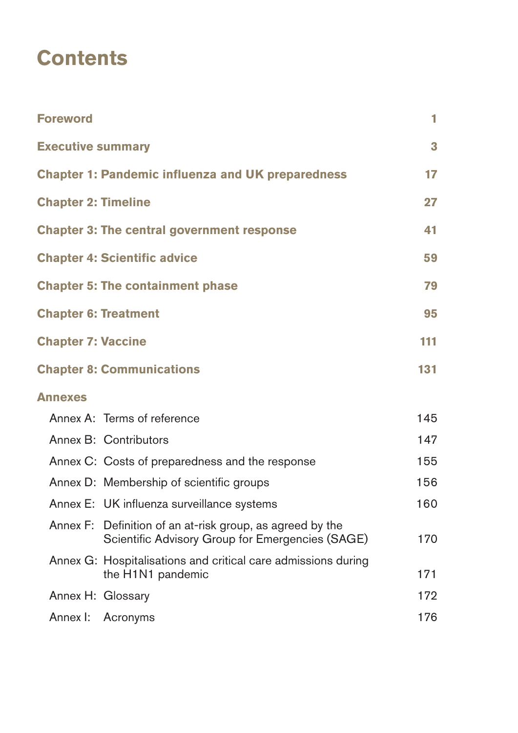# Contents

| | |
|---|---|
| **Foreword** | **1** |
| **Executive summary** | **3** |
| **Chapter 1: Pandemic influenza and UK preparedness** | **17** |
| **Chapter 2: Timeline** | **27** |
| **Chapter 3: The central government response** | **41** |
| **Chapter 4: Scientific advice** | **59** |
| **Chapter 5: The containment phase** | **79** |
| **Chapter 6: Treatment** | **95** |
| **Chapter 7: Vaccine** | **111** |
| **Chapter 8: Communications** | **131** |
| **Annexes** | |
| Annex A: Terms of reference | 145 |
| Annex B: Contributors | 147 |
| Annex C: Costs of preparedness and the response | 155 |
| Annex D: Membership of scientific groups | 156 |
| Annex E: UK influenza surveillance systems | 160 |
| Annex F: Definition of an at-risk group, as agreed by the Scientific Advisory Group for Emergencies (SAGE) | 170 |
| Annex G: Hospitalisations and critical care admissions during the H1N1 pandemic | 171 |
| Annex H: Glossary | 172 |
| Annex I: Acronyms | 176 |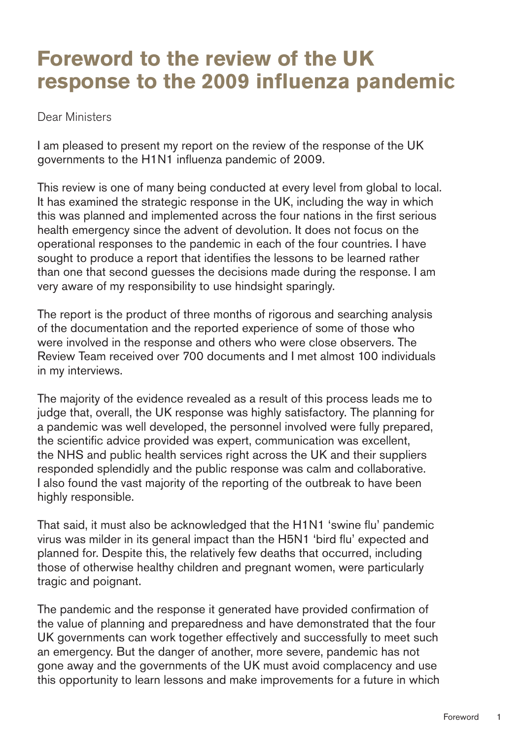# Foreword to the review of the UK response to the 2009 influenza pandemic

Dear Ministers

I am pleased to present my report on the review of the response of the UK governments to the H1N1 influenza pandemic of 2009.

This review is one of many being conducted at every level from global to local. It has examined the strategic response in the UK, including the way in which this was planned and implemented across the four nations in the first serious health emergency since the advent of devolution. It does not focus on the operational responses to the pandemic in each of the four countries. I have sought to produce a report that identifies the lessons to be learned rather than one that second guesses the decisions made during the response. I am very aware of my responsibility to use hindsight sparingly.

The report is the product of three months of rigorous and searching analysis of the documentation and the reported experience of some of those who were involved in the response and others who were close observers. The Review Team received over 700 documents and I met almost 100 individuals in my interviews.

The majority of the evidence revealed as a result of this process leads me to judge that, overall, the UK response was highly satisfactory. The planning for a pandemic was well developed, the personnel involved were fully prepared, the scientific advice provided was expert, communication was excellent, the NHS and public health services right across the UK and their suppliers responded splendidly and the public response was calm and collaborative. I also found the vast majority of the reporting of the outbreak to have been highly responsible.

That said, it must also be acknowledged that the H1N1 'swine flu' pandemic virus was milder in its general impact than the H5N1 'bird flu' expected and planned for. Despite this, the relatively few deaths that occurred, including those of otherwise healthy children and pregnant women, were particularly tragic and poignant.

The pandemic and the response it generated have provided confirmation of the value of planning and preparedness and have demonstrated that the four UK governments can work together effectively and successfully to meet such an emergency. But the danger of another, more severe, pandemic has not gone away and the governments of the UK must avoid complacency and use this opportunity to learn lessons and make improvements for a future in which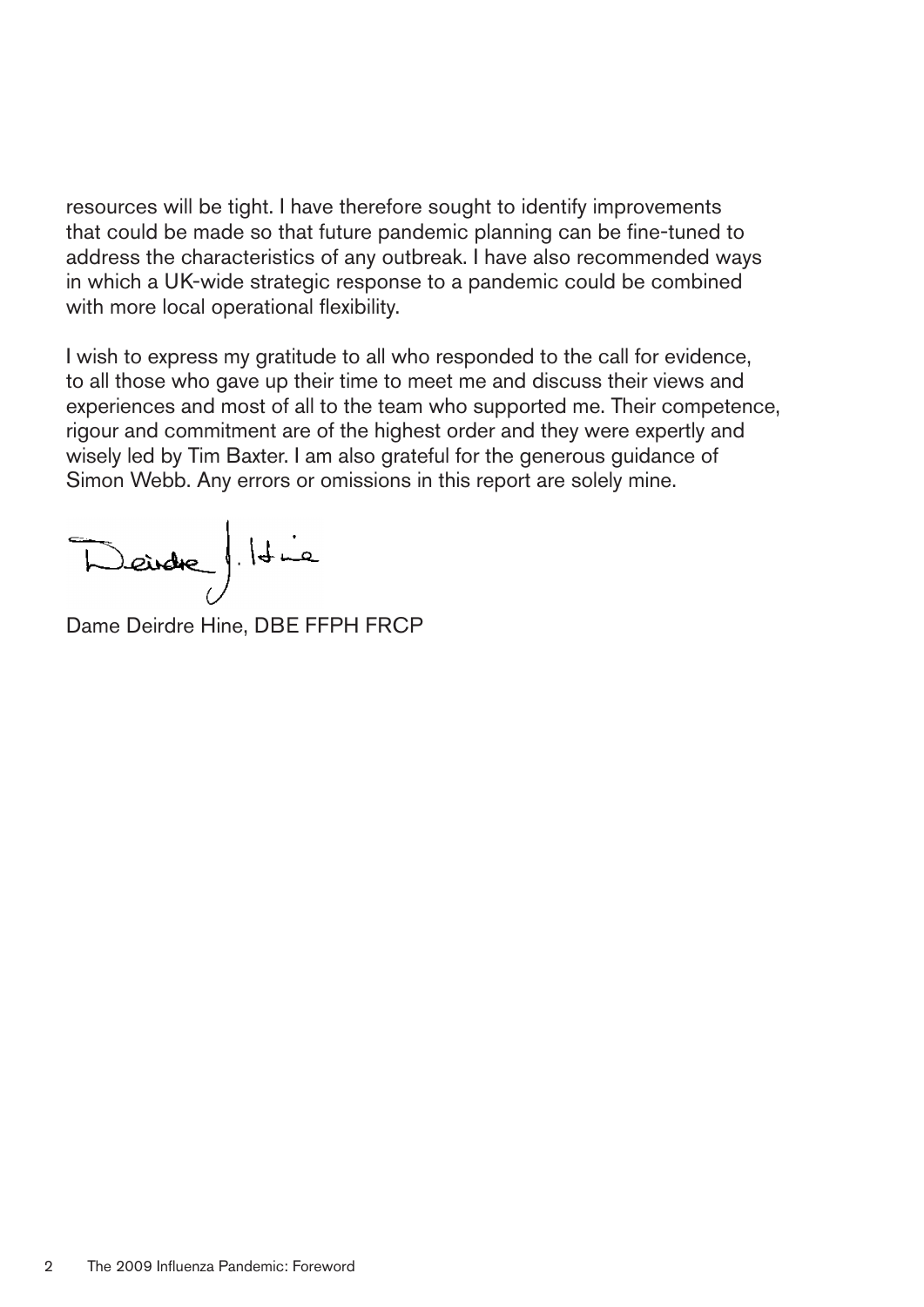resources will be tight. I have therefore sought to identify improvements that could be made so that future pandemic planning can be fine-tuned to address the characteristics of any outbreak. I have also recommended ways in which a UK-wide strategic response to a pandemic could be combined with more local operational flexibility.

I wish to express my gratitude to all who responded to the call for evidence, to all those who gave up their time to meet me and discuss their views and experiences and most of all to the team who supported me. Their competence, rigour and commitment are of the highest order and they were expertly and wisely led by Tim Baxter. I am also grateful for the generous guidance of Simon Webb. Any errors or omissions in this report are solely mine.

Deirdre J. Hine

Dame Deirdre Hine, DBE FFPH FRCP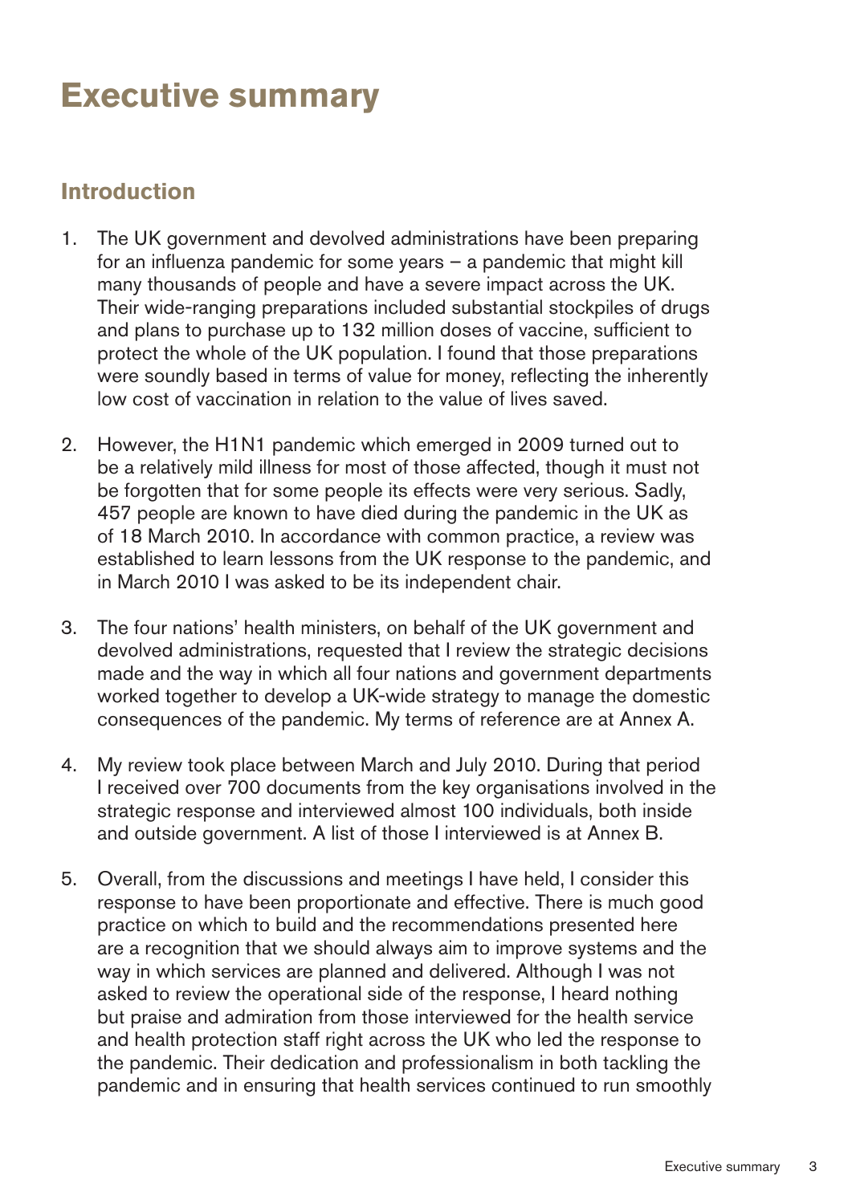# Executive summary

## Introduction

1. The UK government and devolved administrations have been preparing for an influenza pandemic for some years – a pandemic that might kill many thousands of people and have a severe impact across the UK. Their wide-ranging preparations included substantial stockpiles of drugs and plans to purchase up to 132 million doses of vaccine, sufficient to protect the whole of the UK population. I found that those preparations were soundly based in terms of value for money, reflecting the inherently low cost of vaccination in relation to the value of lives saved.

2. However, the H1N1 pandemic which emerged in 2009 turned out to be a relatively mild illness for most of those affected, though it must not be forgotten that for some people its effects were very serious. Sadly, 457 people are known to have died during the pandemic in the UK as of 18 March 2010. In accordance with common practice, a review was established to learn lessons from the UK response to the pandemic, and in March 2010 I was asked to be its independent chair.

3. The four nations' health ministers, on behalf of the UK government and devolved administrations, requested that I review the strategic decisions made and the way in which all four nations and government departments worked together to develop a UK-wide strategy to manage the domestic consequences of the pandemic. My terms of reference are at Annex A.

4. My review took place between March and July 2010. During that period I received over 700 documents from the key organisations involved in the strategic response and interviewed almost 100 individuals, both inside and outside government. A list of those I interviewed is at Annex B.

5. Overall, from the discussions and meetings I have held, I consider this response to have been proportionate and effective. There is much good practice on which to build and the recommendations presented here are a recognition that we should always aim to improve systems and the way in which services are planned and delivered. Although I was not asked to review the operational side of the response, I heard nothing but praise and admiration from those interviewed for the health service and health protection staff right across the UK who led the response to the pandemic. Their dedication and professionalism in both tackling the pandemic and in ensuring that health services continued to run smoothly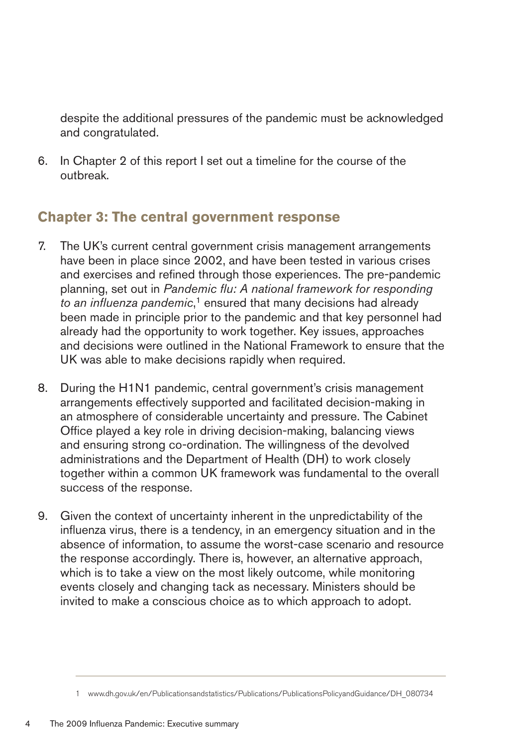despite the additional pressures of the pandemic must be acknowledged and congratulated.

6. In Chapter 2 of this report I set out a timeline for the course of the outbreak.

## Chapter 3: The central government response

7. The UK's current central government crisis management arrangements have been in place since 2002, and have been tested in various crises and exercises and refined through those experiences. The pre-pandemic planning, set out in *Pandemic flu: A national framework for responding to an influenza pandemic*,[1] ensured that many decisions had already been made in principle prior to the pandemic and that key personnel had already had the opportunity to work together. Key issues, approaches and decisions were outlined in the National Framework to ensure that the UK was able to make decisions rapidly when required.

8. During the H1N1 pandemic, central government's crisis management arrangements effectively supported and facilitated decision-making in an atmosphere of considerable uncertainty and pressure. The Cabinet Office played a key role in driving decision-making, balancing views and ensuring strong co-ordination. The willingness of the devolved administrations and the Department of Health (DH) to work closely together within a common UK framework was fundamental to the overall success of the response.

9. Given the context of uncertainty inherent in the unpredictability of the influenza virus, there is a tendency, in an emergency situation and in the absence of information, to assume the worst-case scenario and resource the response accordingly. There is, however, an alternative approach, which is to take a view on the most likely outcome, while monitoring events closely and changing tack as necessary. Ministers should be invited to make a conscious choice as to which approach to adopt.

---

1 www.dh.gov.uk/en/Publicationsandstatistics/Publications/PublicationsPolicyandGuidance/DH_080734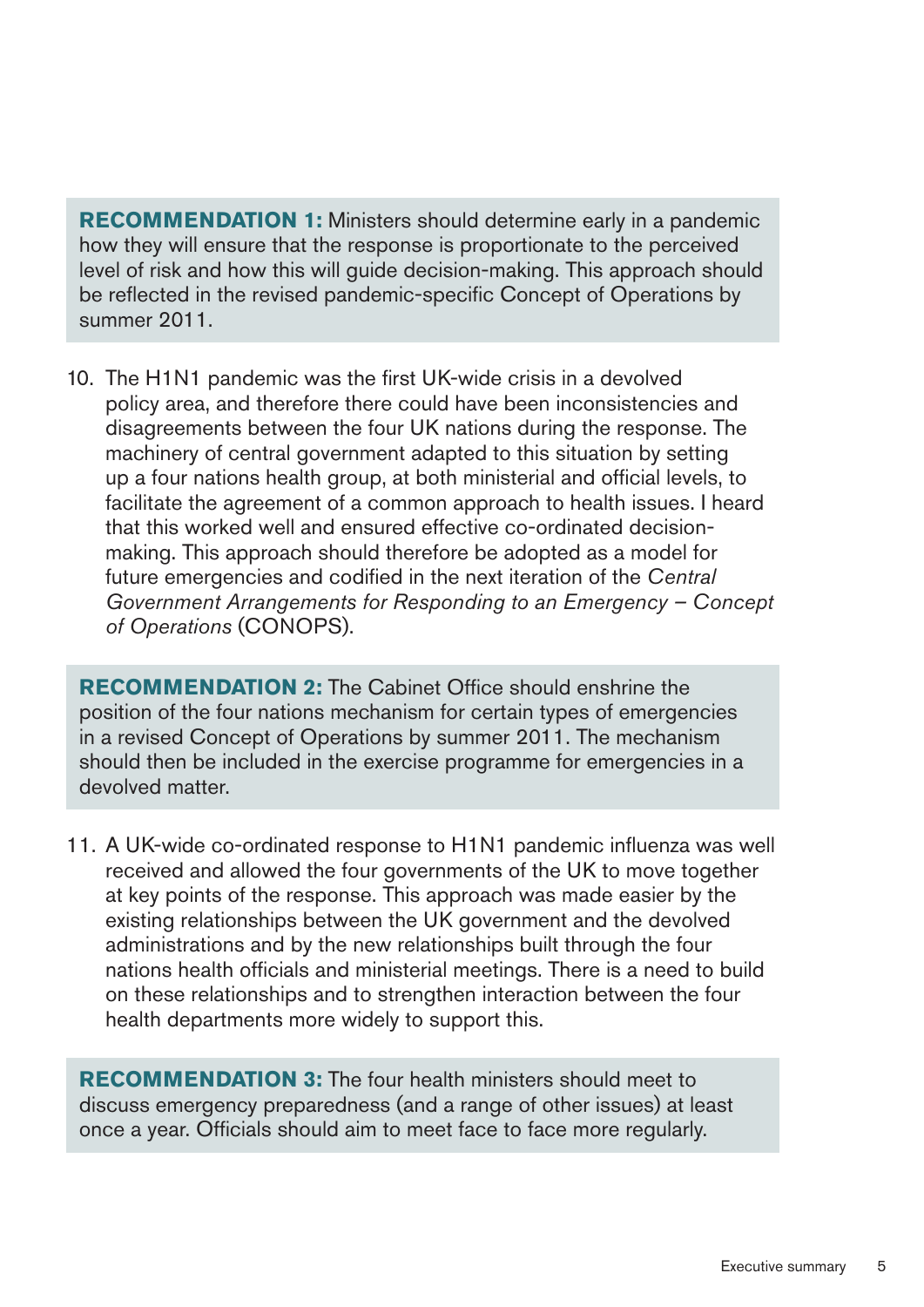**RECOMMENDATION 1:** Ministers should determine early in a pandemic how they will ensure that the response is proportionate to the perceived level of risk and how this will guide decision-making. This approach should be reflected in the revised pandemic-specific Concept of Operations by summer 2011.

10. The H1N1 pandemic was the first UK-wide crisis in a devolved policy area, and therefore there could have been inconsistencies and disagreements between the four UK nations during the response. The machinery of central government adapted to this situation by setting up a four nations health group, at both ministerial and official levels, to facilitate the agreement of a common approach to health issues. I heard that this worked well and ensured effective co-ordinated decision-making. This approach should therefore be adopted as a model for future emergencies and codified in the next iteration of the *Central Government Arrangements for Responding to an Emergency – Concept of Operations* (CONOPS).

**RECOMMENDATION 2:** The Cabinet Office should enshrine the position of the four nations mechanism for certain types of emergencies in a revised Concept of Operations by summer 2011. The mechanism should then be included in the exercise programme for emergencies in a devolved matter.

11. A UK-wide co-ordinated response to H1N1 pandemic influenza was well received and allowed the four governments of the UK to move together at key points of the response. This approach was made easier by the existing relationships between the UK government and the devolved administrations and by the new relationships built through the four nations health officials and ministerial meetings. There is a need to build on these relationships and to strengthen interaction between the four health departments more widely to support this.

**RECOMMENDATION 3:** The four health ministers should meet to discuss emergency preparedness (and a range of other issues) at least once a year. Officials should aim to meet face to face more regularly.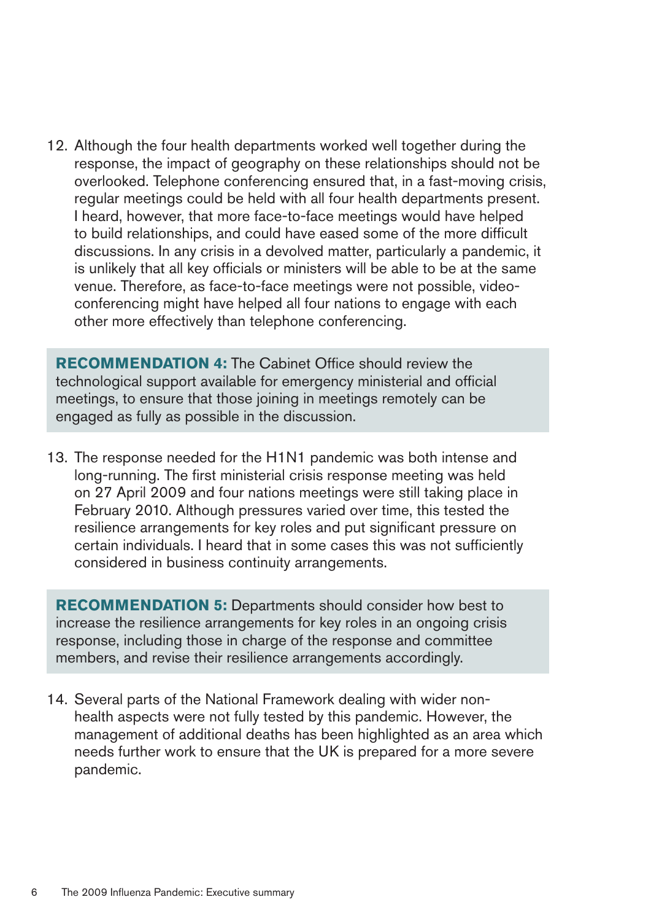12. Although the four health departments worked well together during the response, the impact of geography on these relationships should not be overlooked. Telephone conferencing ensured that, in a fast-moving crisis, regular meetings could be held with all four health departments present. I heard, however, that more face-to-face meetings would have helped to build relationships, and could have eased some of the more difficult discussions. In any crisis in a devolved matter, particularly a pandemic, it is unlikely that all key officials or ministers will be able to be at the same venue. Therefore, as face-to-face meetings were not possible, video-conferencing might have helped all four nations to engage with each other more effectively than telephone conferencing.

**RECOMMENDATION 4:** The Cabinet Office should review the technological support available for emergency ministerial and official meetings, to ensure that those joining in meetings remotely can be engaged as fully as possible in the discussion.

13. The response needed for the H1N1 pandemic was both intense and long-running. The first ministerial crisis response meeting was held on 27 April 2009 and four nations meetings were still taking place in February 2010. Although pressures varied over time, this tested the resilience arrangements for key roles and put significant pressure on certain individuals. I heard that in some cases this was not sufficiently considered in business continuity arrangements.

**RECOMMENDATION 5:** Departments should consider how best to increase the resilience arrangements for key roles in an ongoing crisis response, including those in charge of the response and committee members, and revise their resilience arrangements accordingly.

14. Several parts of the National Framework dealing with wider non-health aspects were not fully tested by this pandemic. However, the management of additional deaths has been highlighted as an area which needs further work to ensure that the UK is prepared for a more severe pandemic.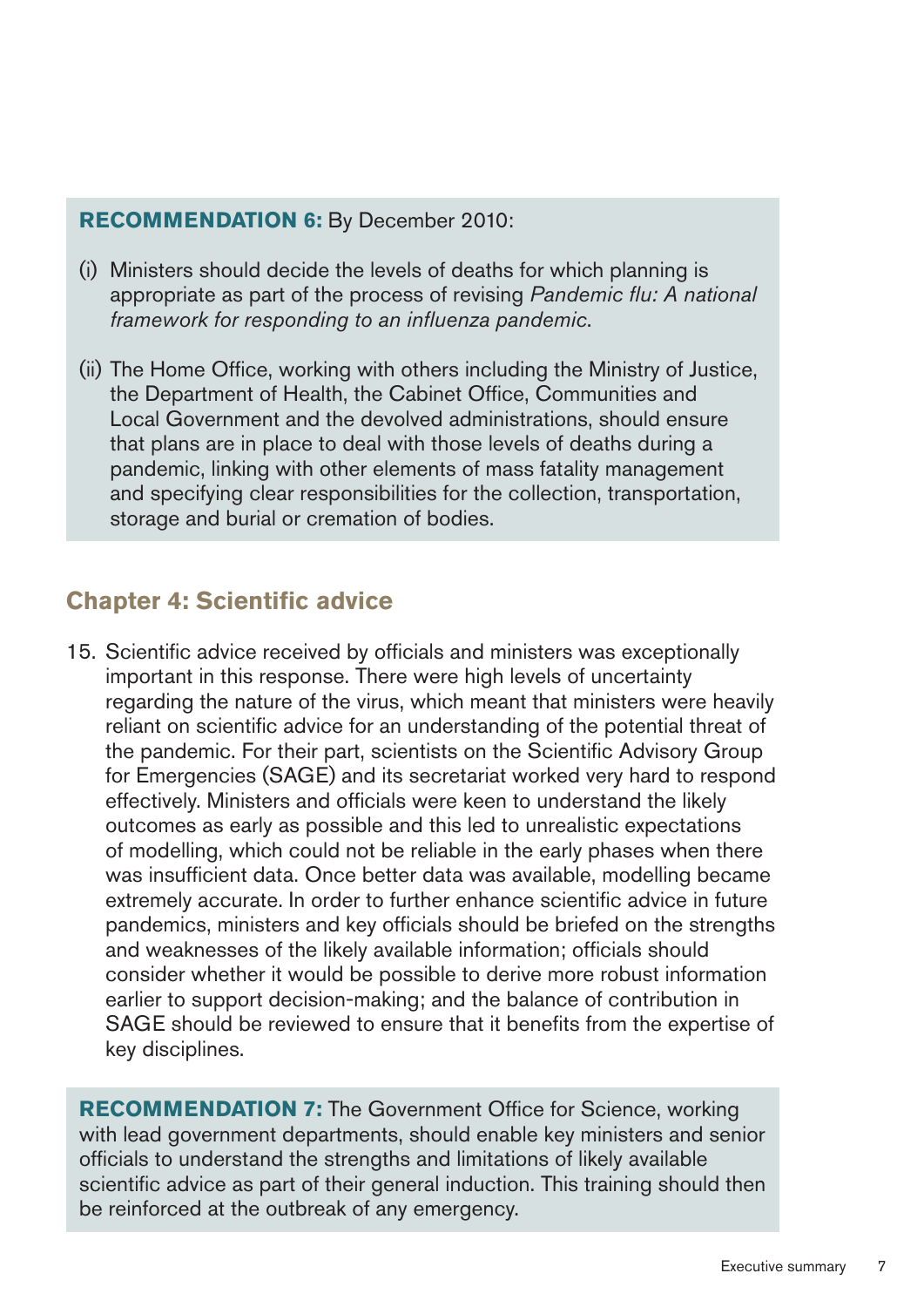**RECOMMENDATION 6:** By December 2010:

(i) Ministers should decide the levels of deaths for which planning is appropriate as part of the process of revising *Pandemic flu: A national framework for responding to an influenza pandemic*.

(ii) The Home Office, working with others including the Ministry of Justice, the Department of Health, the Cabinet Office, Communities and Local Government and the devolved administrations, should ensure that plans are in place to deal with those levels of deaths during a pandemic, linking with other elements of mass fatality management and specifying clear responsibilities for the collection, transportation, storage and burial or cremation of bodies.

## Chapter 4: Scientific advice

15. Scientific advice received by officials and ministers was exceptionally important in this response. There were high levels of uncertainty regarding the nature of the virus, which meant that ministers were heavily reliant on scientific advice for an understanding of the potential threat of the pandemic. For their part, scientists on the Scientific Advisory Group for Emergencies (SAGE) and its secretariat worked very hard to respond effectively. Ministers and officials were keen to understand the likely outcomes as early as possible and this led to unrealistic expectations of modelling, which could not be reliable in the early phases when there was insufficient data. Once better data was available, modelling became extremely accurate. In order to further enhance scientific advice in future pandemics, ministers and key officials should be briefed on the strengths and weaknesses of the likely available information; officials should consider whether it would be possible to derive more robust information earlier to support decision-making; and the balance of contribution in SAGE should be reviewed to ensure that it benefits from the expertise of key disciplines.

**RECOMMENDATION 7:** The Government Office for Science, working with lead government departments, should enable key ministers and senior officials to understand the strengths and limitations of likely available scientific advice as part of their general induction. This training should then be reinforced at the outbreak of any emergency.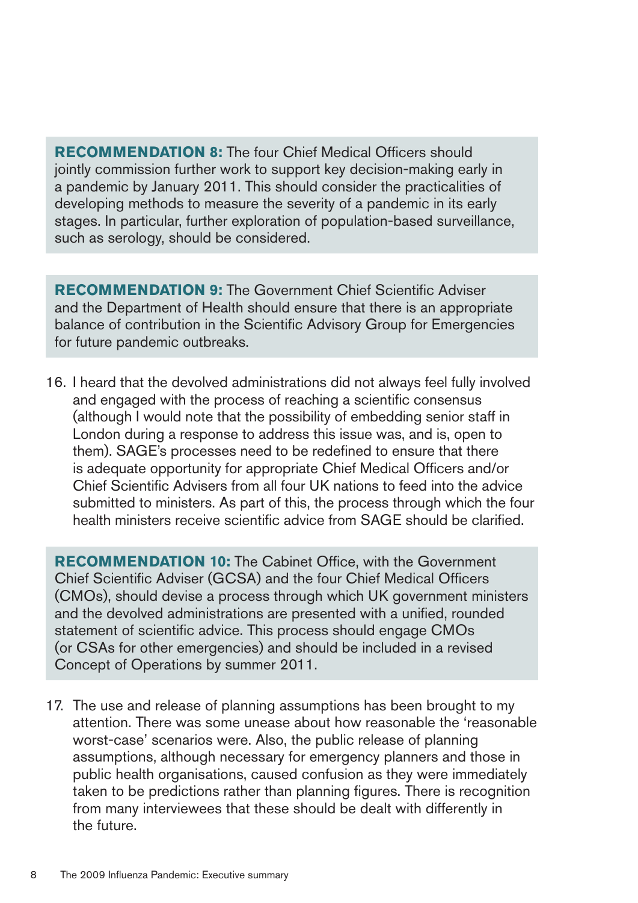**RECOMMENDATION 8:** The four Chief Medical Officers should jointly commission further work to support key decision-making early in a pandemic by January 2011. This should consider the practicalities of developing methods to measure the severity of a pandemic in its early stages. In particular, further exploration of population-based surveillance, such as serology, should be considered.

**RECOMMENDATION 9:** The Government Chief Scientific Adviser and the Department of Health should ensure that there is an appropriate balance of contribution in the Scientific Advisory Group for Emergencies for future pandemic outbreaks.

16. I heard that the devolved administrations did not always feel fully involved and engaged with the process of reaching a scientific consensus (although I would note that the possibility of embedding senior staff in London during a response to address this issue was, and is, open to them). SAGE's processes need to be redefined to ensure that there is adequate opportunity for appropriate Chief Medical Officers and/or Chief Scientific Advisers from all four UK nations to feed into the advice submitted to ministers. As part of this, the process through which the four health ministers receive scientific advice from SAGE should be clarified.

**RECOMMENDATION 10:** The Cabinet Office, with the Government Chief Scientific Adviser (GCSA) and the four Chief Medical Officers (CMOs), should devise a process through which UK government ministers and the devolved administrations are presented with a unified, rounded statement of scientific advice. This process should engage CMOs (or CSAs for other emergencies) and should be included in a revised Concept of Operations by summer 2011.

17. The use and release of planning assumptions has been brought to my attention. There was some unease about how reasonable the 'reasonable worst-case' scenarios were. Also, the public release of planning assumptions, although necessary for emergency planners and those in public health organisations, caused confusion as they were immediately taken to be predictions rather than planning figures. There is recognition from many interviewees that these should be dealt with differently in the future.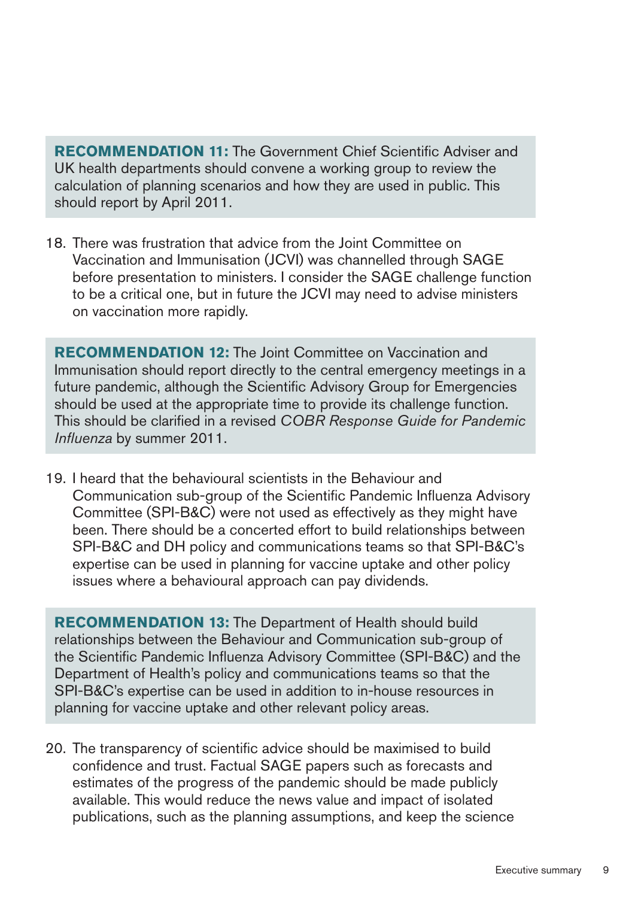> **RECOMMENDATION 11:** The Government Chief Scientific Adviser and UK health departments should convene a working group to review the calculation of planning scenarios and how they are used in public. This should report by April 2011.

18. There was frustration that advice from the Joint Committee on Vaccination and Immunisation (JCVI) was channelled through SAGE before presentation to ministers. I consider the SAGE challenge function to be a critical one, but in future the JCVI may need to advise ministers on vaccination more rapidly.

> **RECOMMENDATION 12:** The Joint Committee on Vaccination and Immunisation should report directly to the central emergency meetings in a future pandemic, although the Scientific Advisory Group for Emergencies should be used at the appropriate time to provide its challenge function. This should be clarified in a revised *COBR Response Guide for Pandemic Influenza* by summer 2011.

19. I heard that the behavioural scientists in the Behaviour and Communication sub-group of the Scientific Pandemic Influenza Advisory Committee (SPI-B&C) were not used as effectively as they might have been. There should be a concerted effort to build relationships between SPI-B&C and DH policy and communications teams so that SPI-B&C's expertise can be used in planning for vaccine uptake and other policy issues where a behavioural approach can pay dividends.

> **RECOMMENDATION 13:** The Department of Health should build relationships between the Behaviour and Communication sub-group of the Scientific Pandemic Influenza Advisory Committee (SPI-B&C) and the Department of Health's policy and communications teams so that the SPI-B&C's expertise can be used in addition to in-house resources in planning for vaccine uptake and other relevant policy areas.

20. The transparency of scientific advice should be maximised to build confidence and trust. Factual SAGE papers such as forecasts and estimates of the progress of the pandemic should be made publicly available. This would reduce the news value and impact of isolated publications, such as the planning assumptions, and keep the science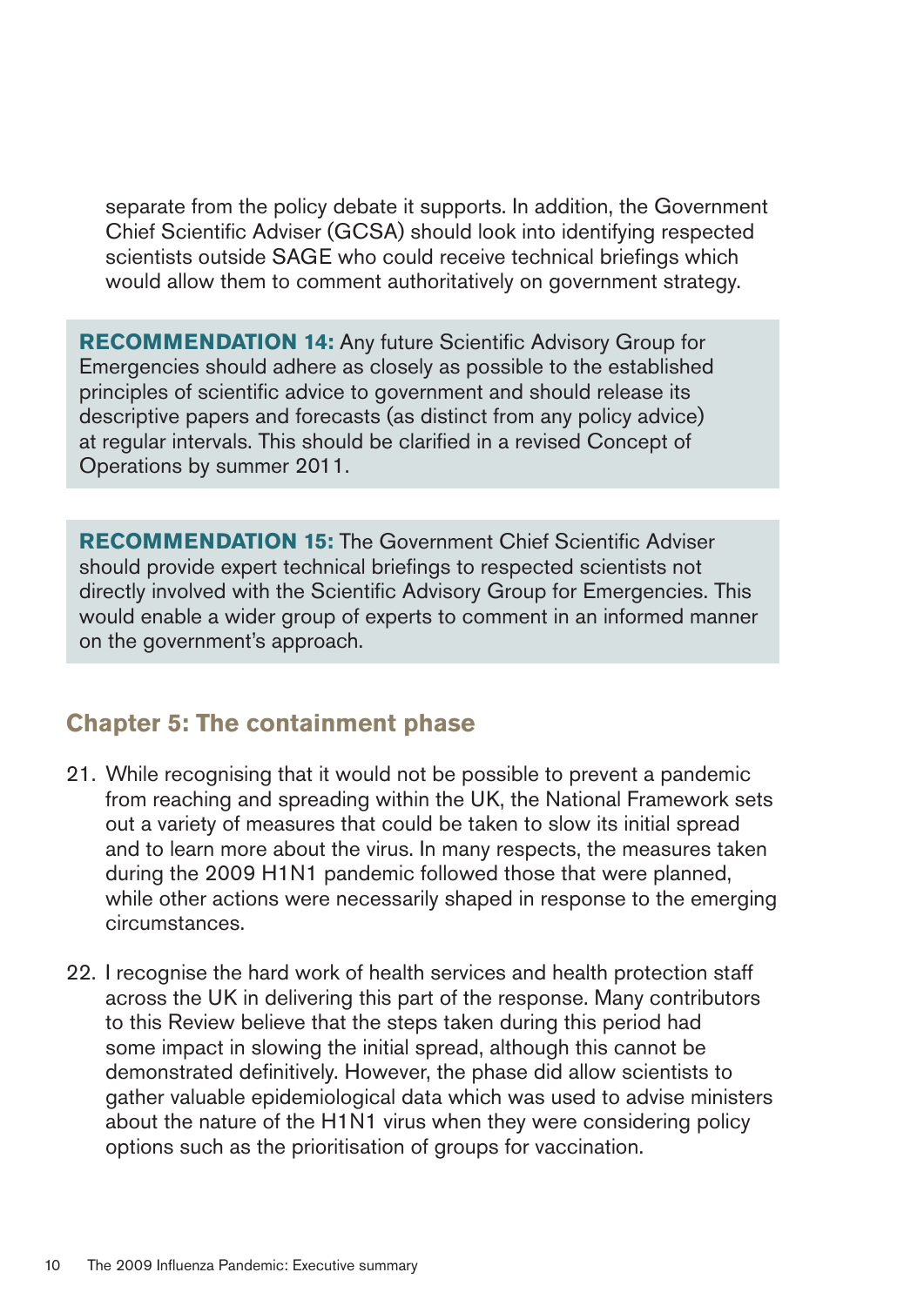separate from the policy debate it supports. In addition, the Government Chief Scientific Adviser (GCSA) should look into identifying respected scientists outside SAGE who could receive technical briefings which would allow them to comment authoritatively on government strategy.

**RECOMMENDATION 14:** Any future Scientific Advisory Group for Emergencies should adhere as closely as possible to the established principles of scientific advice to government and should release its descriptive papers and forecasts (as distinct from any policy advice) at regular intervals. This should be clarified in a revised Concept of Operations by summer 2011.

**RECOMMENDATION 15:** The Government Chief Scientific Adviser should provide expert technical briefings to respected scientists not directly involved with the Scientific Advisory Group for Emergencies. This would enable a wider group of experts to comment in an informed manner on the government's approach.

## Chapter 5: The containment phase

21. While recognising that it would not be possible to prevent a pandemic from reaching and spreading within the UK, the National Framework sets out a variety of measures that could be taken to slow its initial spread and to learn more about the virus. In many respects, the measures taken during the 2009 H1N1 pandemic followed those that were planned, while other actions were necessarily shaped in response to the emerging circumstances.

22. I recognise the hard work of health services and health protection staff across the UK in delivering this part of the response. Many contributors to this Review believe that the steps taken during this period had some impact in slowing the initial spread, although this cannot be demonstrated definitively. However, the phase did allow scientists to gather valuable epidemiological data which was used to advise ministers about the nature of the H1N1 virus when they were considering policy options such as the prioritisation of groups for vaccination.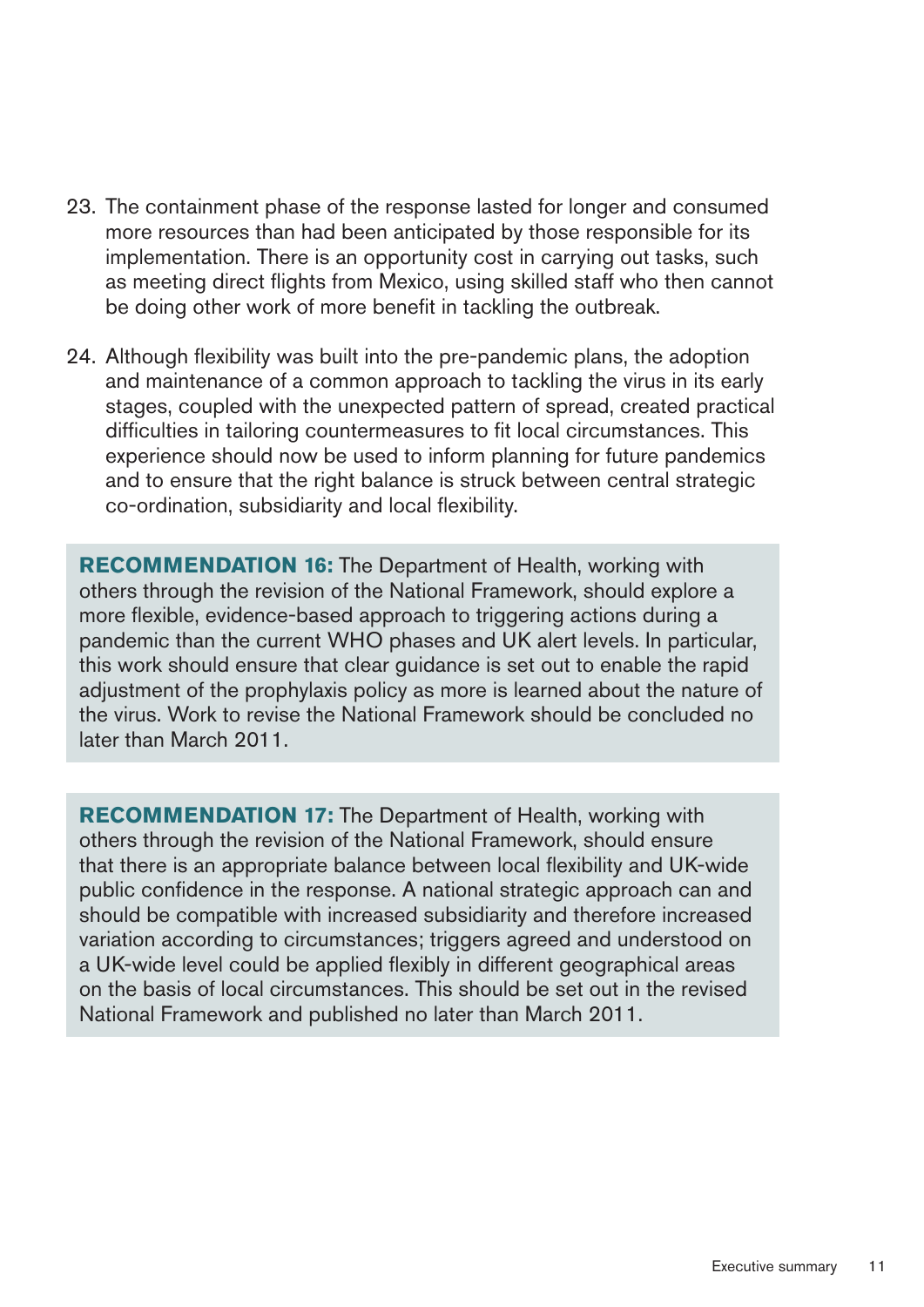23. The containment phase of the response lasted for longer and consumed more resources than had been anticipated by those responsible for its implementation. There is an opportunity cost in carrying out tasks, such as meeting direct flights from Mexico, using skilled staff who then cannot be doing other work of more benefit in tackling the outbreak.

24. Although flexibility was built into the pre-pandemic plans, the adoption and maintenance of a common approach to tackling the virus in its early stages, coupled with the unexpected pattern of spread, created practical difficulties in tailoring countermeasures to fit local circumstances. This experience should now be used to inform planning for future pandemics and to ensure that the right balance is struck between central strategic co-ordination, subsidiarity and local flexibility.

**RECOMMENDATION 16:** The Department of Health, working with others through the revision of the National Framework, should explore a more flexible, evidence-based approach to triggering actions during a pandemic than the current WHO phases and UK alert levels. In particular, this work should ensure that clear guidance is set out to enable the rapid adjustment of the prophylaxis policy as more is learned about the nature of the virus. Work to revise the National Framework should be concluded no later than March 2011.

**RECOMMENDATION 17:** The Department of Health, working with others through the revision of the National Framework, should ensure that there is an appropriate balance between local flexibility and UK-wide public confidence in the response. A national strategic approach can and should be compatible with increased subsidiarity and therefore increased variation according to circumstances; triggers agreed and understood on a UK-wide level could be applied flexibly in different geographical areas on the basis of local circumstances. This should be set out in the revised National Framework and published no later than March 2011.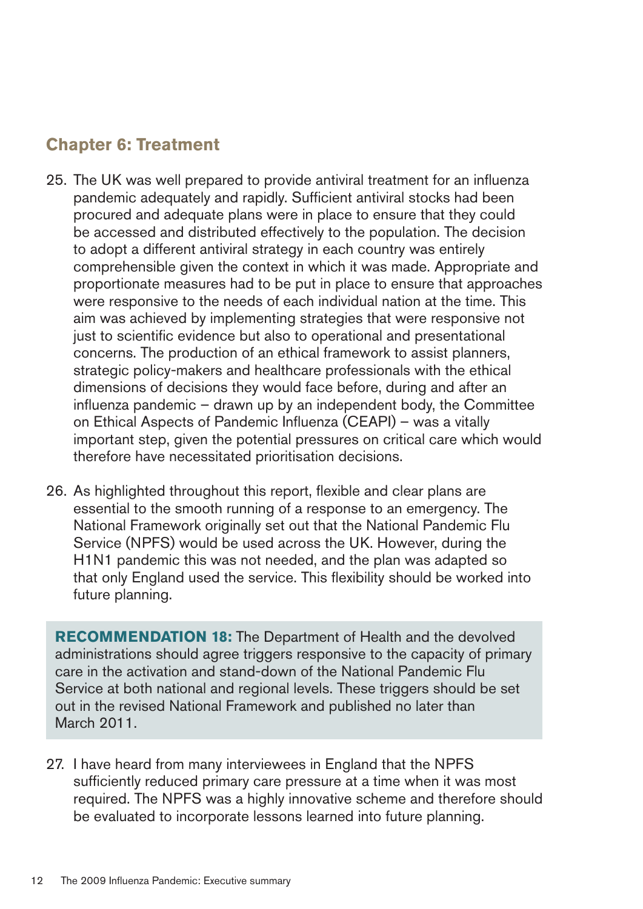## Chapter 6: Treatment

25. The UK was well prepared to provide antiviral treatment for an influenza pandemic adequately and rapidly. Sufficient antiviral stocks had been procured and adequate plans were in place to ensure that they could be accessed and distributed effectively to the population. The decision to adopt a different antiviral strategy in each country was entirely comprehensible given the context in which it was made. Appropriate and proportionate measures had to be put in place to ensure that approaches were responsive to the needs of each individual nation at the time. This aim was achieved by implementing strategies that were responsive not just to scientific evidence but also to operational and presentational concerns. The production of an ethical framework to assist planners, strategic policy-makers and healthcare professionals with the ethical dimensions of decisions they would face before, during and after an influenza pandemic – drawn up by an independent body, the Committee on Ethical Aspects of Pandemic Influenza (CEAPI) – was a vitally important step, given the potential pressures on critical care which would therefore have necessitated prioritisation decisions.

26. As highlighted throughout this report, flexible and clear plans are essential to the smooth running of a response to an emergency. The National Framework originally set out that the National Pandemic Flu Service (NPFS) would be used across the UK. However, during the H1N1 pandemic this was not needed, and the plan was adapted so that only England used the service. This flexibility should be worked into future planning.

> **RECOMMENDATION 18:** The Department of Health and the devolved administrations should agree triggers responsive to the capacity of primary care in the activation and stand-down of the National Pandemic Flu Service at both national and regional levels. These triggers should be set out in the revised National Framework and published no later than March 2011.

27. I have heard from many interviewees in England that the NPFS sufficiently reduced primary care pressure at a time when it was most required. The NPFS was a highly innovative scheme and therefore should be evaluated to incorporate lessons learned into future planning.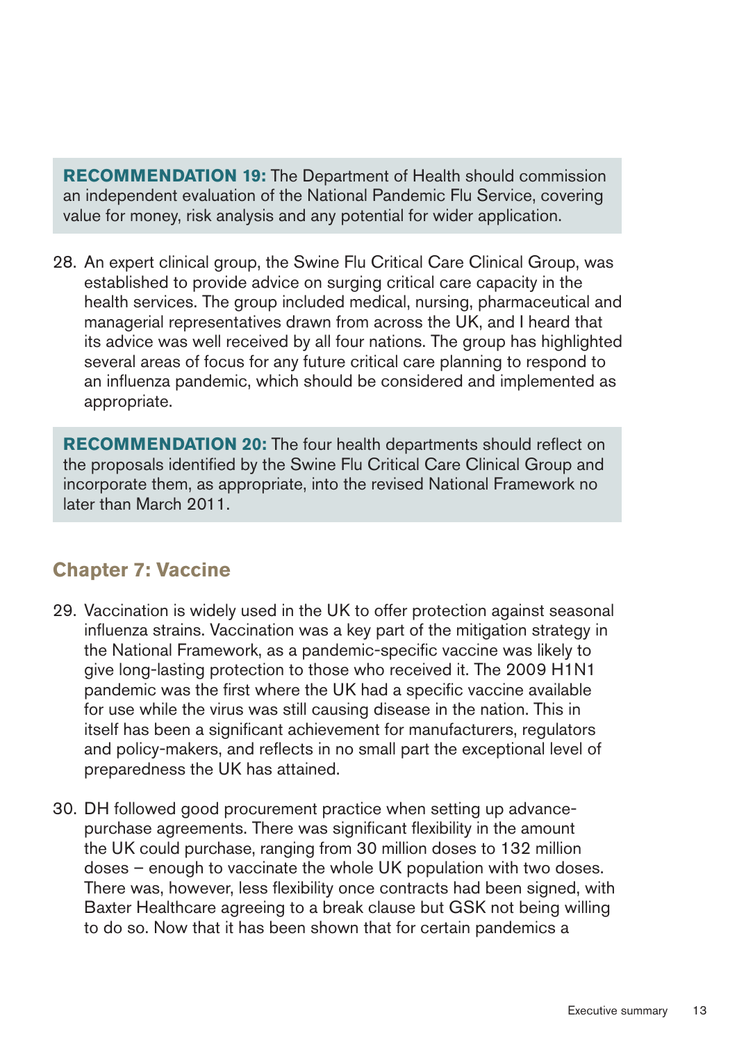**RECOMMENDATION 19:** The Department of Health should commission an independent evaluation of the National Pandemic Flu Service, covering value for money, risk analysis and any potential for wider application.

28. An expert clinical group, the Swine Flu Critical Care Clinical Group, was established to provide advice on surging critical care capacity in the health services. The group included medical, nursing, pharmaceutical and managerial representatives drawn from across the UK, and I heard that its advice was well received by all four nations. The group has highlighted several areas of focus for any future critical care planning to respond to an influenza pandemic, which should be considered and implemented as appropriate.

**RECOMMENDATION 20:** The four health departments should reflect on the proposals identified by the Swine Flu Critical Care Clinical Group and incorporate them, as appropriate, into the revised National Framework no later than March 2011.

## Chapter 7: Vaccine

29. Vaccination is widely used in the UK to offer protection against seasonal influenza strains. Vaccination was a key part of the mitigation strategy in the National Framework, as a pandemic-specific vaccine was likely to give long-lasting protection to those who received it. The 2009 H1N1 pandemic was the first where the UK had a specific vaccine available for use while the virus was still causing disease in the nation. This in itself has been a significant achievement for manufacturers, regulators and policy-makers, and reflects in no small part the exceptional level of preparedness the UK has attained.

30. DH followed good procurement practice when setting up advance-purchase agreements. There was significant flexibility in the amount the UK could purchase, ranging from 30 million doses to 132 million doses – enough to vaccinate the whole UK population with two doses. There was, however, less flexibility once contracts had been signed, with Baxter Healthcare agreeing to a break clause but GSK not being willing to do so. Now that it has been shown that for certain pandemics a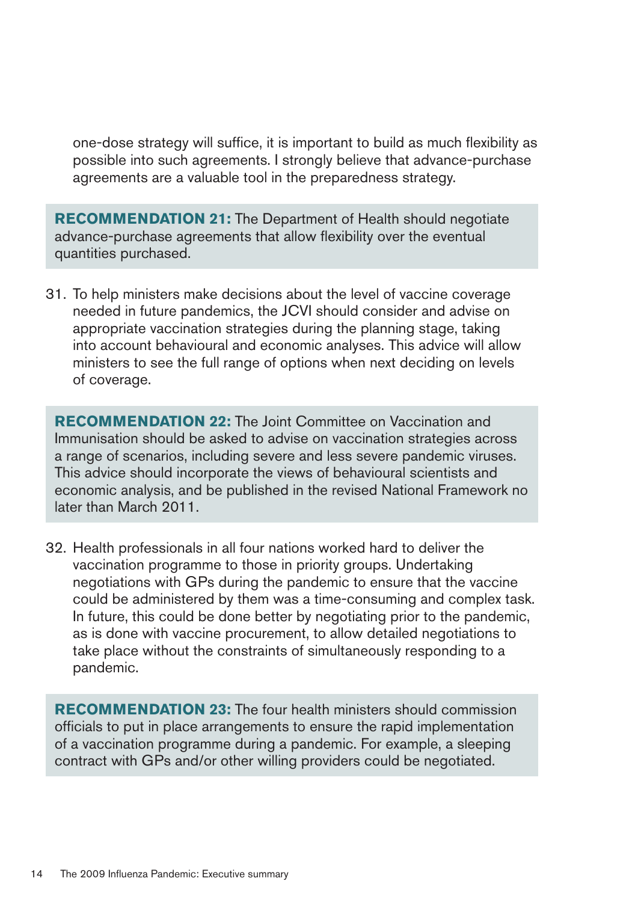one-dose strategy will suffice, it is important to build as much flexibility as possible into such agreements. I strongly believe that advance-purchase agreements are a valuable tool in the preparedness strategy.

> **RECOMMENDATION 21:** The Department of Health should negotiate advance-purchase agreements that allow flexibility over the eventual quantities purchased.

31. To help ministers make decisions about the level of vaccine coverage needed in future pandemics, the JCVI should consider and advise on appropriate vaccination strategies during the planning stage, taking into account behavioural and economic analyses. This advice will allow ministers to see the full range of options when next deciding on levels of coverage.

> **RECOMMENDATION 22:** The Joint Committee on Vaccination and Immunisation should be asked to advise on vaccination strategies across a range of scenarios, including severe and less severe pandemic viruses. This advice should incorporate the views of behavioural scientists and economic analysis, and be published in the revised National Framework no later than March 2011.

32. Health professionals in all four nations worked hard to deliver the vaccination programme to those in priority groups. Undertaking negotiations with GPs during the pandemic to ensure that the vaccine could be administered by them was a time-consuming and complex task. In future, this could be done better by negotiating prior to the pandemic, as is done with vaccine procurement, to allow detailed negotiations to take place without the constraints of simultaneously responding to a pandemic.

> **RECOMMENDATION 23:** The four health ministers should commission officials to put in place arrangements to ensure the rapid implementation of a vaccination programme during a pandemic. For example, a sleeping contract with GPs and/or other willing providers could be negotiated.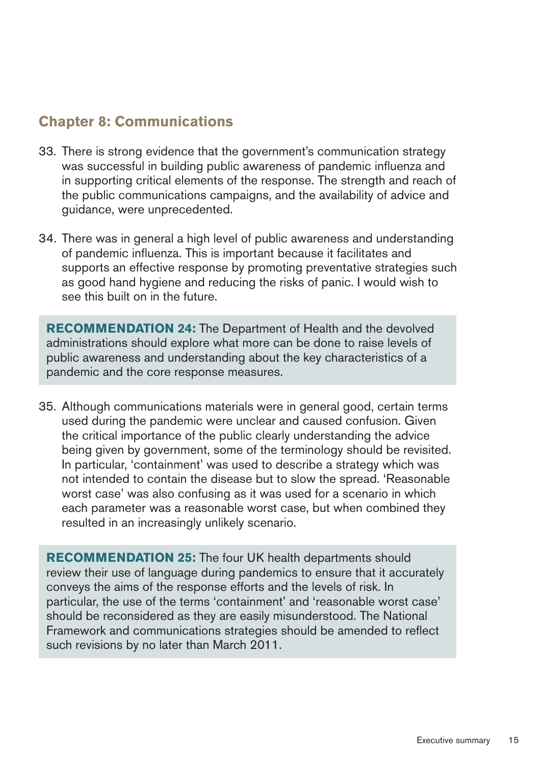## Chapter 8: Communications

33. There is strong evidence that the government's communication strategy was successful in building public awareness of pandemic influenza and in supporting critical elements of the response. The strength and reach of the public communications campaigns, and the availability of advice and guidance, were unprecedented.

34. There was in general a high level of public awareness and understanding of pandemic influenza. This is important because it facilitates and supports an effective response by promoting preventative strategies such as good hand hygiene and reducing the risks of panic. I would wish to see this built on in the future.

> **RECOMMENDATION 24:** The Department of Health and the devolved administrations should explore what more can be done to raise levels of public awareness and understanding about the key characteristics of a pandemic and the core response measures.

35. Although communications materials were in general good, certain terms used during the pandemic were unclear and caused confusion. Given the critical importance of the public clearly understanding the advice being given by government, some of the terminology should be revisited. In particular, 'containment' was used to describe a strategy which was not intended to contain the disease but to slow the spread. 'Reasonable worst case' was also confusing as it was used for a scenario in which each parameter was a reasonable worst case, but when combined they resulted in an increasingly unlikely scenario.

> **RECOMMENDATION 25:** The four UK health departments should review their use of language during pandemics to ensure that it accurately conveys the aims of the response efforts and the levels of risk. In particular, the use of the terms 'containment' and 'reasonable worst case' should be reconsidered as they are easily misunderstood. The National Framework and communications strategies should be amended to reflect such revisions by no later than March 2011.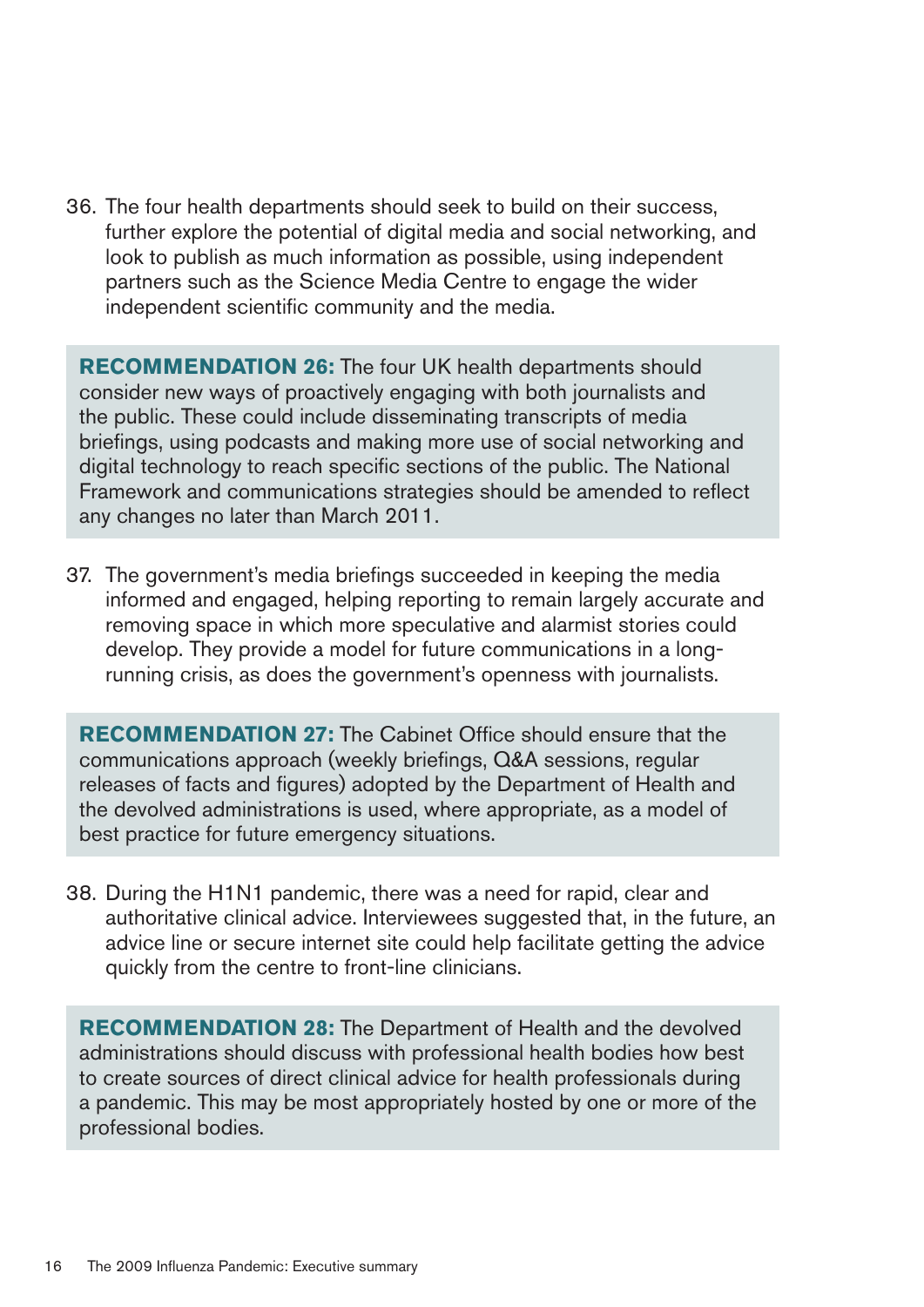36. The four health departments should seek to build on their success, further explore the potential of digital media and social networking, and look to publish as much information as possible, using independent partners such as the Science Media Centre to engage the wider independent scientific community and the media.

> **RECOMMENDATION 26:** The four UK health departments should consider new ways of proactively engaging with both journalists and the public. These could include disseminating transcripts of media briefings, using podcasts and making more use of social networking and digital technology to reach specific sections of the public. The National Framework and communications strategies should be amended to reflect any changes no later than March 2011.

37. The government's media briefings succeeded in keeping the media informed and engaged, helping reporting to remain largely accurate and removing space in which more speculative and alarmist stories could develop. They provide a model for future communications in a long-running crisis, as does the government's openness with journalists.

> **RECOMMENDATION 27:** The Cabinet Office should ensure that the communications approach (weekly briefings, Q&A sessions, regular releases of facts and figures) adopted by the Department of Health and the devolved administrations is used, where appropriate, as a model of best practice for future emergency situations.

38. During the H1N1 pandemic, there was a need for rapid, clear and authoritative clinical advice. Interviewees suggested that, in the future, an advice line or secure internet site could help facilitate getting the advice quickly from the centre to front-line clinicians.

> **RECOMMENDATION 28:** The Department of Health and the devolved administrations should discuss with professional health bodies how best to create sources of direct clinical advice for health professionals during a pandemic. This may be most appropriately hosted by one or more of the professional bodies.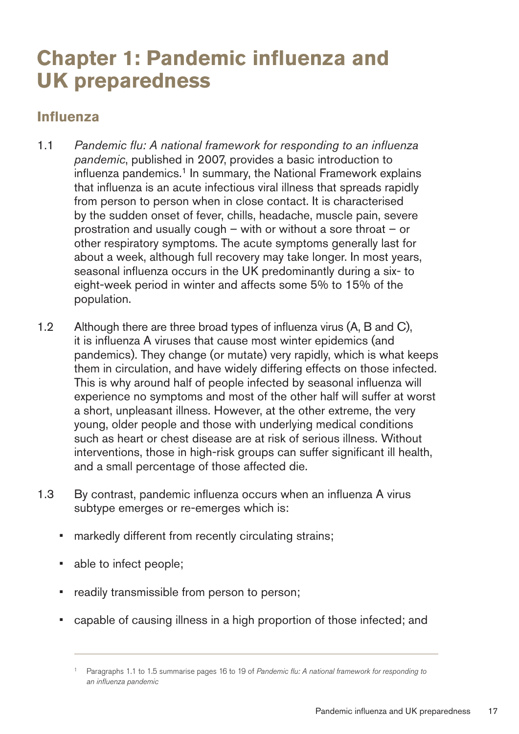# Chapter 1: Pandemic influenza and UK preparedness

## Influenza

1.1 *Pandemic flu: A national framework for responding to an influenza pandemic*, published in 2007, provides a basic introduction to influenza pandemics.[1] In summary, the National Framework explains that influenza is an acute infectious viral illness that spreads rapidly from person to person when in close contact. It is characterised by the sudden onset of fever, chills, headache, muscle pain, severe prostration and usually cough – with or without a sore throat – or other respiratory symptoms. The acute symptoms generally last for about a week, although full recovery may take longer. In most years, seasonal influenza occurs in the UK predominantly during a six- to eight-week period in winter and affects some 5% to 15% of the population.

1.2 Although there are three broad types of influenza virus (A, B and C), it is influenza A viruses that cause most winter epidemics (and pandemics). They change (or mutate) very rapidly, which is what keeps them in circulation, and have widely differing effects on those infected. This is why around half of people infected by seasonal influenza will experience no symptoms and most of the other half will suffer at worst a short, unpleasant illness. However, at the other extreme, the very young, older people and those with underlying medical conditions such as heart or chest disease are at risk of serious illness. Without interventions, those in high-risk groups can suffer significant ill health, and a small percentage of those affected die.

1.3 By contrast, pandemic influenza occurs when an influenza A virus subtype emerges or re-emerges which is:

- markedly different from recently circulating strains;
- able to infect people;
- readily transmissible from person to person;
- capable of causing illness in a high proportion of those infected; and

[1] Paragraphs 1.1 to 1.5 summarise pages 16 to 19 of *Pandemic flu: A national framework for responding to an influenza pandemic*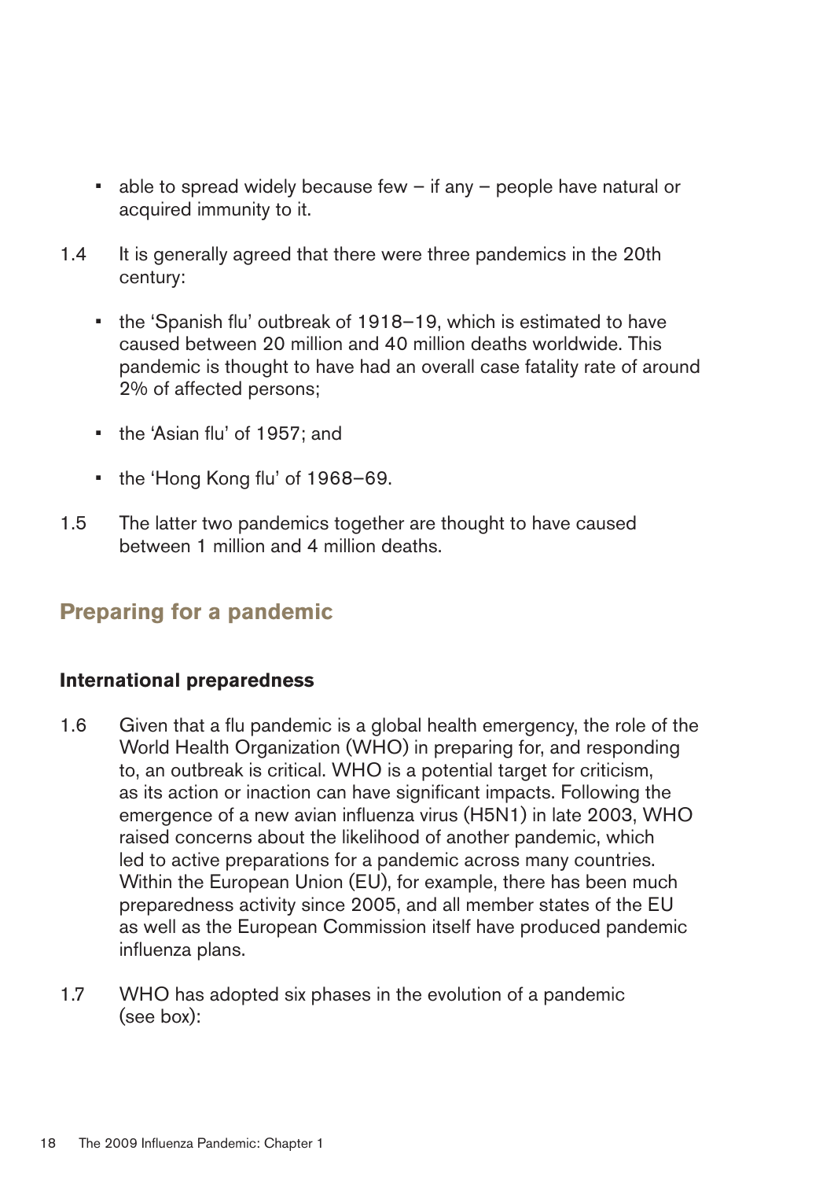- able to spread widely because few – if any – people have natural or acquired immunity to it.

1.4 It is generally agreed that there were three pandemics in the 20th century:

- the 'Spanish flu' outbreak of 1918–19, which is estimated to have caused between 20 million and 40 million deaths worldwide. This pandemic is thought to have had an overall case fatality rate of around 2% of affected persons;
- the 'Asian flu' of 1957; and
- the 'Hong Kong flu' of 1968–69.

1.5 The latter two pandemics together are thought to have caused between 1 million and 4 million deaths.

## Preparing for a pandemic

### International preparedness

1.6 Given that a flu pandemic is a global health emergency, the role of the World Health Organization (WHO) in preparing for, and responding to, an outbreak is critical. WHO is a potential target for criticism, as its action or inaction can have significant impacts. Following the emergence of a new avian influenza virus (H5N1) in late 2003, WHO raised concerns about the likelihood of another pandemic, which led to active preparations for a pandemic across many countries. Within the European Union (EU), for example, there has been much preparedness activity since 2005, and all member states of the EU as well as the European Commission itself have produced pandemic influenza plans.

1.7 WHO has adopted six phases in the evolution of a pandemic (see box):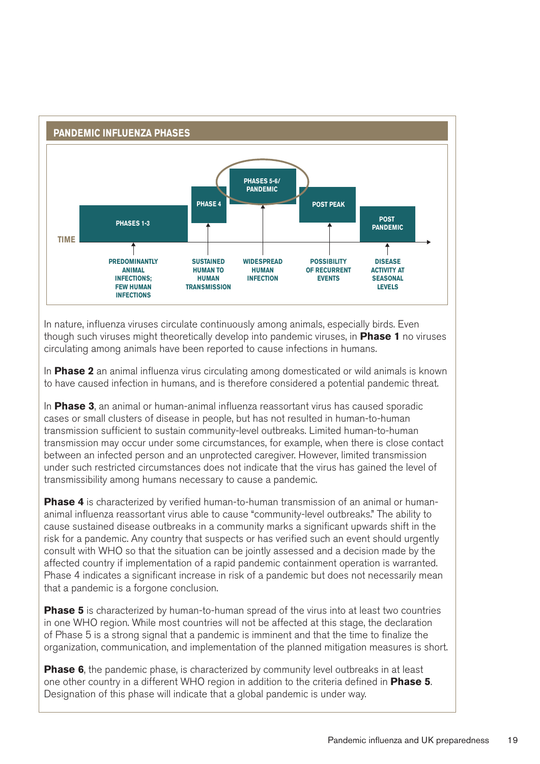## PANDEMIC INFLUENZA PHASES

| TIME | PHASES 1-3 | PHASE 4 | PHASES 5-6/ PANDEMIC | POST PEAK | POST PANDEMIC |
|---|---|---|---|---|---|
| | PREDOMINANTLY ANIMAL INFECTIONS; FEW HUMAN INFECTIONS | SUSTAINED HUMAN TO HUMAN TRANSMISSION | WIDESPREAD HUMAN INFECTION | POSSIBILITY OF RECURRENT EVENTS | DISEASE ACTIVITY AT SEASONAL LEVELS |

In nature, influenza viruses circulate continuously among animals, especially birds. Even though such viruses might theoretically develop into pandemic viruses, in **Phase 1** no viruses circulating among animals have been reported to cause infections in humans.

In **Phase 2** an animal influenza virus circulating among domesticated or wild animals is known to have caused infection in humans, and is therefore considered a potential pandemic threat.

In **Phase 3**, an animal or human-animal influenza reassortant virus has caused sporadic cases or small clusters of disease in people, but has not resulted in human-to-human transmission sufficient to sustain community-level outbreaks. Limited human-to-human transmission may occur under some circumstances, for example, when there is close contact between an infected person and an unprotected caregiver. However, limited transmission under such restricted circumstances does not indicate that the virus has gained the level of transmissibility among humans necessary to cause a pandemic.

**Phase 4** is characterized by verified human-to-human transmission of an animal or human-animal influenza reassortant virus able to cause "community-level outbreaks." The ability to cause sustained disease outbreaks in a community marks a significant upwards shift in the risk for a pandemic. Any country that suspects or has verified such an event should urgently consult with WHO so that the situation can be jointly assessed and a decision made by the affected country if implementation of a rapid pandemic containment operation is warranted. Phase 4 indicates a significant increase in risk of a pandemic but does not necessarily mean that a pandemic is a forgone conclusion.

**Phase 5** is characterized by human-to-human spread of the virus into at least two countries in one WHO region. While most countries will not be affected at this stage, the declaration of Phase 5 is a strong signal that a pandemic is imminent and that the time to finalize the organization, communication, and implementation of the planned mitigation measures is short.

**Phase 6**, the pandemic phase, is characterized by community level outbreaks in at least one other country in a different WHO region in addition to the criteria defined in **Phase 5**. Designation of this phase will indicate that a global pandemic is under way.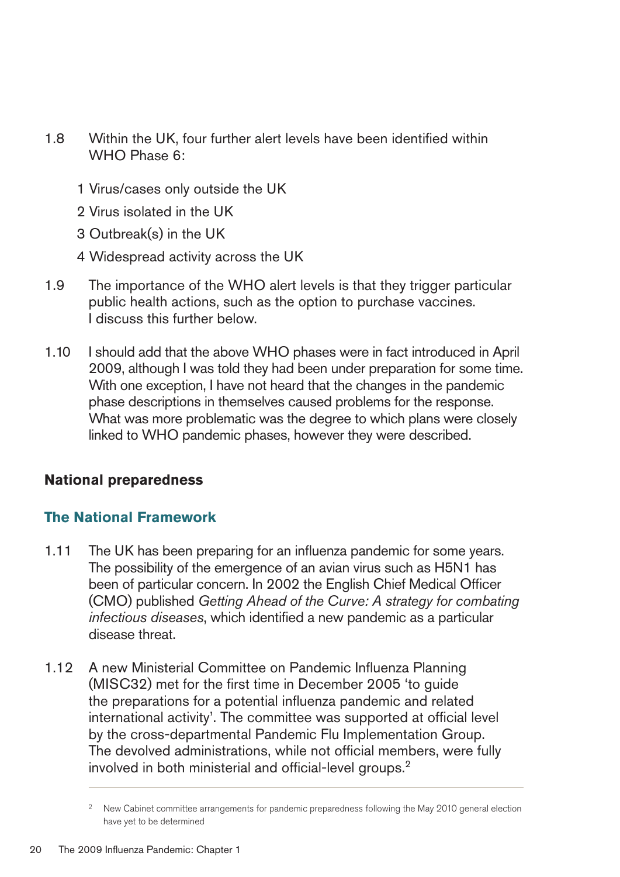1.8 Within the UK, four further alert levels have been identified within WHO Phase 6:

1 Virus/cases only outside the UK

2 Virus isolated in the UK

3 Outbreak(s) in the UK

4 Widespread activity across the UK

1.9 The importance of the WHO alert levels is that they trigger particular public health actions, such as the option to purchase vaccines. I discuss this further below.

1.10 I should add that the above WHO phases were in fact introduced in April 2009, although I was told they had been under preparation for some time. With one exception, I have not heard that the changes in the pandemic phase descriptions in themselves caused problems for the response. What was more problematic was the degree to which plans were closely linked to WHO pandemic phases, however they were described.

## National preparedness

### The National Framework

1.11 The UK has been preparing for an influenza pandemic for some years. The possibility of the emergence of an avian virus such as H5N1 has been of particular concern. In 2002 the English Chief Medical Officer (CMO) published *Getting Ahead of the Curve: A strategy for combating infectious diseases*, which identified a new pandemic as a particular disease threat.

1.12 A new Ministerial Committee on Pandemic Influenza Planning (MISC32) met for the first time in December 2005 'to guide the preparations for a potential influenza pandemic and related international activity'. The committee was supported at official level by the cross-departmental Pandemic Flu Implementation Group. The devolved administrations, while not official members, were fully involved in both ministerial and official-level groups.[2]

---

[2] New Cabinet committee arrangements for pandemic preparedness following the May 2010 general election have yet to be determined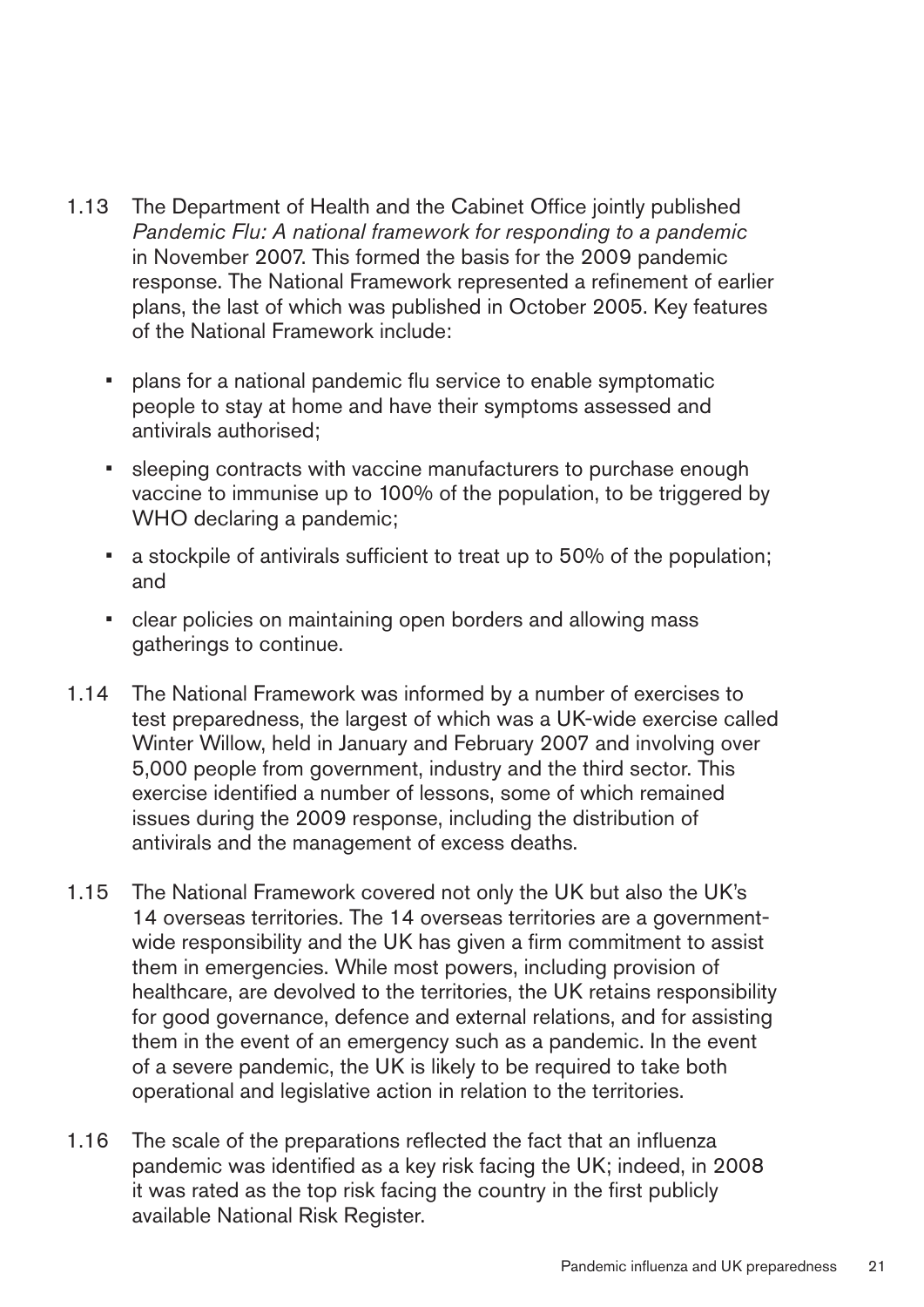1.13 The Department of Health and the Cabinet Office jointly published *Pandemic Flu: A national framework for responding to a pandemic* in November 2007. This formed the basis for the 2009 pandemic response. The National Framework represented a refinement of earlier plans, the last of which was published in October 2005. Key features of the National Framework include:

- plans for a national pandemic flu service to enable symptomatic people to stay at home and have their symptoms assessed and antivirals authorised;
- sleeping contracts with vaccine manufacturers to purchase enough vaccine to immunise up to 100% of the population, to be triggered by WHO declaring a pandemic;
- a stockpile of antivirals sufficient to treat up to 50% of the population; and
- clear policies on maintaining open borders and allowing mass gatherings to continue.

1.14 The National Framework was informed by a number of exercises to test preparedness, the largest of which was a UK-wide exercise called Winter Willow, held in January and February 2007 and involving over 5,000 people from government, industry and the third sector. This exercise identified a number of lessons, some of which remained issues during the 2009 response, including the distribution of antivirals and the management of excess deaths.

1.15 The National Framework covered not only the UK but also the UK's 14 overseas territories. The 14 overseas territories are a government-wide responsibility and the UK has given a firm commitment to assist them in emergencies. While most powers, including provision of healthcare, are devolved to the territories, the UK retains responsibility for good governance, defence and external relations, and for assisting them in the event of an emergency such as a pandemic. In the event of a severe pandemic, the UK is likely to be required to take both operational and legislative action in relation to the territories.

1.16 The scale of the preparations reflected the fact that an influenza pandemic was identified as a key risk facing the UK; indeed, in 2008 it was rated as the top risk facing the country in the first publicly available National Risk Register.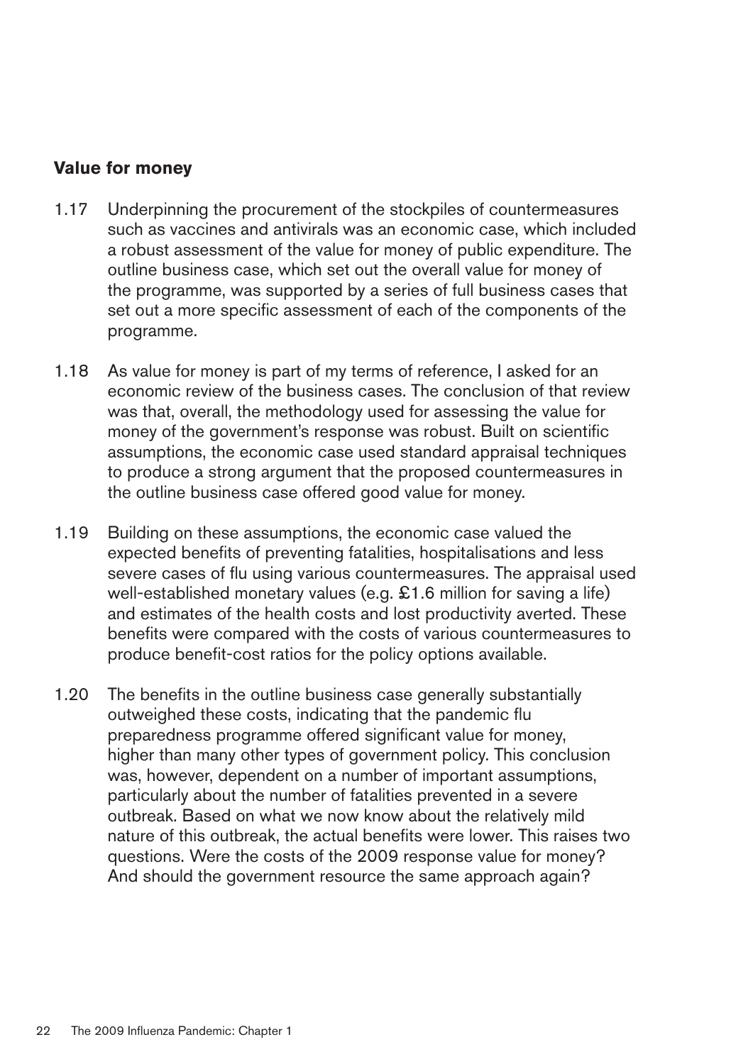## Value for money

1.17 Underpinning the procurement of the stockpiles of countermeasures such as vaccines and antivirals was an economic case, which included a robust assessment of the value for money of public expenditure. The outline business case, which set out the overall value for money of the programme, was supported by a series of full business cases that set out a more specific assessment of each of the components of the programme.

1.18 As value for money is part of my terms of reference, I asked for an economic review of the business cases. The conclusion of that review was that, overall, the methodology used for assessing the value for money of the government's response was robust. Built on scientific assumptions, the economic case used standard appraisal techniques to produce a strong argument that the proposed countermeasures in the outline business case offered good value for money.

1.19 Building on these assumptions, the economic case valued the expected benefits of preventing fatalities, hospitalisations and less severe cases of flu using various countermeasures. The appraisal used well-established monetary values (e.g. £1.6 million for saving a life) and estimates of the health costs and lost productivity averted. These benefits were compared with the costs of various countermeasures to produce benefit-cost ratios for the policy options available.

1.20 The benefits in the outline business case generally substantially outweighed these costs, indicating that the pandemic flu preparedness programme offered significant value for money, higher than many other types of government policy. This conclusion was, however, dependent on a number of important assumptions, particularly about the number of fatalities prevented in a severe outbreak. Based on what we now know about the relatively mild nature of this outbreak, the actual benefits were lower. This raises two questions. Were the costs of the 2009 response value for money? And should the government resource the same approach again?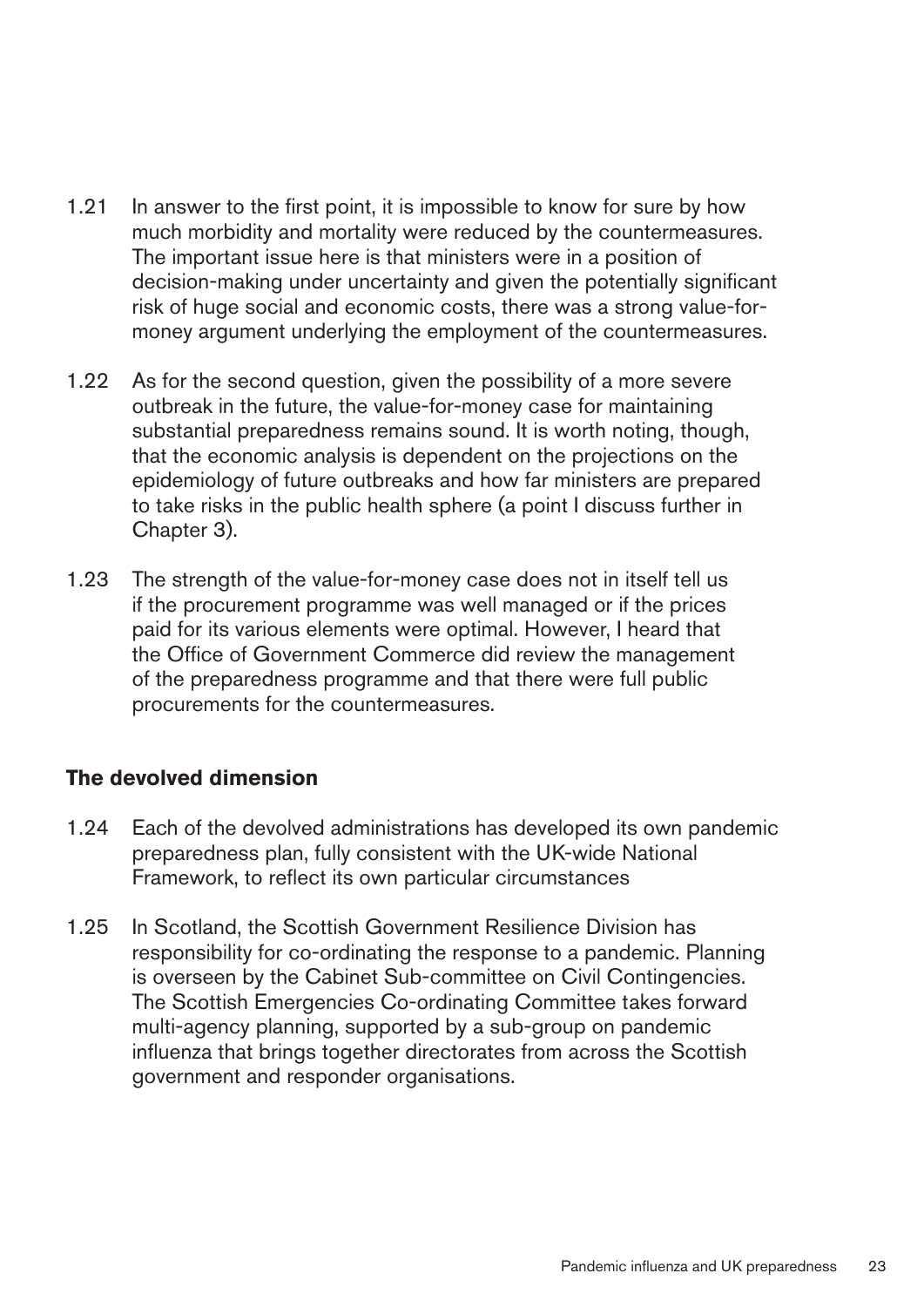1.21 In answer to the first point, it is impossible to know for sure by how much morbidity and mortality were reduced by the countermeasures. The important issue here is that ministers were in a position of decision-making under uncertainty and given the potentially significant risk of huge social and economic costs, there was a strong value-for-money argument underlying the employment of the countermeasures.

1.22 As for the second question, given the possibility of a more severe outbreak in the future, the value-for-money case for maintaining substantial preparedness remains sound. It is worth noting, though, that the economic analysis is dependent on the projections on the epidemiology of future outbreaks and how far ministers are prepared to take risks in the public health sphere (a point I discuss further in Chapter 3).

1.23 The strength of the value-for-money case does not in itself tell us if the procurement programme was well managed or if the prices paid for its various elements were optimal. However, I heard that the Office of Government Commerce did review the management of the preparedness programme and that there were full public procurements for the countermeasures.

## The devolved dimension

1.24 Each of the devolved administrations has developed its own pandemic preparedness plan, fully consistent with the UK-wide National Framework, to reflect its own particular circumstances

1.25 In Scotland, the Scottish Government Resilience Division has responsibility for co-ordinating the response to a pandemic. Planning is overseen by the Cabinet Sub-committee on Civil Contingencies. The Scottish Emergencies Co-ordinating Committee takes forward multi-agency planning, supported by a sub-group on pandemic influenza that brings together directorates from across the Scottish government and responder organisations.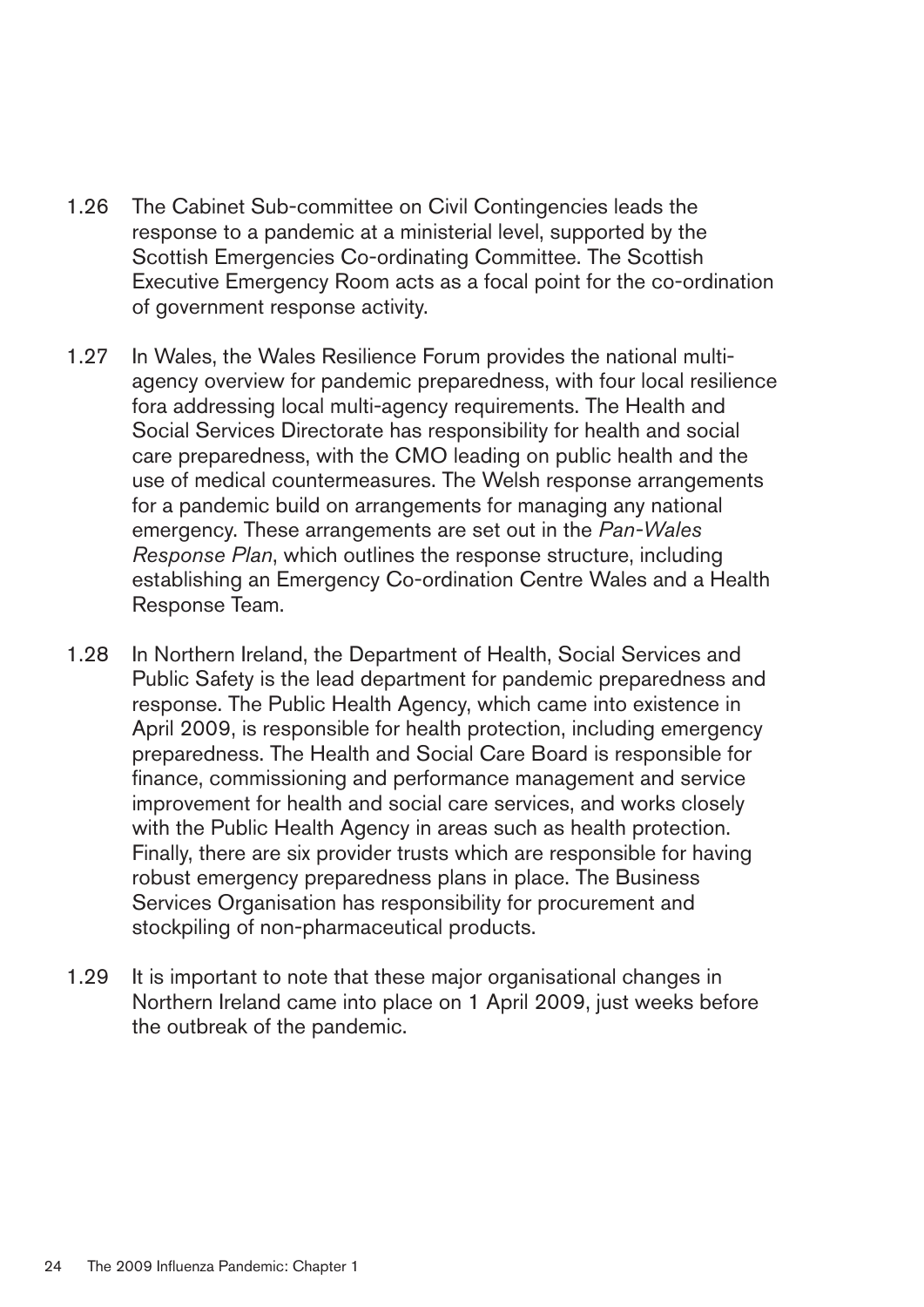1.26 The Cabinet Sub-committee on Civil Contingencies leads the response to a pandemic at a ministerial level, supported by the Scottish Emergencies Co-ordinating Committee. The Scottish Executive Emergency Room acts as a focal point for the co-ordination of government response activity.

1.27 In Wales, the Wales Resilience Forum provides the national multi-agency overview for pandemic preparedness, with four local resilience fora addressing local multi-agency requirements. The Health and Social Services Directorate has responsibility for health and social care preparedness, with the CMO leading on public health and the use of medical countermeasures. The Welsh response arrangements for a pandemic build on arrangements for managing any national emergency. These arrangements are set out in the *Pan-Wales Response Plan*, which outlines the response structure, including establishing an Emergency Co-ordination Centre Wales and a Health Response Team.

1.28 In Northern Ireland, the Department of Health, Social Services and Public Safety is the lead department for pandemic preparedness and response. The Public Health Agency, which came into existence in April 2009, is responsible for health protection, including emergency preparedness. The Health and Social Care Board is responsible for finance, commissioning and performance management and service improvement for health and social care services, and works closely with the Public Health Agency in areas such as health protection. Finally, there are six provider trusts which are responsible for having robust emergency preparedness plans in place. The Business Services Organisation has responsibility for procurement and stockpiling of non-pharmaceutical products.

1.29 It is important to note that these major organisational changes in Northern Ireland came into place on 1 April 2009, just weeks before the outbreak of the pandemic.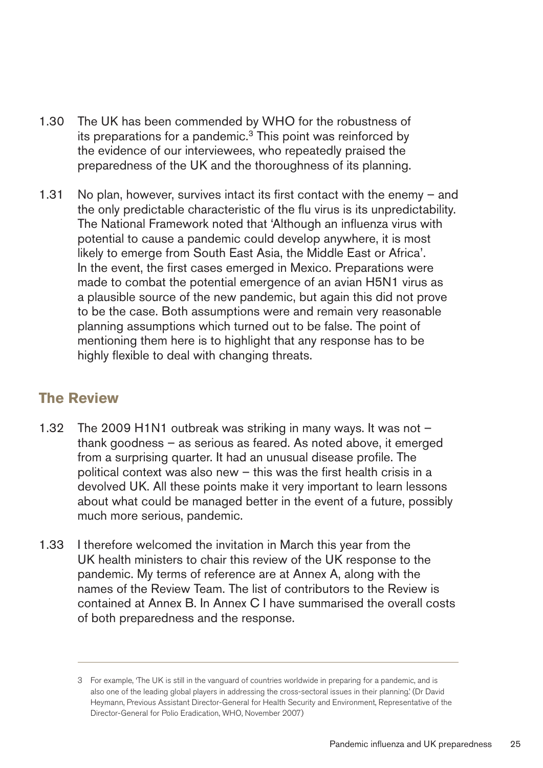1.30 The UK has been commended by WHO for the robustness of its preparations for a pandemic.[3] This point was reinforced by the evidence of our interviewees, who repeatedly praised the preparedness of the UK and the thoroughness of its planning.

1.31 No plan, however, survives intact its first contact with the enemy – and the only predictable characteristic of the flu virus is its unpredictability. The National Framework noted that 'Although an influenza virus with potential to cause a pandemic could develop anywhere, it is most likely to emerge from South East Asia, the Middle East or Africa'. In the event, the first cases emerged in Mexico. Preparations were made to combat the potential emergence of an avian H5N1 virus as a plausible source of the new pandemic, but again this did not prove to be the case. Both assumptions were and remain very reasonable planning assumptions which turned out to be false. The point of mentioning them here is to highlight that any response has to be highly flexible to deal with changing threats.

## The Review

1.32 The 2009 H1N1 outbreak was striking in many ways. It was not – thank goodness – as serious as feared. As noted above, it emerged from a surprising quarter. It had an unusual disease profile. The political context was also new – this was the first health crisis in a devolved UK. All these points make it very important to learn lessons about what could be managed better in the event of a future, possibly much more serious, pandemic.

1.33 I therefore welcomed the invitation in March this year from the UK health ministers to chair this review of the UK response to the pandemic. My terms of reference are at Annex A, along with the names of the Review Team. The list of contributors to the Review is contained at Annex B. In Annex C I have summarised the overall costs of both preparedness and the response.

---

3 For example, 'The UK is still in the vanguard of countries worldwide in preparing for a pandemic, and is also one of the leading global players in addressing the cross-sectoral issues in their planning.' (Dr David Heymann, Previous Assistant Director-General for Health Security and Environment, Representative of the Director-General for Polio Eradication, WHO, November 2007)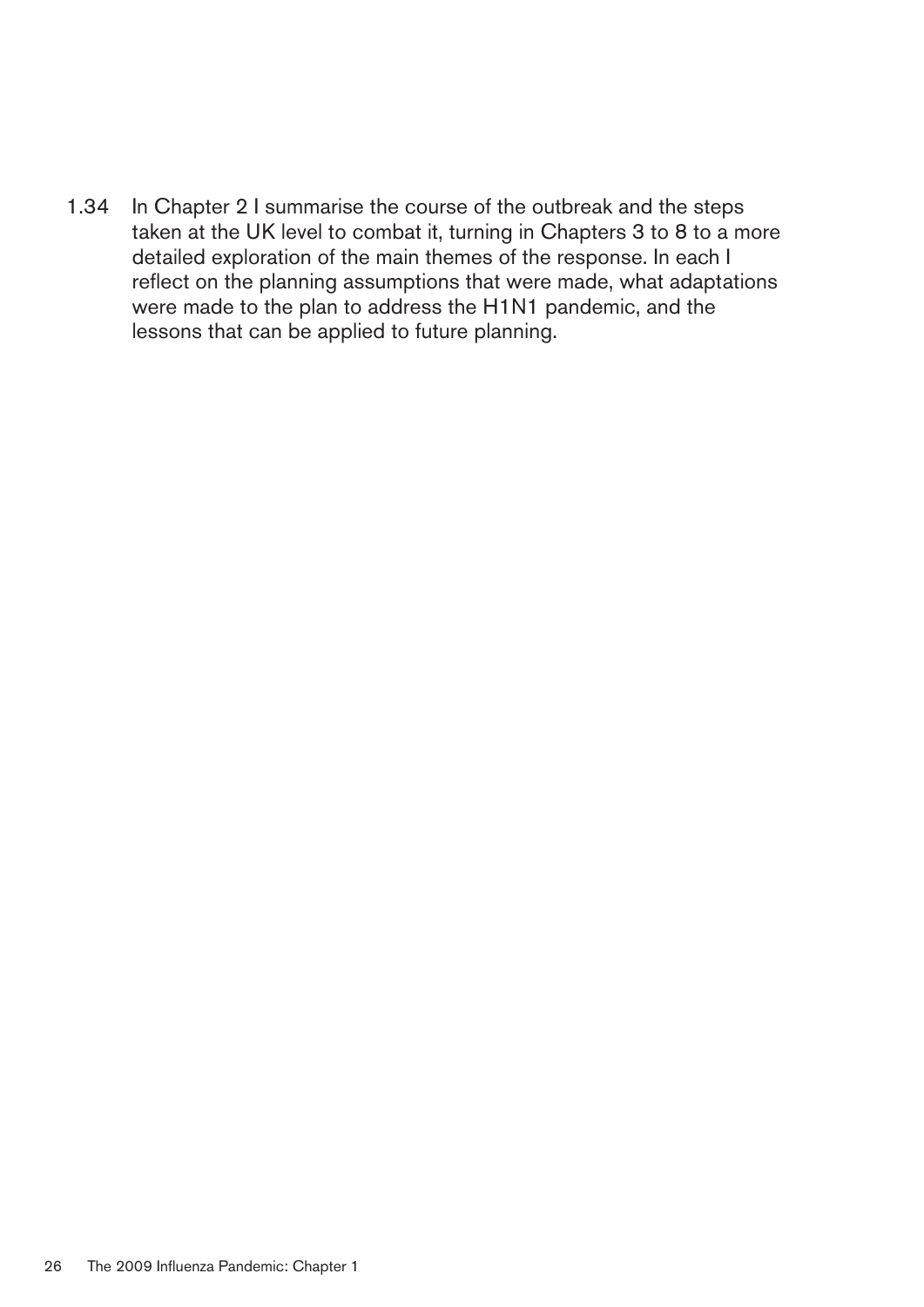1.34 In Chapter 2 I summarise the course of the outbreak and the steps taken at the UK level to combat it, turning in Chapters 3 to 8 to a more detailed exploration of the main themes of the response. In each I reflect on the planning assumptions that were made, what adaptations were made to the plan to address the H1N1 pandemic, and the lessons that can be applied to future planning.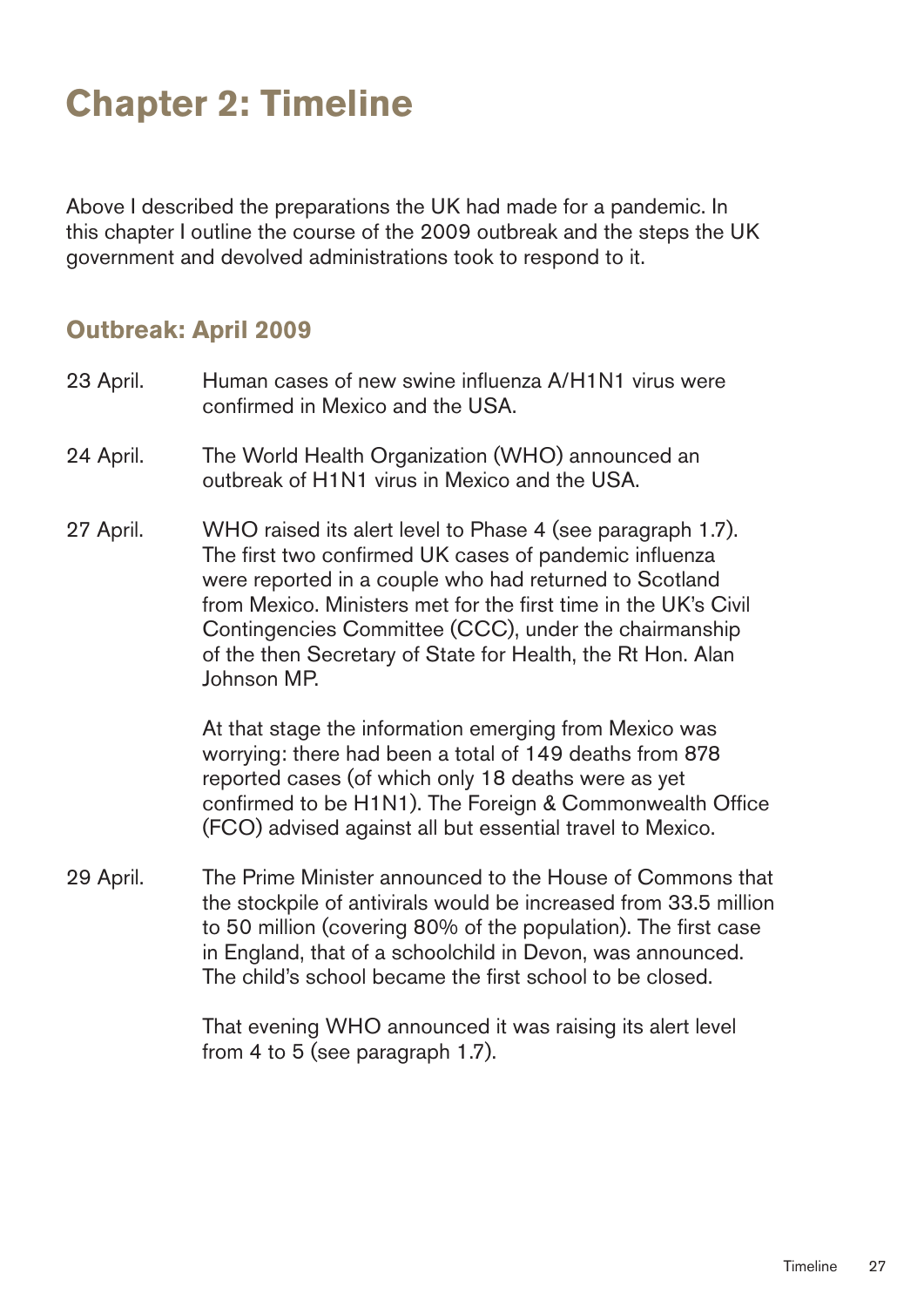# Chapter 2: Timeline

Above I described the preparations the UK had made for a pandemic. In this chapter I outline the course of the 2009 outbreak and the steps the UK government and devolved administrations took to respond to it.

## Outbreak: April 2009

23 April. Human cases of new swine influenza A/H1N1 virus were confirmed in Mexico and the USA.

24 April. The World Health Organization (WHO) announced an outbreak of H1N1 virus in Mexico and the USA.

27 April. WHO raised its alert level to Phase 4 (see paragraph 1.7). The first two confirmed UK cases of pandemic influenza were reported in a couple who had returned to Scotland from Mexico. Ministers met for the first time in the UK's Civil Contingencies Committee (CCC), under the chairmanship of the then Secretary of State for Health, the Rt Hon. Alan Johnson MP.

At that stage the information emerging from Mexico was worrying: there had been a total of 149 deaths from 878 reported cases (of which only 18 deaths were as yet confirmed to be H1N1). The Foreign & Commonwealth Office (FCO) advised against all but essential travel to Mexico.

29 April. The Prime Minister announced to the House of Commons that the stockpile of antivirals would be increased from 33.5 million to 50 million (covering 80% of the population). The first case in England, that of a schoolchild in Devon, was announced. The child's school became the first school to be closed.

That evening WHO announced it was raising its alert level from 4 to 5 (see paragraph 1.7).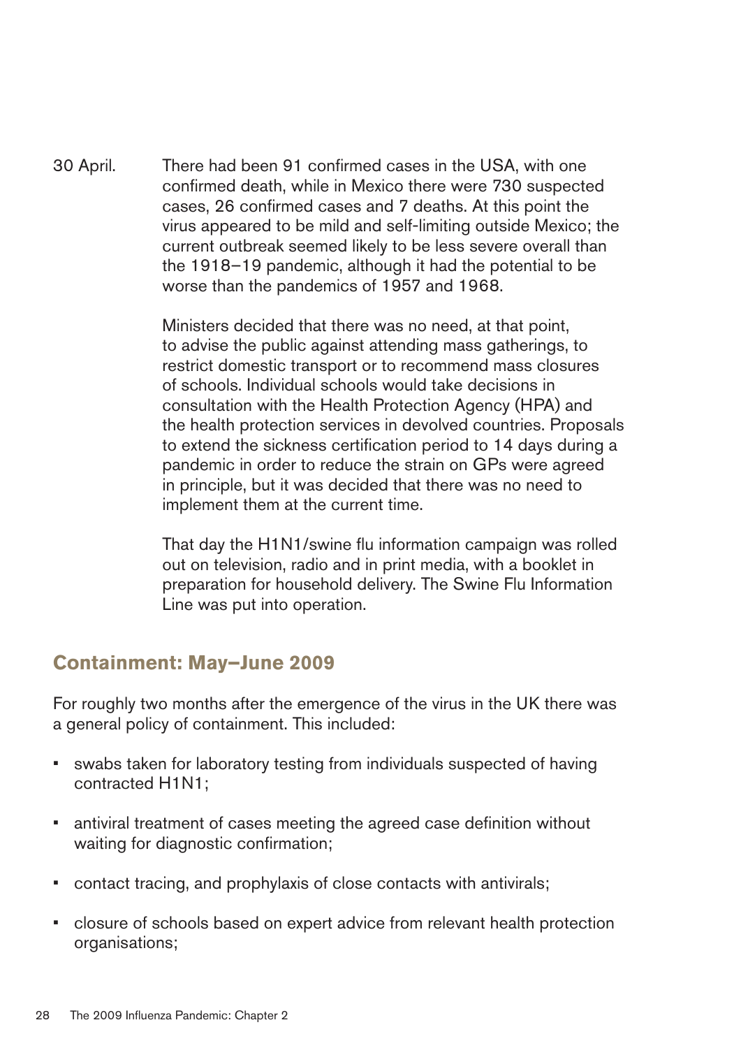30 April. There had been 91 confirmed cases in the USA, with one confirmed death, while in Mexico there were 730 suspected cases, 26 confirmed cases and 7 deaths. At this point the virus appeared to be mild and self-limiting outside Mexico; the current outbreak seemed likely to be less severe overall than the 1918–19 pandemic, although it had the potential to be worse than the pandemics of 1957 and 1968.

Ministers decided that there was no need, at that point, to advise the public against attending mass gatherings, to restrict domestic transport or to recommend mass closures of schools. Individual schools would take decisions in consultation with the Health Protection Agency (HPA) and the health protection services in devolved countries. Proposals to extend the sickness certification period to 14 days during a pandemic in order to reduce the strain on GPs were agreed in principle, but it was decided that there was no need to implement them at the current time.

That day the H1N1/swine flu information campaign was rolled out on television, radio and in print media, with a booklet in preparation for household delivery. The Swine Flu Information Line was put into operation.

## Containment: May–June 2009

For roughly two months after the emergence of the virus in the UK there was a general policy of containment. This included:

- swabs taken for laboratory testing from individuals suspected of having contracted H1N1;
- antiviral treatment of cases meeting the agreed case definition without waiting for diagnostic confirmation;
- contact tracing, and prophylaxis of close contacts with antivirals;
- closure of schools based on expert advice from relevant health protection organisations;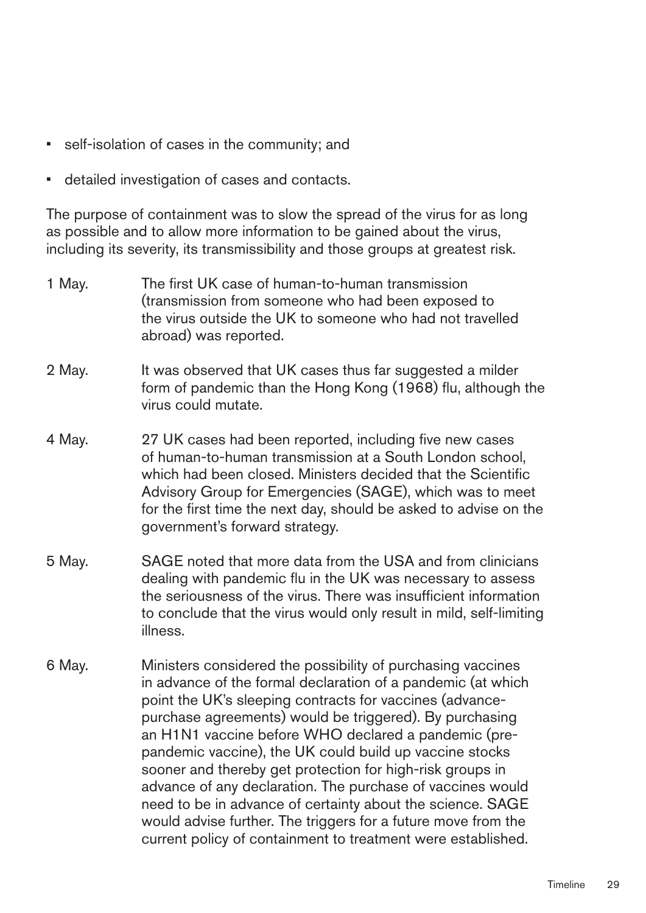- self-isolation of cases in the community; and
- detailed investigation of cases and contacts.

The purpose of containment was to slow the spread of the virus for as long as possible and to allow more information to be gained about the virus, including its severity, its transmissibility and those groups at greatest risk.

1 May. The first UK case of human-to-human transmission (transmission from someone who had been exposed to the virus outside the UK to someone who had not travelled abroad) was reported.

2 May. It was observed that UK cases thus far suggested a milder form of pandemic than the Hong Kong (1968) flu, although the virus could mutate.

4 May. 27 UK cases had been reported, including five new cases of human-to-human transmission at a South London school, which had been closed. Ministers decided that the Scientific Advisory Group for Emergencies (SAGE), which was to meet for the first time the next day, should be asked to advise on the government's forward strategy.

5 May. SAGE noted that more data from the USA and from clinicians dealing with pandemic flu in the UK was necessary to assess the seriousness of the virus. There was insufficient information to conclude that the virus would only result in mild, self-limiting illness.

6 May. Ministers considered the possibility of purchasing vaccines in advance of the formal declaration of a pandemic (at which point the UK's sleeping contracts for vaccines (advance-purchase agreements) would be triggered). By purchasing an H1N1 vaccine before WHO declared a pandemic (pre-pandemic vaccine), the UK could build up vaccine stocks sooner and thereby get protection for high-risk groups in advance of any declaration. The purchase of vaccines would need to be in advance of certainty about the science. SAGE would advise further. The triggers for a future move from the current policy of containment to treatment were established.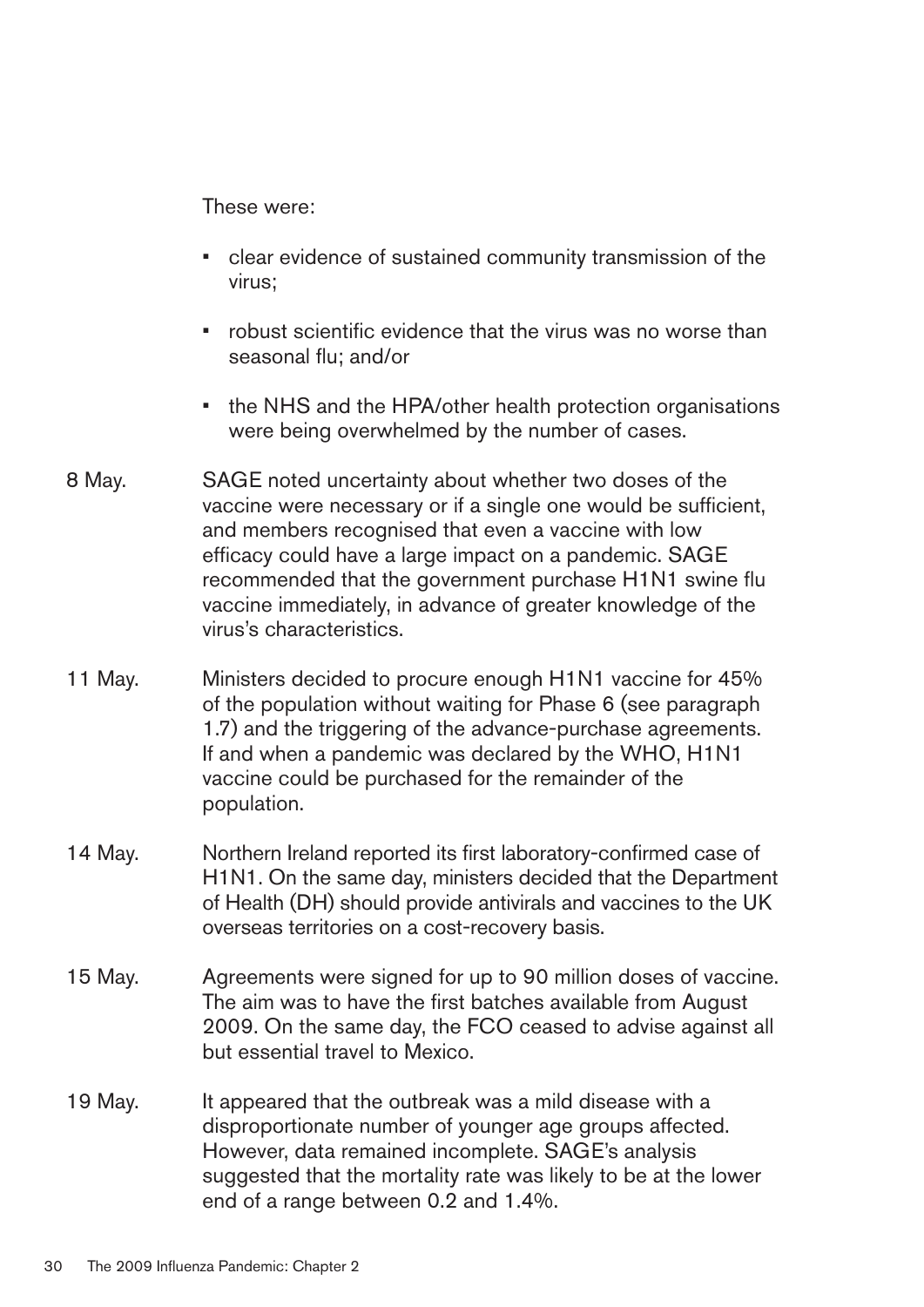These were:

- clear evidence of sustained community transmission of the virus;
- robust scientific evidence that the virus was no worse than seasonal flu; and/or
- the NHS and the HPA/other health protection organisations were being overwhelmed by the number of cases.

8 May. SAGE noted uncertainty about whether two doses of the vaccine were necessary or if a single one would be sufficient, and members recognised that even a vaccine with low efficacy could have a large impact on a pandemic. SAGE recommended that the government purchase H1N1 swine flu vaccine immediately, in advance of greater knowledge of the virus's characteristics.

11 May. Ministers decided to procure enough H1N1 vaccine for 45% of the population without waiting for Phase 6 (see paragraph 1.7) and the triggering of the advance-purchase agreements. If and when a pandemic was declared by the WHO, H1N1 vaccine could be purchased for the remainder of the population.

14 May. Northern Ireland reported its first laboratory-confirmed case of H1N1. On the same day, ministers decided that the Department of Health (DH) should provide antivirals and vaccines to the UK overseas territories on a cost-recovery basis.

15 May. Agreements were signed for up to 90 million doses of vaccine. The aim was to have the first batches available from August 2009. On the same day, the FCO ceased to advise against all but essential travel to Mexico.

19 May. It appeared that the outbreak was a mild disease with a disproportionate number of younger age groups affected. However, data remained incomplete. SAGE's analysis suggested that the mortality rate was likely to be at the lower end of a range between 0.2 and 1.4%.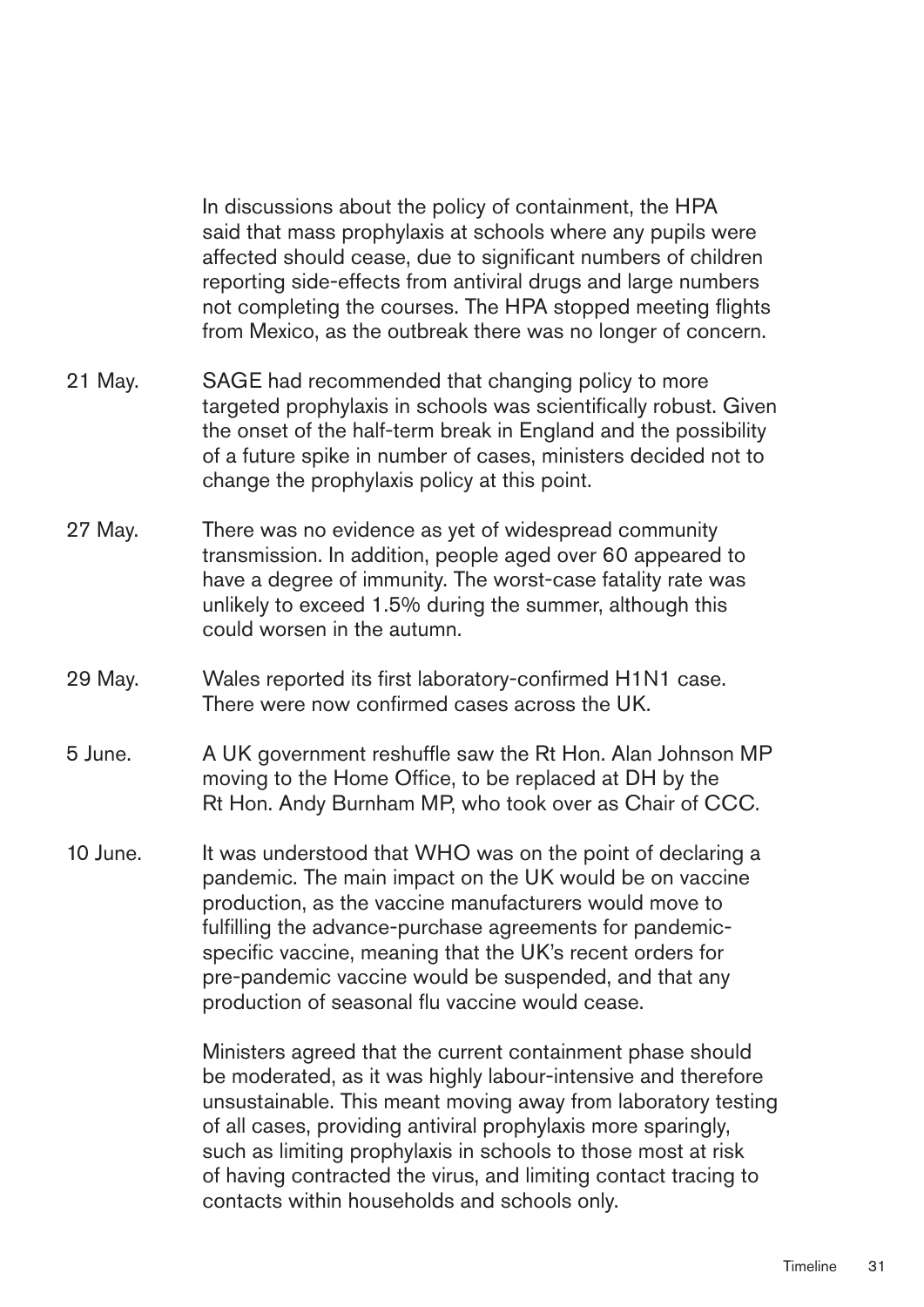In discussions about the policy of containment, the HPA said that mass prophylaxis at schools where any pupils were affected should cease, due to significant numbers of children reporting side-effects from antiviral drugs and large numbers not completing the courses. The HPA stopped meeting flights from Mexico, as the outbreak there was no longer of concern.

21 May. SAGE had recommended that changing policy to more targeted prophylaxis in schools was scientifically robust. Given the onset of the half-term break in England and the possibility of a future spike in number of cases, ministers decided not to change the prophylaxis policy at this point.

27 May. There was no evidence as yet of widespread community transmission. In addition, people aged over 60 appeared to have a degree of immunity. The worst-case fatality rate was unlikely to exceed 1.5% during the summer, although this could worsen in the autumn.

29 May. Wales reported its first laboratory-confirmed H1N1 case. There were now confirmed cases across the UK.

5 June. A UK government reshuffle saw the Rt Hon. Alan Johnson MP moving to the Home Office, to be replaced at DH by the Rt Hon. Andy Burnham MP, who took over as Chair of CCC.

10 June. It was understood that WHO was on the point of declaring a pandemic. The main impact on the UK would be on vaccine production, as the vaccine manufacturers would move to fulfilling the advance-purchase agreements for pandemic-specific vaccine, meaning that the UK's recent orders for pre-pandemic vaccine would be suspended, and that any production of seasonal flu vaccine would cease.

Ministers agreed that the current containment phase should be moderated, as it was highly labour-intensive and therefore unsustainable. This meant moving away from laboratory testing of all cases, providing antiviral prophylaxis more sparingly, such as limiting prophylaxis in schools to those most at risk of having contracted the virus, and limiting contact tracing to contacts within households and schools only.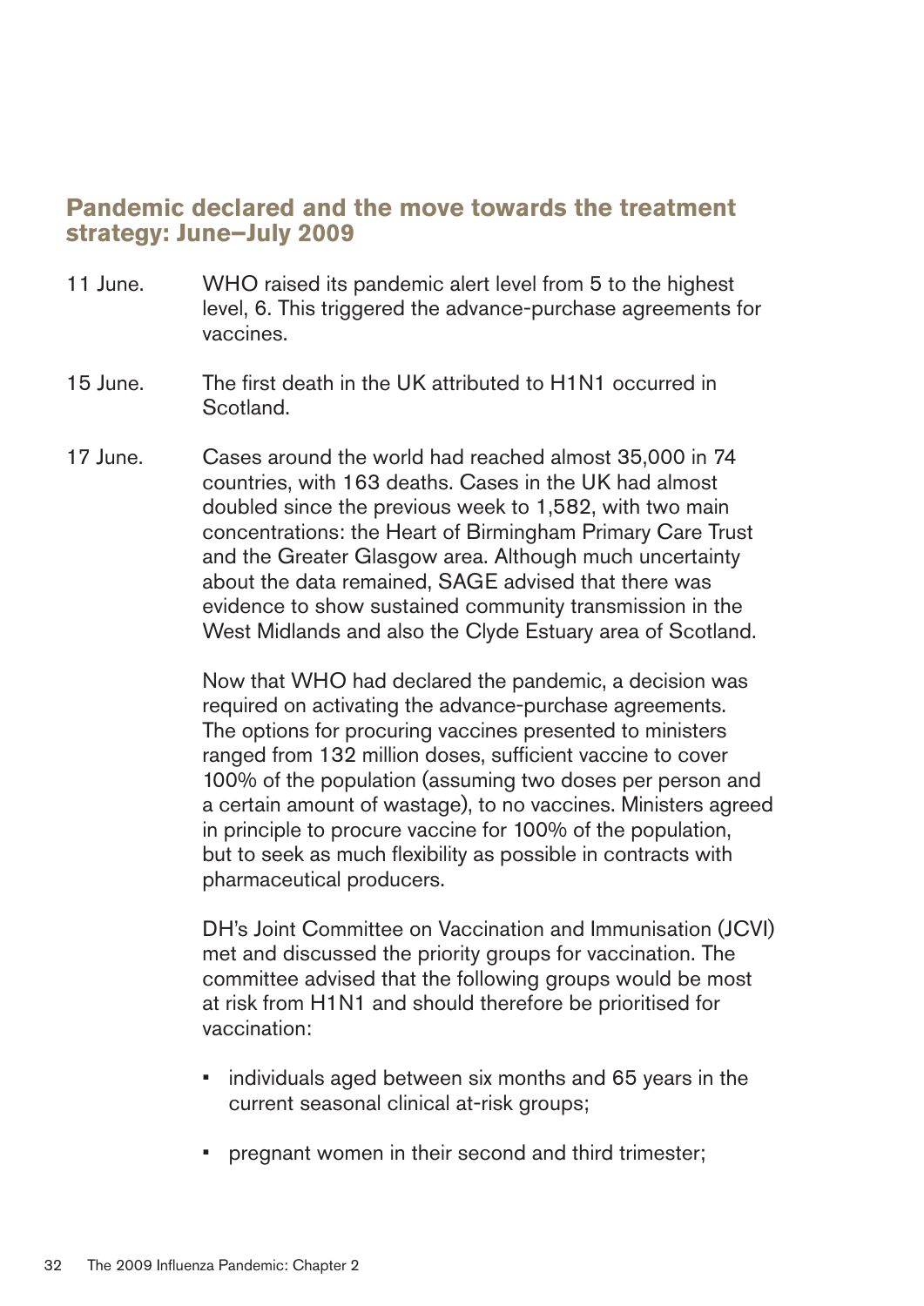## Pandemic declared and the move towards the treatment strategy: June–July 2009

11 June. WHO raised its pandemic alert level from 5 to the highest level, 6. This triggered the advance-purchase agreements for vaccines.

15 June. The first death in the UK attributed to H1N1 occurred in Scotland.

17 June. Cases around the world had reached almost 35,000 in 74 countries, with 163 deaths. Cases in the UK had almost doubled since the previous week to 1,582, with two main concentrations: the Heart of Birmingham Primary Care Trust and the Greater Glasgow area. Although much uncertainty about the data remained, SAGE advised that there was evidence to show sustained community transmission in the West Midlands and also the Clyde Estuary area of Scotland.

Now that WHO had declared the pandemic, a decision was required on activating the advance-purchase agreements. The options for procuring vaccines presented to ministers ranged from 132 million doses, sufficient vaccine to cover 100% of the population (assuming two doses per person and a certain amount of wastage), to no vaccines. Ministers agreed in principle to procure vaccine for 100% of the population, but to seek as much flexibility as possible in contracts with pharmaceutical producers.

DH's Joint Committee on Vaccination and Immunisation (JCVI) met and discussed the priority groups for vaccination. The committee advised that the following groups would be most at risk from H1N1 and should therefore be prioritised for vaccination:

- individuals aged between six months and 65 years in the current seasonal clinical at-risk groups;
- pregnant women in their second and third trimester;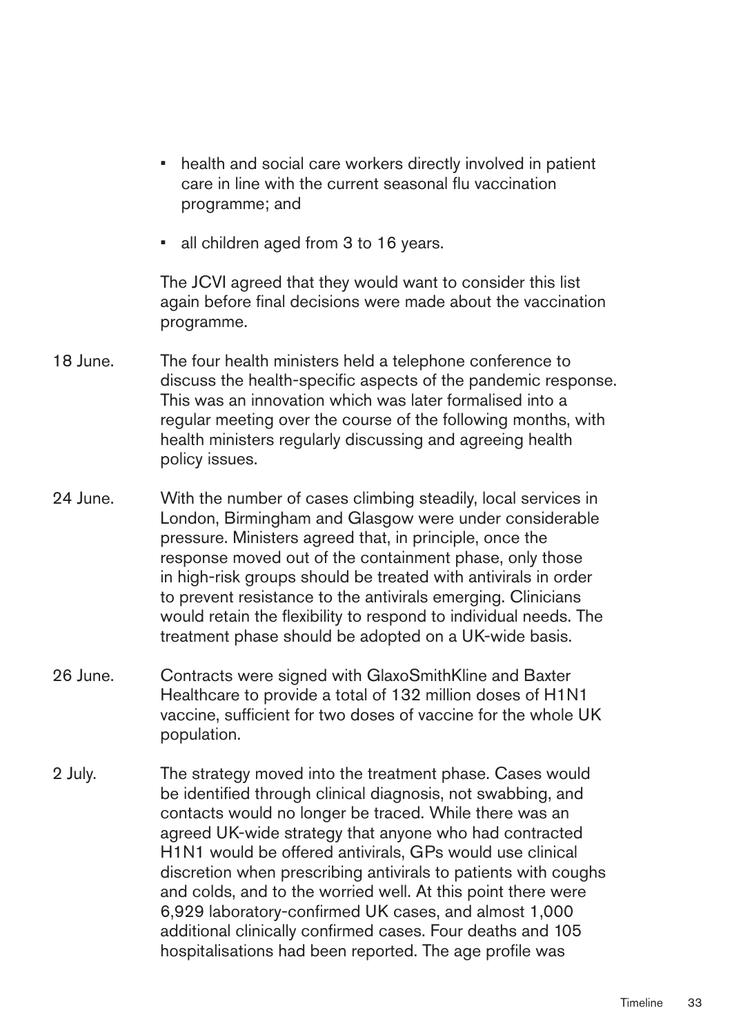- health and social care workers directly involved in patient care in line with the current seasonal flu vaccination programme; and
- all children aged from 3 to 16 years.

The JCVI agreed that they would want to consider this list again before final decisions were made about the vaccination programme.

18 June. The four health ministers held a telephone conference to discuss the health-specific aspects of the pandemic response. This was an innovation which was later formalised into a regular meeting over the course of the following months, with health ministers regularly discussing and agreeing health policy issues.

24 June. With the number of cases climbing steadily, local services in London, Birmingham and Glasgow were under considerable pressure. Ministers agreed that, in principle, once the response moved out of the containment phase, only those in high-risk groups should be treated with antivirals in order to prevent resistance to the antivirals emerging. Clinicians would retain the flexibility to respond to individual needs. The treatment phase should be adopted on a UK-wide basis.

26 June. Contracts were signed with GlaxoSmithKline and Baxter Healthcare to provide a total of 132 million doses of H1N1 vaccine, sufficient for two doses of vaccine for the whole UK population.

2 July. The strategy moved into the treatment phase. Cases would be identified through clinical diagnosis, not swabbing, and contacts would no longer be traced. While there was an agreed UK-wide strategy that anyone who had contracted H1N1 would be offered antivirals, GPs would use clinical discretion when prescribing antivirals to patients with coughs and colds, and to the worried well. At this point there were 6,929 laboratory-confirmed UK cases, and almost 1,000 additional clinically confirmed cases. Four deaths and 105 hospitalisations had been reported. The age profile was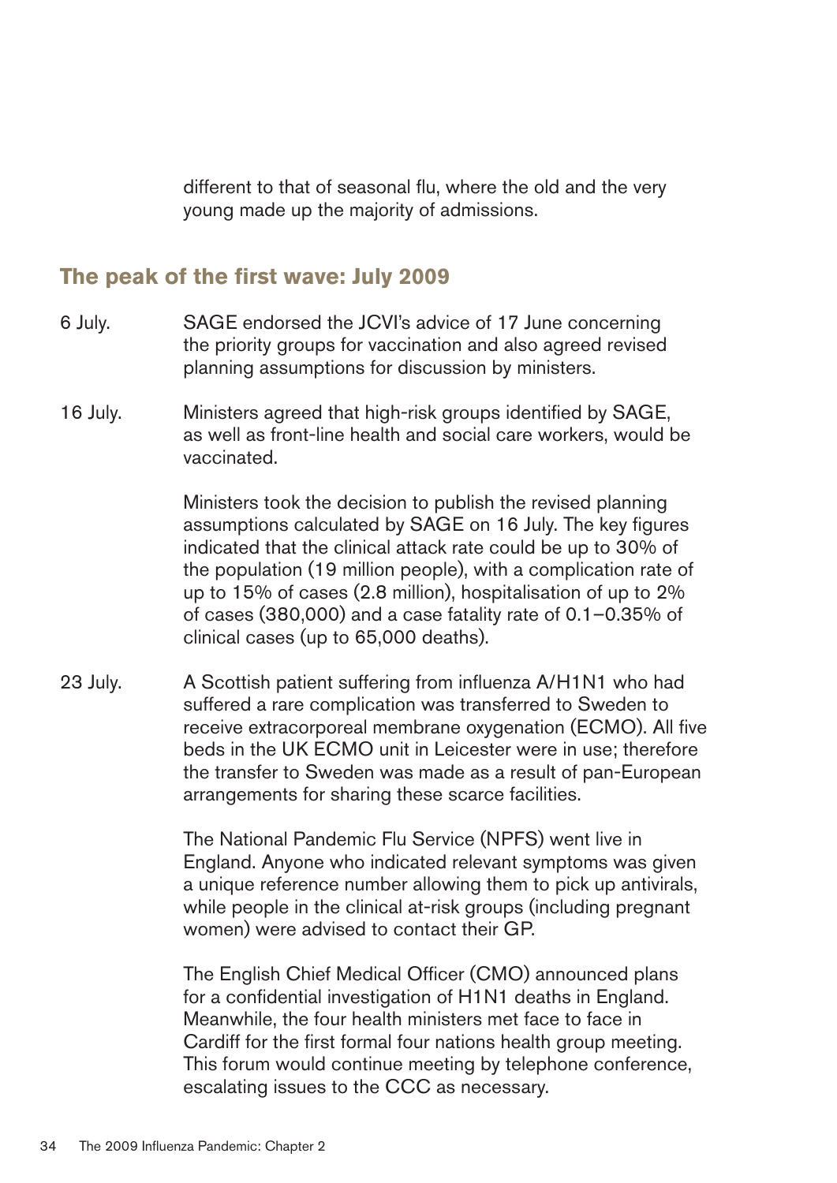different to that of seasonal flu, where the old and the very young made up the majority of admissions.

## The peak of the first wave: July 2009

6 July. SAGE endorsed the JCVI's advice of 17 June concerning the priority groups for vaccination and also agreed revised planning assumptions for discussion by ministers.

16 July. Ministers agreed that high-risk groups identified by SAGE, as well as front-line health and social care workers, would be vaccinated.

Ministers took the decision to publish the revised planning assumptions calculated by SAGE on 16 July. The key figures indicated that the clinical attack rate could be up to 30% of the population (19 million people), with a complication rate of up to 15% of cases (2.8 million), hospitalisation of up to 2% of cases (380,000) and a case fatality rate of 0.1–0.35% of clinical cases (up to 65,000 deaths).

23 July. A Scottish patient suffering from influenza A/H1N1 who had suffered a rare complication was transferred to Sweden to receive extracorporeal membrane oxygenation (ECMO). All five beds in the UK ECMO unit in Leicester were in use; therefore the transfer to Sweden was made as a result of pan-European arrangements for sharing these scarce facilities.

The National Pandemic Flu Service (NPFS) went live in England. Anyone who indicated relevant symptoms was given a unique reference number allowing them to pick up antivirals, while people in the clinical at-risk groups (including pregnant women) were advised to contact their GP.

The English Chief Medical Officer (CMO) announced plans for a confidential investigation of H1N1 deaths in England. Meanwhile, the four health ministers met face to face in Cardiff for the first formal four nations health group meeting. This forum would continue meeting by telephone conference, escalating issues to the CCC as necessary.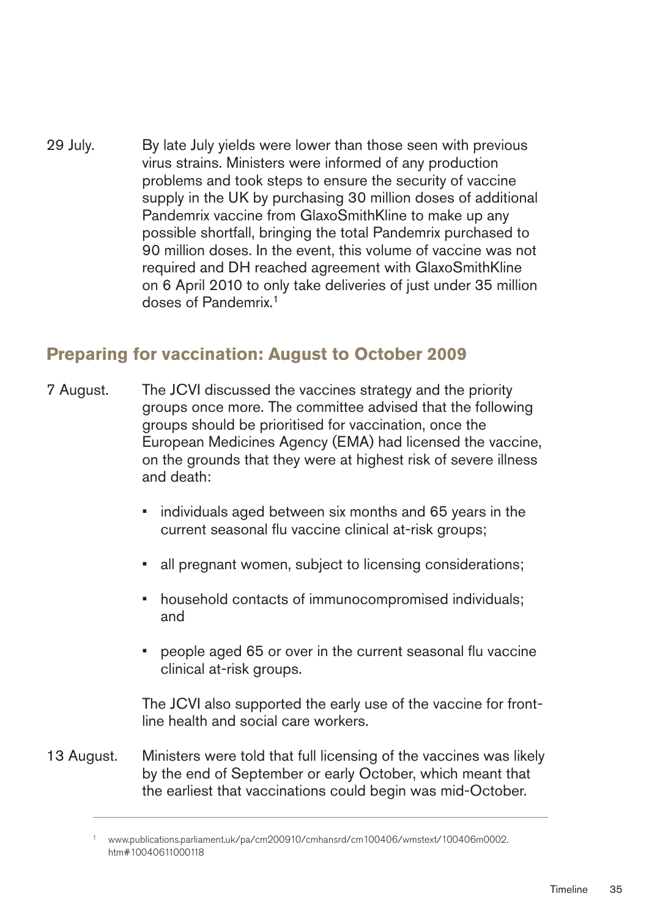29 July. By late July yields were lower than those seen with previous virus strains. Ministers were informed of any production problems and took steps to ensure the security of vaccine supply in the UK by purchasing 30 million doses of additional Pandemrix vaccine from GlaxoSmithKline to make up any possible shortfall, bringing the total Pandemrix purchased to 90 million doses. In the event, this volume of vaccine was not required and DH reached agreement with GlaxoSmithKline on 6 April 2010 to only take deliveries of just under 35 million doses of Pandemrix.[1]

## Preparing for vaccination: August to October 2009

7 August. The JCVI discussed the vaccines strategy and the priority groups once more. The committee advised that the following groups should be prioritised for vaccination, once the European Medicines Agency (EMA) had licensed the vaccine, on the grounds that they were at highest risk of severe illness and death:

- individuals aged between six months and 65 years in the current seasonal flu vaccine clinical at-risk groups;
- all pregnant women, subject to licensing considerations;
- household contacts of immunocompromised individuals; and
- people aged 65 or over in the current seasonal flu vaccine clinical at-risk groups.

The JCVI also supported the early use of the vaccine for front-line health and social care workers.

13 August. Ministers were told that full licensing of the vaccines was likely by the end of September or early October, which meant that the earliest that vaccinations could begin was mid-October.

---

[1] www.publications.parliament.uk/pa/cm200910/cmhansrd/cm100406/wmstext/100406m0002.htm#10040611000118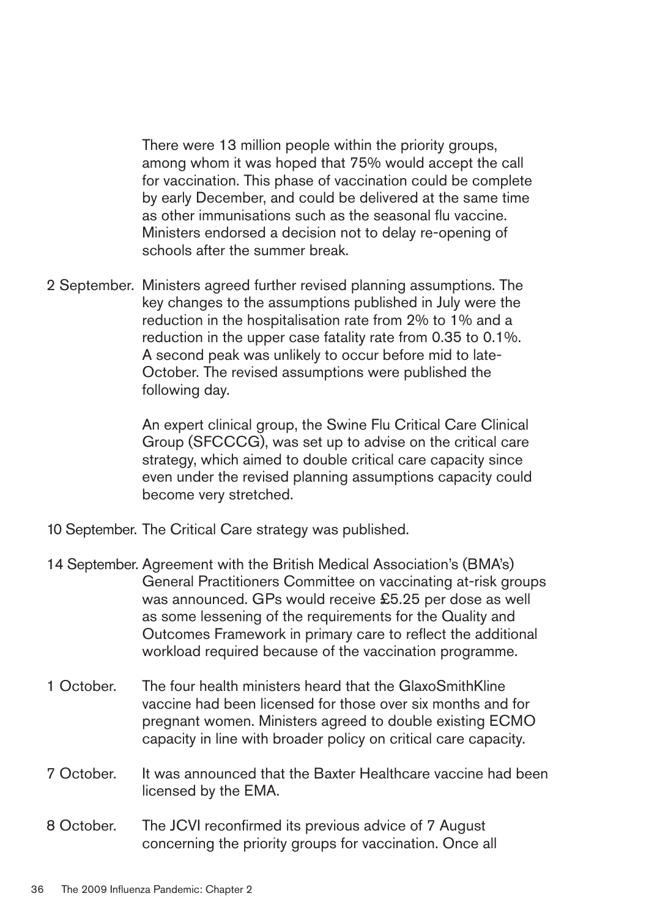There were 13 million people within the priority groups, among whom it was hoped that 75% would accept the call for vaccination. This phase of vaccination could be complete by early December, and could be delivered at the same time as other immunisations such as the seasonal flu vaccine. Ministers endorsed a decision not to delay re-opening of schools after the summer break.

2 September. Ministers agreed further revised planning assumptions. The key changes to the assumptions published in July were the reduction in the hospitalisation rate from 2% to 1% and a reduction in the upper case fatality rate from 0.35 to 0.1%. A second peak was unlikely to occur before mid to late-October. The revised assumptions were published the following day.

An expert clinical group, the Swine Flu Critical Care Clinical Group (SFCCCG), was set up to advise on the critical care strategy, which aimed to double critical care capacity since even under the revised planning assumptions capacity could become very stretched.

10 September. The Critical Care strategy was published.

14 September. Agreement with the British Medical Association's (BMA's) General Practitioners Committee on vaccinating at-risk groups was announced. GPs would receive £5.25 per dose as well as some lessening of the requirements for the Quality and Outcomes Framework in primary care to reflect the additional workload required because of the vaccination programme.

1 October. The four health ministers heard that the GlaxoSmithKline vaccine had been licensed for those over six months and for pregnant women. Ministers agreed to double existing ECMO capacity in line with broader policy on critical care capacity.

7 October. It was announced that the Baxter Healthcare vaccine had been licensed by the EMA.

8 October. The JCVI reconfirmed its previous advice of 7 August concerning the priority groups for vaccination. Once all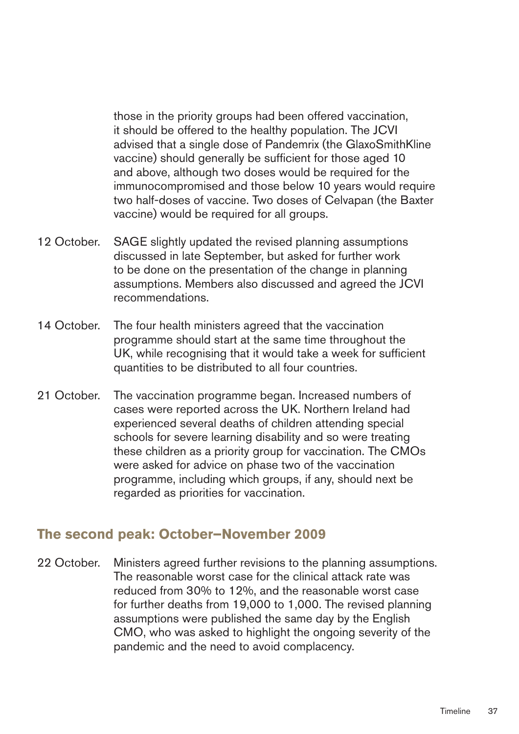those in the priority groups had been offered vaccination, it should be offered to the healthy population. The JCVI advised that a single dose of Pandemrix (the GlaxoSmithKline vaccine) should generally be sufficient for those aged 10 and above, although two doses would be required for the immunocompromised and those below 10 years would require two half-doses of vaccine. Two doses of Celvapan (the Baxter vaccine) would be required for all groups.

12 October. SAGE slightly updated the revised planning assumptions discussed in late September, but asked for further work to be done on the presentation of the change in planning assumptions. Members also discussed and agreed the JCVI recommendations.

14 October. The four health ministers agreed that the vaccination programme should start at the same time throughout the UK, while recognising that it would take a week for sufficient quantities to be distributed to all four countries.

21 October. The vaccination programme began. Increased numbers of cases were reported across the UK. Northern Ireland had experienced several deaths of children attending special schools for severe learning disability and so were treating these children as a priority group for vaccination. The CMOs were asked for advice on phase two of the vaccination programme, including which groups, if any, should next be regarded as priorities for vaccination.

## The second peak: October–November 2009

22 October. Ministers agreed further revisions to the planning assumptions. The reasonable worst case for the clinical attack rate was reduced from 30% to 12%, and the reasonable worst case for further deaths from 19,000 to 1,000. The revised planning assumptions were published the same day by the English CMO, who was asked to highlight the ongoing severity of the pandemic and the need to avoid complacency.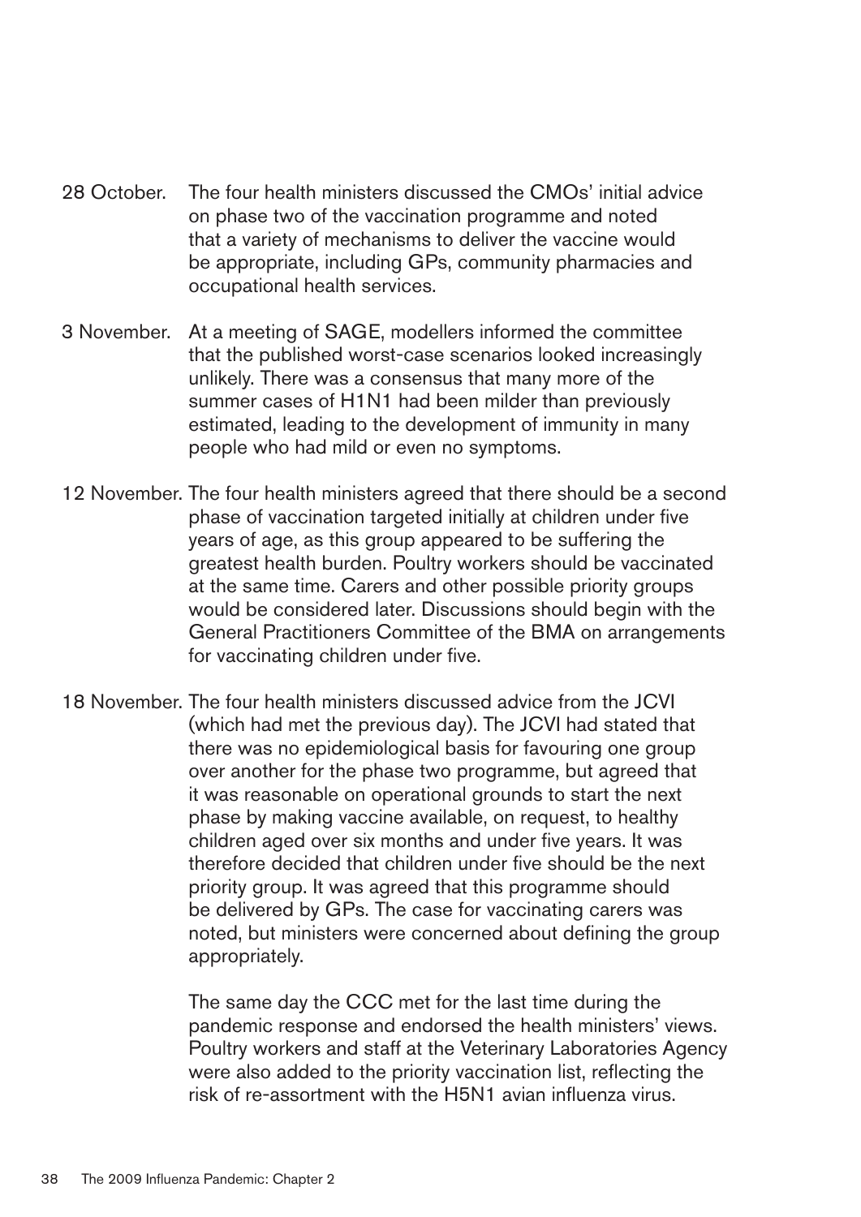28 October. The four health ministers discussed the CMOs' initial advice on phase two of the vaccination programme and noted that a variety of mechanisms to deliver the vaccine would be appropriate, including GPs, community pharmacies and occupational health services.

3 November. At a meeting of SAGE, modellers informed the committee that the published worst-case scenarios looked increasingly unlikely. There was a consensus that many more of the summer cases of H1N1 had been milder than previously estimated, leading to the development of immunity in many people who had mild or even no symptoms.

12 November. The four health ministers agreed that there should be a second phase of vaccination targeted initially at children under five years of age, as this group appeared to be suffering the greatest health burden. Poultry workers should be vaccinated at the same time. Carers and other possible priority groups would be considered later. Discussions should begin with the General Practitioners Committee of the BMA on arrangements for vaccinating children under five.

18 November. The four health ministers discussed advice from the JCVI (which had met the previous day). The JCVI had stated that there was no epidemiological basis for favouring one group over another for the phase two programme, but agreed that it was reasonable on operational grounds to start the next phase by making vaccine available, on request, to healthy children aged over six months and under five years. It was therefore decided that children under five should be the next priority group. It was agreed that this programme should be delivered by GPs. The case for vaccinating carers was noted, but ministers were concerned about defining the group appropriately.

The same day the CCC met for the last time during the pandemic response and endorsed the health ministers' views. Poultry workers and staff at the Veterinary Laboratories Agency were also added to the priority vaccination list, reflecting the risk of re-assortment with the H5N1 avian influenza virus.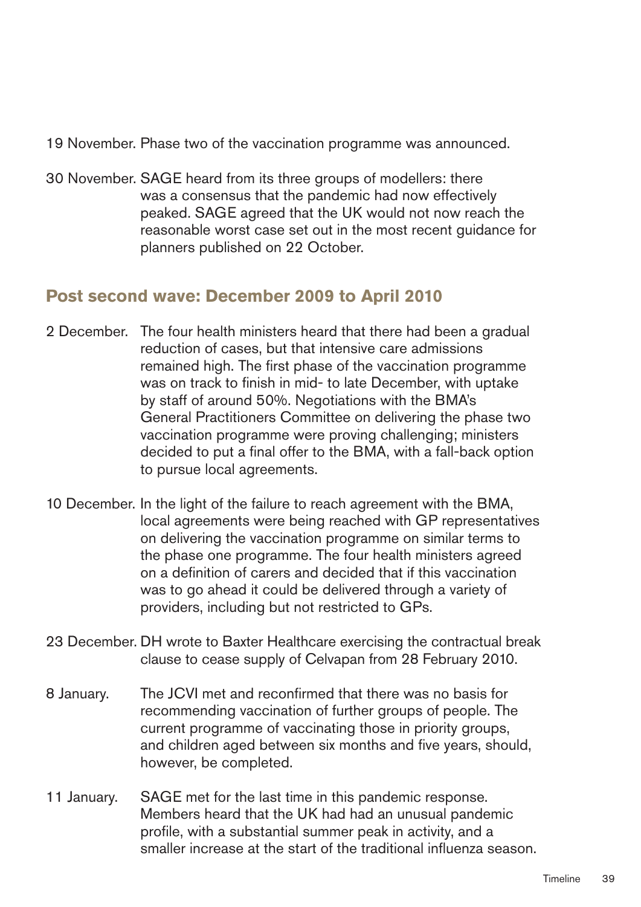19 November. Phase two of the vaccination programme was announced.

30 November. SAGE heard from its three groups of modellers: there was a consensus that the pandemic had now effectively peaked. SAGE agreed that the UK would not now reach the reasonable worst case set out in the most recent guidance for planners published on 22 October.

## Post second wave: December 2009 to April 2010

2 December. The four health ministers heard that there had been a gradual reduction of cases, but that intensive care admissions remained high. The first phase of the vaccination programme was on track to finish in mid- to late December, with uptake by staff of around 50%. Negotiations with the BMA's General Practitioners Committee on delivering the phase two vaccination programme were proving challenging; ministers decided to put a final offer to the BMA, with a fall-back option to pursue local agreements.

10 December. In the light of the failure to reach agreement with the BMA, local agreements were being reached with GP representatives on delivering the vaccination programme on similar terms to the phase one programme. The four health ministers agreed on a definition of carers and decided that if this vaccination was to go ahead it could be delivered through a variety of providers, including but not restricted to GPs.

23 December. DH wrote to Baxter Healthcare exercising the contractual break clause to cease supply of Celvapan from 28 February 2010.

8 January. The JCVI met and reconfirmed that there was no basis for recommending vaccination of further groups of people. The current programme of vaccinating those in priority groups, and children aged between six months and five years, should, however, be completed.

11 January. SAGE met for the last time in this pandemic response. Members heard that the UK had had an unusual pandemic profile, with a substantial summer peak in activity, and a smaller increase at the start of the traditional influenza season.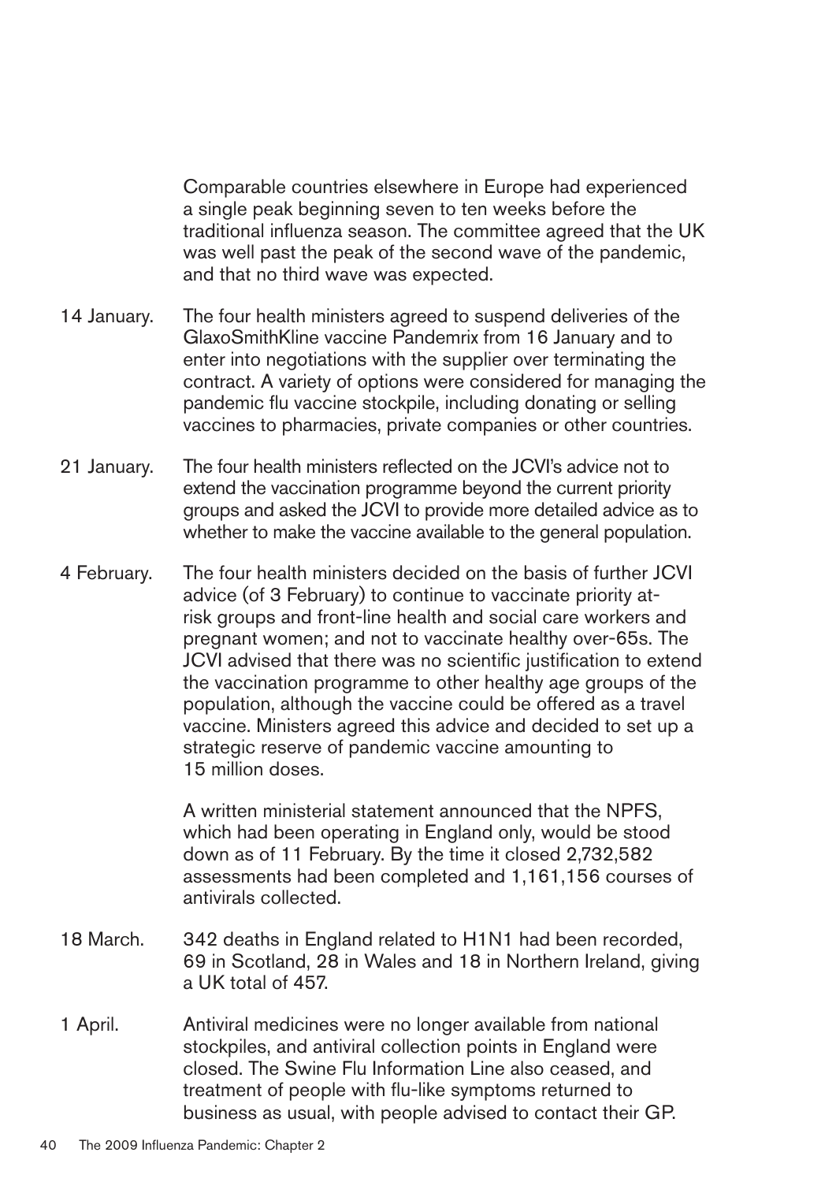Comparable countries elsewhere in Europe had experienced a single peak beginning seven to ten weeks before the traditional influenza season. The committee agreed that the UK was well past the peak of the second wave of the pandemic, and that no third wave was expected.

14 January. The four health ministers agreed to suspend deliveries of the GlaxoSmithKline vaccine Pandemrix from 16 January and to enter into negotiations with the supplier over terminating the contract. A variety of options were considered for managing the pandemic flu vaccine stockpile, including donating or selling vaccines to pharmacies, private companies or other countries.

21 January. The four health ministers reflected on the JCVI's advice not to extend the vaccination programme beyond the current priority groups and asked the JCVI to provide more detailed advice as to whether to make the vaccine available to the general population.

4 February. The four health ministers decided on the basis of further JCVI advice (of 3 February) to continue to vaccinate priority at-risk groups and front-line health and social care workers and pregnant women; and not to vaccinate healthy over-65s. The JCVI advised that there was no scientific justification to extend the vaccination programme to other healthy age groups of the population, although the vaccine could be offered as a travel vaccine. Ministers agreed this advice and decided to set up a strategic reserve of pandemic vaccine amounting to 15 million doses.

A written ministerial statement announced that the NPFS, which had been operating in England only, would be stood down as of 11 February. By the time it closed 2,732,582 assessments had been completed and 1,161,156 courses of antivirals collected.

18 March. 342 deaths in England related to H1N1 had been recorded, 69 in Scotland, 28 in Wales and 18 in Northern Ireland, giving a UK total of 457.

1 April. Antiviral medicines were no longer available from national stockpiles, and antiviral collection points in England were closed. The Swine Flu Information Line also ceased, and treatment of people with flu-like symptoms returned to business as usual, with people advised to contact their GP.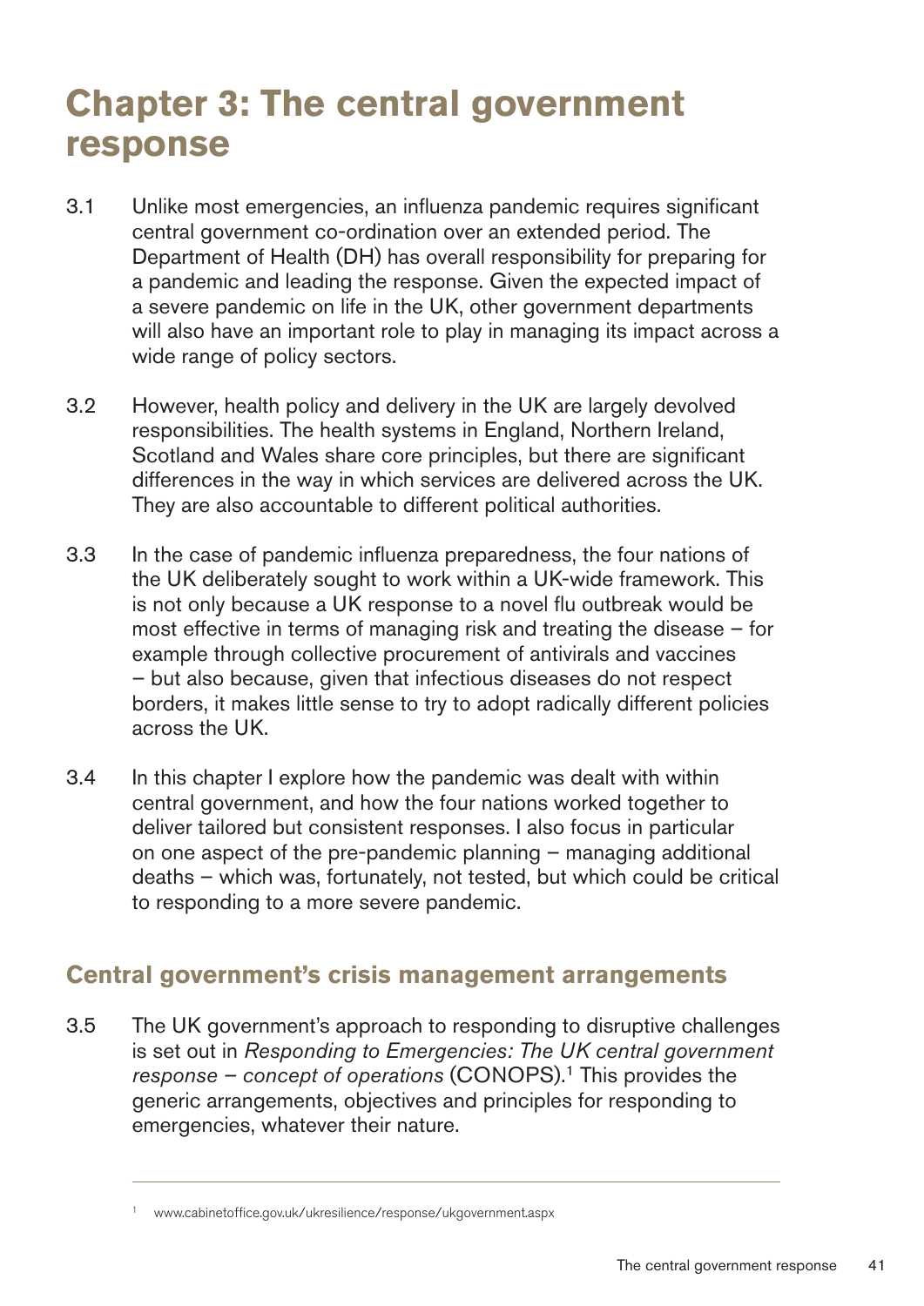# Chapter 3: The central government response

3.1 Unlike most emergencies, an influenza pandemic requires significant central government co-ordination over an extended period. The Department of Health (DH) has overall responsibility for preparing for a pandemic and leading the response. Given the expected impact of a severe pandemic on life in the UK, other government departments will also have an important role to play in managing its impact across a wide range of policy sectors.

3.2 However, health policy and delivery in the UK are largely devolved responsibilities. The health systems in England, Northern Ireland, Scotland and Wales share core principles, but there are significant differences in the way in which services are delivered across the UK. They are also accountable to different political authorities.

3.3 In the case of pandemic influenza preparedness, the four nations of the UK deliberately sought to work within a UK-wide framework. This is not only because a UK response to a novel flu outbreak would be most effective in terms of managing risk and treating the disease – for example through collective procurement of antivirals and vaccines – but also because, given that infectious diseases do not respect borders, it makes little sense to try to adopt radically different policies across the UK.

3.4 In this chapter I explore how the pandemic was dealt with within central government, and how the four nations worked together to deliver tailored but consistent responses. I also focus in particular on one aspect of the pre-pandemic planning – managing additional deaths – which was, fortunately, not tested, but which could be critical to responding to a more severe pandemic.

## Central government's crisis management arrangements

3.5 The UK government's approach to responding to disruptive challenges is set out in *Responding to Emergencies: The UK central government response – concept of operations* (CONOPS).[1] This provides the generic arrangements, objectives and principles for responding to emergencies, whatever their nature.

---

[1] www.cabinetoffice.gov.uk/ukresilience/response/ukgovernment.aspx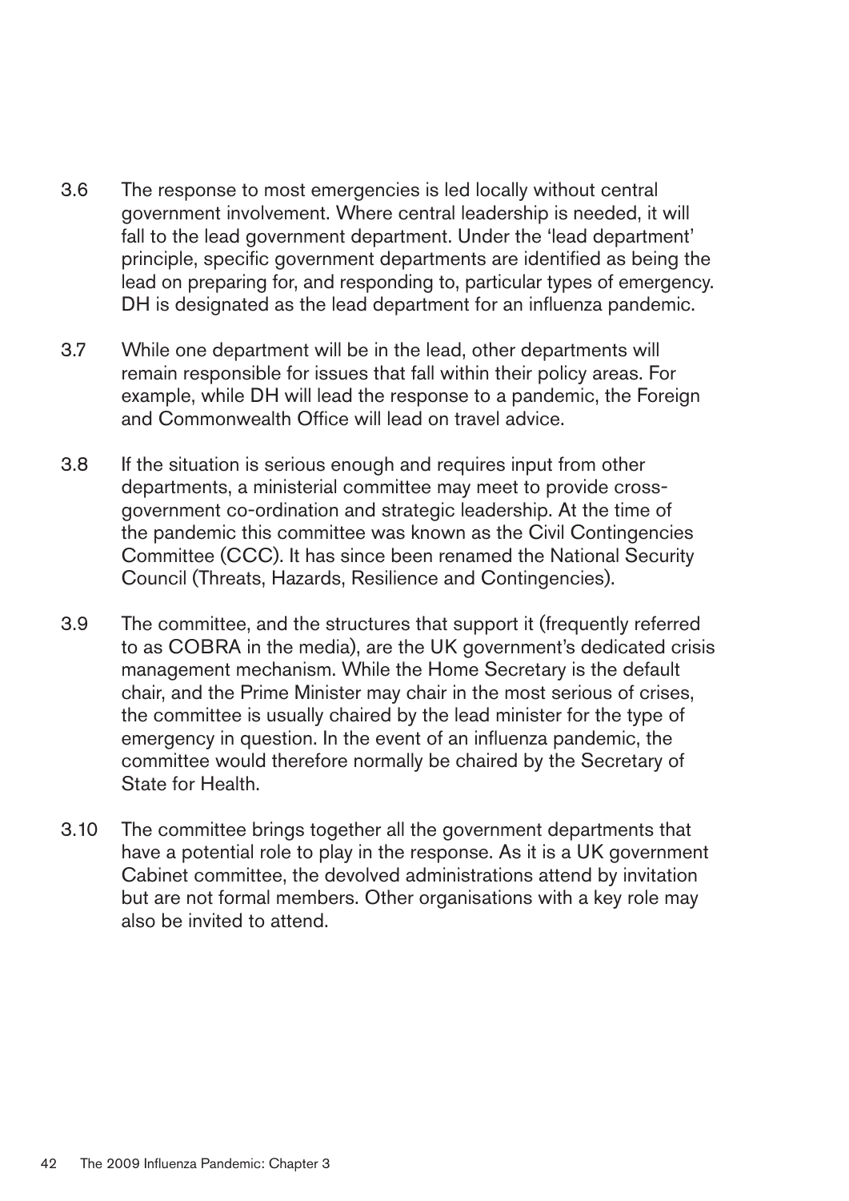3.6 The response to most emergencies is led locally without central government involvement. Where central leadership is needed, it will fall to the lead government department. Under the 'lead department' principle, specific government departments are identified as being the lead on preparing for, and responding to, particular types of emergency. DH is designated as the lead department for an influenza pandemic.

3.7 While one department will be in the lead, other departments will remain responsible for issues that fall within their policy areas. For example, while DH will lead the response to a pandemic, the Foreign and Commonwealth Office will lead on travel advice.

3.8 If the situation is serious enough and requires input from other departments, a ministerial committee may meet to provide cross-government co-ordination and strategic leadership. At the time of the pandemic this committee was known as the Civil Contingencies Committee (CCC). It has since been renamed the National Security Council (Threats, Hazards, Resilience and Contingencies).

3.9 The committee, and the structures that support it (frequently referred to as COBRA in the media), are the UK government's dedicated crisis management mechanism. While the Home Secretary is the default chair, and the Prime Minister may chair in the most serious of crises, the committee is usually chaired by the lead minister for the type of emergency in question. In the event of an influenza pandemic, the committee would therefore normally be chaired by the Secretary of State for Health.

3.10 The committee brings together all the government departments that have a potential role to play in the response. As it is a UK government Cabinet committee, the devolved administrations attend by invitation but are not formal members. Other organisations with a key role may also be invited to attend.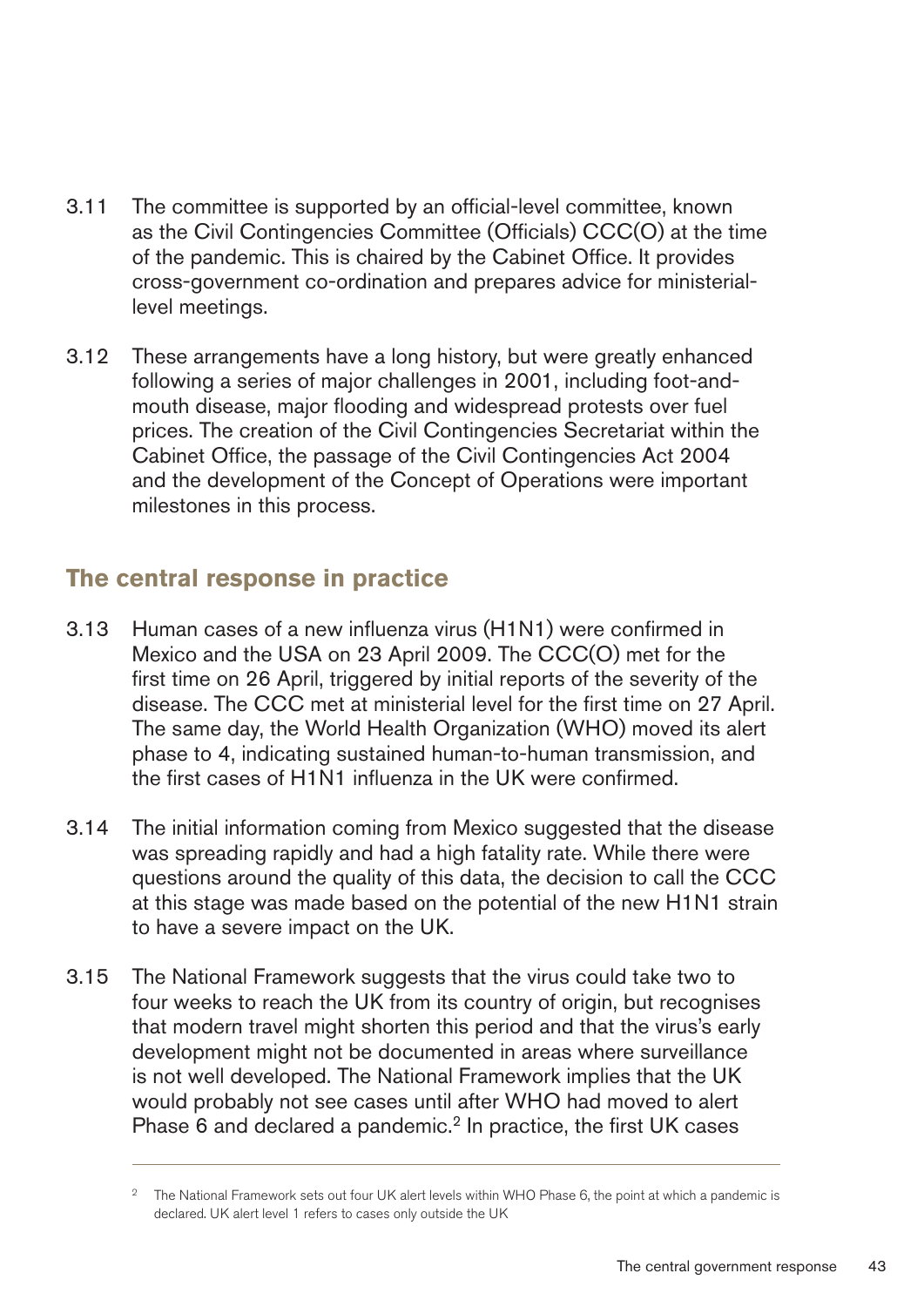3.11 The committee is supported by an official-level committee, known as the Civil Contingencies Committee (Officials) CCC(O) at the time of the pandemic. This is chaired by the Cabinet Office. It provides cross-government co-ordination and prepares advice for ministerial-level meetings.

3.12 These arrangements have a long history, but were greatly enhanced following a series of major challenges in 2001, including foot-and-mouth disease, major flooding and widespread protests over fuel prices. The creation of the Civil Contingencies Secretariat within the Cabinet Office, the passage of the Civil Contingencies Act 2004 and the development of the Concept of Operations were important milestones in this process.

## The central response in practice

3.13 Human cases of a new influenza virus (H1N1) were confirmed in Mexico and the USA on 23 April 2009. The CCC(O) met for the first time on 26 April, triggered by initial reports of the severity of the disease. The CCC met at ministerial level for the first time on 27 April. The same day, the World Health Organization (WHO) moved its alert phase to 4, indicating sustained human-to-human transmission, and the first cases of H1N1 influenza in the UK were confirmed.

3.14 The initial information coming from Mexico suggested that the disease was spreading rapidly and had a high fatality rate. While there were questions around the quality of this data, the decision to call the CCC at this stage was made based on the potential of the new H1N1 strain to have a severe impact on the UK.

3.15 The National Framework suggests that the virus could take two to four weeks to reach the UK from its country of origin, but recognises that modern travel might shorten this period and that the virus's early development might not be documented in areas where surveillance is not well developed. The National Framework implies that the UK would probably not see cases until after WHO had moved to alert Phase 6 and declared a pandemic.[2] In practice, the first UK cases

---

[2] The National Framework sets out four UK alert levels within WHO Phase 6, the point at which a pandemic is declared. UK alert level 1 refers to cases only outside the UK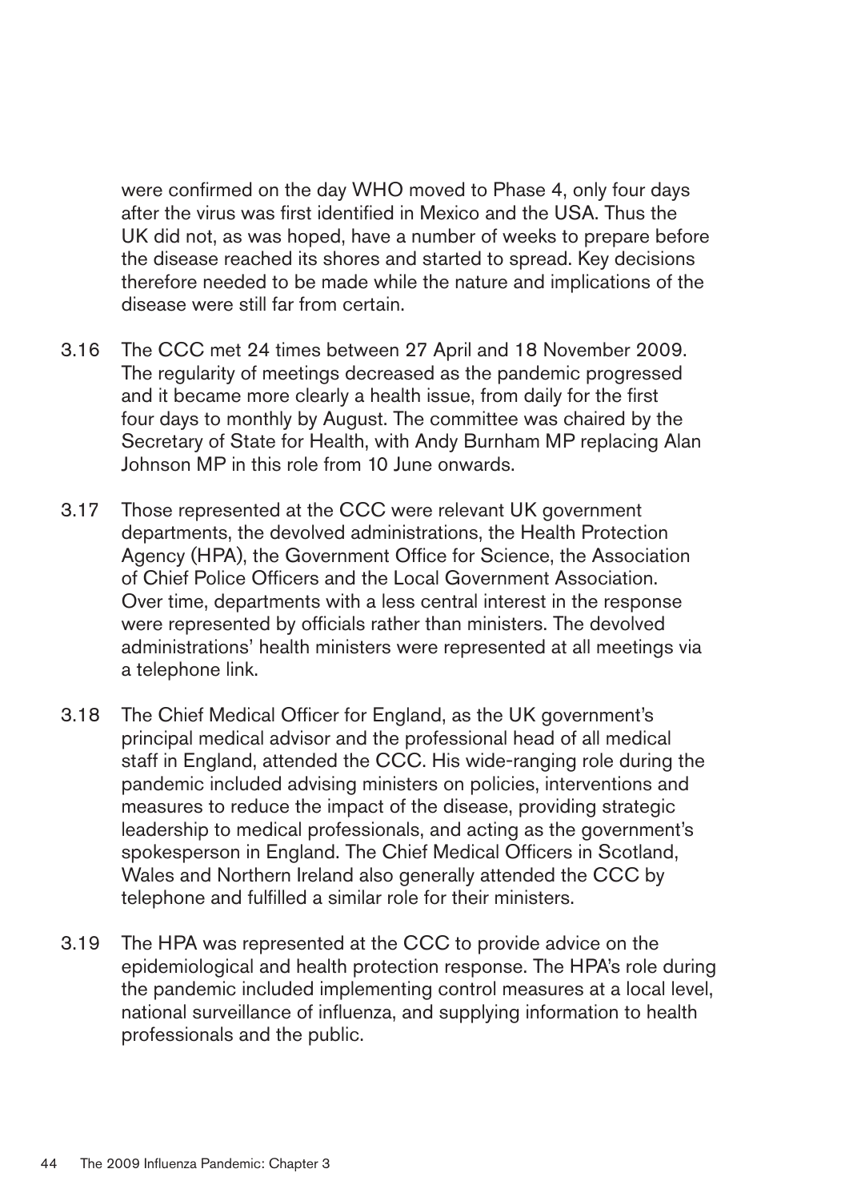were confirmed on the day WHO moved to Phase 4, only four days after the virus was first identified in Mexico and the USA. Thus the UK did not, as was hoped, have a number of weeks to prepare before the disease reached its shores and started to spread. Key decisions therefore needed to be made while the nature and implications of the disease were still far from certain.

3.16 The CCC met 24 times between 27 April and 18 November 2009. The regularity of meetings decreased as the pandemic progressed and it became more clearly a health issue, from daily for the first four days to monthly by August. The committee was chaired by the Secretary of State for Health, with Andy Burnham MP replacing Alan Johnson MP in this role from 10 June onwards.

3.17 Those represented at the CCC were relevant UK government departments, the devolved administrations, the Health Protection Agency (HPA), the Government Office for Science, the Association of Chief Police Officers and the Local Government Association. Over time, departments with a less central interest in the response were represented by officials rather than ministers. The devolved administrations' health ministers were represented at all meetings via a telephone link.

3.18 The Chief Medical Officer for England, as the UK government's principal medical advisor and the professional head of all medical staff in England, attended the CCC. His wide-ranging role during the pandemic included advising ministers on policies, interventions and measures to reduce the impact of the disease, providing strategic leadership to medical professionals, and acting as the government's spokesperson in England. The Chief Medical Officers in Scotland, Wales and Northern Ireland also generally attended the CCC by telephone and fulfilled a similar role for their ministers.

3.19 The HPA was represented at the CCC to provide advice on the epidemiological and health protection response. The HPA's role during the pandemic included implementing control measures at a local level, national surveillance of influenza, and supplying information to health professionals and the public.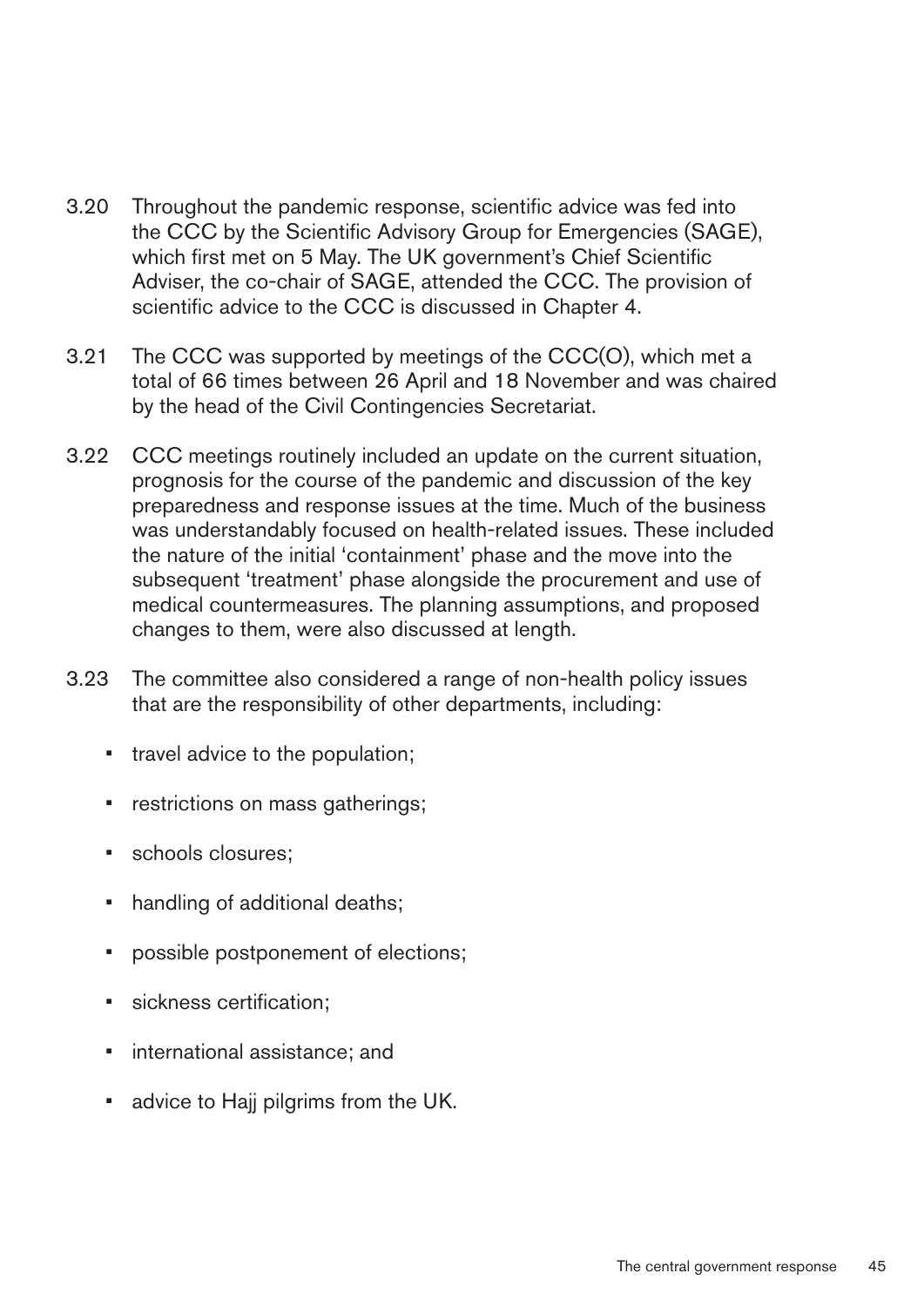3.20 Throughout the pandemic response, scientific advice was fed into the CCC by the Scientific Advisory Group for Emergencies (SAGE), which first met on 5 May. The UK government's Chief Scientific Adviser, the co-chair of SAGE, attended the CCC. The provision of scientific advice to the CCC is discussed in Chapter 4.

3.21 The CCC was supported by meetings of the CCC(O), which met a total of 66 times between 26 April and 18 November and was chaired by the head of the Civil Contingencies Secretariat.

3.22 CCC meetings routinely included an update on the current situation, prognosis for the course of the pandemic and discussion of the key preparedness and response issues at the time. Much of the business was understandably focused on health-related issues. These included the nature of the initial 'containment' phase and the move into the subsequent 'treatment' phase alongside the procurement and use of medical countermeasures. The planning assumptions, and proposed changes to them, were also discussed at length.

3.23 The committee also considered a range of non-health policy issues that are the responsibility of other departments, including:

- travel advice to the population;
- restrictions on mass gatherings;
- schools closures;
- handling of additional deaths;
- possible postponement of elections;
- sickness certification;
- international assistance; and
- advice to Hajj pilgrims from the UK.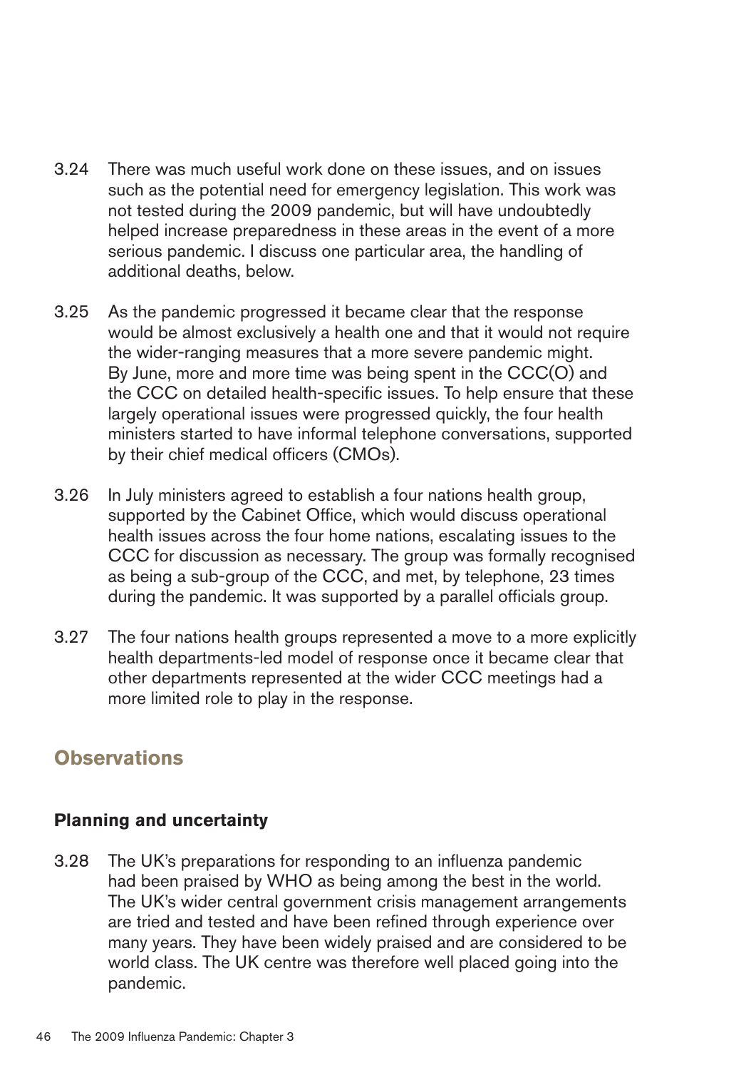3.24 There was much useful work done on these issues, and on issues such as the potential need for emergency legislation. This work was not tested during the 2009 pandemic, but will have undoubtedly helped increase preparedness in these areas in the event of a more serious pandemic. I discuss one particular area, the handling of additional deaths, below.

3.25 As the pandemic progressed it became clear that the response would be almost exclusively a health one and that it would not require the wider-ranging measures that a more severe pandemic might. By June, more and more time was being spent in the CCC(O) and the CCC on detailed health-specific issues. To help ensure that these largely operational issues were progressed quickly, the four health ministers started to have informal telephone conversations, supported by their chief medical officers (CMOs).

3.26 In July ministers agreed to establish a four nations health group, supported by the Cabinet Office, which would discuss operational health issues across the four home nations, escalating issues to the CCC for discussion as necessary. The group was formally recognised as being a sub-group of the CCC, and met, by telephone, 23 times during the pandemic. It was supported by a parallel officials group.

3.27 The four nations health groups represented a move to a more explicitly health departments-led model of response once it became clear that other departments represented at the wider CCC meetings had a more limited role to play in the response.

## Observations

### Planning and uncertainty

3.28 The UK's preparations for responding to an influenza pandemic had been praised by WHO as being among the best in the world. The UK's wider central government crisis management arrangements are tried and tested and have been refined through experience over many years. They have been widely praised and are considered to be world class. The UK centre was therefore well placed going into the pandemic.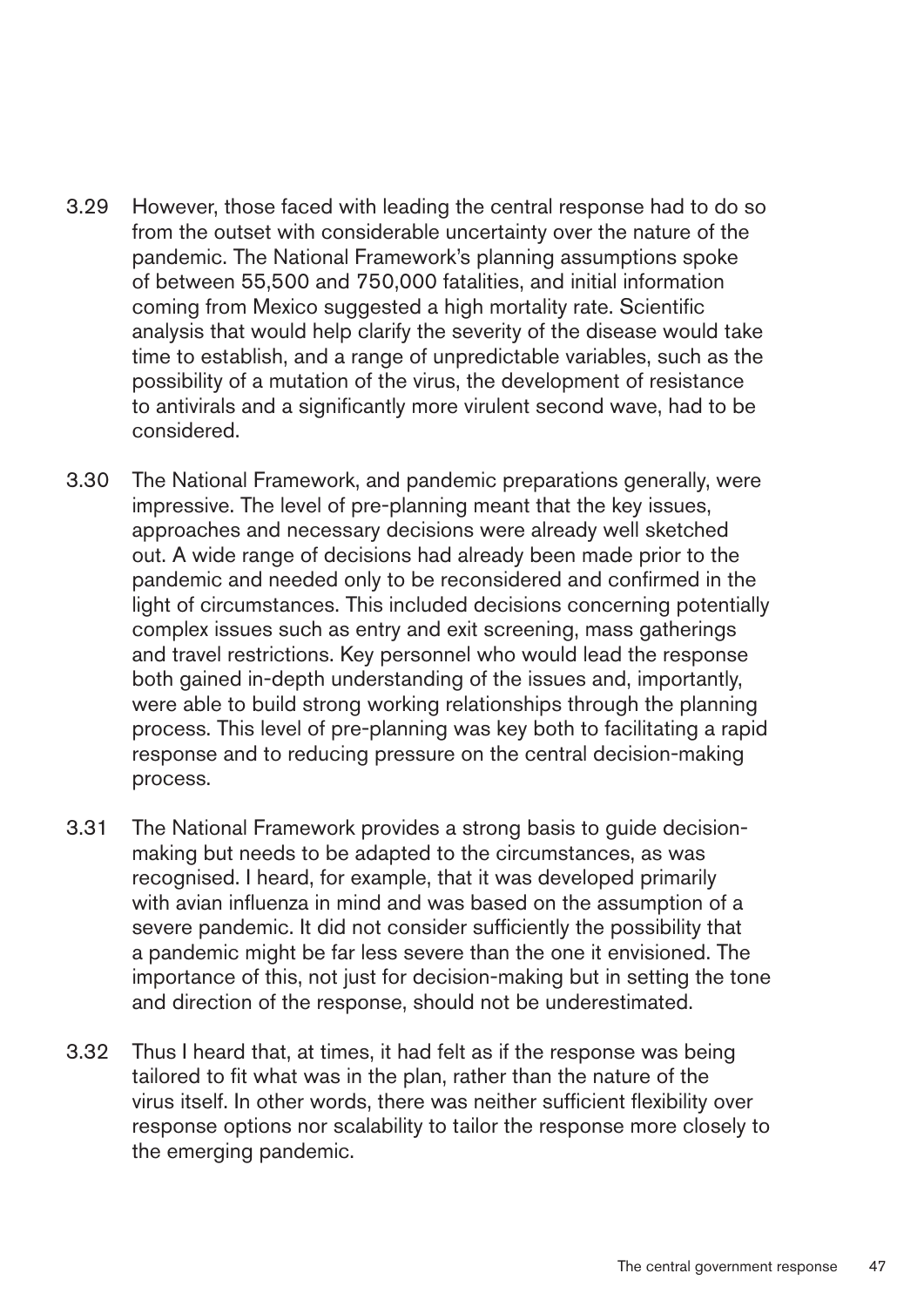3.29 However, those faced with leading the central response had to do so from the outset with considerable uncertainty over the nature of the pandemic. The National Framework's planning assumptions spoke of between 55,500 and 750,000 fatalities, and initial information coming from Mexico suggested a high mortality rate. Scientific analysis that would help clarify the severity of the disease would take time to establish, and a range of unpredictable variables, such as the possibility of a mutation of the virus, the development of resistance to antivirals and a significantly more virulent second wave, had to be considered.

3.30 The National Framework, and pandemic preparations generally, were impressive. The level of pre-planning meant that the key issues, approaches and necessary decisions were already well sketched out. A wide range of decisions had already been made prior to the pandemic and needed only to be reconsidered and confirmed in the light of circumstances. This included decisions concerning potentially complex issues such as entry and exit screening, mass gatherings and travel restrictions. Key personnel who would lead the response both gained in-depth understanding of the issues and, importantly, were able to build strong working relationships through the planning process. This level of pre-planning was key both to facilitating a rapid response and to reducing pressure on the central decision-making process.

3.31 The National Framework provides a strong basis to guide decision-making but needs to be adapted to the circumstances, as was recognised. I heard, for example, that it was developed primarily with avian influenza in mind and was based on the assumption of a severe pandemic. It did not consider sufficiently the possibility that a pandemic might be far less severe than the one it envisioned. The importance of this, not just for decision-making but in setting the tone and direction of the response, should not be underestimated.

3.32 Thus I heard that, at times, it had felt as if the response was being tailored to fit what was in the plan, rather than the nature of the virus itself. In other words, there was neither sufficient flexibility over response options nor scalability to tailor the response more closely to the emerging pandemic.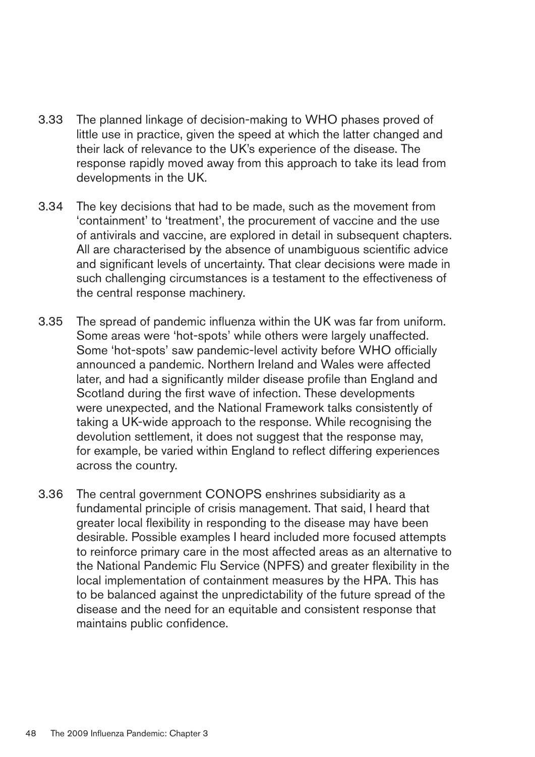3.33 The planned linkage of decision-making to WHO phases proved of little use in practice, given the speed at which the latter changed and their lack of relevance to the UK's experience of the disease. The response rapidly moved away from this approach to take its lead from developments in the UK.

3.34 The key decisions that had to be made, such as the movement from 'containment' to 'treatment', the procurement of vaccine and the use of antivirals and vaccine, are explored in detail in subsequent chapters. All are characterised by the absence of unambiguous scientific advice and significant levels of uncertainty. That clear decisions were made in such challenging circumstances is a testament to the effectiveness of the central response machinery.

3.35 The spread of pandemic influenza within the UK was far from uniform. Some areas were 'hot-spots' while others were largely unaffected. Some 'hot-spots' saw pandemic-level activity before WHO officially announced a pandemic. Northern Ireland and Wales were affected later, and had a significantly milder disease profile than England and Scotland during the first wave of infection. These developments were unexpected, and the National Framework talks consistently of taking a UK-wide approach to the response. While recognising the devolution settlement, it does not suggest that the response may, for example, be varied within England to reflect differing experiences across the country.

3.36 The central government CONOPS enshrines subsidiarity as a fundamental principle of crisis management. That said, I heard that greater local flexibility in responding to the disease may have been desirable. Possible examples I heard included more focused attempts to reinforce primary care in the most affected areas as an alternative to the National Pandemic Flu Service (NPFS) and greater flexibility in the local implementation of containment measures by the HPA. This has to be balanced against the unpredictability of the future spread of the disease and the need for an equitable and consistent response that maintains public confidence.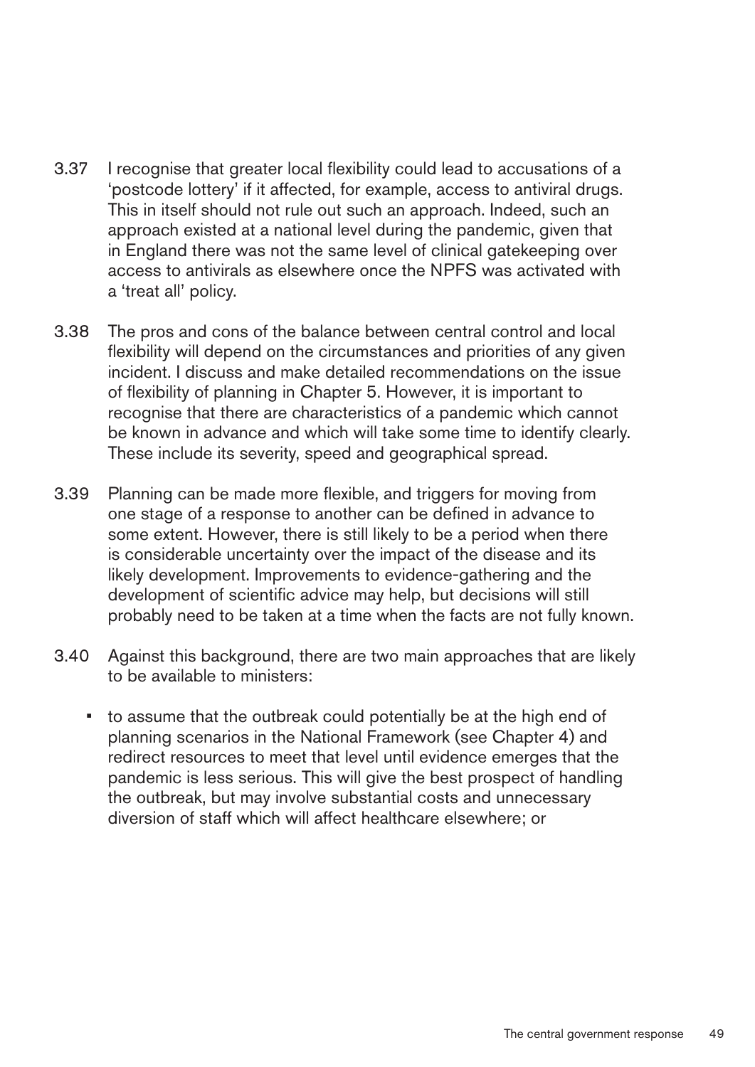3.37 I recognise that greater local flexibility could lead to accusations of a 'postcode lottery' if it affected, for example, access to antiviral drugs. This in itself should not rule out such an approach. Indeed, such an approach existed at a national level during the pandemic, given that in England there was not the same level of clinical gatekeeping over access to antivirals as elsewhere once the NPFS was activated with a 'treat all' policy.

3.38 The pros and cons of the balance between central control and local flexibility will depend on the circumstances and priorities of any given incident. I discuss and make detailed recommendations on the issue of flexibility of planning in Chapter 5. However, it is important to recognise that there are characteristics of a pandemic which cannot be known in advance and which will take some time to identify clearly. These include its severity, speed and geographical spread.

3.39 Planning can be made more flexible, and triggers for moving from one stage of a response to another can be defined in advance to some extent. However, there is still likely to be a period when there is considerable uncertainty over the impact of the disease and its likely development. Improvements to evidence-gathering and the development of scientific advice may help, but decisions will still probably need to be taken at a time when the facts are not fully known.

3.40 Against this background, there are two main approaches that are likely to be available to ministers:

- to assume that the outbreak could potentially be at the high end of planning scenarios in the National Framework (see Chapter 4) and redirect resources to meet that level until evidence emerges that the pandemic is less serious. This will give the best prospect of handling the outbreak, but may involve substantial costs and unnecessary diversion of staff which will affect healthcare elsewhere; or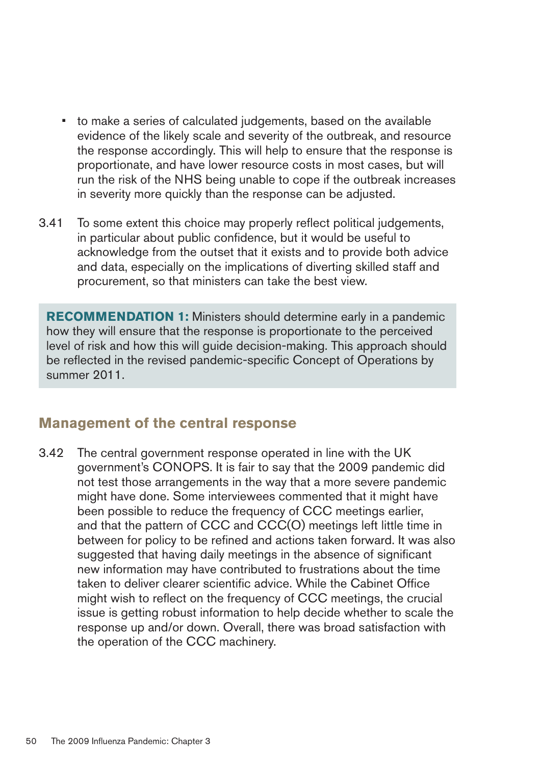- to make a series of calculated judgements, based on the available evidence of the likely scale and severity of the outbreak, and resource the response accordingly. This will help to ensure that the response is proportionate, and have lower resource costs in most cases, but will run the risk of the NHS being unable to cope if the outbreak increases in severity more quickly than the response can be adjusted.

3.41 To some extent this choice may properly reflect political judgements, in particular about public confidence, but it would be useful to acknowledge from the outset that it exists and to provide both advice and data, especially on the implications of diverting skilled staff and procurement, so that ministers can take the best view.

> **RECOMMENDATION 1:** Ministers should determine early in a pandemic how they will ensure that the response is proportionate to the perceived level of risk and how this will guide decision-making. This approach should be reflected in the revised pandemic-specific Concept of Operations by summer 2011.

## Management of the central response

3.42 The central government response operated in line with the UK government's CONOPS. It is fair to say that the 2009 pandemic did not test those arrangements in the way that a more severe pandemic might have done. Some interviewees commented that it might have been possible to reduce the frequency of CCC meetings earlier, and that the pattern of CCC and CCC(O) meetings left little time in between for policy to be refined and actions taken forward. It was also suggested that having daily meetings in the absence of significant new information may have contributed to frustrations about the time taken to deliver clearer scientific advice. While the Cabinet Office might wish to reflect on the frequency of CCC meetings, the crucial issue is getting robust information to help decide whether to scale the response up and/or down. Overall, there was broad satisfaction with the operation of the CCC machinery.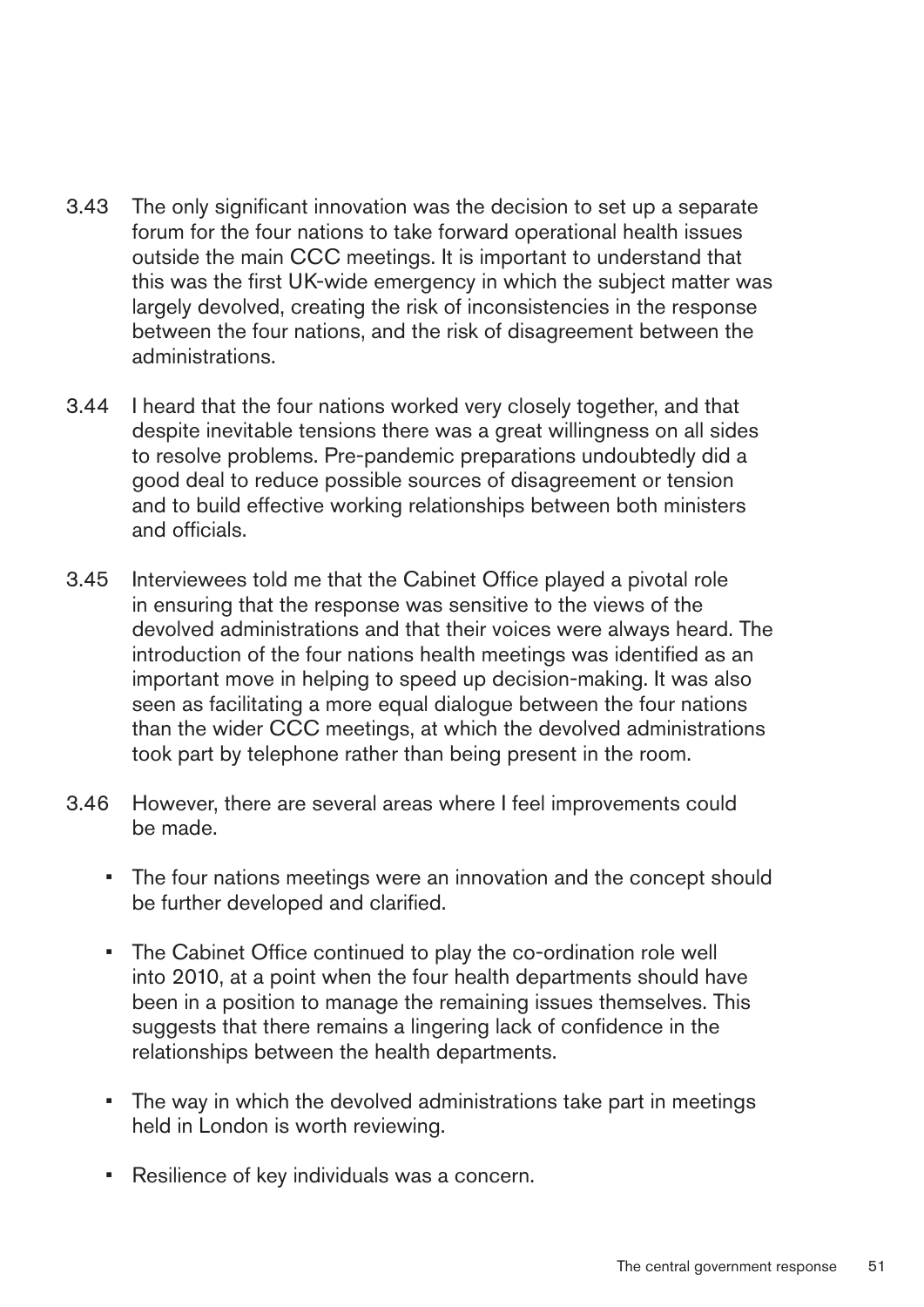3.43 The only significant innovation was the decision to set up a separate forum for the four nations to take forward operational health issues outside the main CCC meetings. It is important to understand that this was the first UK-wide emergency in which the subject matter was largely devolved, creating the risk of inconsistencies in the response between the four nations, and the risk of disagreement between the administrations.

3.44 I heard that the four nations worked very closely together, and that despite inevitable tensions there was a great willingness on all sides to resolve problems. Pre-pandemic preparations undoubtedly did a good deal to reduce possible sources of disagreement or tension and to build effective working relationships between both ministers and officials.

3.45 Interviewees told me that the Cabinet Office played a pivotal role in ensuring that the response was sensitive to the views of the devolved administrations and that their voices were always heard. The introduction of the four nations health meetings was identified as an important move in helping to speed up decision-making. It was also seen as facilitating a more equal dialogue between the four nations than the wider CCC meetings, at which the devolved administrations took part by telephone rather than being present in the room.

3.46 However, there are several areas where I feel improvements could be made.

- The four nations meetings were an innovation and the concept should be further developed and clarified.
- The Cabinet Office continued to play the co-ordination role well into 2010, at a point when the four health departments should have been in a position to manage the remaining issues themselves. This suggests that there remains a lingering lack of confidence in the relationships between the health departments.
- The way in which the devolved administrations take part in meetings held in London is worth reviewing.
- Resilience of key individuals was a concern.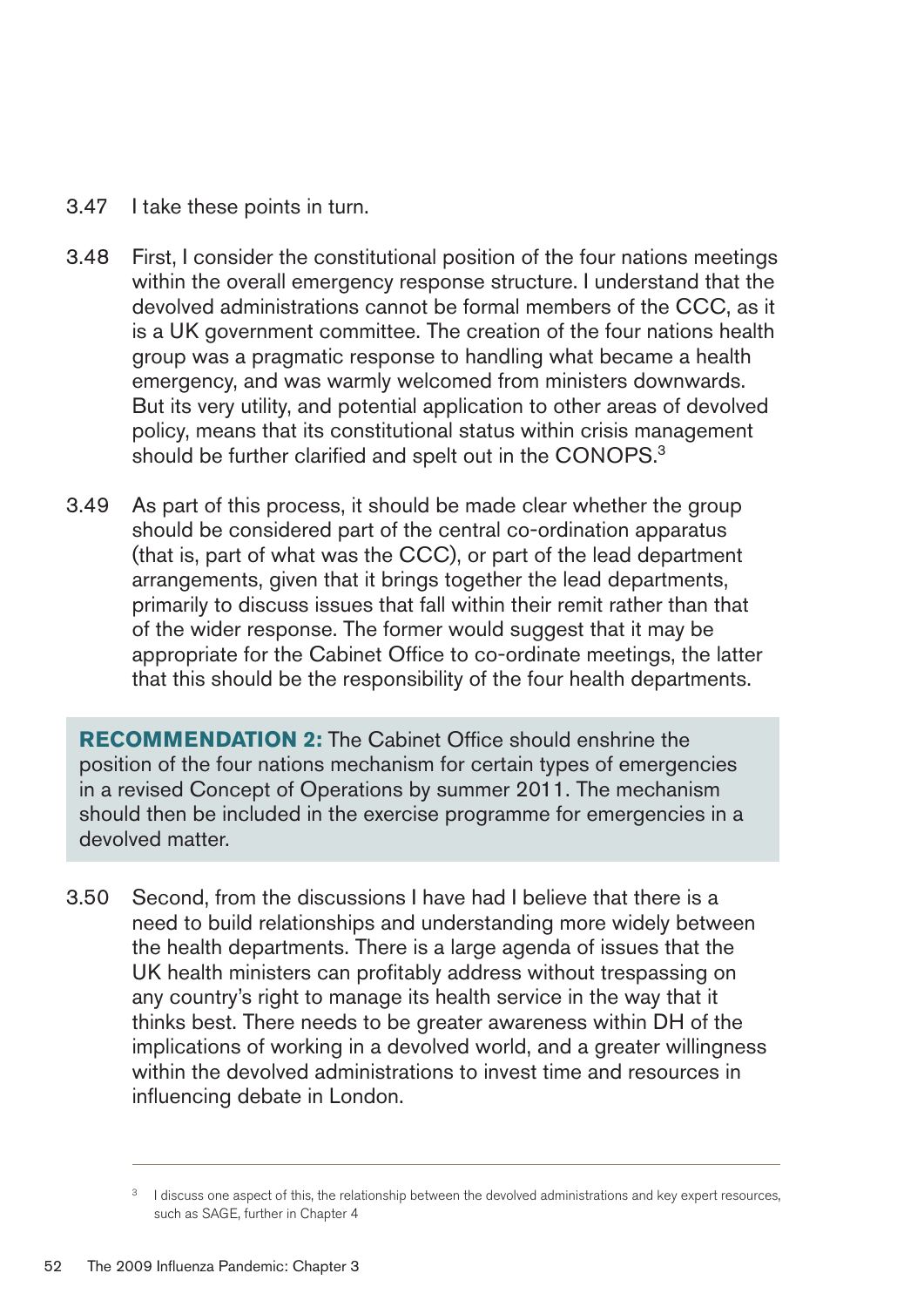3.47 I take these points in turn.

3.48 First, I consider the constitutional position of the four nations meetings within the overall emergency response structure. I understand that the devolved administrations cannot be formal members of the CCC, as it is a UK government committee. The creation of the four nations health group was a pragmatic response to handling what became a health emergency, and was warmly welcomed from ministers downwards. But its very utility, and potential application to other areas of devolved policy, means that its constitutional status within crisis management should be further clarified and spelt out in the CONOPS.[3]

3.49 As part of this process, it should be made clear whether the group should be considered part of the central co-ordination apparatus (that is, part of what was the CCC), or part of the lead department arrangements, given that it brings together the lead departments, primarily to discuss issues that fall within their remit rather than that of the wider response. The former would suggest that it may be appropriate for the Cabinet Office to co-ordinate meetings, the latter that this should be the responsibility of the four health departments.

**RECOMMENDATION 2:** The Cabinet Office should enshrine the position of the four nations mechanism for certain types of emergencies in a revised Concept of Operations by summer 2011. The mechanism should then be included in the exercise programme for emergencies in a devolved matter.

3.50 Second, from the discussions I have had I believe that there is a need to build relationships and understanding more widely between the health departments. There is a large agenda of issues that the UK health ministers can profitably address without trespassing on any country's right to manage its health service in the way that it thinks best. There needs to be greater awareness within DH of the implications of working in a devolved world, and a greater willingness within the devolved administrations to invest time and resources in influencing debate in London.

---

[3] I discuss one aspect of this, the relationship between the devolved administrations and key expert resources, such as SAGE, further in Chapter 4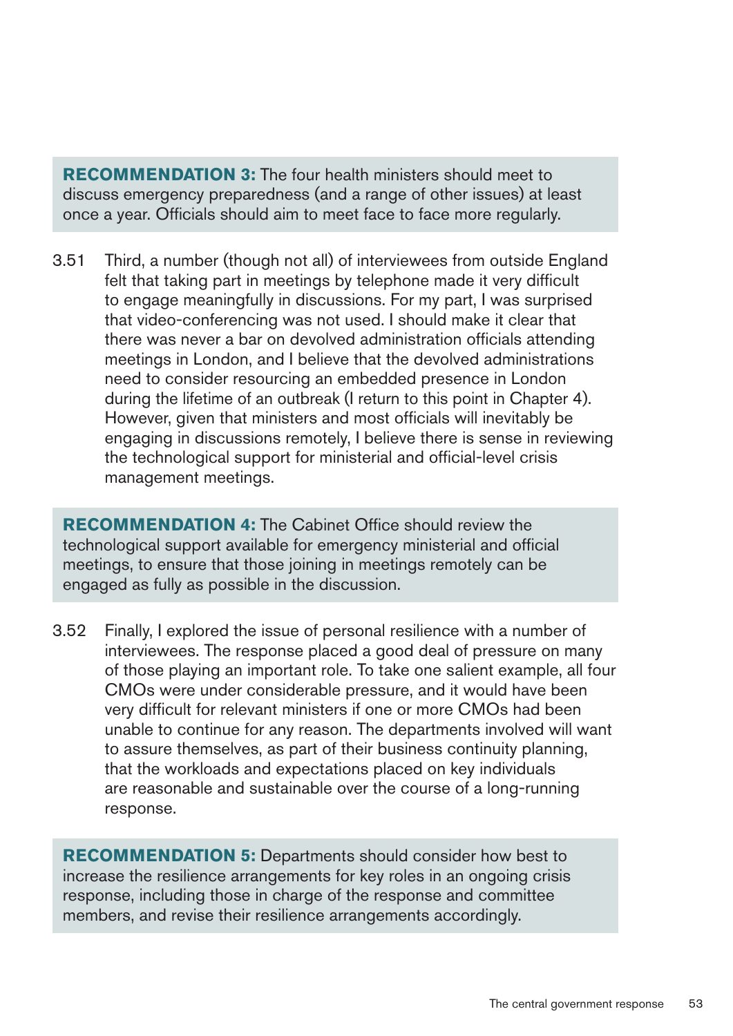> **RECOMMENDATION 3:** The four health ministers should meet to discuss emergency preparedness (and a range of other issues) at least once a year. Officials should aim to meet face to face more regularly.

3.51 Third, a number (though not all) of interviewees from outside England felt that taking part in meetings by telephone made it very difficult to engage meaningfully in discussions. For my part, I was surprised that video-conferencing was not used. I should make it clear that there was never a bar on devolved administration officials attending meetings in London, and I believe that the devolved administrations need to consider resourcing an embedded presence in London during the lifetime of an outbreak (I return to this point in Chapter 4). However, given that ministers and most officials will inevitably be engaging in discussions remotely, I believe there is sense in reviewing the technological support for ministerial and official-level crisis management meetings.

> **RECOMMENDATION 4:** The Cabinet Office should review the technological support available for emergency ministerial and official meetings, to ensure that those joining in meetings remotely can be engaged as fully as possible in the discussion.

3.52 Finally, I explored the issue of personal resilience with a number of interviewees. The response placed a good deal of pressure on many of those playing an important role. To take one salient example, all four CMOs were under considerable pressure, and it would have been very difficult for relevant ministers if one or more CMOs had been unable to continue for any reason. The departments involved will want to assure themselves, as part of their business continuity planning, that the workloads and expectations placed on key individuals are reasonable and sustainable over the course of a long-running response.

> **RECOMMENDATION 5:** Departments should consider how best to increase the resilience arrangements for key roles in an ongoing crisis response, including those in charge of the response and committee members, and revise their resilience arrangements accordingly.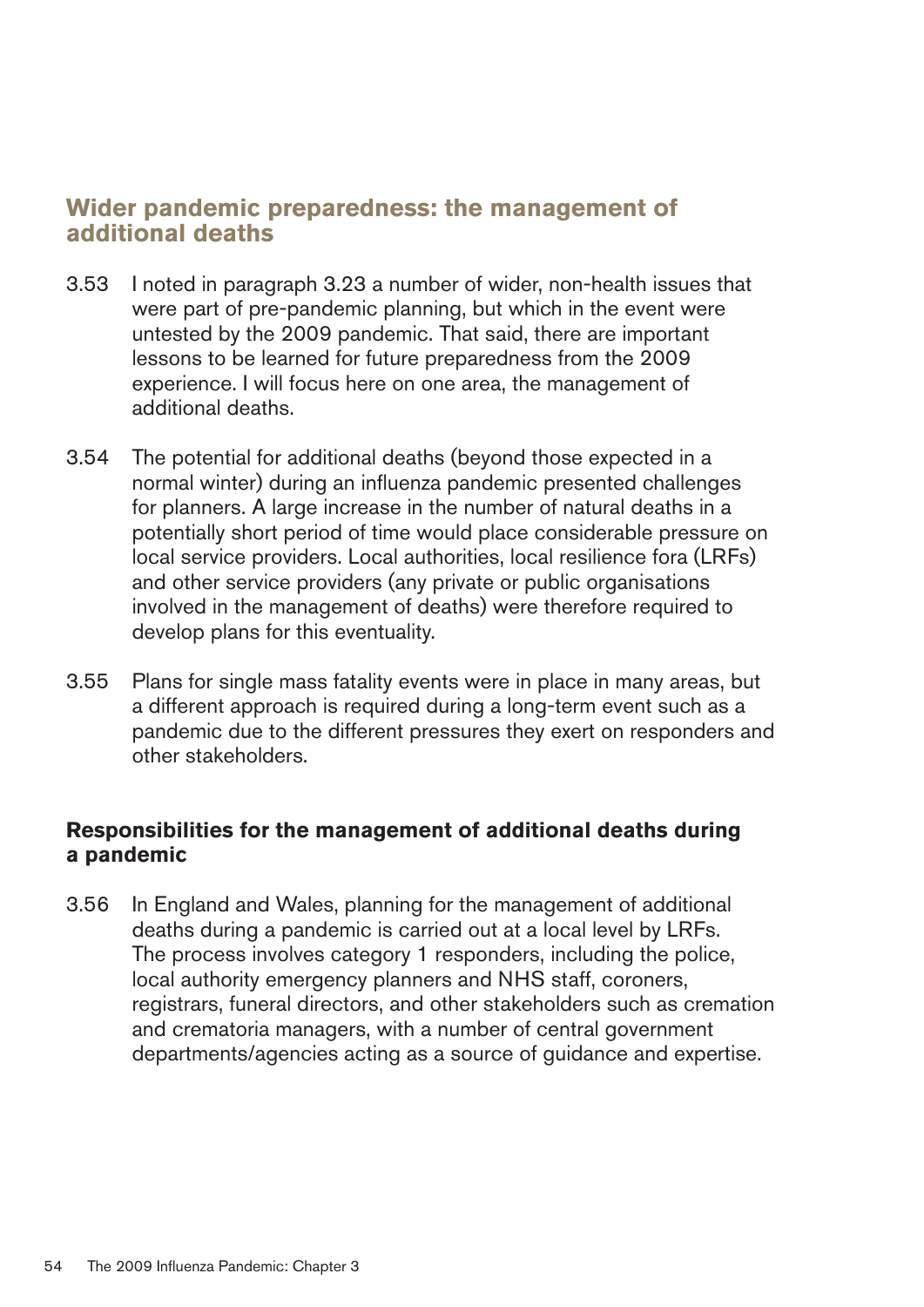## Wider pandemic preparedness: the management of additional deaths

3.53 I noted in paragraph 3.23 a number of wider, non-health issues that were part of pre-pandemic planning, but which in the event were untested by the 2009 pandemic. That said, there are important lessons to be learned for future preparedness from the 2009 experience. I will focus here on one area, the management of additional deaths.

3.54 The potential for additional deaths (beyond those expected in a normal winter) during an influenza pandemic presented challenges for planners. A large increase in the number of natural deaths in a potentially short period of time would place considerable pressure on local service providers. Local authorities, local resilience fora (LRFs) and other service providers (any private or public organisations involved in the management of deaths) were therefore required to develop plans for this eventuality.

3.55 Plans for single mass fatality events were in place in many areas, but a different approach is required during a long-term event such as a pandemic due to the different pressures they exert on responders and other stakeholders.

### Responsibilities for the management of additional deaths during a pandemic

3.56 In England and Wales, planning for the management of additional deaths during a pandemic is carried out at a local level by LRFs. The process involves category 1 responders, including the police, local authority emergency planners and NHS staff, coroners, registrars, funeral directors, and other stakeholders such as cremation and crematoria managers, with a number of central government departments/agencies acting as a source of guidance and expertise.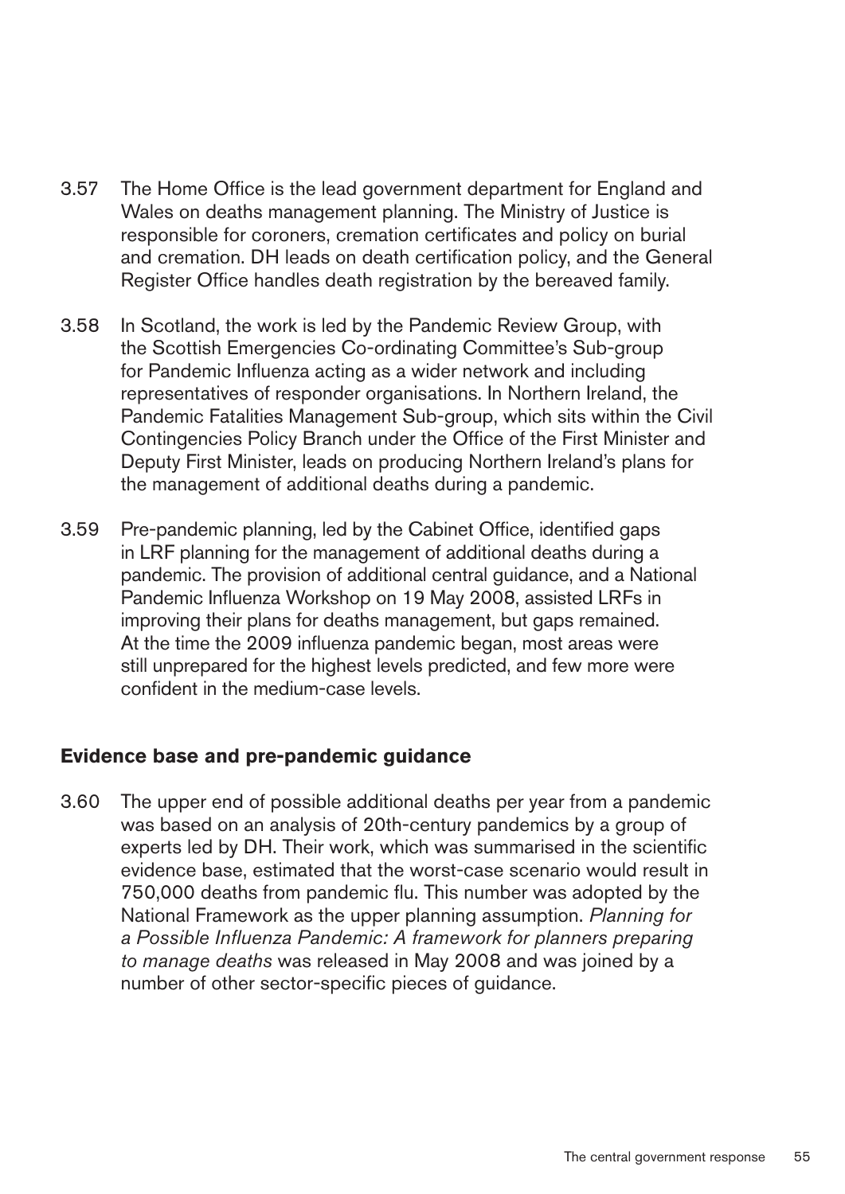3.57 The Home Office is the lead government department for England and Wales on deaths management planning. The Ministry of Justice is responsible for coroners, cremation certificates and policy on burial and cremation. DH leads on death certification policy, and the General Register Office handles death registration by the bereaved family.

3.58 In Scotland, the work is led by the Pandemic Review Group, with the Scottish Emergencies Co-ordinating Committee's Sub-group for Pandemic Influenza acting as a wider network and including representatives of responder organisations. In Northern Ireland, the Pandemic Fatalities Management Sub-group, which sits within the Civil Contingencies Policy Branch under the Office of the First Minister and Deputy First Minister, leads on producing Northern Ireland's plans for the management of additional deaths during a pandemic.

3.59 Pre-pandemic planning, led by the Cabinet Office, identified gaps in LRF planning for the management of additional deaths during a pandemic. The provision of additional central guidance, and a National Pandemic Influenza Workshop on 19 May 2008, assisted LRFs in improving their plans for deaths management, but gaps remained. At the time the 2009 influenza pandemic began, most areas were still unprepared for the highest levels predicted, and few more were confident in the medium-case levels.

### Evidence base and pre-pandemic guidance

3.60 The upper end of possible additional deaths per year from a pandemic was based on an analysis of 20th-century pandemics by a group of experts led by DH. Their work, which was summarised in the scientific evidence base, estimated that the worst-case scenario would result in 750,000 deaths from pandemic flu. This number was adopted by the National Framework as the upper planning assumption. *Planning for a Possible Influenza Pandemic: A framework for planners preparing to manage deaths* was released in May 2008 and was joined by a number of other sector-specific pieces of guidance.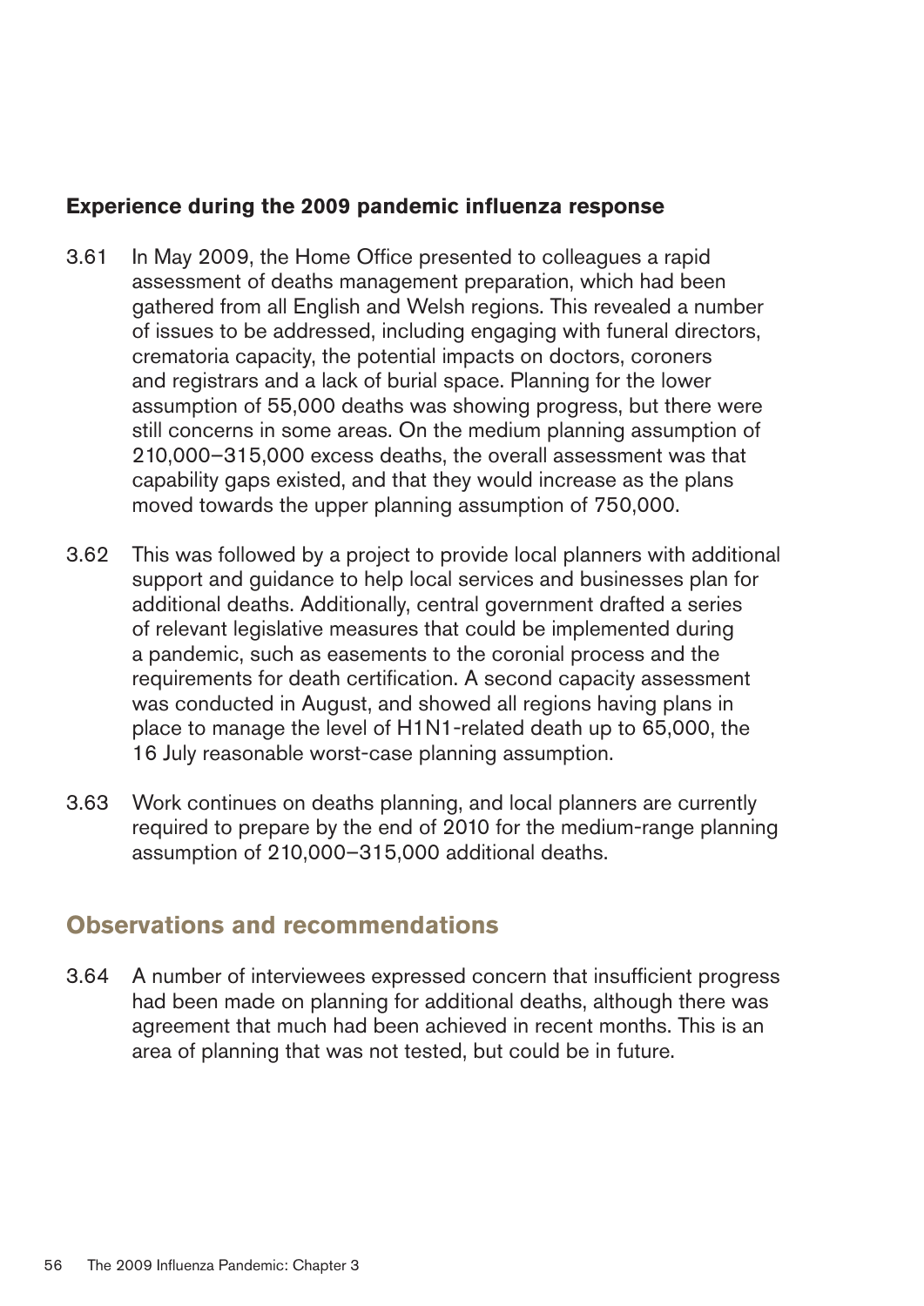### Experience during the 2009 pandemic influenza response

3.61 In May 2009, the Home Office presented to colleagues a rapid assessment of deaths management preparation, which had been gathered from all English and Welsh regions. This revealed a number of issues to be addressed, including engaging with funeral directors, crematoria capacity, the potential impacts on doctors, coroners and registrars and a lack of burial space. Planning for the lower assumption of 55,000 deaths was showing progress, but there were still concerns in some areas. On the medium planning assumption of 210,000–315,000 excess deaths, the overall assessment was that capability gaps existed, and that they would increase as the plans moved towards the upper planning assumption of 750,000.

3.62 This was followed by a project to provide local planners with additional support and guidance to help local services and businesses plan for additional deaths. Additionally, central government drafted a series of relevant legislative measures that could be implemented during a pandemic, such as easements to the coronial process and the requirements for death certification. A second capacity assessment was conducted in August, and showed all regions having plans in place to manage the level of H1N1-related death up to 65,000, the 16 July reasonable worst-case planning assumption.

3.63 Work continues on deaths planning, and local planners are currently required to prepare by the end of 2010 for the medium-range planning assumption of 210,000–315,000 additional deaths.

## Observations and recommendations

3.64 A number of interviewees expressed concern that insufficient progress had been made on planning for additional deaths, although there was agreement that much had been achieved in recent months. This is an area of planning that was not tested, but could be in future.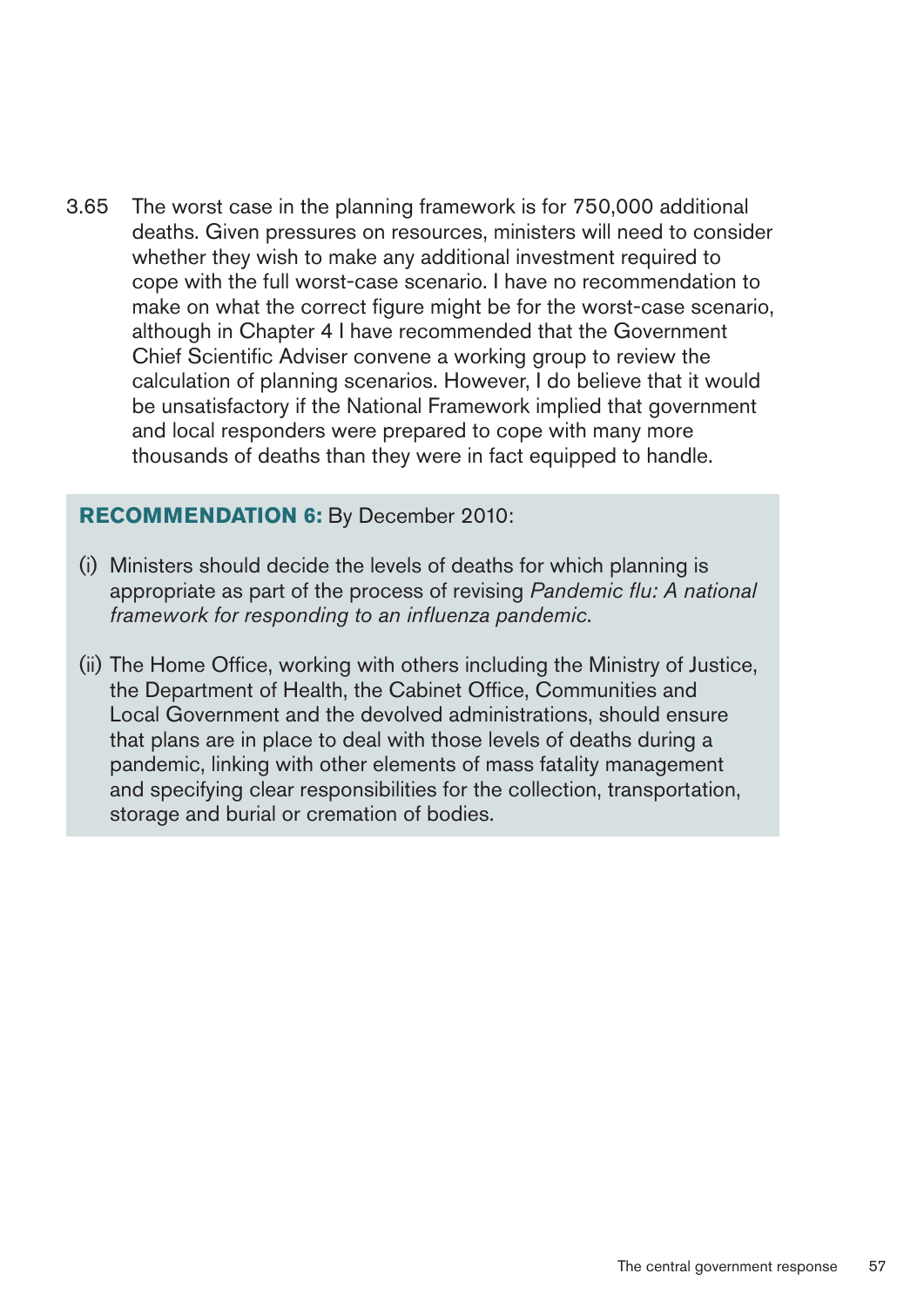3.65 The worst case in the planning framework is for 750,000 additional deaths. Given pressures on resources, ministers will need to consider whether they wish to make any additional investment required to cope with the full worst-case scenario. I have no recommendation to make on what the correct figure might be for the worst-case scenario, although in Chapter 4 I have recommended that the Government Chief Scientific Adviser convene a working group to review the calculation of planning scenarios. However, I do believe that it would be unsatisfactory if the National Framework implied that government and local responders were prepared to cope with many more thousands of deaths than they were in fact equipped to handle.

**RECOMMENDATION 6:** By December 2010:

(i) Ministers should decide the levels of deaths for which planning is appropriate as part of the process of revising *Pandemic flu: A national framework for responding to an influenza pandemic*.

(ii) The Home Office, working with others including the Ministry of Justice, the Department of Health, the Cabinet Office, Communities and Local Government and the devolved administrations, should ensure that plans are in place to deal with those levels of deaths during a pandemic, linking with other elements of mass fatality management and specifying clear responsibilities for the collection, transportation, storage and burial or cremation of bodies.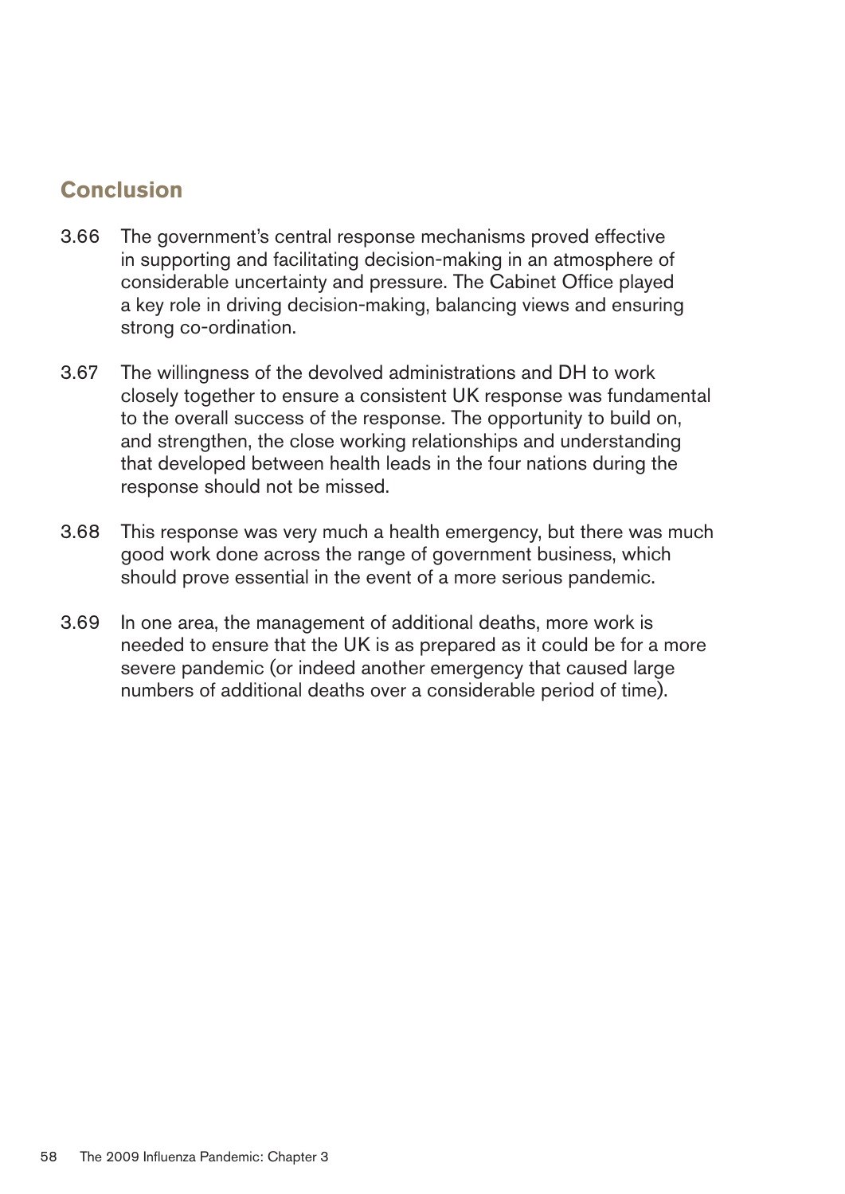## Conclusion

3.66 The government's central response mechanisms proved effective in supporting and facilitating decision-making in an atmosphere of considerable uncertainty and pressure. The Cabinet Office played a key role in driving decision-making, balancing views and ensuring strong co-ordination.

3.67 The willingness of the devolved administrations and DH to work closely together to ensure a consistent UK response was fundamental to the overall success of the response. The opportunity to build on, and strengthen, the close working relationships and understanding that developed between health leads in the four nations during the response should not be missed.

3.68 This response was very much a health emergency, but there was much good work done across the range of government business, which should prove essential in the event of a more serious pandemic.

3.69 In one area, the management of additional deaths, more work is needed to ensure that the UK is as prepared as it could be for a more severe pandemic (or indeed another emergency that caused large numbers of additional deaths over a considerable period of time).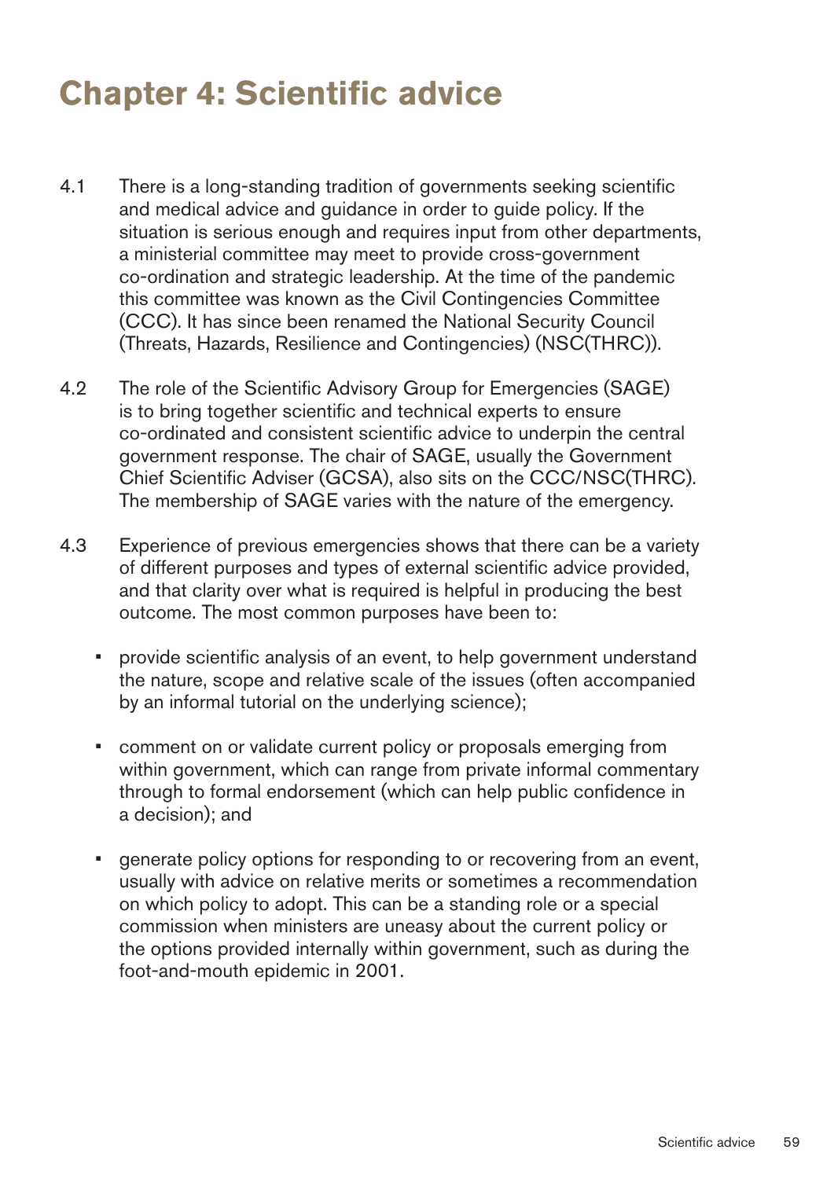# Chapter 4: Scientific advice

4.1 There is a long-standing tradition of governments seeking scientific and medical advice and guidance in order to guide policy. If the situation is serious enough and requires input from other departments, a ministerial committee may meet to provide cross-government co-ordination and strategic leadership. At the time of the pandemic this committee was known as the Civil Contingencies Committee (CCC). It has since been renamed the National Security Council (Threats, Hazards, Resilience and Contingencies) (NSC(THRC)).

4.2 The role of the Scientific Advisory Group for Emergencies (SAGE) is to bring together scientific and technical experts to ensure co-ordinated and consistent scientific advice to underpin the central government response. The chair of SAGE, usually the Government Chief Scientific Adviser (GCSA), also sits on the CCC/NSC(THRC). The membership of SAGE varies with the nature of the emergency.

4.3 Experience of previous emergencies shows that there can be a variety of different purposes and types of external scientific advice provided, and that clarity over what is required is helpful in producing the best outcome. The most common purposes have been to:

- provide scientific analysis of an event, to help government understand the nature, scope and relative scale of the issues (often accompanied by an informal tutorial on the underlying science);
- comment on or validate current policy or proposals emerging from within government, which can range from private informal commentary through to formal endorsement (which can help public confidence in a decision); and
- generate policy options for responding to or recovering from an event, usually with advice on relative merits or sometimes a recommendation on which policy to adopt. This can be a standing role or a special commission when ministers are uneasy about the current policy or the options provided internally within government, such as during the foot-and-mouth epidemic in 2001.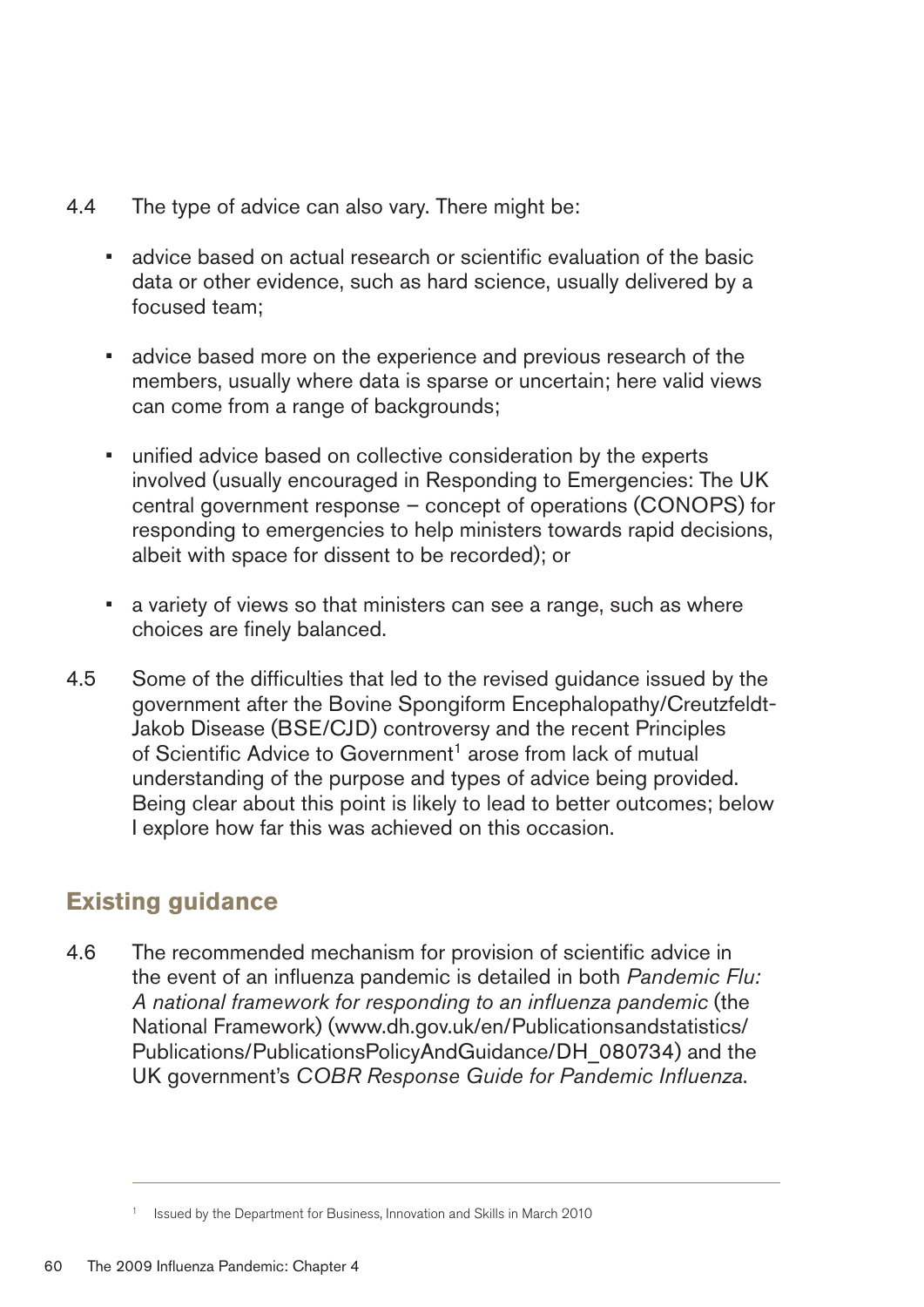4.4 The type of advice can also vary. There might be:

- advice based on actual research or scientific evaluation of the basic data or other evidence, such as hard science, usually delivered by a focused team;
- advice based more on the experience and previous research of the members, usually where data is sparse or uncertain; here valid views can come from a range of backgrounds;
- unified advice based on collective consideration by the experts involved (usually encouraged in Responding to Emergencies: The UK central government response – concept of operations (CONOPS) for responding to emergencies to help ministers towards rapid decisions, albeit with space for dissent to be recorded); or
- a variety of views so that ministers can see a range, such as where choices are finely balanced.

4.5 Some of the difficulties that led to the revised guidance issued by the government after the Bovine Spongiform Encephalopathy/Creutzfeldt-Jakob Disease (BSE/CJD) controversy and the recent Principles of Scientific Advice to Government[1] arose from lack of mutual understanding of the purpose and types of advice being provided. Being clear about this point is likely to lead to better outcomes; below I explore how far this was achieved on this occasion.

## Existing guidance

4.6 The recommended mechanism for provision of scientific advice in the event of an influenza pandemic is detailed in both *Pandemic Flu: A national framework for responding to an influenza pandemic* (the National Framework) (www.dh.gov.uk/en/Publicationsandstatistics/Publications/PublicationsPolicyAndGuidance/DH_080734) and the UK government's *COBR Response Guide for Pandemic Influenza*.

---

[1] Issued by the Department for Business, Innovation and Skills in March 2010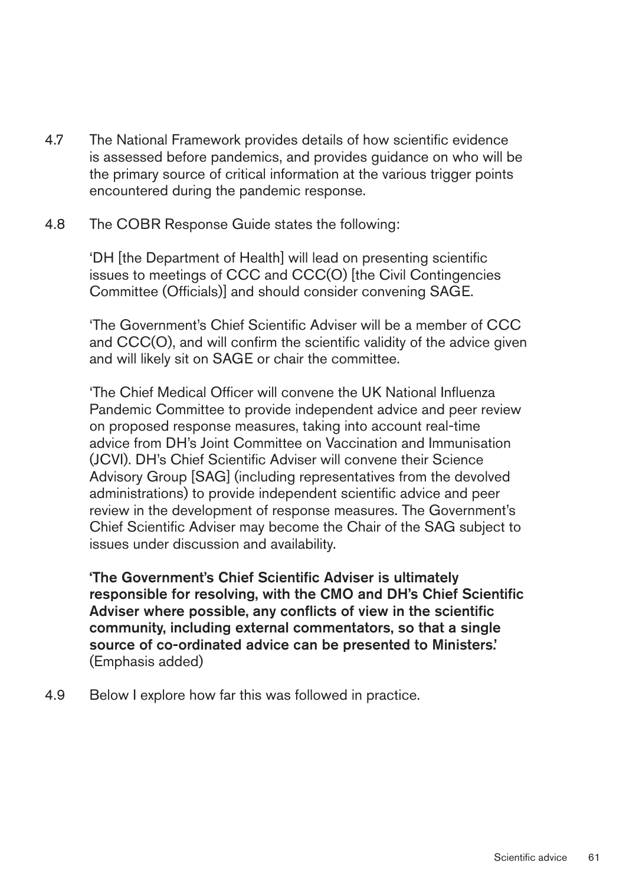4.7 The National Framework provides details of how scientific evidence is assessed before pandemics, and provides guidance on who will be the primary source of critical information at the various trigger points encountered during the pandemic response.

4.8 The COBR Response Guide states the following:

> 'DH [the Department of Health] will lead on presenting scientific issues to meetings of CCC and CCC(O) [the Civil Contingencies Committee (Officials)] and should consider convening SAGE.
>
> 'The Government's Chief Scientific Adviser will be a member of CCC and CCC(O), and will confirm the scientific validity of the advice given and will likely sit on SAGE or chair the committee.
>
> 'The Chief Medical Officer will convene the UK National Influenza Pandemic Committee to provide independent advice and peer review on proposed response measures, taking into account real-time advice from DH's Joint Committee on Vaccination and Immunisation (JCVI). DH's Chief Scientific Adviser will convene their Science Advisory Group [SAG] (including representatives from the devolved administrations) to provide independent scientific advice and peer review in the development of response measures. The Government's Chief Scientific Adviser may become the Chair of the SAG subject to issues under discussion and availability.
>
> **'The Government's Chief Scientific Adviser is ultimately responsible for resolving, with the CMO and DH's Chief Scientific Adviser where possible, any conflicts of view in the scientific community, including external commentators, so that a single source of co-ordinated advice can be presented to Ministers.'** (Emphasis added)

4.9 Below I explore how far this was followed in practice.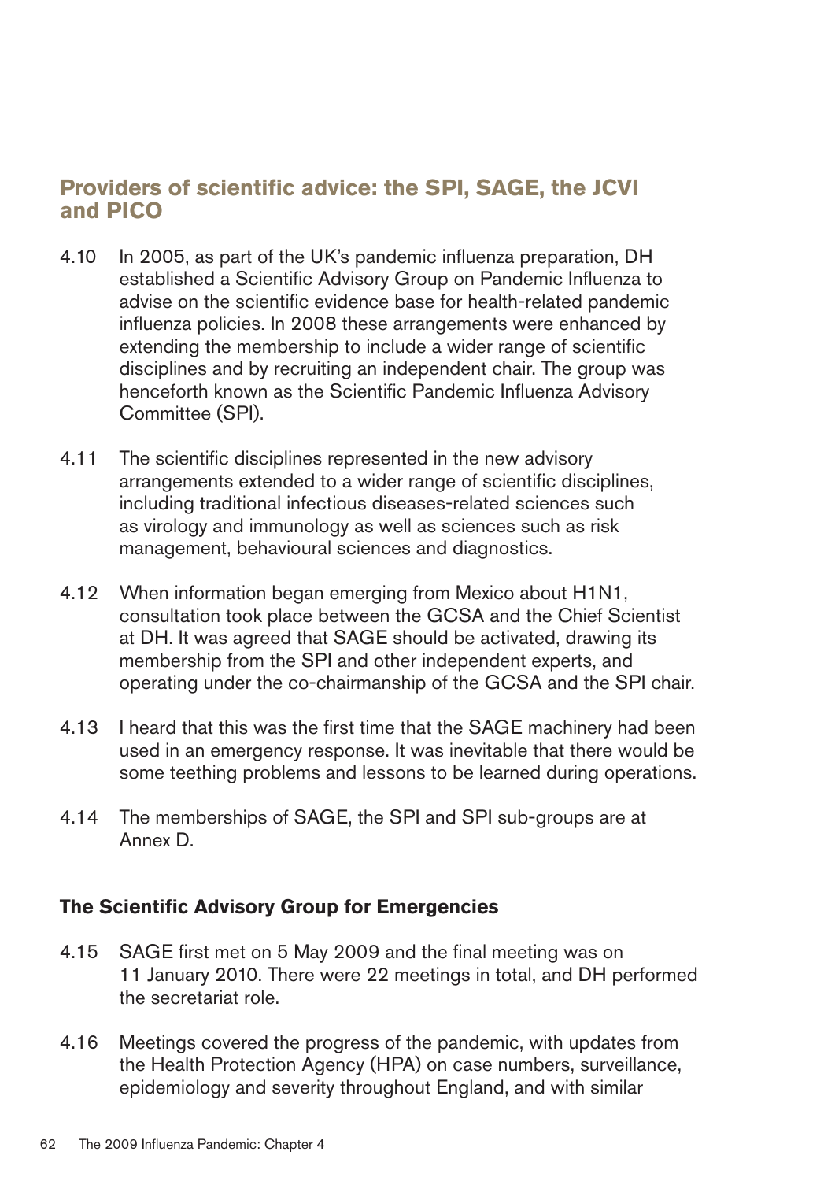## Providers of scientific advice: the SPI, SAGE, the JCVI and PICO

4.10 In 2005, as part of the UK's pandemic influenza preparation, DH established a Scientific Advisory Group on Pandemic Influenza to advise on the scientific evidence base for health-related pandemic influenza policies. In 2008 these arrangements were enhanced by extending the membership to include a wider range of scientific disciplines and by recruiting an independent chair. The group was henceforth known as the Scientific Pandemic Influenza Advisory Committee (SPI).

4.11 The scientific disciplines represented in the new advisory arrangements extended to a wider range of scientific disciplines, including traditional infectious diseases-related sciences such as virology and immunology as well as sciences such as risk management, behavioural sciences and diagnostics.

4.12 When information began emerging from Mexico about H1N1, consultation took place between the GCSA and the Chief Scientist at DH. It was agreed that SAGE should be activated, drawing its membership from the SPI and other independent experts, and operating under the co-chairmanship of the GCSA and the SPI chair.

4.13 I heard that this was the first time that the SAGE machinery had been used in an emergency response. It was inevitable that there would be some teething problems and lessons to be learned during operations.

4.14 The memberships of SAGE, the SPI and SPI sub-groups are at Annex D.

### The Scientific Advisory Group for Emergencies

4.15 SAGE first met on 5 May 2009 and the final meeting was on 11 January 2010. There were 22 meetings in total, and DH performed the secretariat role.

4.16 Meetings covered the progress of the pandemic, with updates from the Health Protection Agency (HPA) on case numbers, surveillance, epidemiology and severity throughout England, and with similar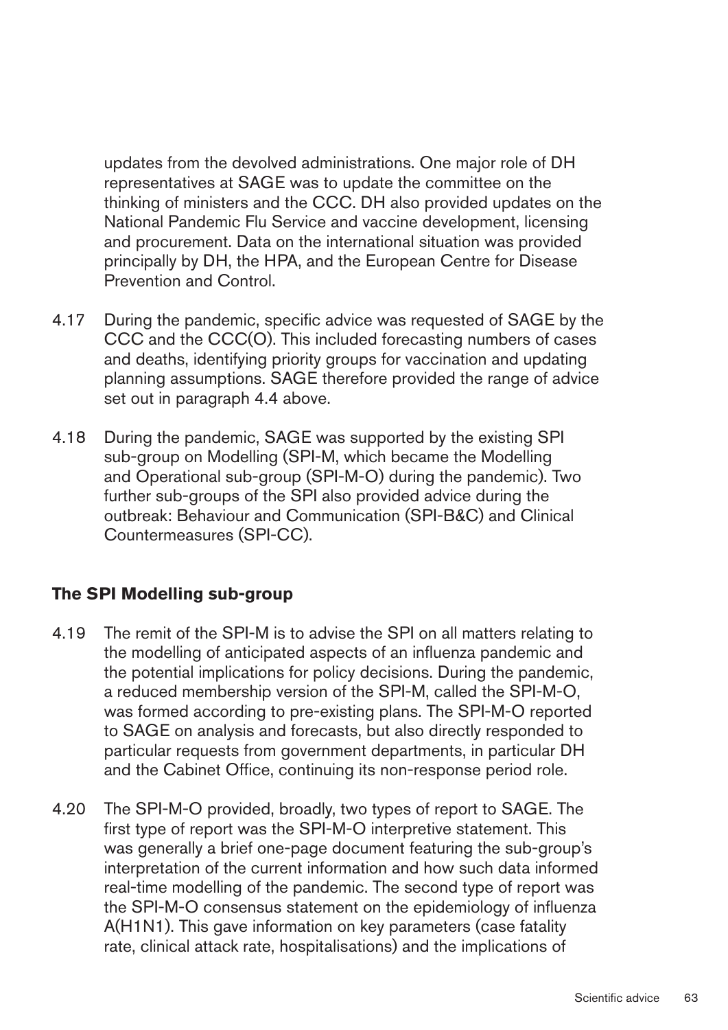updates from the devolved administrations. One major role of DH representatives at SAGE was to update the committee on the thinking of ministers and the CCC. DH also provided updates on the National Pandemic Flu Service and vaccine development, licensing and procurement. Data on the international situation was provided principally by DH, the HPA, and the European Centre for Disease Prevention and Control.

4.17 During the pandemic, specific advice was requested of SAGE by the CCC and the CCC(O). This included forecasting numbers of cases and deaths, identifying priority groups for vaccination and updating planning assumptions. SAGE therefore provided the range of advice set out in paragraph 4.4 above.

4.18 During the pandemic, SAGE was supported by the existing SPI sub-group on Modelling (SPI-M, which became the Modelling and Operational sub-group (SPI-M-O) during the pandemic). Two further sub-groups of the SPI also provided advice during the outbreak: Behaviour and Communication (SPI-B&C) and Clinical Countermeasures (SPI-CC).

### The SPI Modelling sub-group

4.19 The remit of the SPI-M is to advise the SPI on all matters relating to the modelling of anticipated aspects of an influenza pandemic and the potential implications for policy decisions. During the pandemic, a reduced membership version of the SPI-M, called the SPI-M-O, was formed according to pre-existing plans. The SPI-M-O reported to SAGE on analysis and forecasts, but also directly responded to particular requests from government departments, in particular DH and the Cabinet Office, continuing its non-response period role.

4.20 The SPI-M-O provided, broadly, two types of report to SAGE. The first type of report was the SPI-M-O interpretive statement. This was generally a brief one-page document featuring the sub-group's interpretation of the current information and how such data informed real-time modelling of the pandemic. The second type of report was the SPI-M-O consensus statement on the epidemiology of influenza A(H1N1). This gave information on key parameters (case fatality rate, clinical attack rate, hospitalisations) and the implications of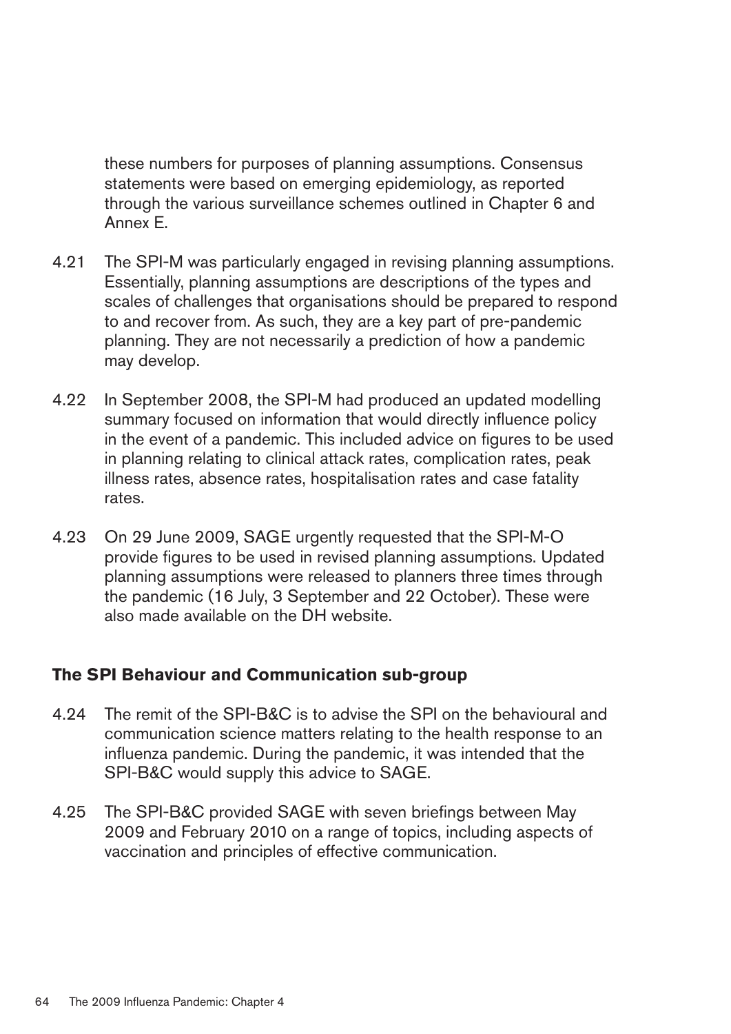these numbers for purposes of planning assumptions. Consensus statements were based on emerging epidemiology, as reported through the various surveillance schemes outlined in Chapter 6 and Annex E.

4.21 The SPI-M was particularly engaged in revising planning assumptions. Essentially, planning assumptions are descriptions of the types and scales of challenges that organisations should be prepared to respond to and recover from. As such, they are a key part of pre-pandemic planning. They are not necessarily a prediction of how a pandemic may develop.

4.22 In September 2008, the SPI-M had produced an updated modelling summary focused on information that would directly influence policy in the event of a pandemic. This included advice on figures to be used in planning relating to clinical attack rates, complication rates, peak illness rates, absence rates, hospitalisation rates and case fatality rates.

4.23 On 29 June 2009, SAGE urgently requested that the SPI-M-O provide figures to be used in revised planning assumptions. Updated planning assumptions were released to planners three times through the pandemic (16 July, 3 September and 22 October). These were also made available on the DH website.

### The SPI Behaviour and Communication sub-group

4.24 The remit of the SPI-B&C is to advise the SPI on the behavioural and communication science matters relating to the health response to an influenza pandemic. During the pandemic, it was intended that the SPI-B&C would supply this advice to SAGE.

4.25 The SPI-B&C provided SAGE with seven briefings between May 2009 and February 2010 on a range of topics, including aspects of vaccination and principles of effective communication.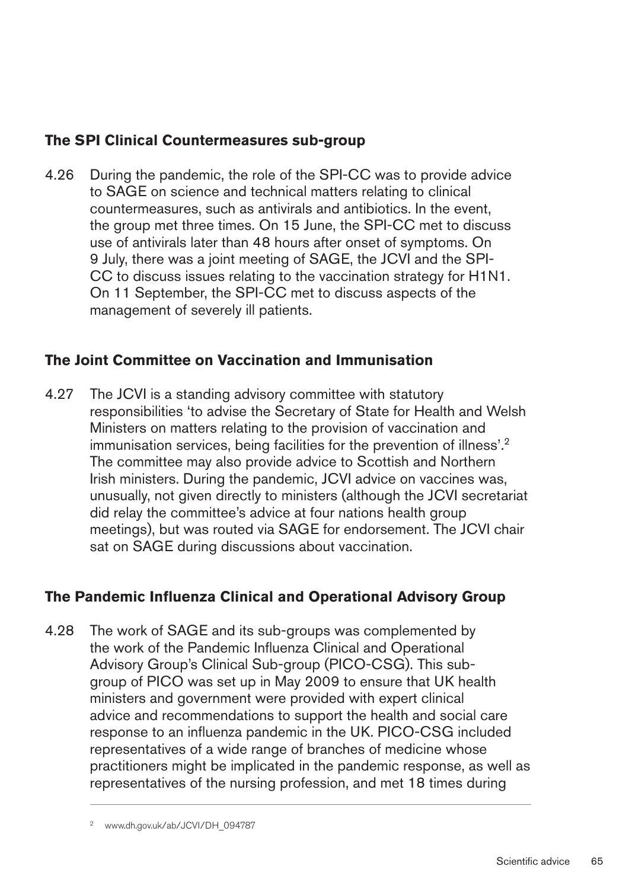### The SPI Clinical Countermeasures sub-group

4.26 During the pandemic, the role of the SPI-CC was to provide advice to SAGE on science and technical matters relating to clinical countermeasures, such as antivirals and antibiotics. In the event, the group met three times. On 15 June, the SPI-CC met to discuss use of antivirals later than 48 hours after onset of symptoms. On 9 July, there was a joint meeting of SAGE, the JCVI and the SPI-CC to discuss issues relating to the vaccination strategy for H1N1. On 11 September, the SPI-CC met to discuss aspects of the management of severely ill patients.

### The Joint Committee on Vaccination and Immunisation

4.27 The JCVI is a standing advisory committee with statutory responsibilities 'to advise the Secretary of State for Health and Welsh Ministers on matters relating to the provision of vaccination and immunisation services, being facilities for the prevention of illness'.[2] The committee may also provide advice to Scottish and Northern Irish ministers. During the pandemic, JCVI advice on vaccines was, unusually, not given directly to ministers (although the JCVI secretariat did relay the committee's advice at four nations health group meetings), but was routed via SAGE for endorsement. The JCVI chair sat on SAGE during discussions about vaccination.

### The Pandemic Influenza Clinical and Operational Advisory Group

4.28 The work of SAGE and its sub-groups was complemented by the work of the Pandemic Influenza Clinical and Operational Advisory Group's Clinical Sub-group (PICO-CSG). This sub-group of PICO was set up in May 2009 to ensure that UK health ministers and government were provided with expert clinical advice and recommendations to support the health and social care response to an influenza pandemic in the UK. PICO-CSG included representatives of a wide range of branches of medicine whose practitioners might be implicated in the pandemic response, as well as representatives of the nursing profession, and met 18 times during

---

[2] www.dh.gov.uk/ab/JCVI/DH_094787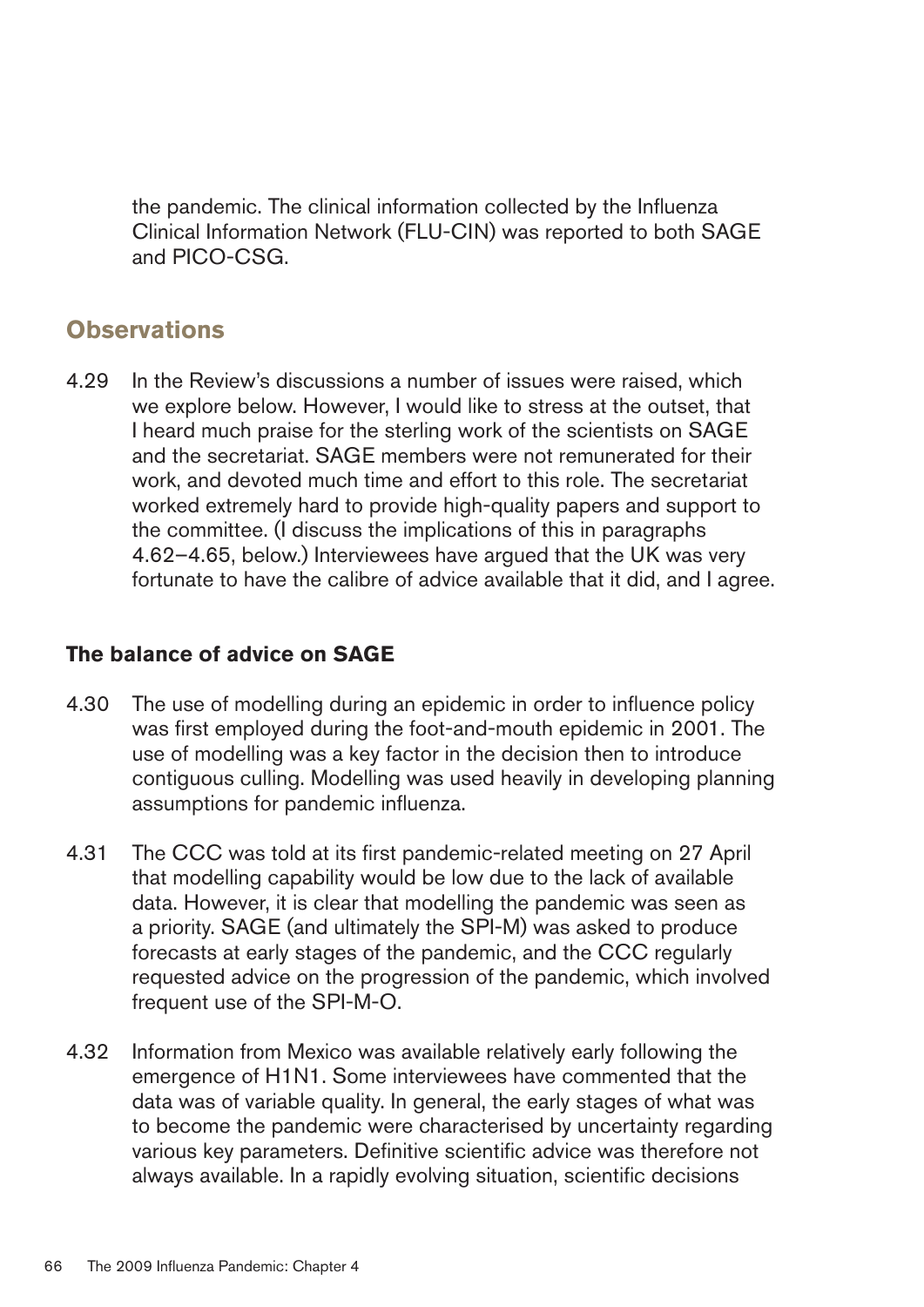the pandemic. The clinical information collected by the Influenza Clinical Information Network (FLU-CIN) was reported to both SAGE and PICO-CSG.

## Observations

4.29 In the Review's discussions a number of issues were raised, which we explore below. However, I would like to stress at the outset, that I heard much praise for the sterling work of the scientists on SAGE and the secretariat. SAGE members were not remunerated for their work, and devoted much time and effort to this role. The secretariat worked extremely hard to provide high-quality papers and support to the committee. (I discuss the implications of this in paragraphs 4.62–4.65, below.) Interviewees have argued that the UK was very fortunate to have the calibre of advice available that it did, and I agree.

### The balance of advice on SAGE

4.30 The use of modelling during an epidemic in order to influence policy was first employed during the foot-and-mouth epidemic in 2001. The use of modelling was a key factor in the decision then to introduce contiguous culling. Modelling was used heavily in developing planning assumptions for pandemic influenza.

4.31 The CCC was told at its first pandemic-related meeting on 27 April that modelling capability would be low due to the lack of available data. However, it is clear that modelling the pandemic was seen as a priority. SAGE (and ultimately the SPI-M) was asked to produce forecasts at early stages of the pandemic, and the CCC regularly requested advice on the progression of the pandemic, which involved frequent use of the SPI-M-O.

4.32 Information from Mexico was available relatively early following the emergence of H1N1. Some interviewees have commented that the data was of variable quality. In general, the early stages of what was to become the pandemic were characterised by uncertainty regarding various key parameters. Definitive scientific advice was therefore not always available. In a rapidly evolving situation, scientific decisions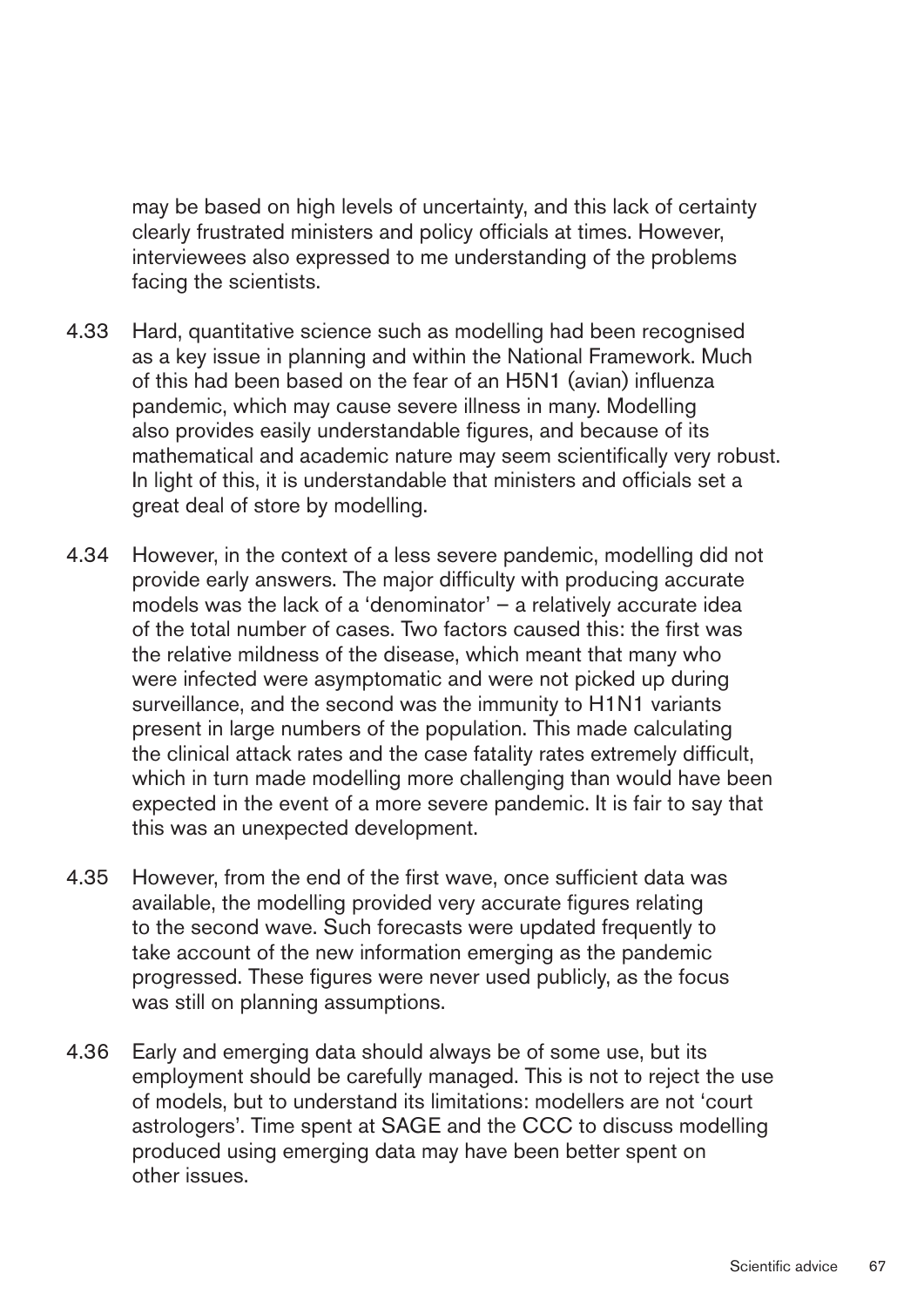may be based on high levels of uncertainty, and this lack of certainty clearly frustrated ministers and policy officials at times. However, interviewees also expressed to me understanding of the problems facing the scientists.

4.33 Hard, quantitative science such as modelling had been recognised as a key issue in planning and within the National Framework. Much of this had been based on the fear of an H5N1 (avian) influenza pandemic, which may cause severe illness in many. Modelling also provides easily understandable figures, and because of its mathematical and academic nature may seem scientifically very robust. In light of this, it is understandable that ministers and officials set a great deal of store by modelling.

4.34 However, in the context of a less severe pandemic, modelling did not provide early answers. The major difficulty with producing accurate models was the lack of a 'denominator' – a relatively accurate idea of the total number of cases. Two factors caused this: the first was the relative mildness of the disease, which meant that many who were infected were asymptomatic and were not picked up during surveillance, and the second was the immunity to H1N1 variants present in large numbers of the population. This made calculating the clinical attack rates and the case fatality rates extremely difficult, which in turn made modelling more challenging than would have been expected in the event of a more severe pandemic. It is fair to say that this was an unexpected development.

4.35 However, from the end of the first wave, once sufficient data was available, the modelling provided very accurate figures relating to the second wave. Such forecasts were updated frequently to take account of the new information emerging as the pandemic progressed. These figures were never used publicly, as the focus was still on planning assumptions.

4.36 Early and emerging data should always be of some use, but its employment should be carefully managed. This is not to reject the use of models, but to understand its limitations: modellers are not 'court astrologers'. Time spent at SAGE and the CCC to discuss modelling produced using emerging data may have been better spent on other issues.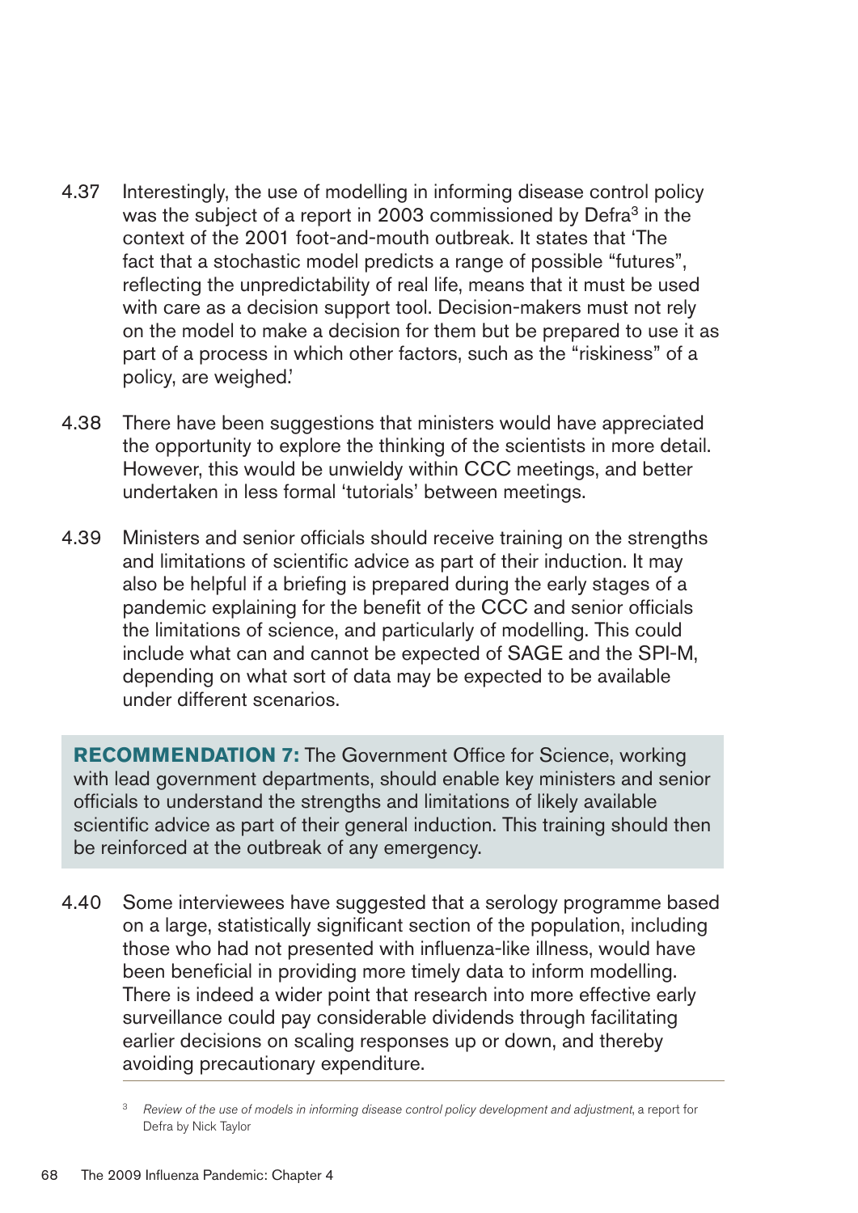4.37 Interestingly, the use of modelling in informing disease control policy was the subject of a report in 2003 commissioned by Defra[3] in the context of the 2001 foot-and-mouth outbreak. It states that 'The fact that a stochastic model predicts a range of possible "futures", reflecting the unpredictability of real life, means that it must be used with care as a decision support tool. Decision-makers must not rely on the model to make a decision for them but be prepared to use it as part of a process in which other factors, such as the "riskiness" of a policy, are weighed.'

4.38 There have been suggestions that ministers would have appreciated the opportunity to explore the thinking of the scientists in more detail. However, this would be unwieldy within CCC meetings, and better undertaken in less formal 'tutorials' between meetings.

4.39 Ministers and senior officials should receive training on the strengths and limitations of scientific advice as part of their induction. It may also be helpful if a briefing is prepared during the early stages of a pandemic explaining for the benefit of the CCC and senior officials the limitations of science, and particularly of modelling. This could include what can and cannot be expected of SAGE and the SPI-M, depending on what sort of data may be expected to be available under different scenarios.

**RECOMMENDATION 7:** The Government Office for Science, working with lead government departments, should enable key ministers and senior officials to understand the strengths and limitations of likely available scientific advice as part of their general induction. This training should then be reinforced at the outbreak of any emergency.

4.40 Some interviewees have suggested that a serology programme based on a large, statistically significant section of the population, including those who had not presented with influenza-like illness, would have been beneficial in providing more timely data to inform modelling. There is indeed a wider point that research into more effective early surveillance could pay considerable dividends through facilitating earlier decisions on scaling responses up or down, and thereby avoiding precautionary expenditure.

[3] *Review of the use of models in informing disease control policy development and adjustment*, a report for Defra by Nick Taylor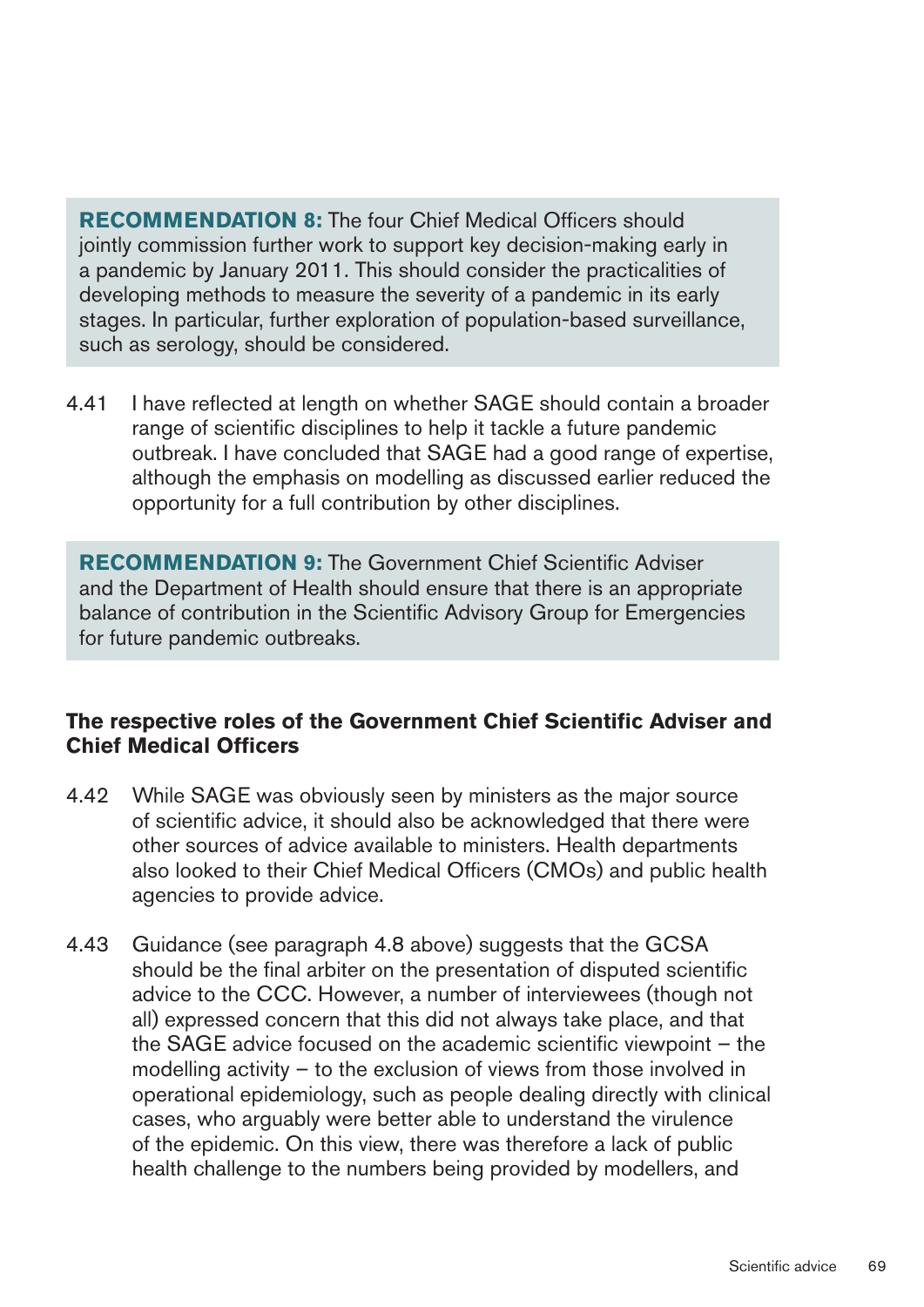**RECOMMENDATION 8:** The four Chief Medical Officers should jointly commission further work to support key decision-making early in a pandemic by January 2011. This should consider the practicalities of developing methods to measure the severity of a pandemic in its early stages. In particular, further exploration of population-based surveillance, such as serology, should be considered.

4.41 I have reflected at length on whether SAGE should contain a broader range of scientific disciplines to help it tackle a future pandemic outbreak. I have concluded that SAGE had a good range of expertise, although the emphasis on modelling as discussed earlier reduced the opportunity for a full contribution by other disciplines.

**RECOMMENDATION 9:** The Government Chief Scientific Adviser and the Department of Health should ensure that there is an appropriate balance of contribution in the Scientific Advisory Group for Emergencies for future pandemic outbreaks.

### The respective roles of the Government Chief Scientific Adviser and Chief Medical Officers

4.42 While SAGE was obviously seen by ministers as the major source of scientific advice, it should also be acknowledged that there were other sources of advice available to ministers. Health departments also looked to their Chief Medical Officers (CMOs) and public health agencies to provide advice.

4.43 Guidance (see paragraph 4.8 above) suggests that the GCSA should be the final arbiter on the presentation of disputed scientific advice to the CCC. However, a number of interviewees (though not all) expressed concern that this did not always take place, and that the SAGE advice focused on the academic scientific viewpoint – the modelling activity – to the exclusion of views from those involved in operational epidemiology, such as people dealing directly with clinical cases, who arguably were better able to understand the virulence of the epidemic. On this view, there was therefore a lack of public health challenge to the numbers being provided by modellers, and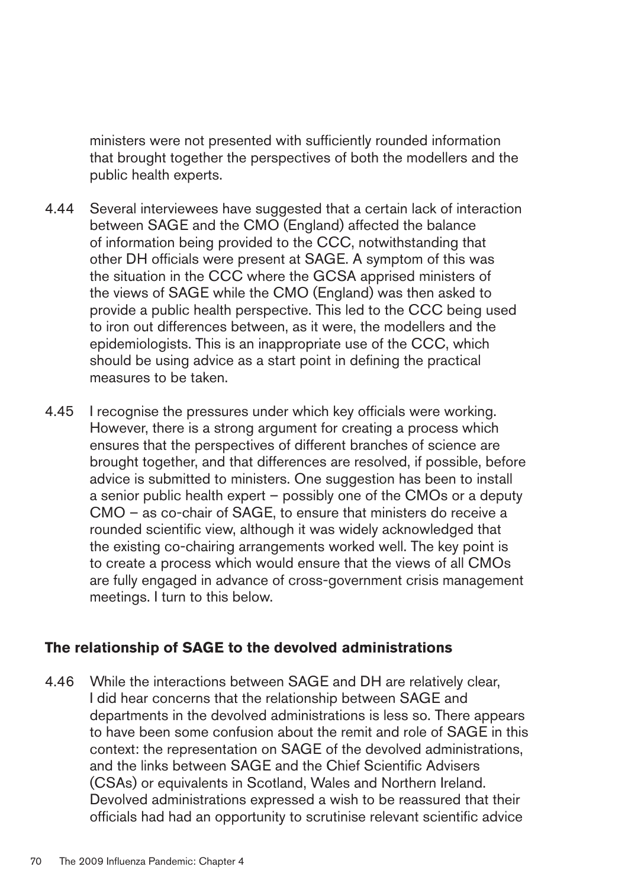ministers were not presented with sufficiently rounded information that brought together the perspectives of both the modellers and the public health experts.

4.44 Several interviewees have suggested that a certain lack of interaction between SAGE and the CMO (England) affected the balance of information being provided to the CCC, notwithstanding that other DH officials were present at SAGE. A symptom of this was the situation in the CCC where the GCSA apprised ministers of the views of SAGE while the CMO (England) was then asked to provide a public health perspective. This led to the CCC being used to iron out differences between, as it were, the modellers and the epidemiologists. This is an inappropriate use of the CCC, which should be using advice as a start point in defining the practical measures to be taken.

4.45 I recognise the pressures under which key officials were working. However, there is a strong argument for creating a process which ensures that the perspectives of different branches of science are brought together, and that differences are resolved, if possible, before advice is submitted to ministers. One suggestion has been to install a senior public health expert – possibly one of the CMOs or a deputy CMO – as co-chair of SAGE, to ensure that ministers do receive a rounded scientific view, although it was widely acknowledged that the existing co-chairing arrangements worked well. The key point is to create a process which would ensure that the views of all CMOs are fully engaged in advance of cross-government crisis management meetings. I turn to this below.

**The relationship of SAGE to the devolved administrations**

4.46 While the interactions between SAGE and DH are relatively clear, I did hear concerns that the relationship between SAGE and departments in the devolved administrations is less so. There appears to have been some confusion about the remit and role of SAGE in this context: the representation on SAGE of the devolved administrations, and the links between SAGE and the Chief Scientific Advisers (CSAs) or equivalents in Scotland, Wales and Northern Ireland. Devolved administrations expressed a wish to be reassured that their officials had had an opportunity to scrutinise relevant scientific advice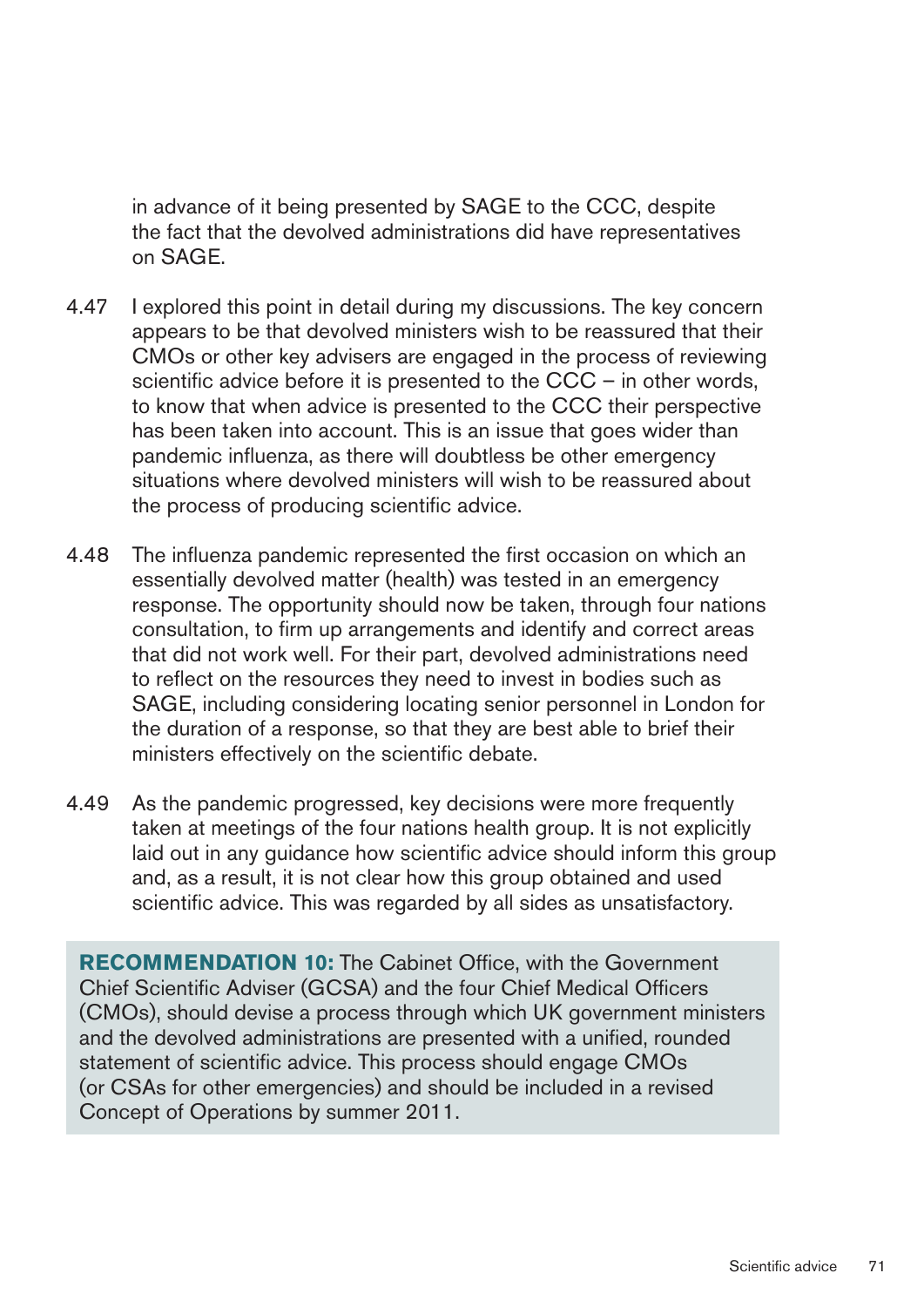in advance of it being presented by SAGE to the CCC, despite the fact that the devolved administrations did have representatives on SAGE.

4.47 I explored this point in detail during my discussions. The key concern appears to be that devolved ministers wish to be reassured that their CMOs or other key advisers are engaged in the process of reviewing scientific advice before it is presented to the CCC – in other words, to know that when advice is presented to the CCC their perspective has been taken into account. This is an issue that goes wider than pandemic influenza, as there will doubtless be other emergency situations where devolved ministers will wish to be reassured about the process of producing scientific advice.

4.48 The influenza pandemic represented the first occasion on which an essentially devolved matter (health) was tested in an emergency response. The opportunity should now be taken, through four nations consultation, to firm up arrangements and identify and correct areas that did not work well. For their part, devolved administrations need to reflect on the resources they need to invest in bodies such as SAGE, including considering locating senior personnel in London for the duration of a response, so that they are best able to brief their ministers effectively on the scientific debate.

4.49 As the pandemic progressed, key decisions were more frequently taken at meetings of the four nations health group. It is not explicitly laid out in any guidance how scientific advice should inform this group and, as a result, it is not clear how this group obtained and used scientific advice. This was regarded by all sides as unsatisfactory.

**RECOMMENDATION 10:** The Cabinet Office, with the Government Chief Scientific Adviser (GCSA) and the four Chief Medical Officers (CMOs), should devise a process through which UK government ministers and the devolved administrations are presented with a unified, rounded statement of scientific advice. This process should engage CMOs (or CSAs for other emergencies) and should be included in a revised Concept of Operations by summer 2011.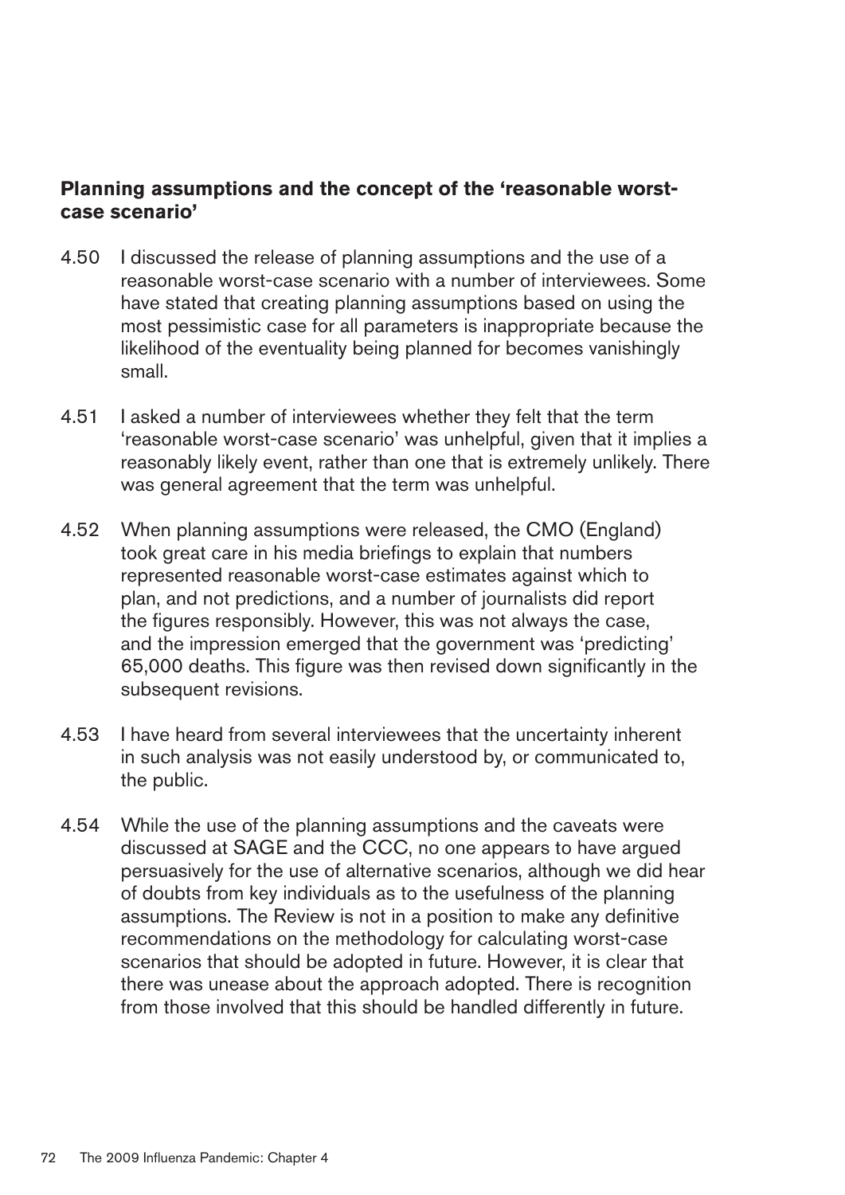### Planning assumptions and the concept of the 'reasonable worst-case scenario'

4.50 I discussed the release of planning assumptions and the use of a reasonable worst-case scenario with a number of interviewees. Some have stated that creating planning assumptions based on using the most pessimistic case for all parameters is inappropriate because the likelihood of the eventuality being planned for becomes vanishingly small.

4.51 I asked a number of interviewees whether they felt that the term 'reasonable worst-case scenario' was unhelpful, given that it implies a reasonably likely event, rather than one that is extremely unlikely. There was general agreement that the term was unhelpful.

4.52 When planning assumptions were released, the CMO (England) took great care in his media briefings to explain that numbers represented reasonable worst-case estimates against which to plan, and not predictions, and a number of journalists did report the figures responsibly. However, this was not always the case, and the impression emerged that the government was 'predicting' 65,000 deaths. This figure was then revised down significantly in the subsequent revisions.

4.53 I have heard from several interviewees that the uncertainty inherent in such analysis was not easily understood by, or communicated to, the public.

4.54 While the use of the planning assumptions and the caveats were discussed at SAGE and the CCC, no one appears to have argued persuasively for the use of alternative scenarios, although we did hear of doubts from key individuals as to the usefulness of the planning assumptions. The Review is not in a position to make any definitive recommendations on the methodology for calculating worst-case scenarios that should be adopted in future. However, it is clear that there was unease about the approach adopted. There is recognition from those involved that this should be handled differently in future.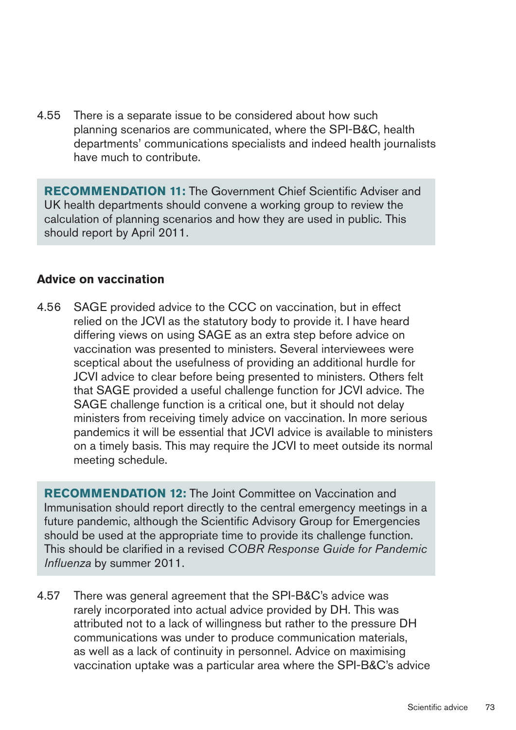4.55 There is a separate issue to be considered about how such planning scenarios are communicated, where the SPI-B&C, health departments' communications specialists and indeed health journalists have much to contribute.

> **RECOMMENDATION 11:** The Government Chief Scientific Adviser and UK health departments should convene a working group to review the calculation of planning scenarios and how they are used in public. This should report by April 2011.

### Advice on vaccination

4.56 SAGE provided advice to the CCC on vaccination, but in effect relied on the JCVI as the statutory body to provide it. I have heard differing views on using SAGE as an extra step before advice on vaccination was presented to ministers. Several interviewees were sceptical about the usefulness of providing an additional hurdle for JCVI advice to clear before being presented to ministers. Others felt that SAGE provided a useful challenge function for JCVI advice. The SAGE challenge function is a critical one, but it should not delay ministers from receiving timely advice on vaccination. In more serious pandemics it will be essential that JCVI advice is available to ministers on a timely basis. This may require the JCVI to meet outside its normal meeting schedule.

> **RECOMMENDATION 12:** The Joint Committee on Vaccination and Immunisation should report directly to the central emergency meetings in a future pandemic, although the Scientific Advisory Group for Emergencies should be used at the appropriate time to provide its challenge function. This should be clarified in a revised *COBR Response Guide for Pandemic Influenza* by summer 2011.

4.57 There was general agreement that the SPI-B&C's advice was rarely incorporated into actual advice provided by DH. This was attributed not to a lack of willingness but rather to the pressure DH communications was under to produce communication materials, as well as a lack of continuity in personnel. Advice on maximising vaccination uptake was a particular area where the SPI-B&C's advice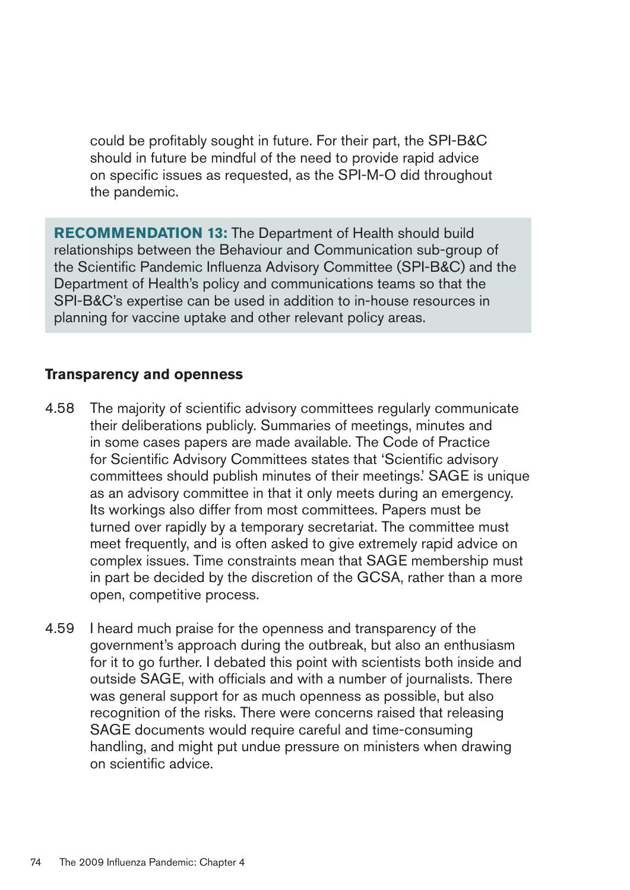could be profitably sought in future. For their part, the SPI-B&C should in future be mindful of the need to provide rapid advice on specific issues as requested, as the SPI-M-O did throughout the pandemic.

> **RECOMMENDATION 13:** The Department of Health should build relationships between the Behaviour and Communication sub-group of the Scientific Pandemic Influenza Advisory Committee (SPI-B&C) and the Department of Health's policy and communications teams so that the SPI-B&C's expertise can be used in addition to in-house resources in planning for vaccine uptake and other relevant policy areas.

**Transparency and openness**

4.58 The majority of scientific advisory committees regularly communicate their deliberations publicly. Summaries of meetings, minutes and in some cases papers are made available. The Code of Practice for Scientific Advisory Committees states that 'Scientific advisory committees should publish minutes of their meetings.' SAGE is unique as an advisory committee in that it only meets during an emergency. Its workings also differ from most committees. Papers must be turned over rapidly by a temporary secretariat. The committee must meet frequently, and is often asked to give extremely rapid advice on complex issues. Time constraints mean that SAGE membership must in part be decided by the discretion of the GCSA, rather than a more open, competitive process.

4.59 I heard much praise for the openness and transparency of the government's approach during the outbreak, but also an enthusiasm for it to go further. I debated this point with scientists both inside and outside SAGE, with officials and with a number of journalists. There was general support for as much openness as possible, but also recognition of the risks. There were concerns raised that releasing SAGE documents would require careful and time-consuming handling, and might put undue pressure on ministers when drawing on scientific advice.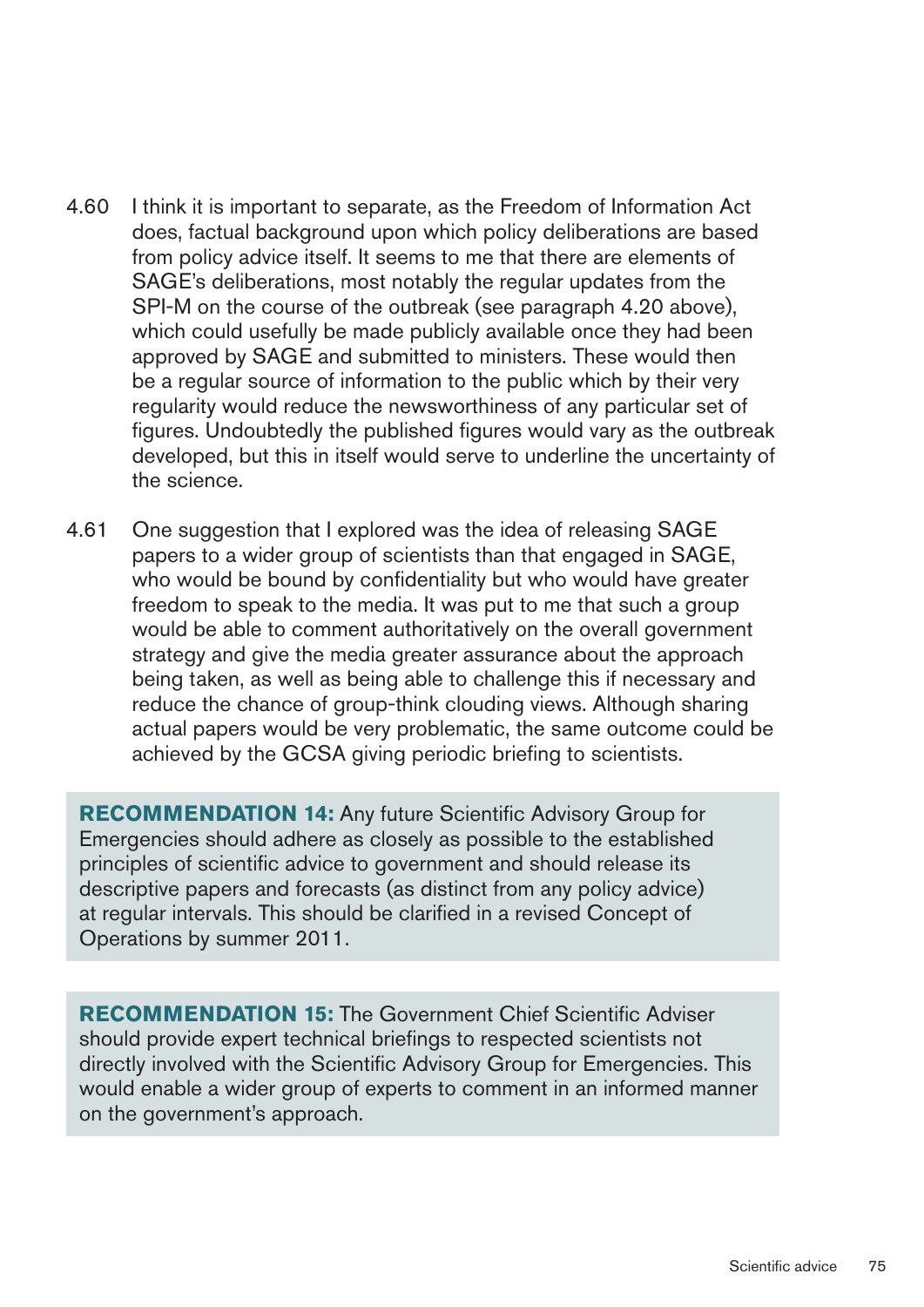4.60 I think it is important to separate, as the Freedom of Information Act does, factual background upon which policy deliberations are based from policy advice itself. It seems to me that there are elements of SAGE's deliberations, most notably the regular updates from the SPI-M on the course of the outbreak (see paragraph 4.20 above), which could usefully be made publicly available once they had been approved by SAGE and submitted to ministers. These would then be a regular source of information to the public which by their very regularity would reduce the newsworthiness of any particular set of figures. Undoubtedly the published figures would vary as the outbreak developed, but this in itself would serve to underline the uncertainty of the science.

4.61 One suggestion that I explored was the idea of releasing SAGE papers to a wider group of scientists than that engaged in SAGE, who would be bound by confidentiality but who would have greater freedom to speak to the media. It was put to me that such a group would be able to comment authoritatively on the overall government strategy and give the media greater assurance about the approach being taken, as well as being able to challenge this if necessary and reduce the chance of group-think clouding views. Although sharing actual papers would be very problematic, the same outcome could be achieved by the GCSA giving periodic briefing to scientists.

**RECOMMENDATION 14:** Any future Scientific Advisory Group for Emergencies should adhere as closely as possible to the established principles of scientific advice to government and should release its descriptive papers and forecasts (as distinct from any policy advice) at regular intervals. This should be clarified in a revised Concept of Operations by summer 2011.

**RECOMMENDATION 15:** The Government Chief Scientific Adviser should provide expert technical briefings to respected scientists not directly involved with the Scientific Advisory Group for Emergencies. This would enable a wider group of experts to comment in an informed manner on the government's approach.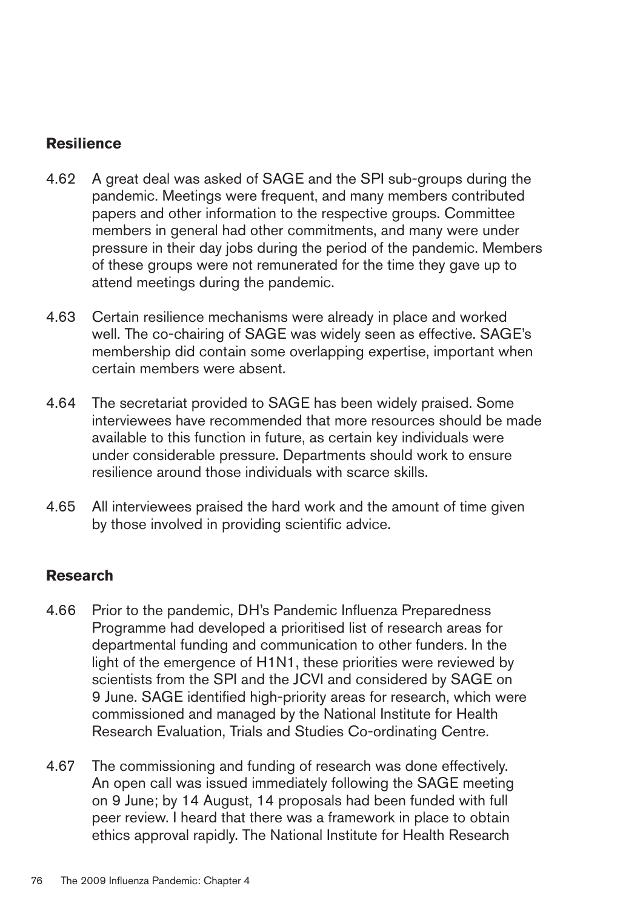## Resilience

4.62 A great deal was asked of SAGE and the SPI sub-groups during the pandemic. Meetings were frequent, and many members contributed papers and other information to the respective groups. Committee members in general had other commitments, and many were under pressure in their day jobs during the period of the pandemic. Members of these groups were not remunerated for the time they gave up to attend meetings during the pandemic.

4.63 Certain resilience mechanisms were already in place and worked well. The co-chairing of SAGE was widely seen as effective. SAGE's membership did contain some overlapping expertise, important when certain members were absent.

4.64 The secretariat provided to SAGE has been widely praised. Some interviewees have recommended that more resources should be made available to this function in future, as certain key individuals were under considerable pressure. Departments should work to ensure resilience around those individuals with scarce skills.

4.65 All interviewees praised the hard work and the amount of time given by those involved in providing scientific advice.

## Research

4.66 Prior to the pandemic, DH's Pandemic Influenza Preparedness Programme had developed a prioritised list of research areas for departmental funding and communication to other funders. In the light of the emergence of H1N1, these priorities were reviewed by scientists from the SPI and the JCVI and considered by SAGE on 9 June. SAGE identified high-priority areas for research, which were commissioned and managed by the National Institute for Health Research Evaluation, Trials and Studies Co-ordinating Centre.

4.67 The commissioning and funding of research was done effectively. An open call was issued immediately following the SAGE meeting on 9 June; by 14 August, 14 proposals had been funded with full peer review. I heard that there was a framework in place to obtain ethics approval rapidly. The National Institute for Health Research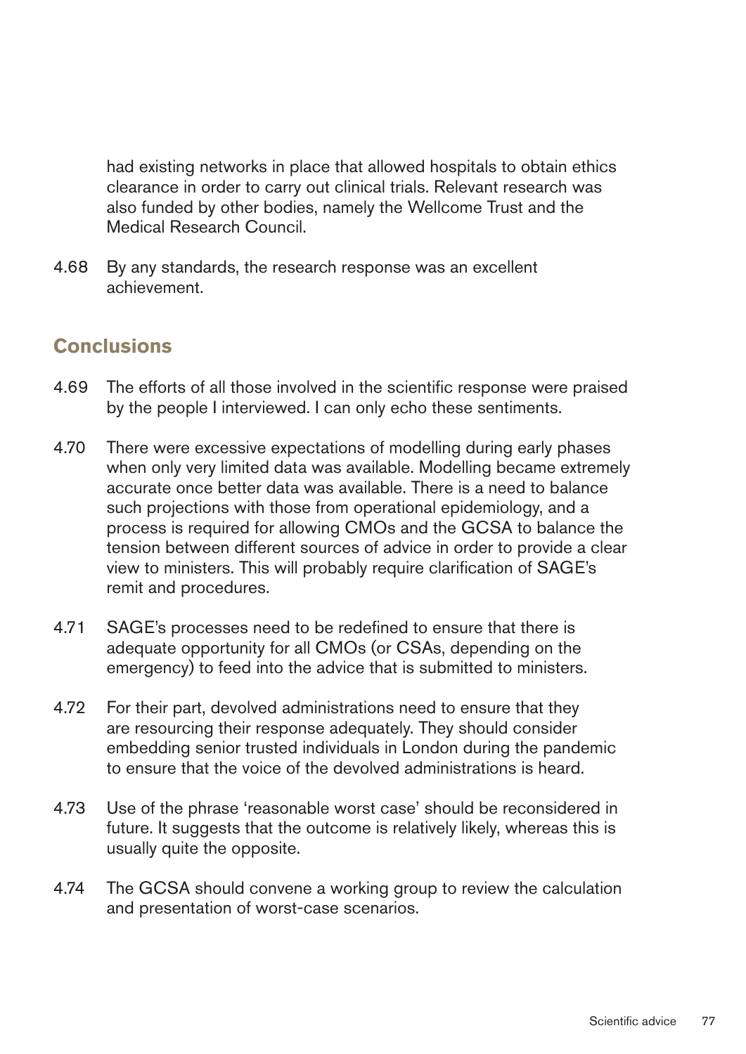had existing networks in place that allowed hospitals to obtain ethics clearance in order to carry out clinical trials. Relevant research was also funded by other bodies, namely the Wellcome Trust and the Medical Research Council.

4.68 By any standards, the research response was an excellent achievement.

## Conclusions

4.69 The efforts of all those involved in the scientific response were praised by the people I interviewed. I can only echo these sentiments.

4.70 There were excessive expectations of modelling during early phases when only very limited data was available. Modelling became extremely accurate once better data was available. There is a need to balance such projections with those from operational epidemiology, and a process is required for allowing CMOs and the GCSA to balance the tension between different sources of advice in order to provide a clear view to ministers. This will probably require clarification of SAGE's remit and procedures.

4.71 SAGE's processes need to be redefined to ensure that there is adequate opportunity for all CMOs (or CSAs, depending on the emergency) to feed into the advice that is submitted to ministers.

4.72 For their part, devolved administrations need to ensure that they are resourcing their response adequately. They should consider embedding senior trusted individuals in London during the pandemic to ensure that the voice of the devolved administrations is heard.

4.73 Use of the phrase 'reasonable worst case' should be reconsidered in future. It suggests that the outcome is relatively likely, whereas this is usually quite the opposite.

4.74 The GCSA should convene a working group to review the calculation and presentation of worst-case scenarios.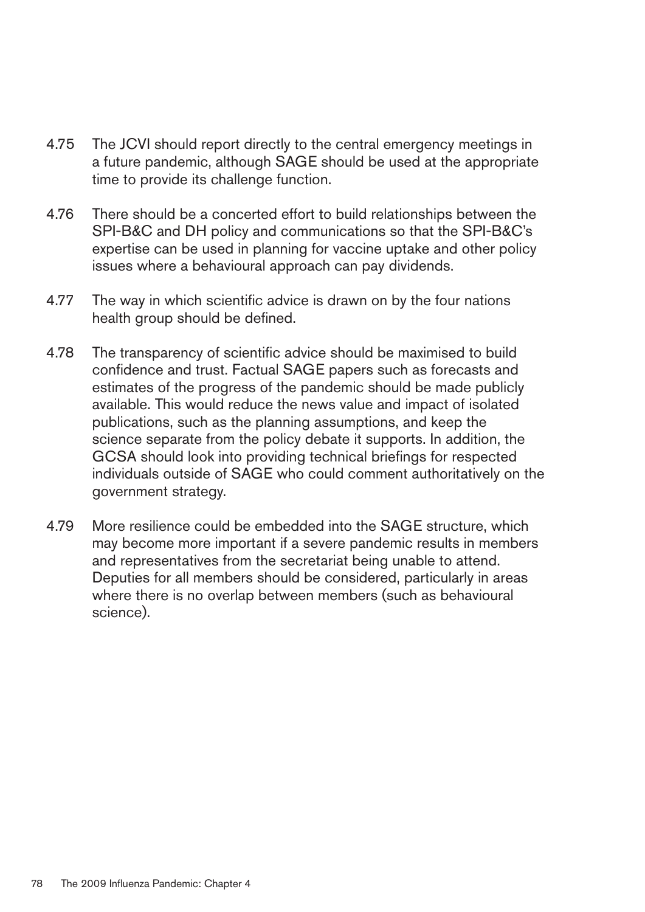4.75 The JCVI should report directly to the central emergency meetings in a future pandemic, although SAGE should be used at the appropriate time to provide its challenge function.

4.76 There should be a concerted effort to build relationships between the SPI-B&C and DH policy and communications so that the SPI-B&C's expertise can be used in planning for vaccine uptake and other policy issues where a behavioural approach can pay dividends.

4.77 The way in which scientific advice is drawn on by the four nations health group should be defined.

4.78 The transparency of scientific advice should be maximised to build confidence and trust. Factual SAGE papers such as forecasts and estimates of the progress of the pandemic should be made publicly available. This would reduce the news value and impact of isolated publications, such as the planning assumptions, and keep the science separate from the policy debate it supports. In addition, the GCSA should look into providing technical briefings for respected individuals outside of SAGE who could comment authoritatively on the government strategy.

4.79 More resilience could be embedded into the SAGE structure, which may become more important if a severe pandemic results in members and representatives from the secretariat being unable to attend. Deputies for all members should be considered, particularly in areas where there is no overlap between members (such as behavioural science).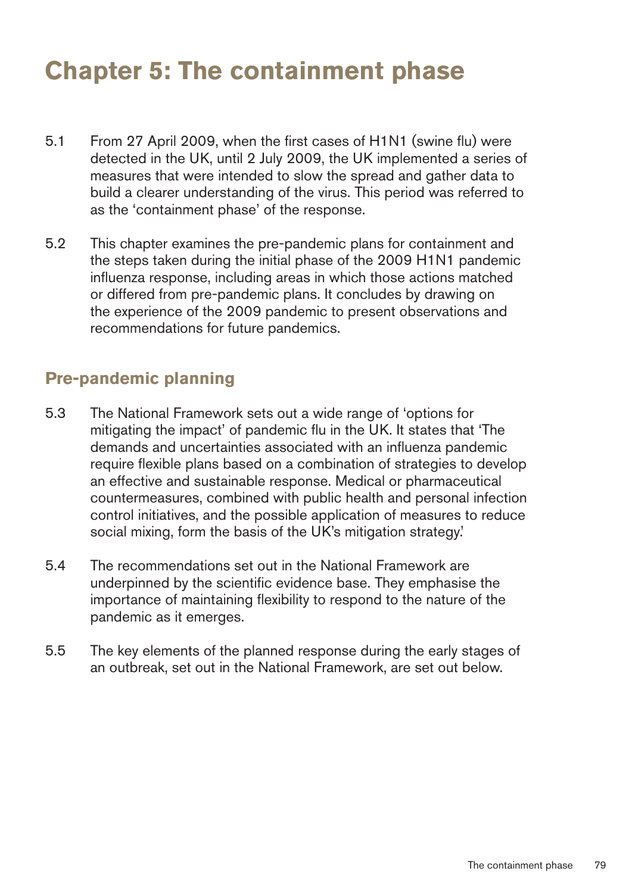# Chapter 5: The containment phase

5.1 From 27 April 2009, when the first cases of H1N1 (swine flu) were detected in the UK, until 2 July 2009, the UK implemented a series of measures that were intended to slow the spread and gather data to build a clearer understanding of the virus. This period was referred to as the 'containment phase' of the response.

5.2 This chapter examines the pre-pandemic plans for containment and the steps taken during the initial phase of the 2009 H1N1 pandemic influenza response, including areas in which those actions matched or differed from pre-pandemic plans. It concludes by drawing on the experience of the 2009 pandemic to present observations and recommendations for future pandemics.

## Pre-pandemic planning

5.3 The National Framework sets out a wide range of 'options for mitigating the impact' of pandemic flu in the UK. It states that 'The demands and uncertainties associated with an influenza pandemic require flexible plans based on a combination of strategies to develop an effective and sustainable response. Medical or pharmaceutical countermeasures, combined with public health and personal infection control initiatives, and the possible application of measures to reduce social mixing, form the basis of the UK's mitigation strategy.'

5.4 The recommendations set out in the National Framework are underpinned by the scientific evidence base. They emphasise the importance of maintaining flexibility to respond to the nature of the pandemic as it emerges.

5.5 The key elements of the planned response during the early stages of an outbreak, set out in the National Framework, are set out below.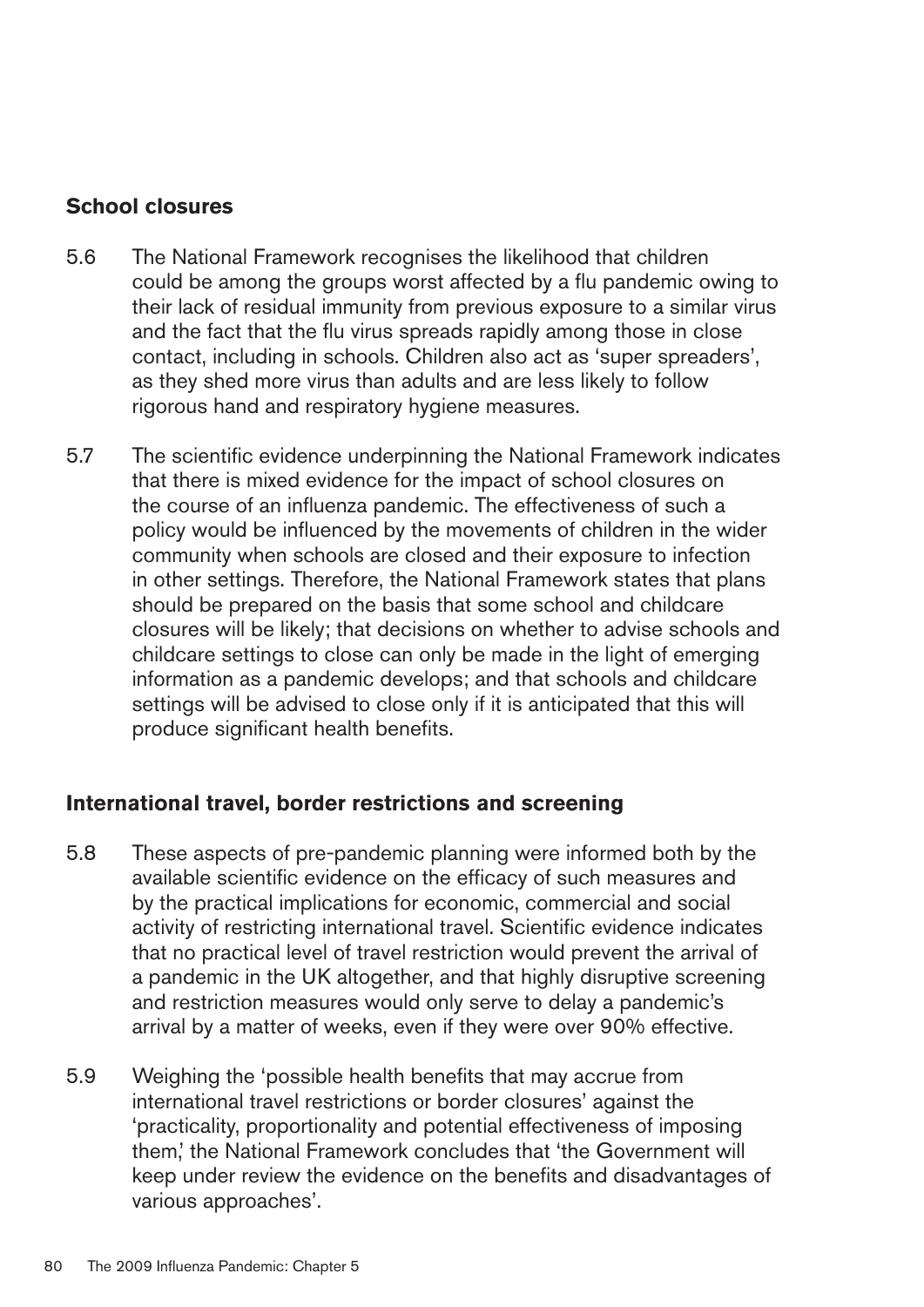## School closures

5.6 The National Framework recognises the likelihood that children could be among the groups worst affected by a flu pandemic owing to their lack of residual immunity from previous exposure to a similar virus and the fact that the flu virus spreads rapidly among those in close contact, including in schools. Children also act as 'super spreaders', as they shed more virus than adults and are less likely to follow rigorous hand and respiratory hygiene measures.

5.7 The scientific evidence underpinning the National Framework indicates that there is mixed evidence for the impact of school closures on the course of an influenza pandemic. The effectiveness of such a policy would be influenced by the movements of children in the wider community when schools are closed and their exposure to infection in other settings. Therefore, the National Framework states that plans should be prepared on the basis that some school and childcare closures will be likely; that decisions on whether to advise schools and childcare settings to close can only be made in the light of emerging information as a pandemic develops; and that schools and childcare settings will be advised to close only if it is anticipated that this will produce significant health benefits.

## International travel, border restrictions and screening

5.8 These aspects of pre-pandemic planning were informed both by the available scientific evidence on the efficacy of such measures and by the practical implications for economic, commercial and social activity of restricting international travel. Scientific evidence indicates that no practical level of travel restriction would prevent the arrival of a pandemic in the UK altogether, and that highly disruptive screening and restriction measures would only serve to delay a pandemic's arrival by a matter of weeks, even if they were over 90% effective.

5.9 Weighing the 'possible health benefits that may accrue from international travel restrictions or border closures' against the 'practicality, proportionality and potential effectiveness of imposing them,' the National Framework concludes that 'the Government will keep under review the evidence on the benefits and disadvantages of various approaches'.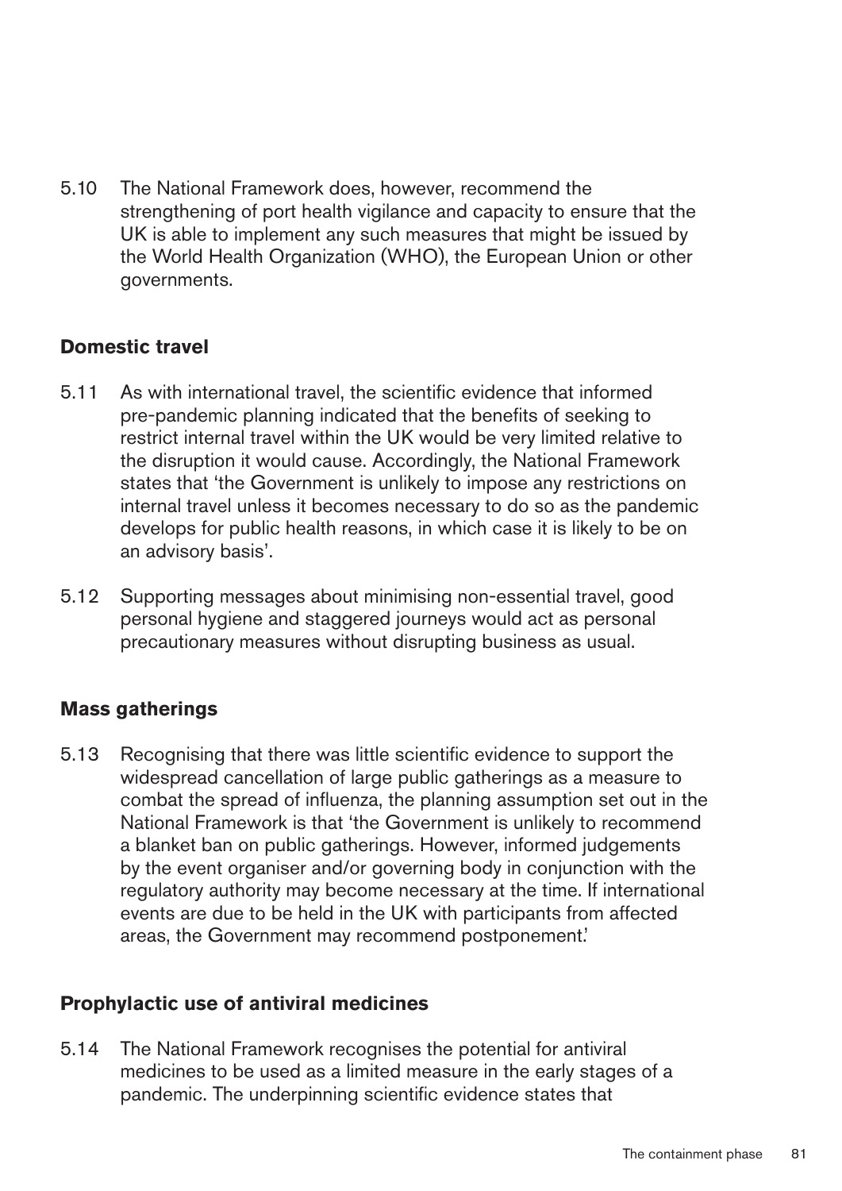5.10 The National Framework does, however, recommend the strengthening of port health vigilance and capacity to ensure that the UK is able to implement any such measures that might be issued by the World Health Organization (WHO), the European Union or other governments.

### Domestic travel

5.11 As with international travel, the scientific evidence that informed pre-pandemic planning indicated that the benefits of seeking to restrict internal travel within the UK would be very limited relative to the disruption it would cause. Accordingly, the National Framework states that 'the Government is unlikely to impose any restrictions on internal travel unless it becomes necessary to do so as the pandemic develops for public health reasons, in which case it is likely to be on an advisory basis'.

5.12 Supporting messages about minimising non-essential travel, good personal hygiene and staggered journeys would act as personal precautionary measures without disrupting business as usual.

### Mass gatherings

5.13 Recognising that there was little scientific evidence to support the widespread cancellation of large public gatherings as a measure to combat the spread of influenza, the planning assumption set out in the National Framework is that 'the Government is unlikely to recommend a blanket ban on public gatherings. However, informed judgements by the event organiser and/or governing body in conjunction with the regulatory authority may become necessary at the time. If international events are due to be held in the UK with participants from affected areas, the Government may recommend postponement.'

### Prophylactic use of antiviral medicines

5.14 The National Framework recognises the potential for antiviral medicines to be used as a limited measure in the early stages of a pandemic. The underpinning scientific evidence states that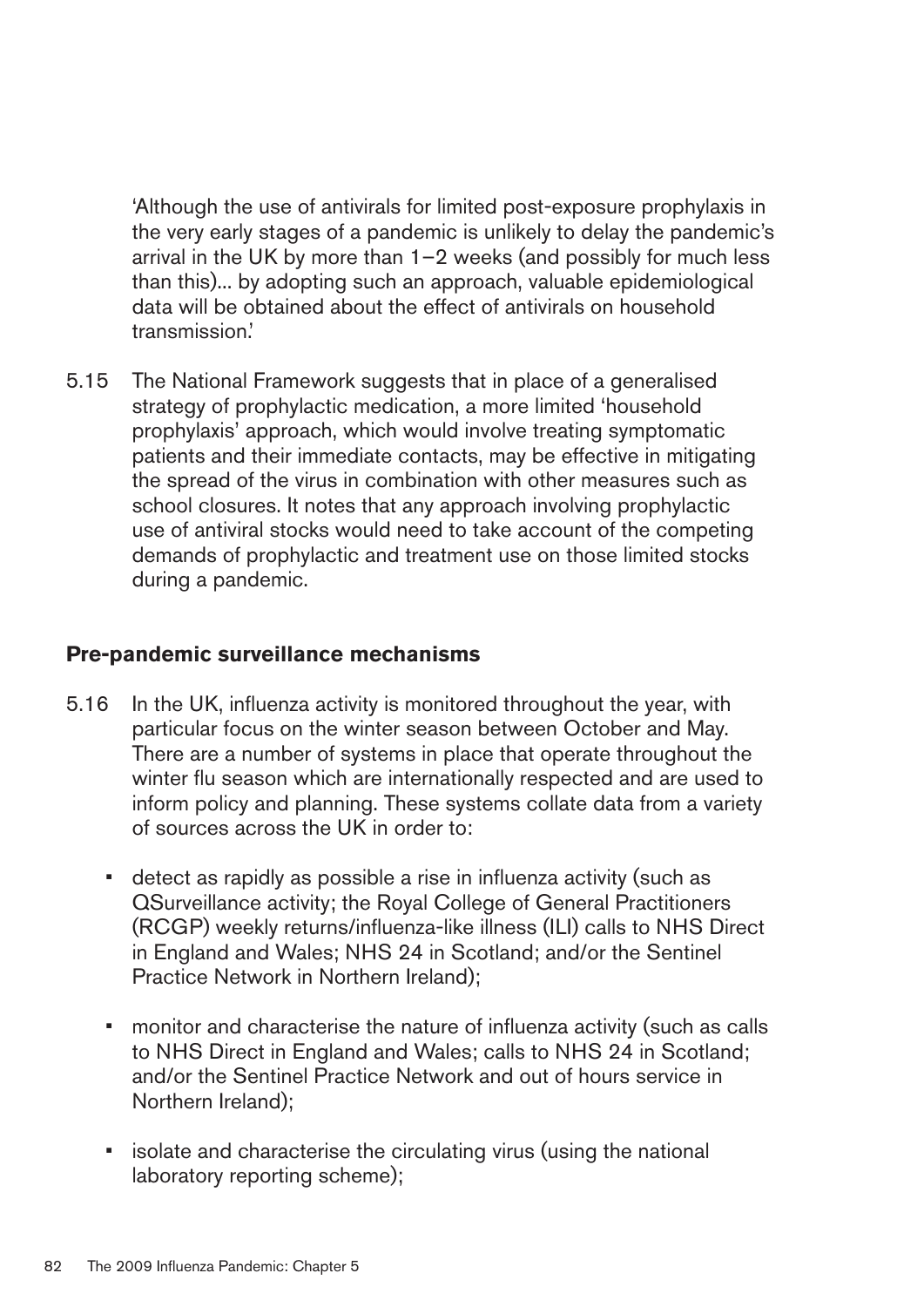> 'Although the use of antivirals for limited post-exposure prophylaxis in the very early stages of a pandemic is unlikely to delay the pandemic's arrival in the UK by more than 1–2 weeks (and possibly for much less than this)... by adopting such an approach, valuable epidemiological data will be obtained about the effect of antivirals on household transmission.'

5.15 The National Framework suggests that in place of a generalised strategy of prophylactic medication, a more limited 'household prophylaxis' approach, which would involve treating symptomatic patients and their immediate contacts, may be effective in mitigating the spread of the virus in combination with other measures such as school closures. It notes that any approach involving prophylactic use of antiviral stocks would need to take account of the competing demands of prophylactic and treatment use on those limited stocks during a pandemic.

### Pre-pandemic surveillance mechanisms

5.16 In the UK, influenza activity is monitored throughout the year, with particular focus on the winter season between October and May. There are a number of systems in place that operate throughout the winter flu season which are internationally respected and are used to inform policy and planning. These systems collate data from a variety of sources across the UK in order to:

- detect as rapidly as possible a rise in influenza activity (such as QSurveillance activity; the Royal College of General Practitioners (RCGP) weekly returns/influenza-like illness (ILI) calls to NHS Direct in England and Wales; NHS 24 in Scotland; and/or the Sentinel Practice Network in Northern Ireland);
- monitor and characterise the nature of influenza activity (such as calls to NHS Direct in England and Wales; calls to NHS 24 in Scotland; and/or the Sentinel Practice Network and out of hours service in Northern Ireland);
- isolate and characterise the circulating virus (using the national laboratory reporting scheme);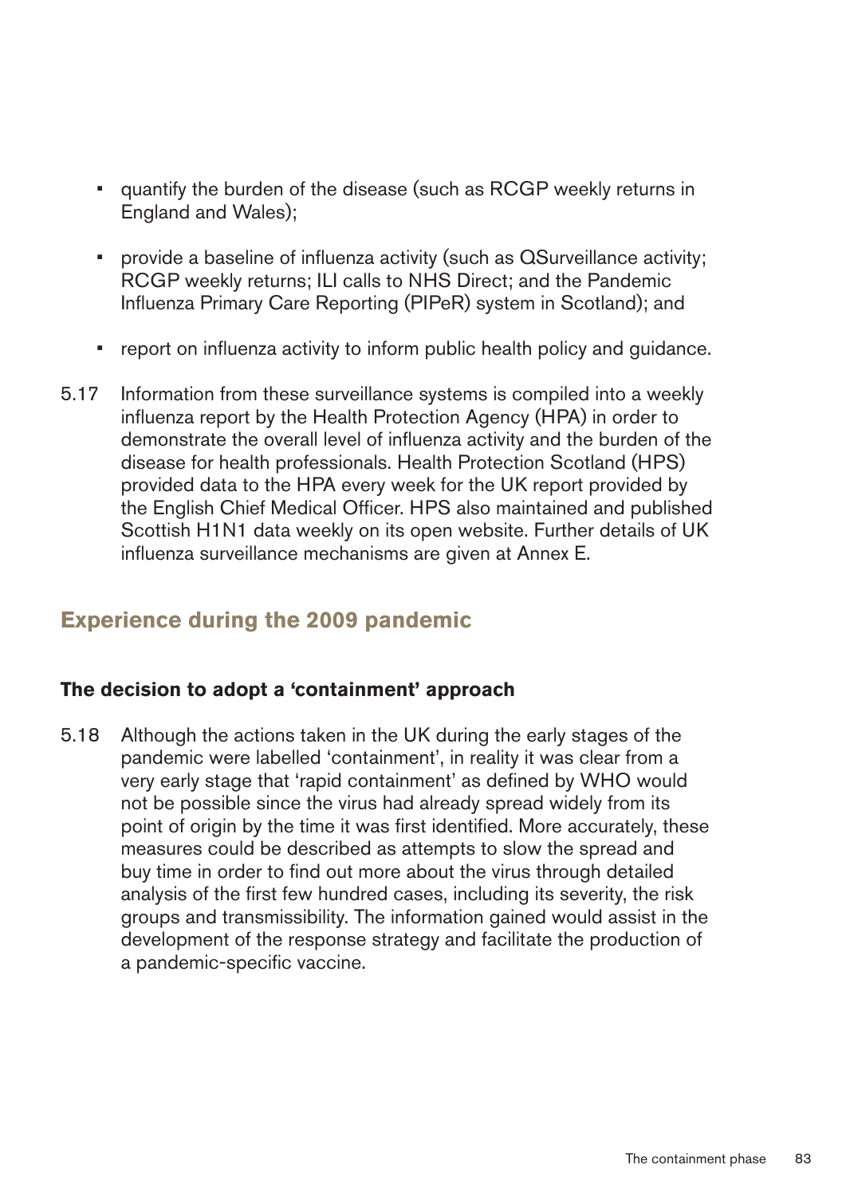- quantify the burden of the disease (such as RCGP weekly returns in England and Wales);
- provide a baseline of influenza activity (such as QSurveillance activity; RCGP weekly returns; ILI calls to NHS Direct; and the Pandemic Influenza Primary Care Reporting (PIPeR) system in Scotland); and
- report on influenza activity to inform public health policy and guidance.

5.17 Information from these surveillance systems is compiled into a weekly influenza report by the Health Protection Agency (HPA) in order to demonstrate the overall level of influenza activity and the burden of the disease for health professionals. Health Protection Scotland (HPS) provided data to the HPA every week for the UK report provided by the English Chief Medical Officer. HPS also maintained and published Scottish H1N1 data weekly on its open website. Further details of UK influenza surveillance mechanisms are given at Annex E.

## Experience during the 2009 pandemic

### The decision to adopt a 'containment' approach

5.18 Although the actions taken in the UK during the early stages of the pandemic were labelled 'containment', in reality it was clear from a very early stage that 'rapid containment' as defined by WHO would not be possible since the virus had already spread widely from its point of origin by the time it was first identified. More accurately, these measures could be described as attempts to slow the spread and buy time in order to find out more about the virus through detailed analysis of the first few hundred cases, including its severity, the risk groups and transmissibility. The information gained would assist in the development of the response strategy and facilitate the production of a pandemic-specific vaccine.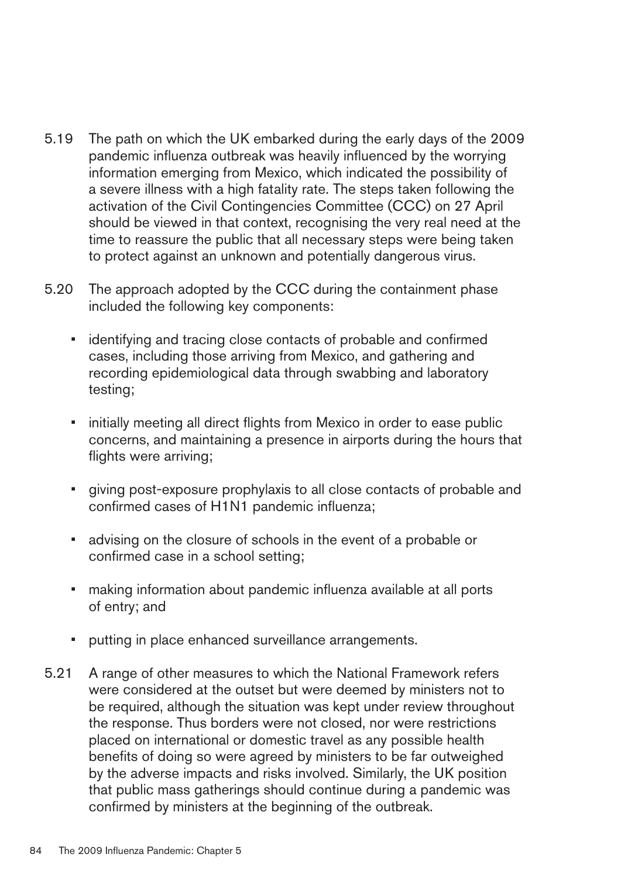5.19 The path on which the UK embarked during the early days of the 2009 pandemic influenza outbreak was heavily influenced by the worrying information emerging from Mexico, which indicated the possibility of a severe illness with a high fatality rate. The steps taken following the activation of the Civil Contingencies Committee (CCC) on 27 April should be viewed in that context, recognising the very real need at the time to reassure the public that all necessary steps were being taken to protect against an unknown and potentially dangerous virus.

5.20 The approach adopted by the CCC during the containment phase included the following key components:

- identifying and tracing close contacts of probable and confirmed cases, including those arriving from Mexico, and gathering and recording epidemiological data through swabbing and laboratory testing;
- initially meeting all direct flights from Mexico in order to ease public concerns, and maintaining a presence in airports during the hours that flights were arriving;
- giving post-exposure prophylaxis to all close contacts of probable and confirmed cases of H1N1 pandemic influenza;
- advising on the closure of schools in the event of a probable or confirmed case in a school setting;
- making information about pandemic influenza available at all ports of entry; and
- putting in place enhanced surveillance arrangements.

5.21 A range of other measures to which the National Framework refers were considered at the outset but were deemed by ministers not to be required, although the situation was kept under review throughout the response. Thus borders were not closed, nor were restrictions placed on international or domestic travel as any possible health benefits of doing so were agreed by ministers to be far outweighed by the adverse impacts and risks involved. Similarly, the UK position that public mass gatherings should continue during a pandemic was confirmed by ministers at the beginning of the outbreak.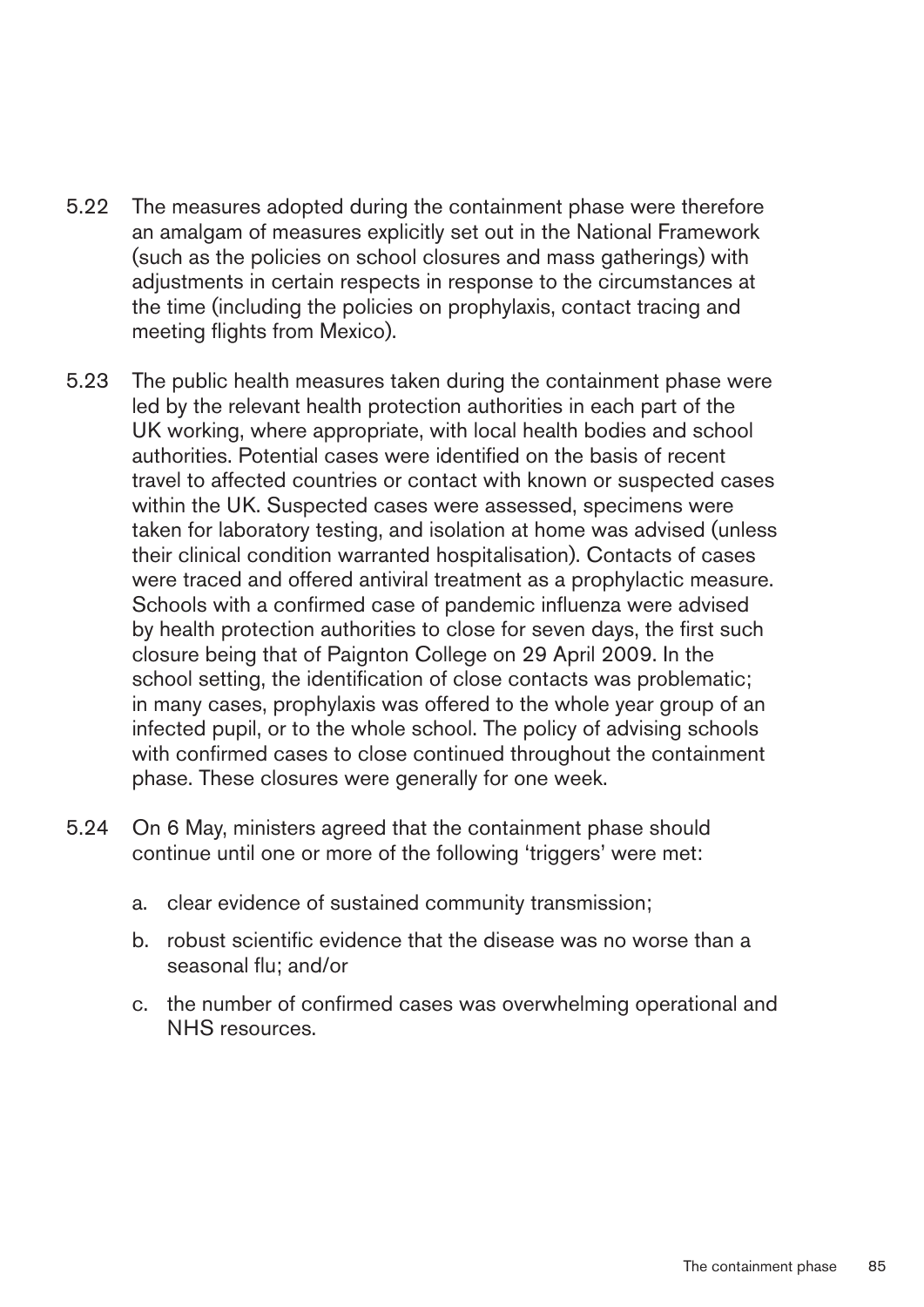5.22 The measures adopted during the containment phase were therefore an amalgam of measures explicitly set out in the National Framework (such as the policies on school closures and mass gatherings) with adjustments in certain respects in response to the circumstances at the time (including the policies on prophylaxis, contact tracing and meeting flights from Mexico).

5.23 The public health measures taken during the containment phase were led by the relevant health protection authorities in each part of the UK working, where appropriate, with local health bodies and school authorities. Potential cases were identified on the basis of recent travel to affected countries or contact with known or suspected cases within the UK. Suspected cases were assessed, specimens were taken for laboratory testing, and isolation at home was advised (unless their clinical condition warranted hospitalisation). Contacts of cases were traced and offered antiviral treatment as a prophylactic measure. Schools with a confirmed case of pandemic influenza were advised by health protection authorities to close for seven days, the first such closure being that of Paignton College on 29 April 2009. In the school setting, the identification of close contacts was problematic; in many cases, prophylaxis was offered to the whole year group of an infected pupil, or to the whole school. The policy of advising schools with confirmed cases to close continued throughout the containment phase. These closures were generally for one week.

5.24 On 6 May, ministers agreed that the containment phase should continue until one or more of the following 'triggers' were met:

a. clear evidence of sustained community transmission;

b. robust scientific evidence that the disease was no worse than a seasonal flu; and/or

c. the number of confirmed cases was overwhelming operational and NHS resources.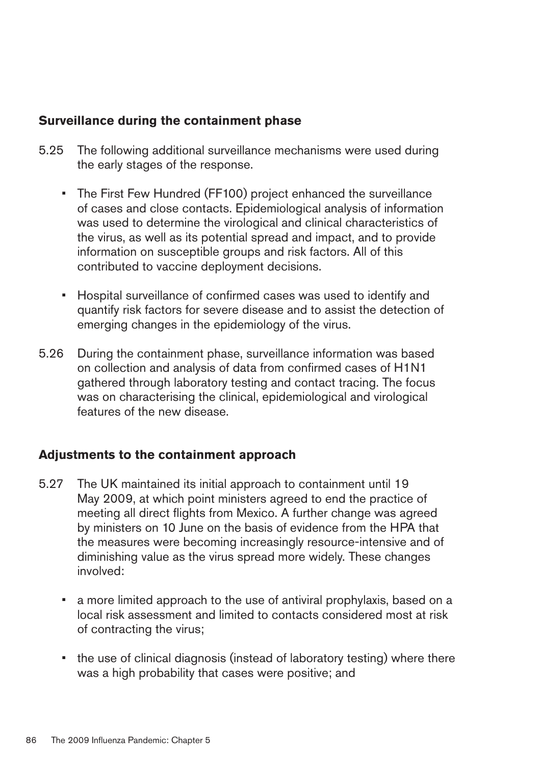## Surveillance during the containment phase

5.25 The following additional surveillance mechanisms were used during the early stages of the response.

- The First Few Hundred (FF100) project enhanced the surveillance of cases and close contacts. Epidemiological analysis of information was used to determine the virological and clinical characteristics of the virus, as well as its potential spread and impact, and to provide information on susceptible groups and risk factors. All of this contributed to vaccine deployment decisions.

- Hospital surveillance of confirmed cases was used to identify and quantify risk factors for severe disease and to assist the detection of emerging changes in the epidemiology of the virus.

5.26 During the containment phase, surveillance information was based on collection and analysis of data from confirmed cases of H1N1 gathered through laboratory testing and contact tracing. The focus was on characterising the clinical, epidemiological and virological features of the new disease.

## Adjustments to the containment approach

5.27 The UK maintained its initial approach to containment until 19 May 2009, at which point ministers agreed to end the practice of meeting all direct flights from Mexico. A further change was agreed by ministers on 10 June on the basis of evidence from the HPA that the measures were becoming increasingly resource-intensive and of diminishing value as the virus spread more widely. These changes involved:

- a more limited approach to the use of antiviral prophylaxis, based on a local risk assessment and limited to contacts considered most at risk of contracting the virus;

- the use of clinical diagnosis (instead of laboratory testing) where there was a high probability that cases were positive; and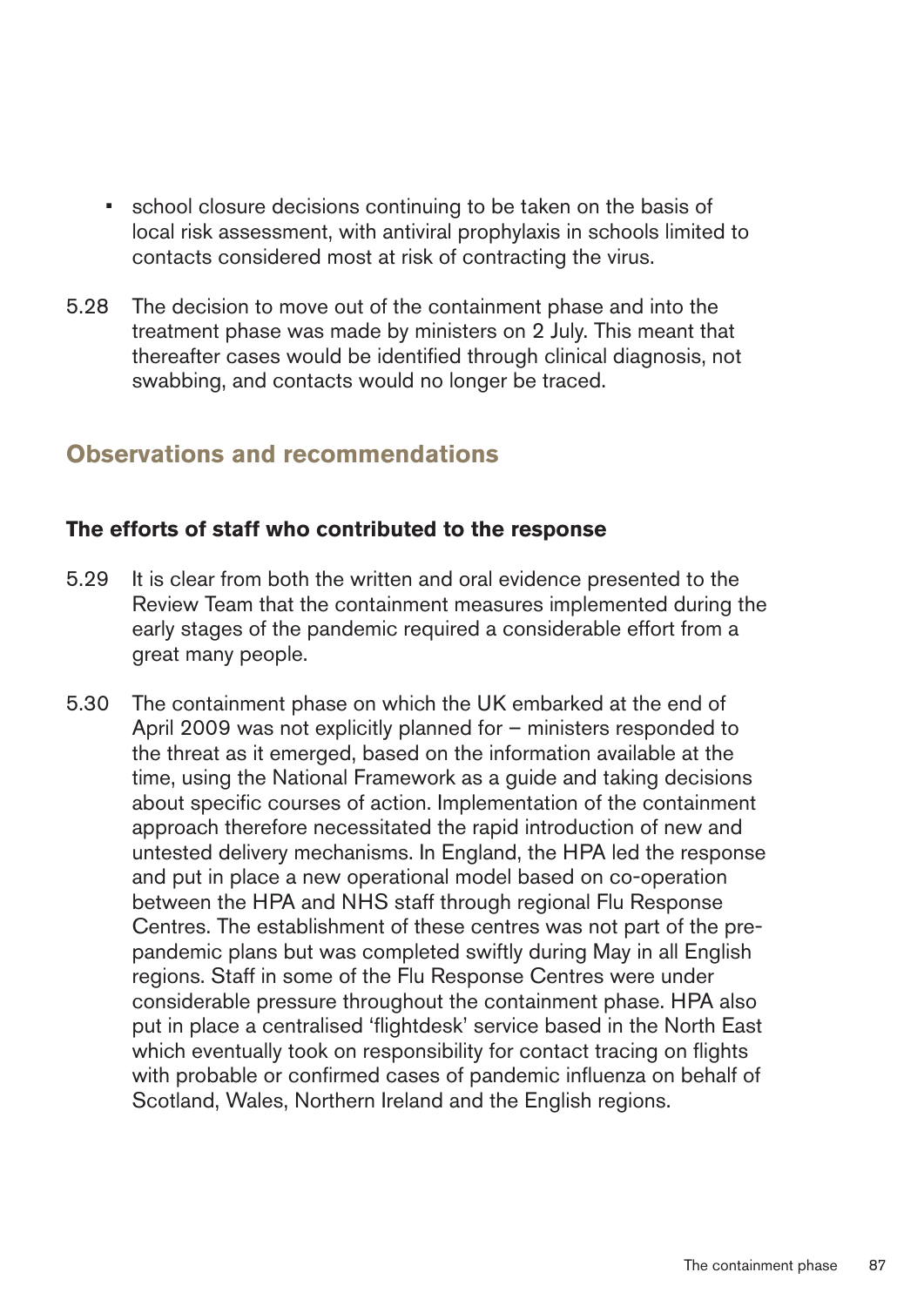- school closure decisions continuing to be taken on the basis of local risk assessment, with antiviral prophylaxis in schools limited to contacts considered most at risk of contracting the virus.

5.28 The decision to move out of the containment phase and into the treatment phase was made by ministers on 2 July. This meant that thereafter cases would be identified through clinical diagnosis, not swabbing, and contacts would no longer be traced.

## Observations and recommendations

### The efforts of staff who contributed to the response

5.29 It is clear from both the written and oral evidence presented to the Review Team that the containment measures implemented during the early stages of the pandemic required a considerable effort from a great many people.

5.30 The containment phase on which the UK embarked at the end of April 2009 was not explicitly planned for – ministers responded to the threat as it emerged, based on the information available at the time, using the National Framework as a guide and taking decisions about specific courses of action. Implementation of the containment approach therefore necessitated the rapid introduction of new and untested delivery mechanisms. In England, the HPA led the response and put in place a new operational model based on co-operation between the HPA and NHS staff through regional Flu Response Centres. The establishment of these centres was not part of the pre-pandemic plans but was completed swiftly during May in all English regions. Staff in some of the Flu Response Centres were under considerable pressure throughout the containment phase. HPA also put in place a centralised 'flightdesk' service based in the North East which eventually took on responsibility for contact tracing on flights with probable or confirmed cases of pandemic influenza on behalf of Scotland, Wales, Northern Ireland and the English regions.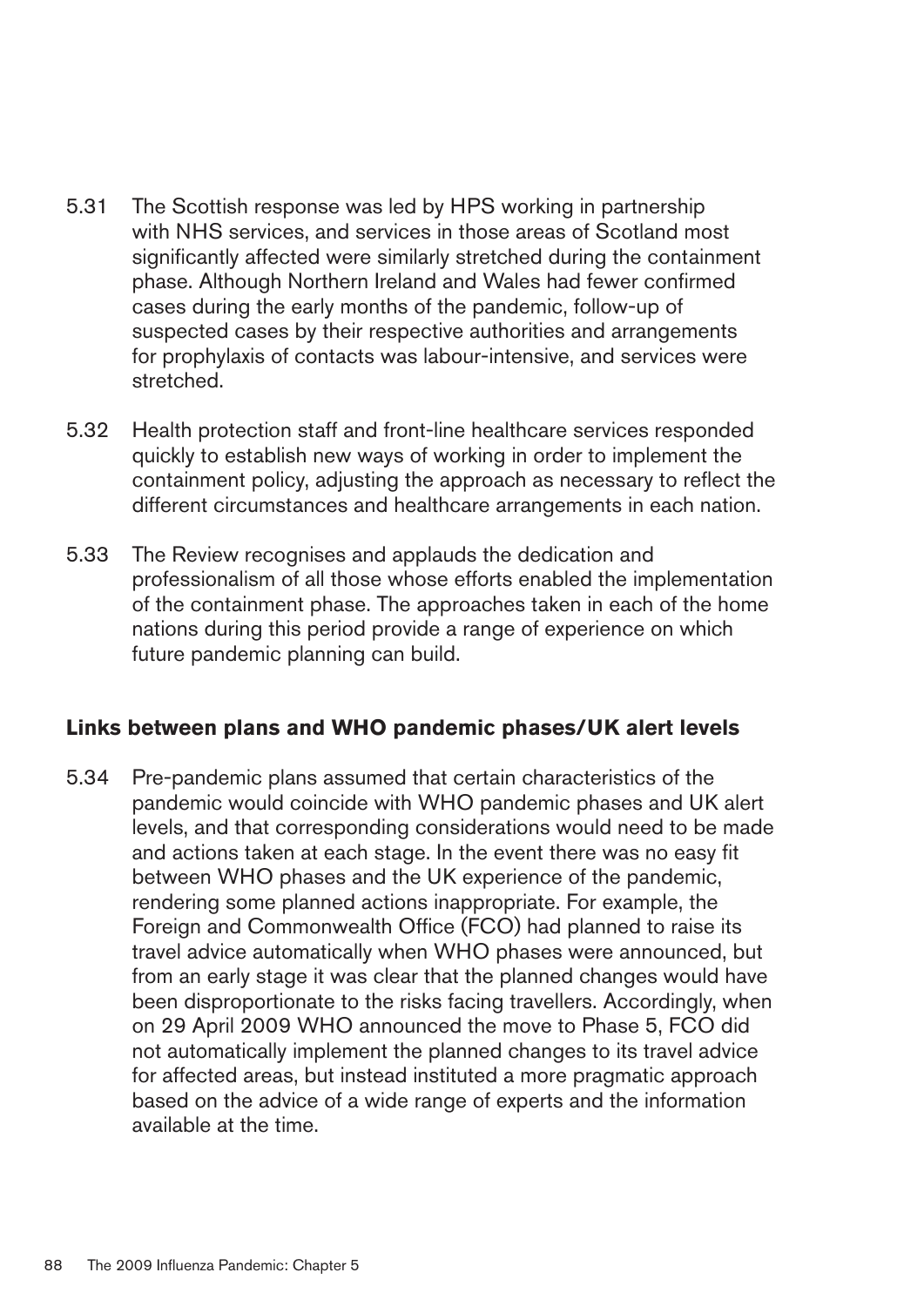5.31 The Scottish response was led by HPS working in partnership with NHS services, and services in those areas of Scotland most significantly affected were similarly stretched during the containment phase. Although Northern Ireland and Wales had fewer confirmed cases during the early months of the pandemic, follow-up of suspected cases by their respective authorities and arrangements for prophylaxis of contacts was labour-intensive, and services were stretched.

5.32 Health protection staff and front-line healthcare services responded quickly to establish new ways of working in order to implement the containment policy, adjusting the approach as necessary to reflect the different circumstances and healthcare arrangements in each nation.

5.33 The Review recognises and applauds the dedication and professionalism of all those whose efforts enabled the implementation of the containment phase. The approaches taken in each of the home nations during this period provide a range of experience on which future pandemic planning can build.

### Links between plans and WHO pandemic phases/UK alert levels

5.34 Pre-pandemic plans assumed that certain characteristics of the pandemic would coincide with WHO pandemic phases and UK alert levels, and that corresponding considerations would need to be made and actions taken at each stage. In the event there was no easy fit between WHO phases and the UK experience of the pandemic, rendering some planned actions inappropriate. For example, the Foreign and Commonwealth Office (FCO) had planned to raise its travel advice automatically when WHO phases were announced, but from an early stage it was clear that the planned changes would have been disproportionate to the risks facing travellers. Accordingly, when on 29 April 2009 WHO announced the move to Phase 5, FCO did not automatically implement the planned changes to its travel advice for affected areas, but instead instituted a more pragmatic approach based on the advice of a wide range of experts and the information available at the time.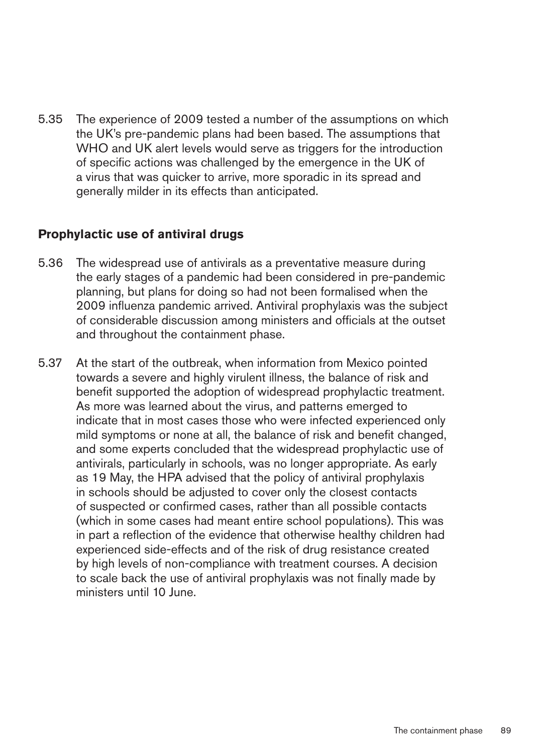5.35 The experience of 2009 tested a number of the assumptions on which the UK's pre-pandemic plans had been based. The assumptions that WHO and UK alert levels would serve as triggers for the introduction of specific actions was challenged by the emergence in the UK of a virus that was quicker to arrive, more sporadic in its spread and generally milder in its effects than anticipated.

### Prophylactic use of antiviral drugs

5.36 The widespread use of antivirals as a preventative measure during the early stages of a pandemic had been considered in pre-pandemic planning, but plans for doing so had not been formalised when the 2009 influenza pandemic arrived. Antiviral prophylaxis was the subject of considerable discussion among ministers and officials at the outset and throughout the containment phase.

5.37 At the start of the outbreak, when information from Mexico pointed towards a severe and highly virulent illness, the balance of risk and benefit supported the adoption of widespread prophylactic treatment. As more was learned about the virus, and patterns emerged to indicate that in most cases those who were infected experienced only mild symptoms or none at all, the balance of risk and benefit changed, and some experts concluded that the widespread prophylactic use of antivirals, particularly in schools, was no longer appropriate. As early as 19 May, the HPA advised that the policy of antiviral prophylaxis in schools should be adjusted to cover only the closest contacts of suspected or confirmed cases, rather than all possible contacts (which in some cases had meant entire school populations). This was in part a reflection of the evidence that otherwise healthy children had experienced side-effects and of the risk of drug resistance created by high levels of non-compliance with treatment courses. A decision to scale back the use of antiviral prophylaxis was not finally made by ministers until 10 June.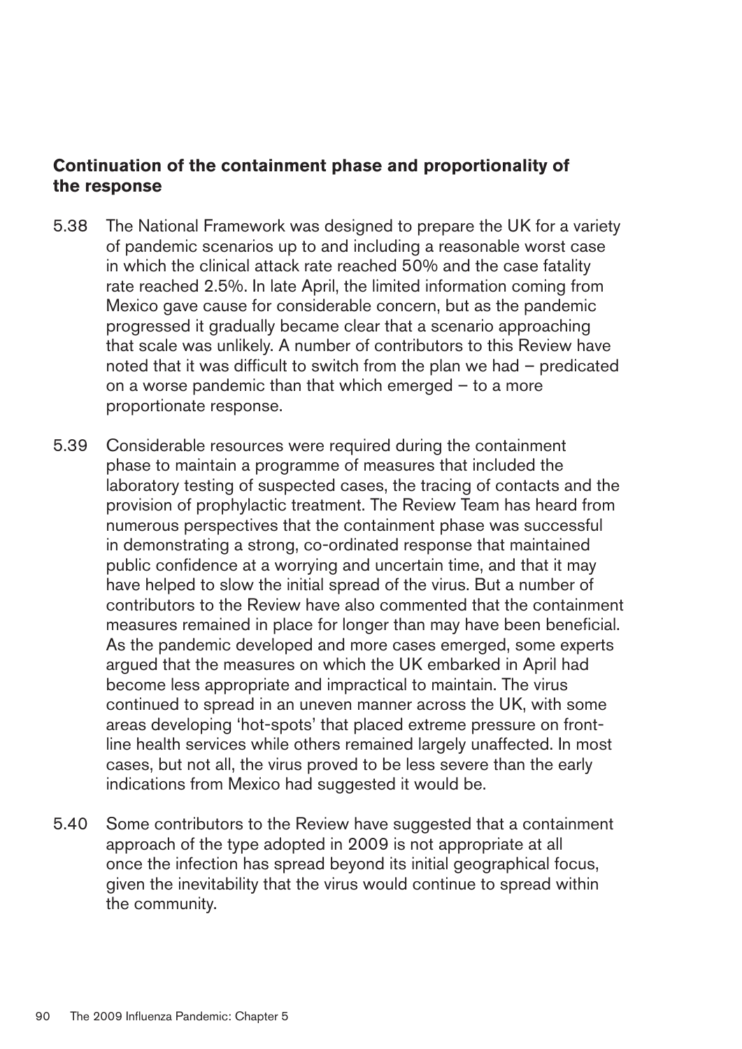### Continuation of the containment phase and proportionality of the response

5.38 The National Framework was designed to prepare the UK for a variety of pandemic scenarios up to and including a reasonable worst case in which the clinical attack rate reached 50% and the case fatality rate reached 2.5%. In late April, the limited information coming from Mexico gave cause for considerable concern, but as the pandemic progressed it gradually became clear that a scenario approaching that scale was unlikely. A number of contributors to this Review have noted that it was difficult to switch from the plan we had – predicated on a worse pandemic than that which emerged – to a more proportionate response.

5.39 Considerable resources were required during the containment phase to maintain a programme of measures that included the laboratory testing of suspected cases, the tracing of contacts and the provision of prophylactic treatment. The Review Team has heard from numerous perspectives that the containment phase was successful in demonstrating a strong, co-ordinated response that maintained public confidence at a worrying and uncertain time, and that it may have helped to slow the initial spread of the virus. But a number of contributors to the Review have also commented that the containment measures remained in place for longer than may have been beneficial. As the pandemic developed and more cases emerged, some experts argued that the measures on which the UK embarked in April had become less appropriate and impractical to maintain. The virus continued to spread in an uneven manner across the UK, with some areas developing 'hot-spots' that placed extreme pressure on front-line health services while others remained largely unaffected. In most cases, but not all, the virus proved to be less severe than the early indications from Mexico had suggested it would be.

5.40 Some contributors to the Review have suggested that a containment approach of the type adopted in 2009 is not appropriate at all once the infection has spread beyond its initial geographical focus, given the inevitability that the virus would continue to spread within the community.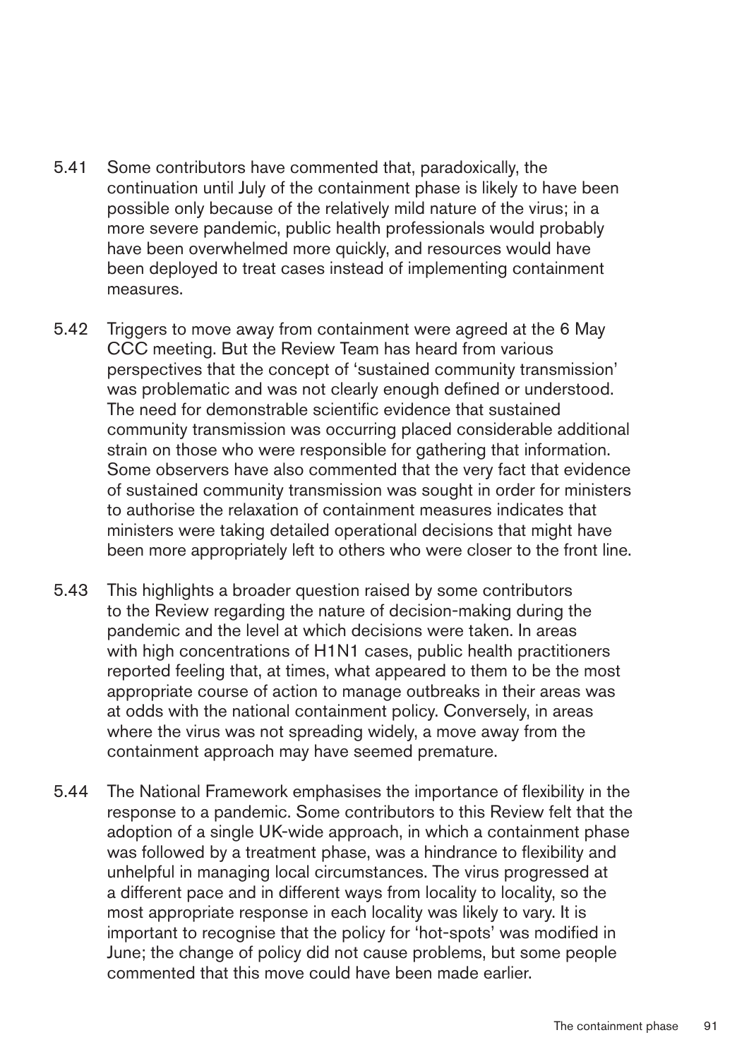5.41 Some contributors have commented that, paradoxically, the continuation until July of the containment phase is likely to have been possible only because of the relatively mild nature of the virus; in a more severe pandemic, public health professionals would probably have been overwhelmed more quickly, and resources would have been deployed to treat cases instead of implementing containment measures.

5.42 Triggers to move away from containment were agreed at the 6 May CCC meeting. But the Review Team has heard from various perspectives that the concept of 'sustained community transmission' was problematic and was not clearly enough defined or understood. The need for demonstrable scientific evidence that sustained community transmission was occurring placed considerable additional strain on those who were responsible for gathering that information. Some observers have also commented that the very fact that evidence of sustained community transmission was sought in order for ministers to authorise the relaxation of containment measures indicates that ministers were taking detailed operational decisions that might have been more appropriately left to others who were closer to the front line.

5.43 This highlights a broader question raised by some contributors to the Review regarding the nature of decision-making during the pandemic and the level at which decisions were taken. In areas with high concentrations of H1N1 cases, public health practitioners reported feeling that, at times, what appeared to them to be the most appropriate course of action to manage outbreaks in their areas was at odds with the national containment policy. Conversely, in areas where the virus was not spreading widely, a move away from the containment approach may have seemed premature.

5.44 The National Framework emphasises the importance of flexibility in the response to a pandemic. Some contributors to this Review felt that the adoption of a single UK-wide approach, in which a containment phase was followed by a treatment phase, was a hindrance to flexibility and unhelpful in managing local circumstances. The virus progressed at a different pace and in different ways from locality to locality, so the most appropriate response in each locality was likely to vary. It is important to recognise that the policy for 'hot-spots' was modified in June; the change of policy did not cause problems, but some people commented that this move could have been made earlier.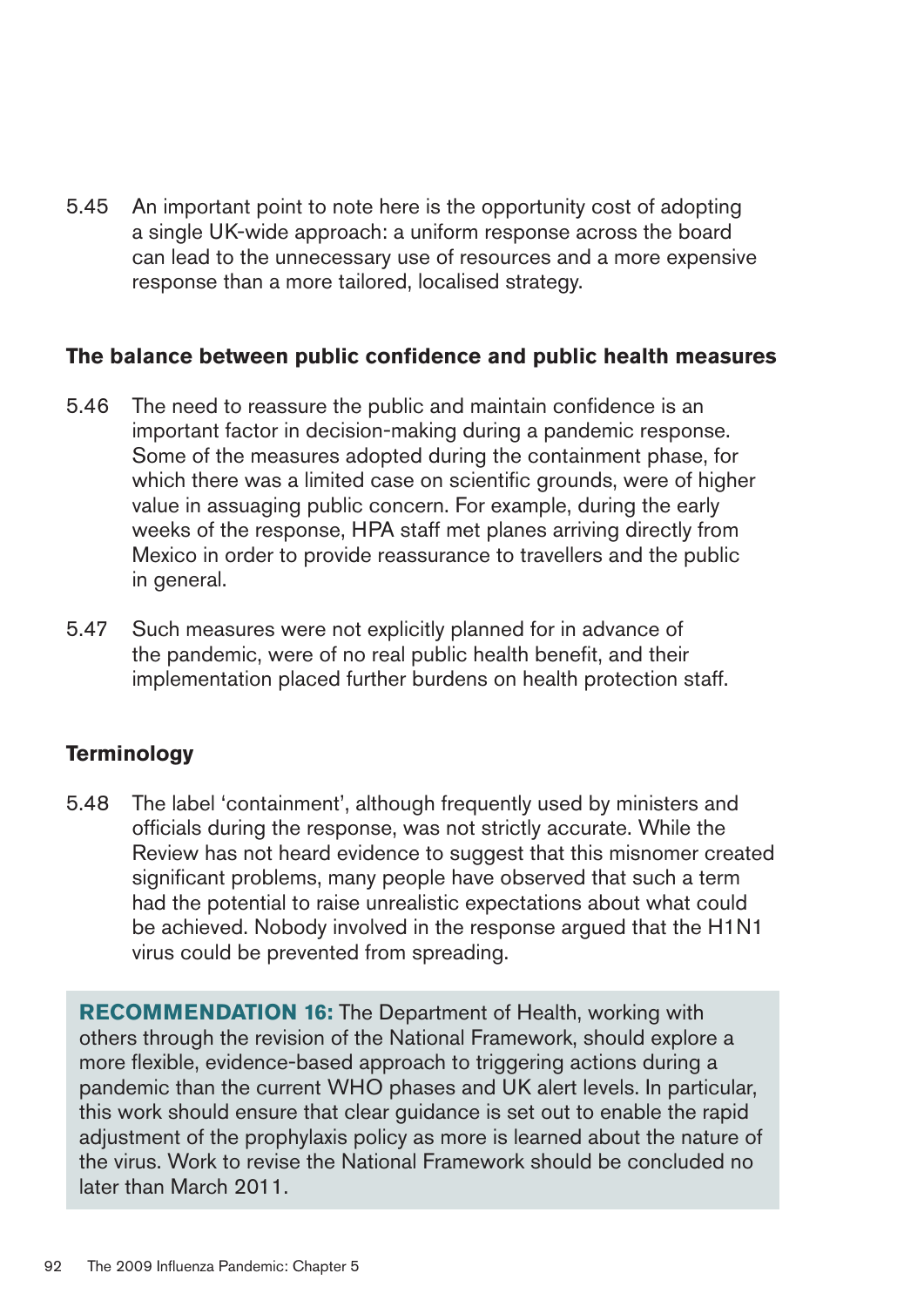5.45 An important point to note here is the opportunity cost of adopting a single UK-wide approach: a uniform response across the board can lead to the unnecessary use of resources and a more expensive response than a more tailored, localised strategy.

### The balance between public confidence and public health measures

5.46 The need to reassure the public and maintain confidence is an important factor in decision-making during a pandemic response. Some of the measures adopted during the containment phase, for which there was a limited case on scientific grounds, were of higher value in assuaging public concern. For example, during the early weeks of the response, HPA staff met planes arriving directly from Mexico in order to provide reassurance to travellers and the public in general.

5.47 Such measures were not explicitly planned for in advance of the pandemic, were of no real public health benefit, and their implementation placed further burdens on health protection staff.

### Terminology

5.48 The label 'containment', although frequently used by ministers and officials during the response, was not strictly accurate. While the Review has not heard evidence to suggest that this misnomer created significant problems, many people have observed that such a term had the potential to raise unrealistic expectations about what could be achieved. Nobody involved in the response argued that the H1N1 virus could be prevented from spreading.

> **RECOMMENDATION 16:** The Department of Health, working with others through the revision of the National Framework, should explore a more flexible, evidence-based approach to triggering actions during a pandemic than the current WHO phases and UK alert levels. In particular, this work should ensure that clear guidance is set out to enable the rapid adjustment of the prophylaxis policy as more is learned about the nature of the virus. Work to revise the National Framework should be concluded no later than March 2011.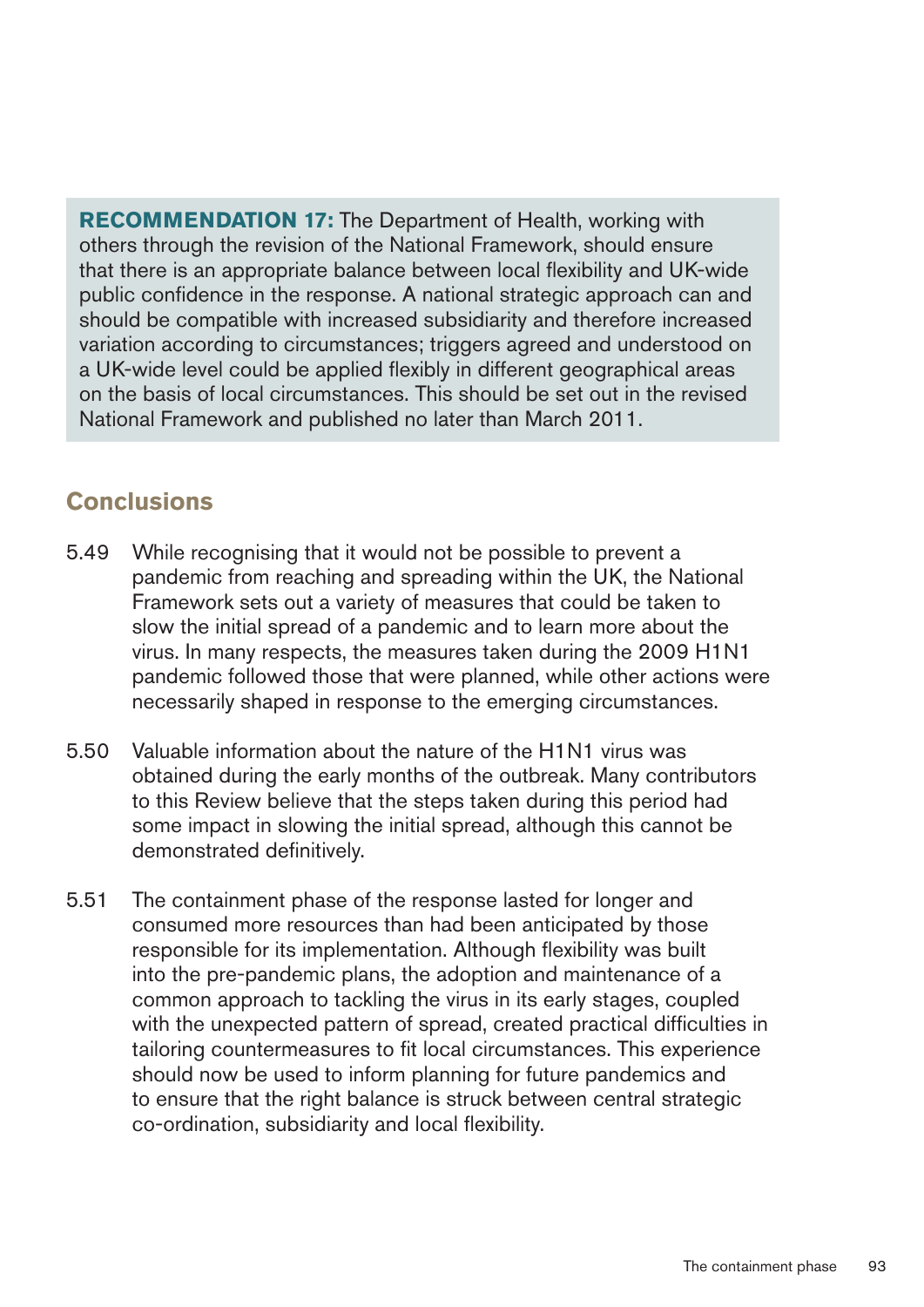**RECOMMENDATION 17:** The Department of Health, working with others through the revision of the National Framework, should ensure that there is an appropriate balance between local flexibility and UK-wide public confidence in the response. A national strategic approach can and should be compatible with increased subsidiarity and therefore increased variation according to circumstances; triggers agreed and understood on a UK-wide level could be applied flexibly in different geographical areas on the basis of local circumstances. This should be set out in the revised National Framework and published no later than March 2011.

## Conclusions

5.49 While recognising that it would not be possible to prevent a pandemic from reaching and spreading within the UK, the National Framework sets out a variety of measures that could be taken to slow the initial spread of a pandemic and to learn more about the virus. In many respects, the measures taken during the 2009 H1N1 pandemic followed those that were planned, while other actions were necessarily shaped in response to the emerging circumstances.

5.50 Valuable information about the nature of the H1N1 virus was obtained during the early months of the outbreak. Many contributors to this Review believe that the steps taken during this period had some impact in slowing the initial spread, although this cannot be demonstrated definitively.

5.51 The containment phase of the response lasted for longer and consumed more resources than had been anticipated by those responsible for its implementation. Although flexibility was built into the pre-pandemic plans, the adoption and maintenance of a common approach to tackling the virus in its early stages, coupled with the unexpected pattern of spread, created practical difficulties in tailoring countermeasures to fit local circumstances. This experience should now be used to inform planning for future pandemics and to ensure that the right balance is struck between central strategic co-ordination, subsidiarity and local flexibility.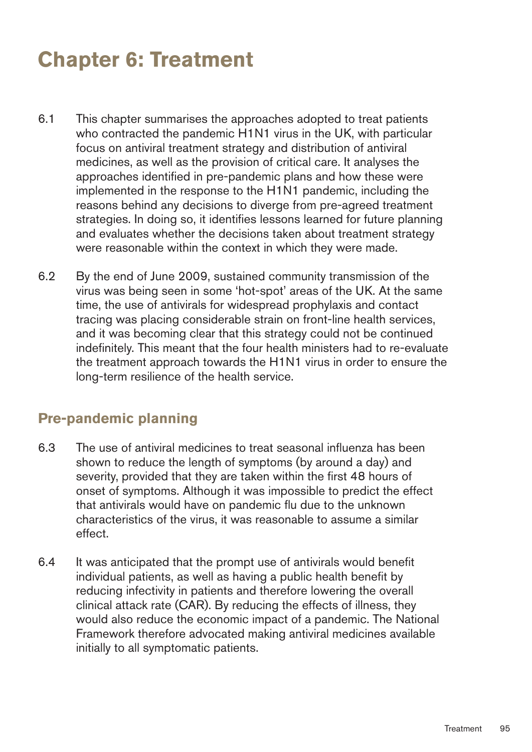# Chapter 6: Treatment

6.1 This chapter summarises the approaches adopted to treat patients who contracted the pandemic H1N1 virus in the UK, with particular focus on antiviral treatment strategy and distribution of antiviral medicines, as well as the provision of critical care. It analyses the approaches identified in pre-pandemic plans and how these were implemented in the response to the H1N1 pandemic, including the reasons behind any decisions to diverge from pre-agreed treatment strategies. In doing so, it identifies lessons learned for future planning and evaluates whether the decisions taken about treatment strategy were reasonable within the context in which they were made.

6.2 By the end of June 2009, sustained community transmission of the virus was being seen in some 'hot-spot' areas of the UK. At the same time, the use of antivirals for widespread prophylaxis and contact tracing was placing considerable strain on front-line health services, and it was becoming clear that this strategy could not be continued indefinitely. This meant that the four health ministers had to re-evaluate the treatment approach towards the H1N1 virus in order to ensure the long-term resilience of the health service.

## Pre-pandemic planning

6.3 The use of antiviral medicines to treat seasonal influenza has been shown to reduce the length of symptoms (by around a day) and severity, provided that they are taken within the first 48 hours of onset of symptoms. Although it was impossible to predict the effect that antivirals would have on pandemic flu due to the unknown characteristics of the virus, it was reasonable to assume a similar effect.

6.4 It was anticipated that the prompt use of antivirals would benefit individual patients, as well as having a public health benefit by reducing infectivity in patients and therefore lowering the overall clinical attack rate (CAR). By reducing the effects of illness, they would also reduce the economic impact of a pandemic. The National Framework therefore advocated making antiviral medicines available initially to all symptomatic patients.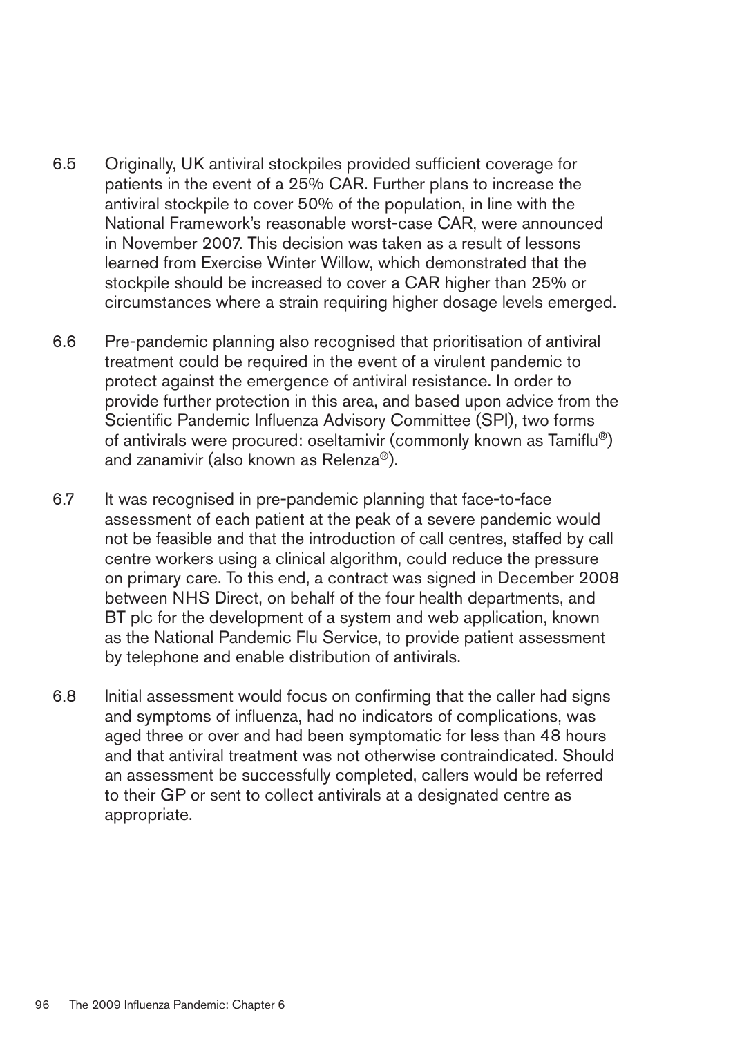6.5 Originally, UK antiviral stockpiles provided sufficient coverage for patients in the event of a 25% CAR. Further plans to increase the antiviral stockpile to cover 50% of the population, in line with the National Framework's reasonable worst-case CAR, were announced in November 2007. This decision was taken as a result of lessons learned from Exercise Winter Willow, which demonstrated that the stockpile should be increased to cover a CAR higher than 25% or circumstances where a strain requiring higher dosage levels emerged.

6.6 Pre-pandemic planning also recognised that prioritisation of antiviral treatment could be required in the event of a virulent pandemic to protect against the emergence of antiviral resistance. In order to provide further protection in this area, and based upon advice from the Scientific Pandemic Influenza Advisory Committee (SPI), two forms of antivirals were procured: oseltamivir (commonly known as Tamiflu®) and zanamivir (also known as Relenza®).

6.7 It was recognised in pre-pandemic planning that face-to-face assessment of each patient at the peak of a severe pandemic would not be feasible and that the introduction of call centres, staffed by call centre workers using a clinical algorithm, could reduce the pressure on primary care. To this end, a contract was signed in December 2008 between NHS Direct, on behalf of the four health departments, and BT plc for the development of a system and web application, known as the National Pandemic Flu Service, to provide patient assessment by telephone and enable distribution of antivirals.

6.8 Initial assessment would focus on confirming that the caller had signs and symptoms of influenza, had no indicators of complications, was aged three or over and had been symptomatic for less than 48 hours and that antiviral treatment was not otherwise contraindicated. Should an assessment be successfully completed, callers would be referred to their GP or sent to collect antivirals at a designated centre as appropriate.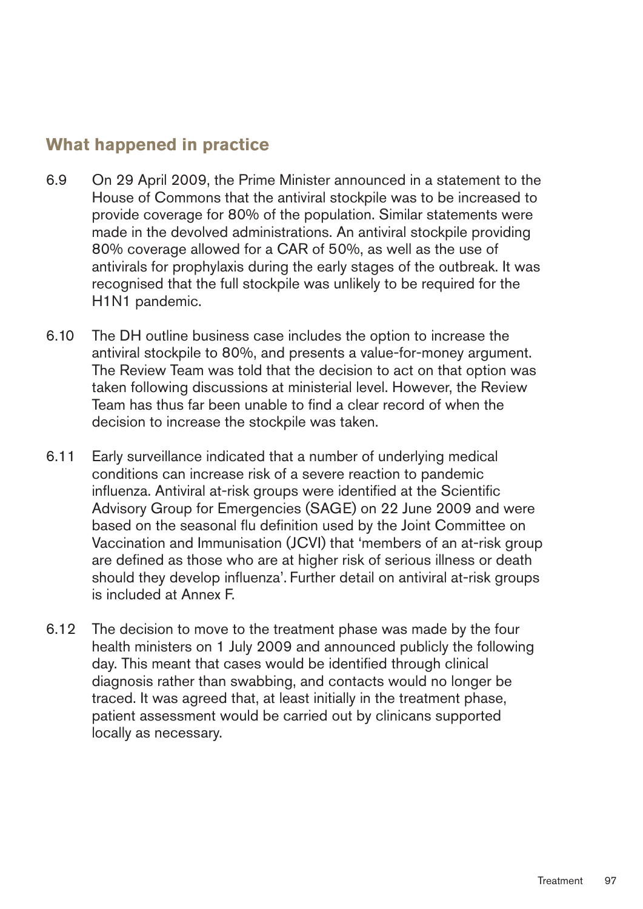## What happened in practice

6.9 On 29 April 2009, the Prime Minister announced in a statement to the House of Commons that the antiviral stockpile was to be increased to provide coverage for 80% of the population. Similar statements were made in the devolved administrations. An antiviral stockpile providing 80% coverage allowed for a CAR of 50%, as well as the use of antivirals for prophylaxis during the early stages of the outbreak. It was recognised that the full stockpile was unlikely to be required for the H1N1 pandemic.

6.10 The DH outline business case includes the option to increase the antiviral stockpile to 80%, and presents a value-for-money argument. The Review Team was told that the decision to act on that option was taken following discussions at ministerial level. However, the Review Team has thus far been unable to find a clear record of when the decision to increase the stockpile was taken.

6.11 Early surveillance indicated that a number of underlying medical conditions can increase risk of a severe reaction to pandemic influenza. Antiviral at-risk groups were identified at the Scientific Advisory Group for Emergencies (SAGE) on 22 June 2009 and were based on the seasonal flu definition used by the Joint Committee on Vaccination and Immunisation (JCVI) that 'members of an at-risk group are defined as those who are at higher risk of serious illness or death should they develop influenza'. Further detail on antiviral at-risk groups is included at Annex F.

6.12 The decision to move to the treatment phase was made by the four health ministers on 1 July 2009 and announced publicly the following day. This meant that cases would be identified through clinical diagnosis rather than swabbing, and contacts would no longer be traced. It was agreed that, at least initially in the treatment phase, patient assessment would be carried out by clinicans supported locally as necessary.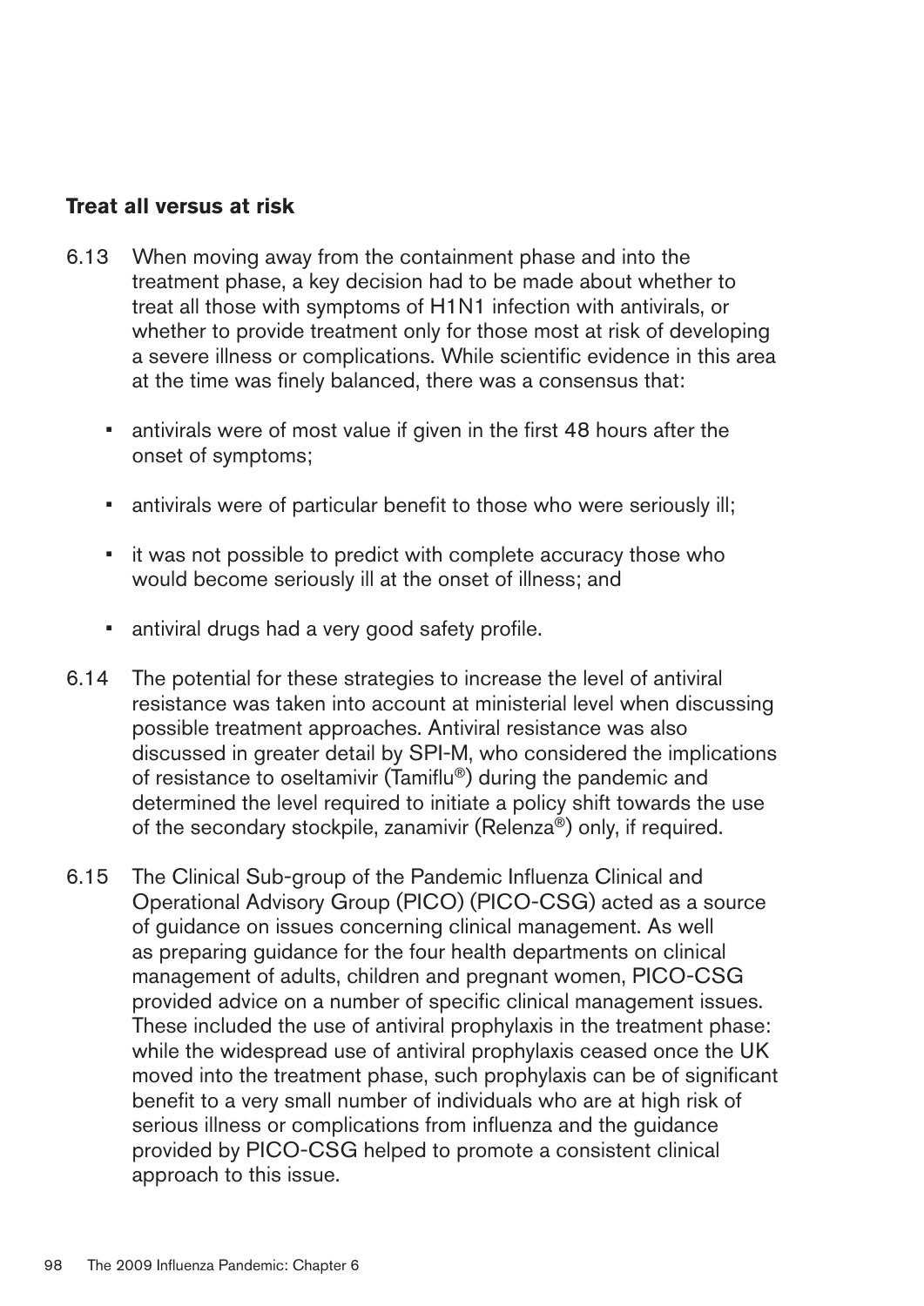### Treat all versus at risk

6.13 When moving away from the containment phase and into the treatment phase, a key decision had to be made about whether to treat all those with symptoms of H1N1 infection with antivirals, or whether to provide treatment only for those most at risk of developing a severe illness or complications. While scientific evidence in this area at the time was finely balanced, there was a consensus that:

- antivirals were of most value if given in the first 48 hours after the onset of symptoms;
- antivirals were of particular benefit to those who were seriously ill;
- it was not possible to predict with complete accuracy those who would become seriously ill at the onset of illness; and
- antiviral drugs had a very good safety profile.

6.14 The potential for these strategies to increase the level of antiviral resistance was taken into account at ministerial level when discussing possible treatment approaches. Antiviral resistance was also discussed in greater detail by SPI-M, who considered the implications of resistance to oseltamivir (Tamiflu®) during the pandemic and determined the level required to initiate a policy shift towards the use of the secondary stockpile, zanamivir (Relenza®) only, if required.

6.15 The Clinical Sub-group of the Pandemic Influenza Clinical and Operational Advisory Group (PICO) (PICO-CSG) acted as a source of guidance on issues concerning clinical management. As well as preparing guidance for the four health departments on clinical management of adults, children and pregnant women, PICO-CSG provided advice on a number of specific clinical management issues. These included the use of antiviral prophylaxis in the treatment phase: while the widespread use of antiviral prophylaxis ceased once the UK moved into the treatment phase, such prophylaxis can be of significant benefit to a very small number of individuals who are at high risk of serious illness or complications from influenza and the guidance provided by PICO-CSG helped to promote a consistent clinical approach to this issue.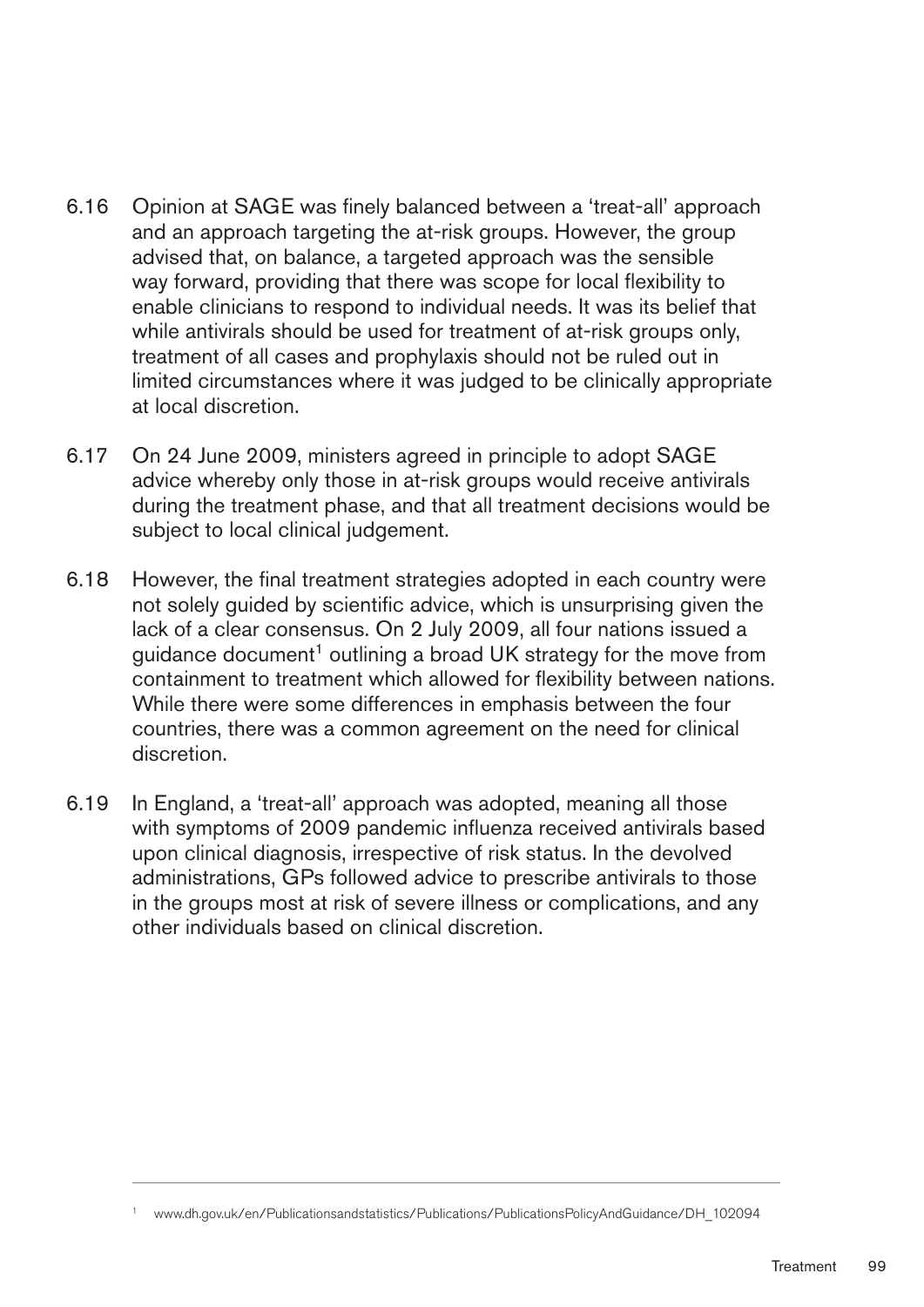6.16 Opinion at SAGE was finely balanced between a 'treat-all' approach and an approach targeting the at-risk groups. However, the group advised that, on balance, a targeted approach was the sensible way forward, providing that there was scope for local flexibility to enable clinicians to respond to individual needs. It was its belief that while antivirals should be used for treatment of at-risk groups only, treatment of all cases and prophylaxis should not be ruled out in limited circumstances where it was judged to be clinically appropriate at local discretion.

6.17 On 24 June 2009, ministers agreed in principle to adopt SAGE advice whereby only those in at-risk groups would receive antivirals during the treatment phase, and that all treatment decisions would be subject to local clinical judgement.

6.18 However, the final treatment strategies adopted in each country were not solely guided by scientific advice, which is unsurprising given the lack of a clear consensus. On 2 July 2009, all four nations issued a guidance document[1] outlining a broad UK strategy for the move from containment to treatment which allowed for flexibility between nations. While there were some differences in emphasis between the four countries, there was a common agreement on the need for clinical discretion.

6.19 In England, a 'treat-all' approach was adopted, meaning all those with symptoms of 2009 pandemic influenza received antivirals based upon clinical diagnosis, irrespective of risk status. In the devolved administrations, GPs followed advice to prescribe antivirals to those in the groups most at risk of severe illness or complications, and any other individuals based on clinical discretion.

---

[1] www.dh.gov.uk/en/Publicationsandstatistics/Publications/PublicationsPolicyAndGuidance/DH_102094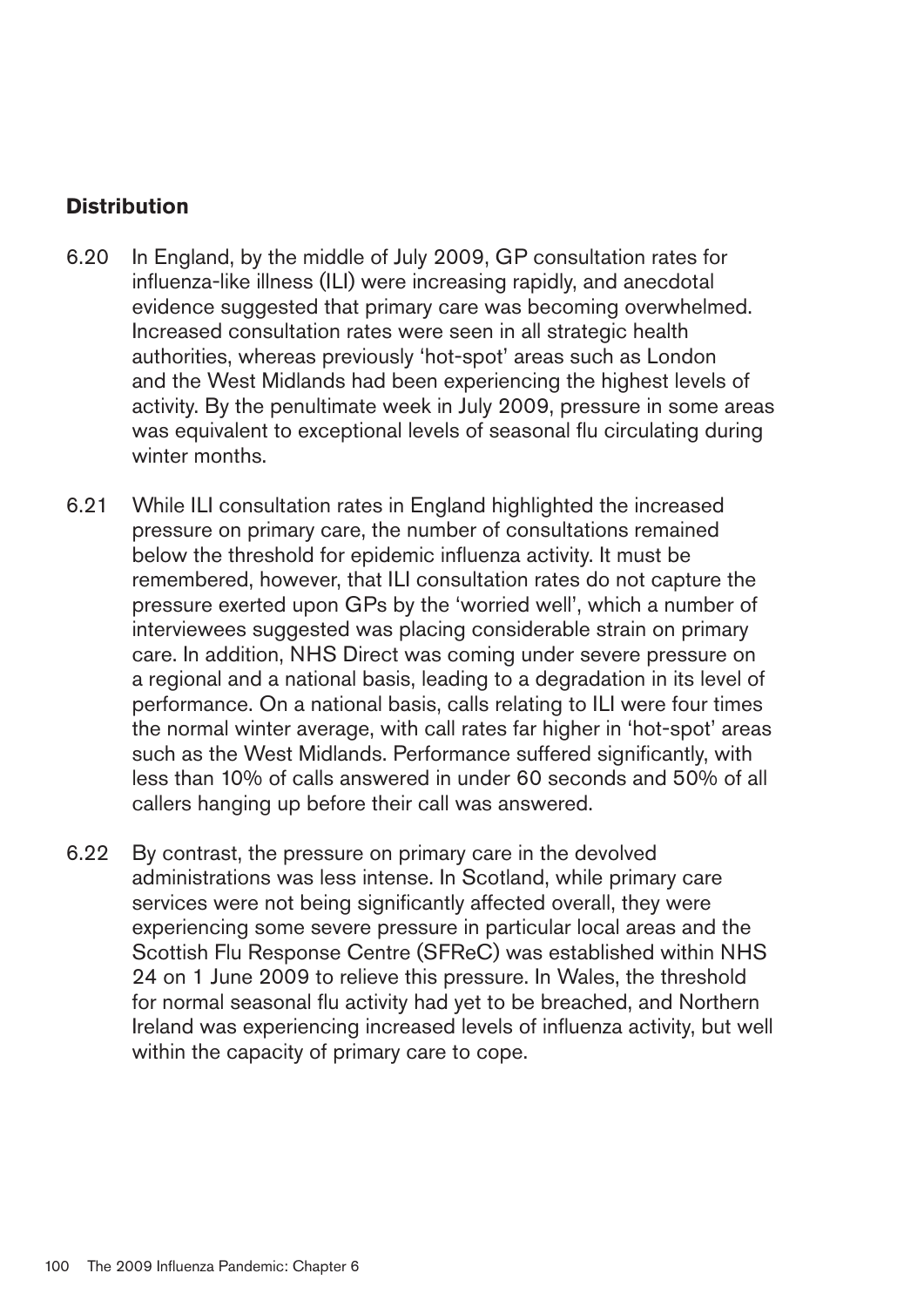### Distribution

6.20 In England, by the middle of July 2009, GP consultation rates for influenza-like illness (ILI) were increasing rapidly, and anecdotal evidence suggested that primary care was becoming overwhelmed. Increased consultation rates were seen in all strategic health authorities, whereas previously 'hot-spot' areas such as London and the West Midlands had been experiencing the highest levels of activity. By the penultimate week in July 2009, pressure in some areas was equivalent to exceptional levels of seasonal flu circulating during winter months.

6.21 While ILI consultation rates in England highlighted the increased pressure on primary care, the number of consultations remained below the threshold for epidemic influenza activity. It must be remembered, however, that ILI consultation rates do not capture the pressure exerted upon GPs by the 'worried well', which a number of interviewees suggested was placing considerable strain on primary care. In addition, NHS Direct was coming under severe pressure on a regional and a national basis, leading to a degradation in its level of performance. On a national basis, calls relating to ILI were four times the normal winter average, with call rates far higher in 'hot-spot' areas such as the West Midlands. Performance suffered significantly, with less than 10% of calls answered in under 60 seconds and 50% of all callers hanging up before their call was answered.

6.22 By contrast, the pressure on primary care in the devolved administrations was less intense. In Scotland, while primary care services were not being significantly affected overall, they were experiencing some severe pressure in particular local areas and the Scottish Flu Response Centre (SFReC) was established within NHS 24 on 1 June 2009 to relieve this pressure. In Wales, the threshold for normal seasonal flu activity had yet to be breached, and Northern Ireland was experiencing increased levels of influenza activity, but well within the capacity of primary care to cope.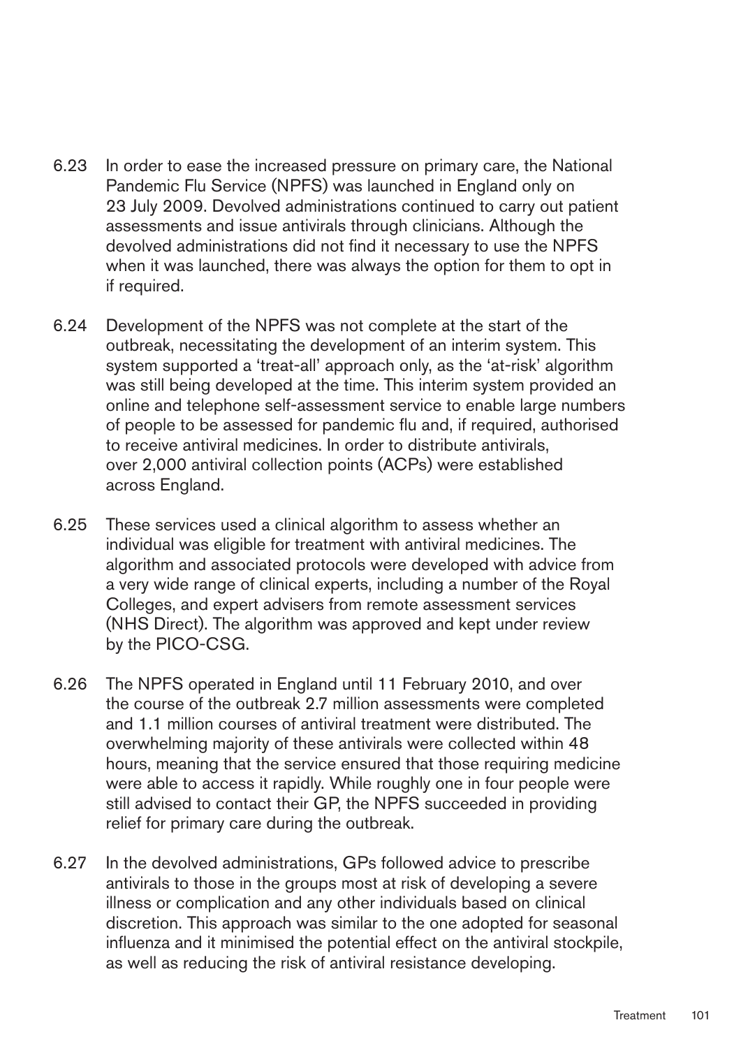6.23 In order to ease the increased pressure on primary care, the National Pandemic Flu Service (NPFS) was launched in England only on 23 July 2009. Devolved administrations continued to carry out patient assessments and issue antivirals through clinicians. Although the devolved administrations did not find it necessary to use the NPFS when it was launched, there was always the option for them to opt in if required.

6.24 Development of the NPFS was not complete at the start of the outbreak, necessitating the development of an interim system. This system supported a 'treat-all' approach only, as the 'at-risk' algorithm was still being developed at the time. This interim system provided an online and telephone self-assessment service to enable large numbers of people to be assessed for pandemic flu and, if required, authorised to receive antiviral medicines. In order to distribute antivirals, over 2,000 antiviral collection points (ACPs) were established across England.

6.25 These services used a clinical algorithm to assess whether an individual was eligible for treatment with antiviral medicines. The algorithm and associated protocols were developed with advice from a very wide range of clinical experts, including a number of the Royal Colleges, and expert advisers from remote assessment services (NHS Direct). The algorithm was approved and kept under review by the PICO-CSG.

6.26 The NPFS operated in England until 11 February 2010, and over the course of the outbreak 2.7 million assessments were completed and 1.1 million courses of antiviral treatment were distributed. The overwhelming majority of these antivirals were collected within 48 hours, meaning that the service ensured that those requiring medicine were able to access it rapidly. While roughly one in four people were still advised to contact their GP, the NPFS succeeded in providing relief for primary care during the outbreak.

6.27 In the devolved administrations, GPs followed advice to prescribe antivirals to those in the groups most at risk of developing a severe illness or complication and any other individuals based on clinical discretion. This approach was similar to the one adopted for seasonal influenza and it minimised the potential effect on the antiviral stockpile, as well as reducing the risk of antiviral resistance developing.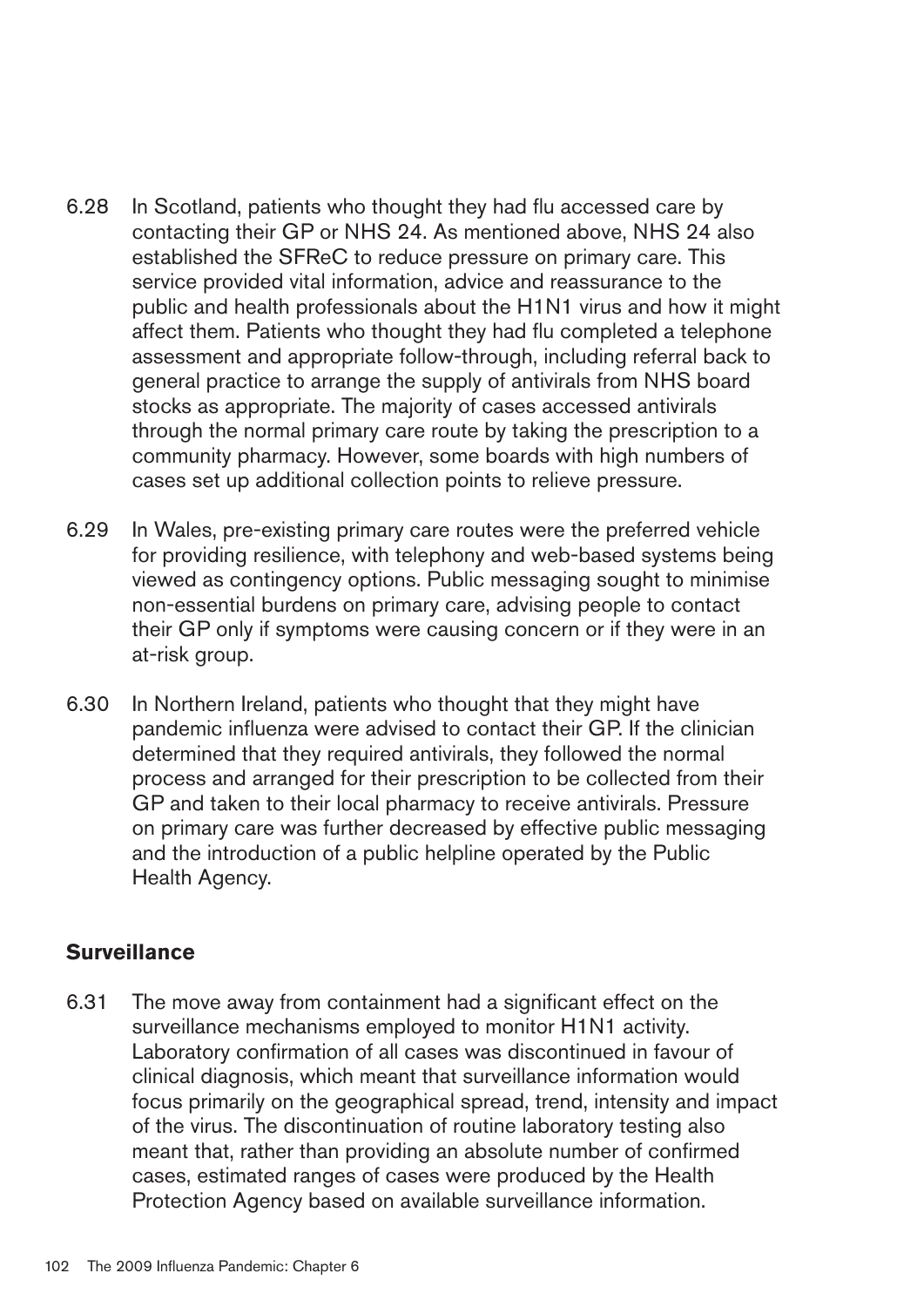6.28 In Scotland, patients who thought they had flu accessed care by contacting their GP or NHS 24. As mentioned above, NHS 24 also established the SFReC to reduce pressure on primary care. This service provided vital information, advice and reassurance to the public and health professionals about the H1N1 virus and how it might affect them. Patients who thought they had flu completed a telephone assessment and appropriate follow-through, including referral back to general practice to arrange the supply of antivirals from NHS board stocks as appropriate. The majority of cases accessed antivirals through the normal primary care route by taking the prescription to a community pharmacy. However, some boards with high numbers of cases set up additional collection points to relieve pressure.

6.29 In Wales, pre-existing primary care routes were the preferred vehicle for providing resilience, with telephony and web-based systems being viewed as contingency options. Public messaging sought to minimise non-essential burdens on primary care, advising people to contact their GP only if symptoms were causing concern or if they were in an at-risk group.

6.30 In Northern Ireland, patients who thought that they might have pandemic influenza were advised to contact their GP. If the clinician determined that they required antivirals, they followed the normal process and arranged for their prescription to be collected from their GP and taken to their local pharmacy to receive antivirals. Pressure on primary care was further decreased by effective public messaging and the introduction of a public helpline operated by the Public Health Agency.

## Surveillance

6.31 The move away from containment had a significant effect on the surveillance mechanisms employed to monitor H1N1 activity. Laboratory confirmation of all cases was discontinued in favour of clinical diagnosis, which meant that surveillance information would focus primarily on the geographical spread, trend, intensity and impact of the virus. The discontinuation of routine laboratory testing also meant that, rather than providing an absolute number of confirmed cases, estimated ranges of cases were produced by the Health Protection Agency based on available surveillance information.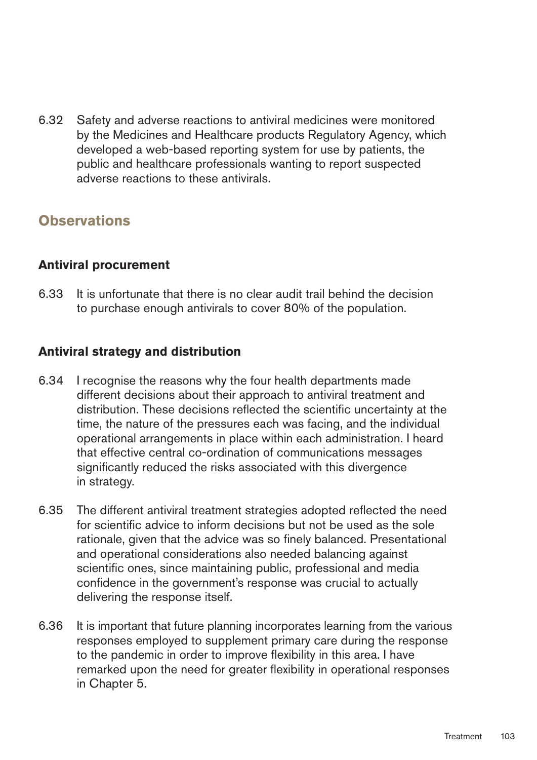6.32 Safety and adverse reactions to antiviral medicines were monitored by the Medicines and Healthcare products Regulatory Agency, which developed a web-based reporting system for use by patients, the public and healthcare professionals wanting to report suspected adverse reactions to these antivirals.

## Observations

### Antiviral procurement

6.33 It is unfortunate that there is no clear audit trail behind the decision to purchase enough antivirals to cover 80% of the population.

### Antiviral strategy and distribution

6.34 I recognise the reasons why the four health departments made different decisions about their approach to antiviral treatment and distribution. These decisions reflected the scientific uncertainty at the time, the nature of the pressures each was facing, and the individual operational arrangements in place within each administration. I heard that effective central co-ordination of communications messages significantly reduced the risks associated with this divergence in strategy.

6.35 The different antiviral treatment strategies adopted reflected the need for scientific advice to inform decisions but not be used as the sole rationale, given that the advice was so finely balanced. Presentational and operational considerations also needed balancing against scientific ones, since maintaining public, professional and media confidence in the government's response was crucial to actually delivering the response itself.

6.36 It is important that future planning incorporates learning from the various responses employed to supplement primary care during the response to the pandemic in order to improve flexibility in this area. I have remarked upon the need for greater flexibility in operational responses in Chapter 5.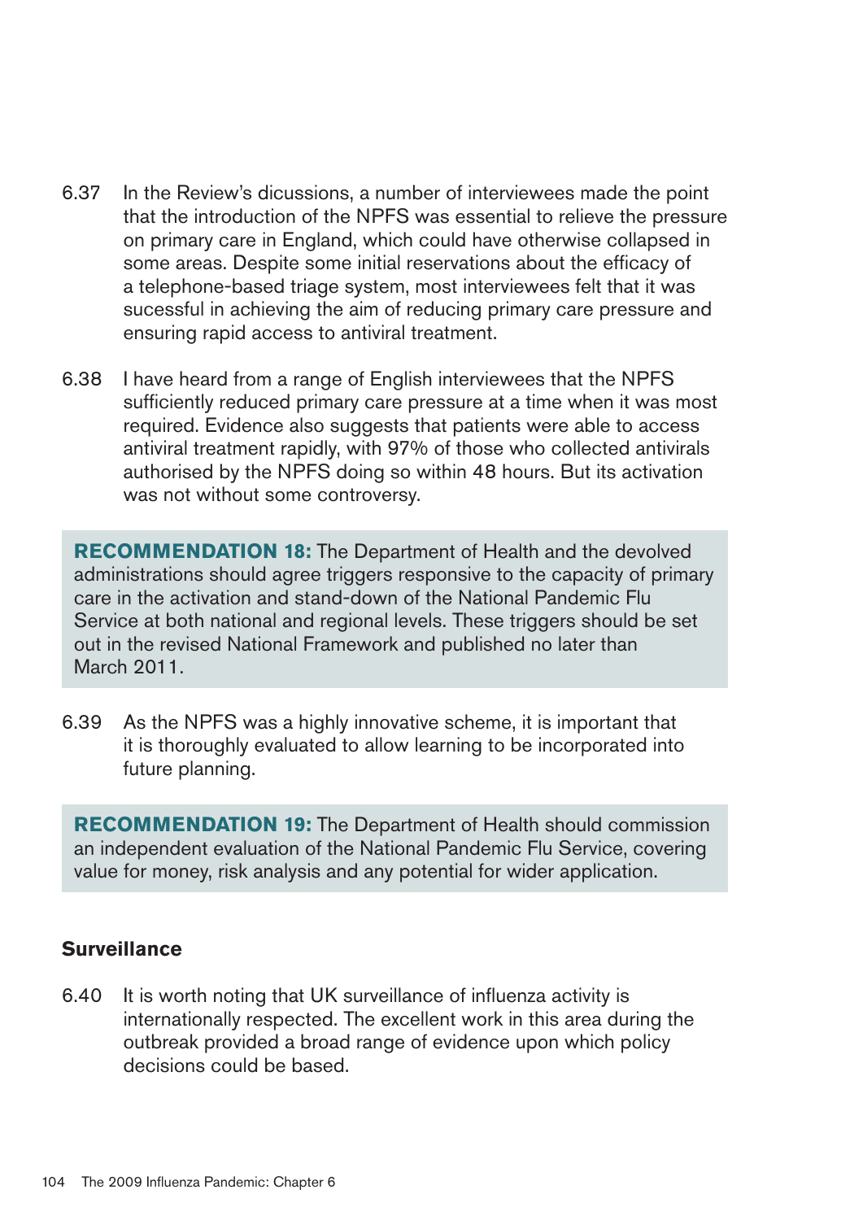6.37 In the Review's dicussions, a number of interviewees made the point that the introduction of the NPFS was essential to relieve the pressure on primary care in England, which could have otherwise collapsed in some areas. Despite some initial reservations about the efficacy of a telephone-based triage system, most interviewees felt that it was sucessful in achieving the aim of reducing primary care pressure and ensuring rapid access to antiviral treatment.

6.38 I have heard from a range of English interviewees that the NPFS sufficiently reduced primary care pressure at a time when it was most required. Evidence also suggests that patients were able to access antiviral treatment rapidly, with 97% of those who collected antivirals authorised by the NPFS doing so within 48 hours. But its activation was not without some controversy.

**RECOMMENDATION 18:** The Department of Health and the devolved administrations should agree triggers responsive to the capacity of primary care in the activation and stand-down of the National Pandemic Flu Service at both national and regional levels. These triggers should be set out in the revised National Framework and published no later than March 2011.

6.39 As the NPFS was a highly innovative scheme, it is important that it is thoroughly evaluated to allow learning to be incorporated into future planning.

**RECOMMENDATION 19:** The Department of Health should commission an independent evaluation of the National Pandemic Flu Service, covering value for money, risk analysis and any potential for wider application.

### Surveillance

6.40 It is worth noting that UK surveillance of influenza activity is internationally respected. The excellent work in this area during the outbreak provided a broad range of evidence upon which policy decisions could be based.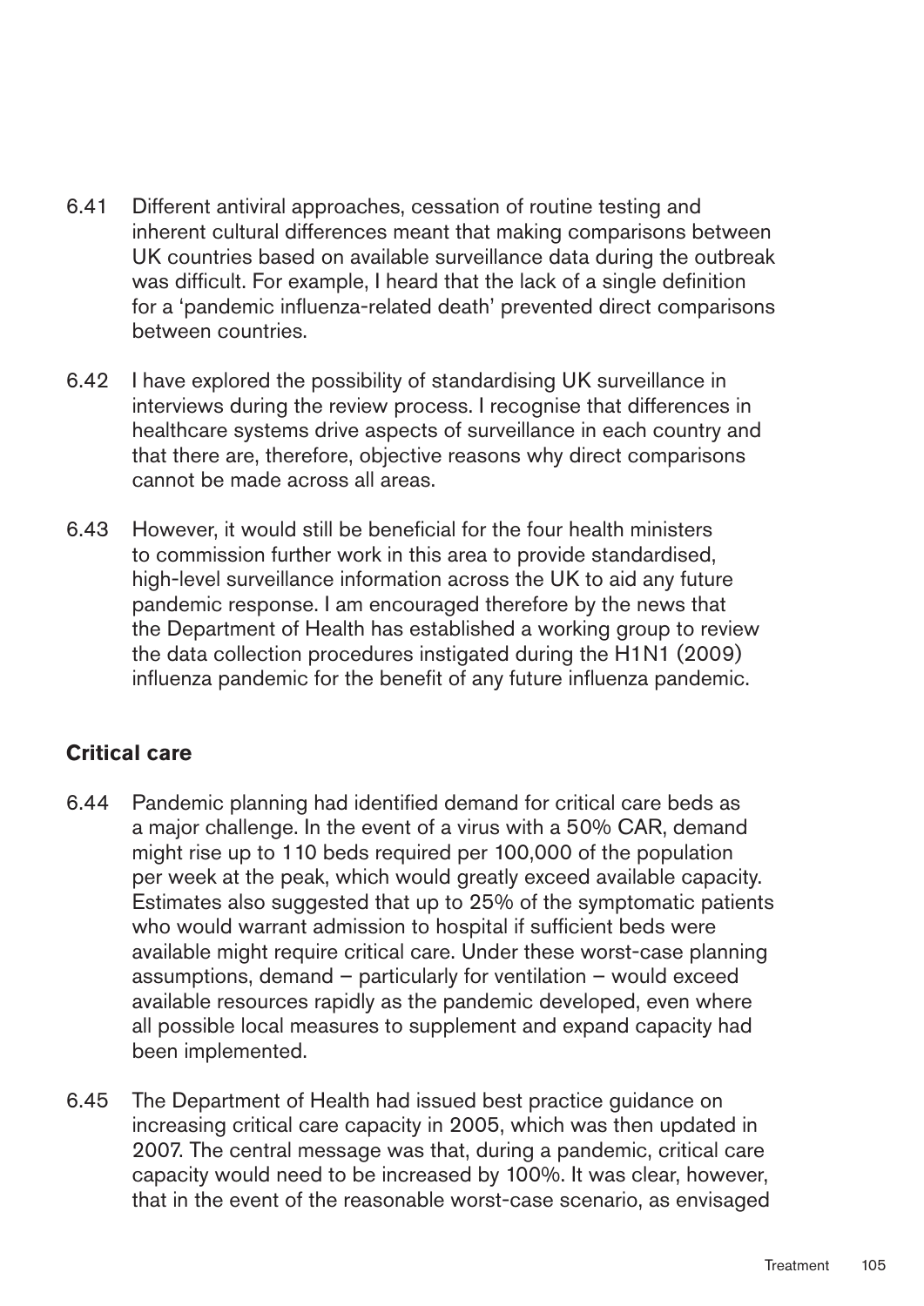6.41 Different antiviral approaches, cessation of routine testing and inherent cultural differences meant that making comparisons between UK countries based on available surveillance data during the outbreak was difficult. For example, I heard that the lack of a single definition for a 'pandemic influenza-related death' prevented direct comparisons between countries.

6.42 I have explored the possibility of standardising UK surveillance in interviews during the review process. I recognise that differences in healthcare systems drive aspects of surveillance in each country and that there are, therefore, objective reasons why direct comparisons cannot be made across all areas.

6.43 However, it would still be beneficial for the four health ministers to commission further work in this area to provide standardised, high-level surveillance information across the UK to aid any future pandemic response. I am encouraged therefore by the news that the Department of Health has established a working group to review the data collection procedures instigated during the H1N1 (2009) influenza pandemic for the benefit of any future influenza pandemic.

## Critical care

6.44 Pandemic planning had identified demand for critical care beds as a major challenge. In the event of a virus with a 50% CAR, demand might rise up to 110 beds required per 100,000 of the population per week at the peak, which would greatly exceed available capacity. Estimates also suggested that up to 25% of the symptomatic patients who would warrant admission to hospital if sufficient beds were available might require critical care. Under these worst-case planning assumptions, demand – particularly for ventilation – would exceed available resources rapidly as the pandemic developed, even where all possible local measures to supplement and expand capacity had been implemented.

6.45 The Department of Health had issued best practice guidance on increasing critical care capacity in 2005, which was then updated in 2007. The central message was that, during a pandemic, critical care capacity would need to be increased by 100%. It was clear, however, that in the event of the reasonable worst-case scenario, as envisaged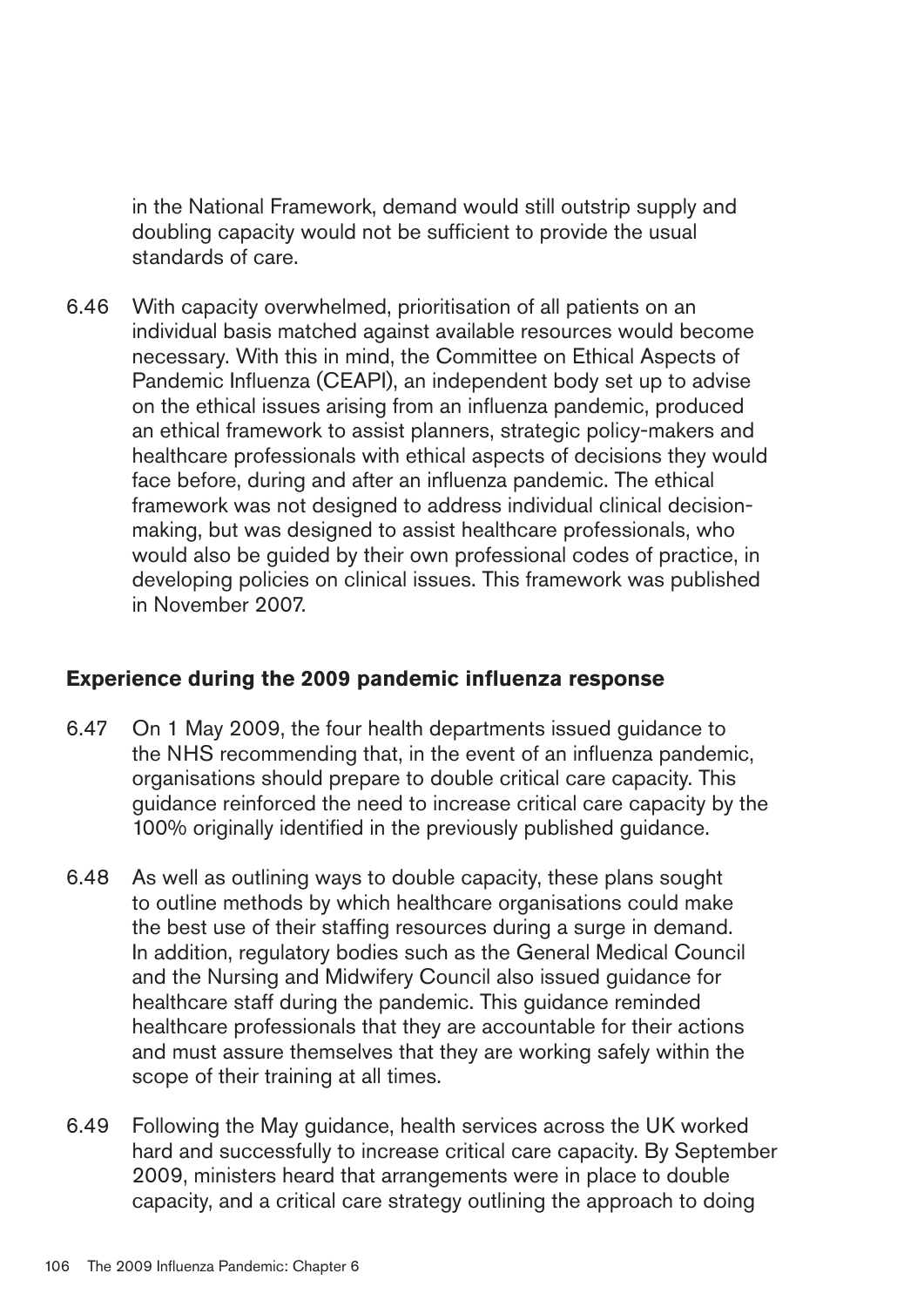in the National Framework, demand would still outstrip supply and doubling capacity would not be sufficient to provide the usual standards of care.

6.46 With capacity overwhelmed, prioritisation of all patients on an individual basis matched against available resources would become necessary. With this in mind, the Committee on Ethical Aspects of Pandemic Influenza (CEAPI), an independent body set up to advise on the ethical issues arising from an influenza pandemic, produced an ethical framework to assist planners, strategic policy-makers and healthcare professionals with ethical aspects of decisions they would face before, during and after an influenza pandemic. The ethical framework was not designed to address individual clinical decision-making, but was designed to assist healthcare professionals, who would also be guided by their own professional codes of practice, in developing policies on clinical issues. This framework was published in November 2007.

## Experience during the 2009 pandemic influenza response

6.47 On 1 May 2009, the four health departments issued guidance to the NHS recommending that, in the event of an influenza pandemic, organisations should prepare to double critical care capacity. This guidance reinforced the need to increase critical care capacity by the 100% originally identified in the previously published guidance.

6.48 As well as outlining ways to double capacity, these plans sought to outline methods by which healthcare organisations could make the best use of their staffing resources during a surge in demand. In addition, regulatory bodies such as the General Medical Council and the Nursing and Midwifery Council also issued guidance for healthcare staff during the pandemic. This guidance reminded healthcare professionals that they are accountable for their actions and must assure themselves that they are working safely within the scope of their training at all times.

6.49 Following the May guidance, health services across the UK worked hard and successfully to increase critical care capacity. By September 2009, ministers heard that arrangements were in place to double capacity, and a critical care strategy outlining the approach to doing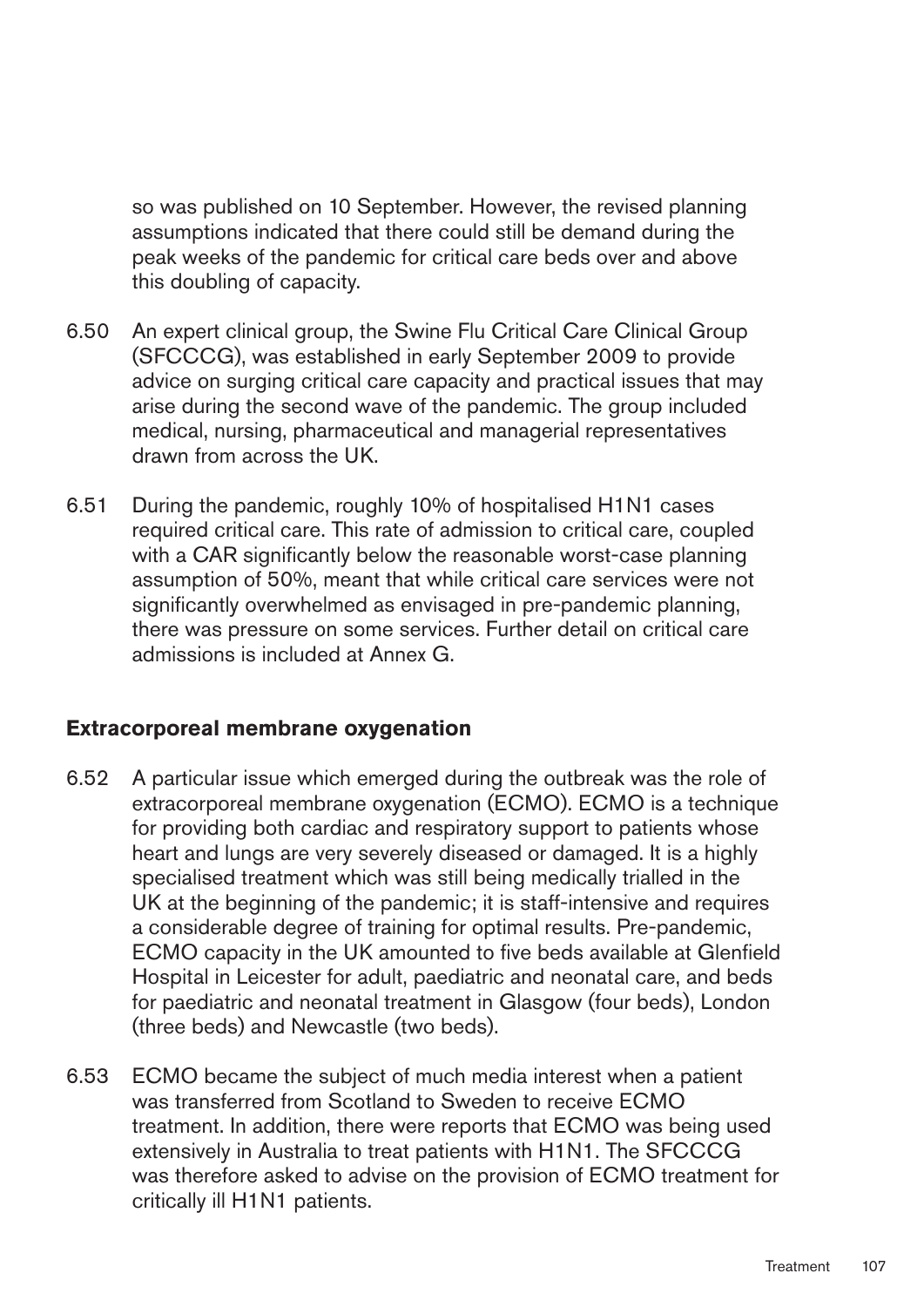so was published on 10 September. However, the revised planning assumptions indicated that there could still be demand during the peak weeks of the pandemic for critical care beds over and above this doubling of capacity.

6.50 An expert clinical group, the Swine Flu Critical Care Clinical Group (SFCCCG), was established in early September 2009 to provide advice on surging critical care capacity and practical issues that may arise during the second wave of the pandemic. The group included medical, nursing, pharmaceutical and managerial representatives drawn from across the UK.

6.51 During the pandemic, roughly 10% of hospitalised H1N1 cases required critical care. This rate of admission to critical care, coupled with a CAR significantly below the reasonable worst-case planning assumption of 50%, meant that while critical care services were not significantly overwhelmed as envisaged in pre-pandemic planning, there was pressure on some services. Further detail on critical care admissions is included at Annex G.

### Extracorporeal membrane oxygenation

6.52 A particular issue which emerged during the outbreak was the role of extracorporeal membrane oxygenation (ECMO). ECMO is a technique for providing both cardiac and respiratory support to patients whose heart and lungs are very severely diseased or damaged. It is a highly specialised treatment which was still being medically trialled in the UK at the beginning of the pandemic; it is staff-intensive and requires a considerable degree of training for optimal results. Pre-pandemic, ECMO capacity in the UK amounted to five beds available at Glenfield Hospital in Leicester for adult, paediatric and neonatal care, and beds for paediatric and neonatal treatment in Glasgow (four beds), London (three beds) and Newcastle (two beds).

6.53 ECMO became the subject of much media interest when a patient was transferred from Scotland to Sweden to receive ECMO treatment. In addition, there were reports that ECMO was being used extensively in Australia to treat patients with H1N1. The SFCCCG was therefore asked to advise on the provision of ECMO treatment for critically ill H1N1 patients.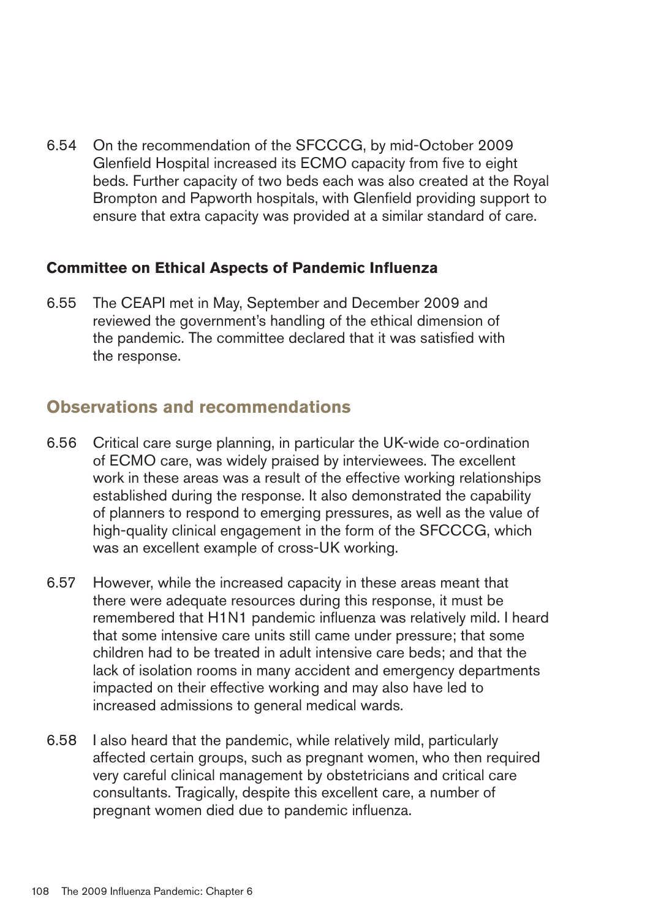6.54 On the recommendation of the SFCCCG, by mid-October 2009 Glenfield Hospital increased its ECMO capacity from five to eight beds. Further capacity of two beds each was also created at the Royal Brompton and Papworth hospitals, with Glenfield providing support to ensure that extra capacity was provided at a similar standard of care.

**Committee on Ethical Aspects of Pandemic Influenza**

6.55 The CEAPI met in May, September and December 2009 and reviewed the government's handling of the ethical dimension of the pandemic. The committee declared that it was satisfied with the response.

## Observations and recommendations

6.56 Critical care surge planning, in particular the UK-wide co-ordination of ECMO care, was widely praised by interviewees. The excellent work in these areas was a result of the effective working relationships established during the response. It also demonstrated the capability of planners to respond to emerging pressures, as well as the value of high-quality clinical engagement in the form of the SFCCCG, which was an excellent example of cross-UK working.

6.57 However, while the increased capacity in these areas meant that there were adequate resources during this response, it must be remembered that H1N1 pandemic influenza was relatively mild. I heard that some intensive care units still came under pressure; that some children had to be treated in adult intensive care beds; and that the lack of isolation rooms in many accident and emergency departments impacted on their effective working and may also have led to increased admissions to general medical wards.

6.58 I also heard that the pandemic, while relatively mild, particularly affected certain groups, such as pregnant women, who then required very careful clinical management by obstetricians and critical care consultants. Tragically, despite this excellent care, a number of pregnant women died due to pandemic influenza.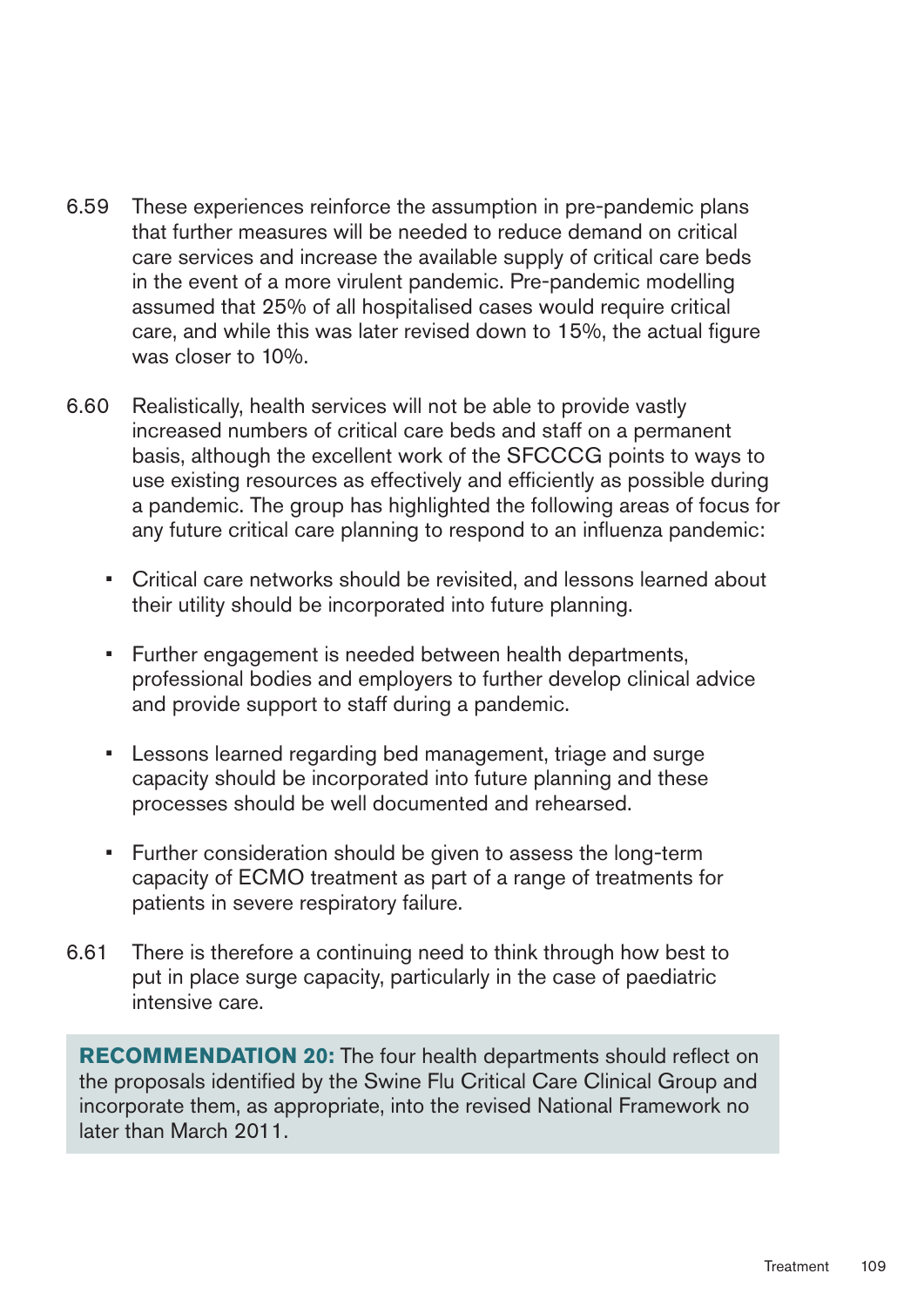6.59 These experiences reinforce the assumption in pre-pandemic plans that further measures will be needed to reduce demand on critical care services and increase the available supply of critical care beds in the event of a more virulent pandemic. Pre-pandemic modelling assumed that 25% of all hospitalised cases would require critical care, and while this was later revised down to 15%, the actual figure was closer to 10%.

6.60 Realistically, health services will not be able to provide vastly increased numbers of critical care beds and staff on a permanent basis, although the excellent work of the SFCCCG points to ways to use existing resources as effectively and efficiently as possible during a pandemic. The group has highlighted the following areas of focus for any future critical care planning to respond to an influenza pandemic:

- Critical care networks should be revisited, and lessons learned about their utility should be incorporated into future planning.
- Further engagement is needed between health departments, professional bodies and employers to further develop clinical advice and provide support to staff during a pandemic.
- Lessons learned regarding bed management, triage and surge capacity should be incorporated into future planning and these processes should be well documented and rehearsed.
- Further consideration should be given to assess the long-term capacity of ECMO treatment as part of a range of treatments for patients in severe respiratory failure.

6.61 There is therefore a continuing need to think through how best to put in place surge capacity, particularly in the case of paediatric intensive care.

**RECOMMENDATION 20:** The four health departments should reflect on the proposals identified by the Swine Flu Critical Care Clinical Group and incorporate them, as appropriate, into the revised National Framework no later than March 2011.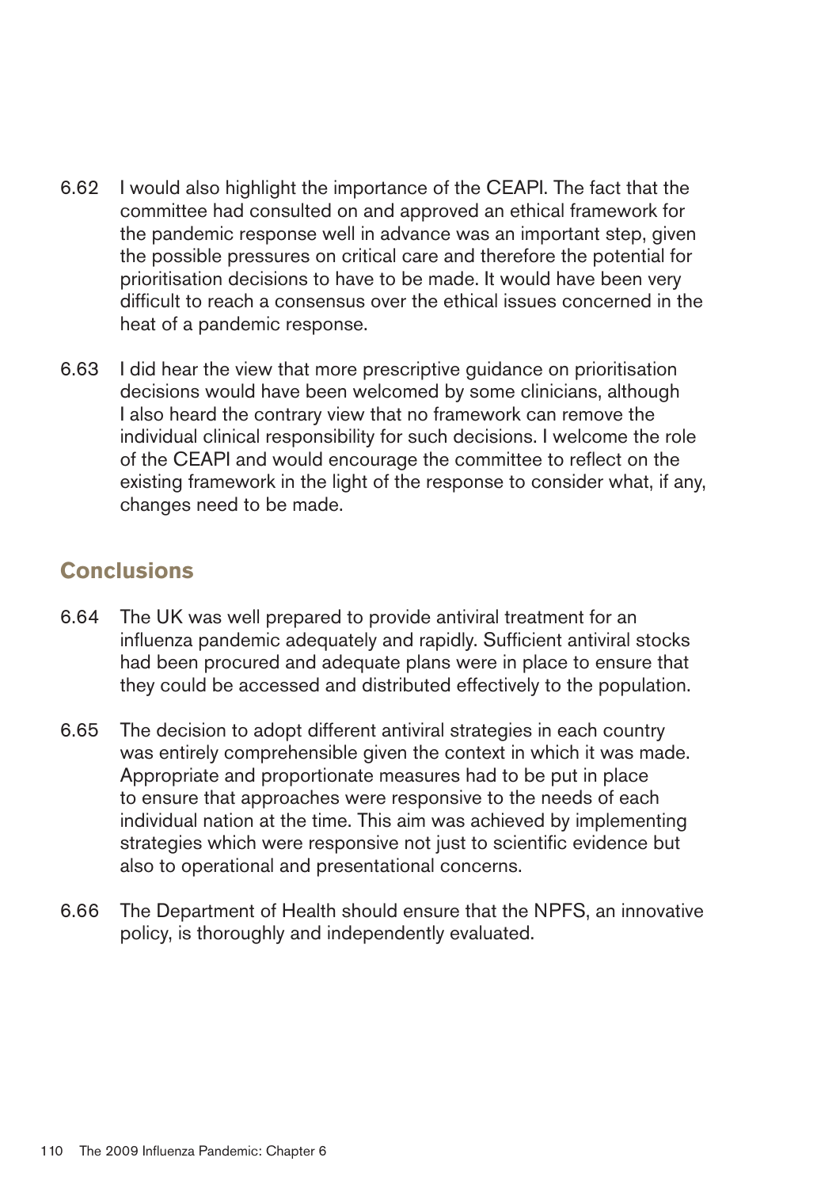6.62 I would also highlight the importance of the CEAPI. The fact that the committee had consulted on and approved an ethical framework for the pandemic response well in advance was an important step, given the possible pressures on critical care and therefore the potential for prioritisation decisions to have to be made. It would have been very difficult to reach a consensus over the ethical issues concerned in the heat of a pandemic response.

6.63 I did hear the view that more prescriptive guidance on prioritisation decisions would have been welcomed by some clinicians, although I also heard the contrary view that no framework can remove the individual clinical responsibility for such decisions. I welcome the role of the CEAPI and would encourage the committee to reflect on the existing framework in the light of the response to consider what, if any, changes need to be made.

## Conclusions

6.64 The UK was well prepared to provide antiviral treatment for an influenza pandemic adequately and rapidly. Sufficient antiviral stocks had been procured and adequate plans were in place to ensure that they could be accessed and distributed effectively to the population.

6.65 The decision to adopt different antiviral strategies in each country was entirely comprehensible given the context in which it was made. Appropriate and proportionate measures had to be put in place to ensure that approaches were responsive to the needs of each individual nation at the time. This aim was achieved by implementing strategies which were responsive not just to scientific evidence but also to operational and presentational concerns.

6.66 The Department of Health should ensure that the NPFS, an innovative policy, is thoroughly and independently evaluated.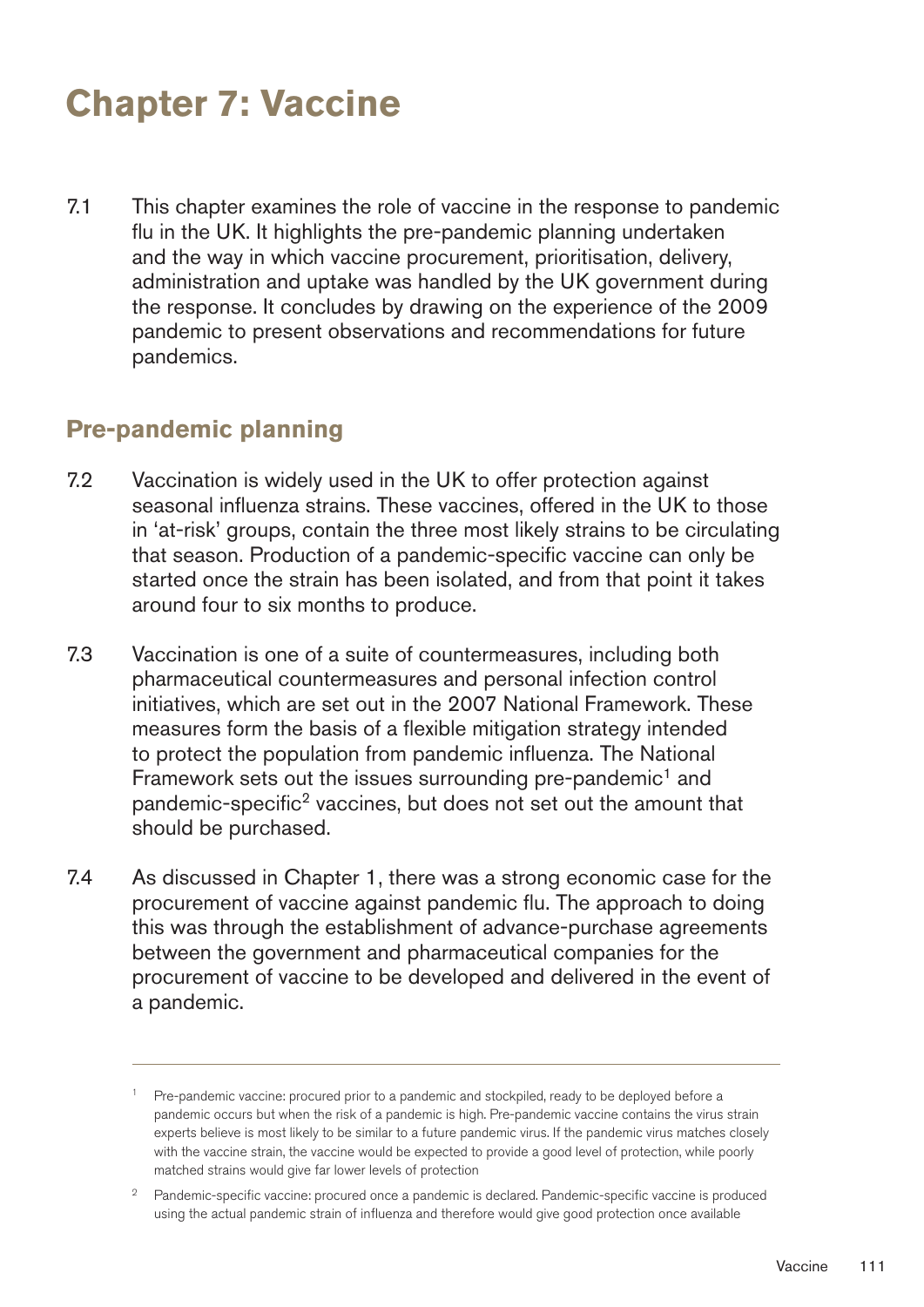# Chapter 7: Vaccine

7.1 This chapter examines the role of vaccine in the response to pandemic flu in the UK. It highlights the pre-pandemic planning undertaken and the way in which vaccine procurement, prioritisation, delivery, administration and uptake was handled by the UK government during the response. It concludes by drawing on the experience of the 2009 pandemic to present observations and recommendations for future pandemics.

## Pre-pandemic planning

7.2 Vaccination is widely used in the UK to offer protection against seasonal influenza strains. These vaccines, offered in the UK to those in 'at-risk' groups, contain the three most likely strains to be circulating that season. Production of a pandemic-specific vaccine can only be started once the strain has been isolated, and from that point it takes around four to six months to produce.

7.3 Vaccination is one of a suite of countermeasures, including both pharmaceutical countermeasures and personal infection control initiatives, which are set out in the 2007 National Framework. These measures form the basis of a flexible mitigation strategy intended to protect the population from pandemic influenza. The National Framework sets out the issues surrounding pre-pandemic[1] and pandemic-specific[2] vaccines, but does not set out the amount that should be purchased.

7.4 As discussed in Chapter 1, there was a strong economic case for the procurement of vaccine against pandemic flu. The approach to doing this was through the establishment of advance-purchase agreements between the government and pharmaceutical companies for the procurement of vaccine to be developed and delivered in the event of a pandemic.

---

[1] Pre-pandemic vaccine: procured prior to a pandemic and stockpiled, ready to be deployed before a pandemic occurs but when the risk of a pandemic is high. Pre-pandemic vaccine contains the virus strain experts believe is most likely to be similar to a future pandemic virus. If the pandemic virus matches closely with the vaccine strain, the vaccine would be expected to provide a good level of protection, while poorly matched strains would give far lower levels of protection

[2] Pandemic-specific vaccine: procured once a pandemic is declared. Pandemic-specific vaccine is produced using the actual pandemic strain of influenza and therefore would give good protection once available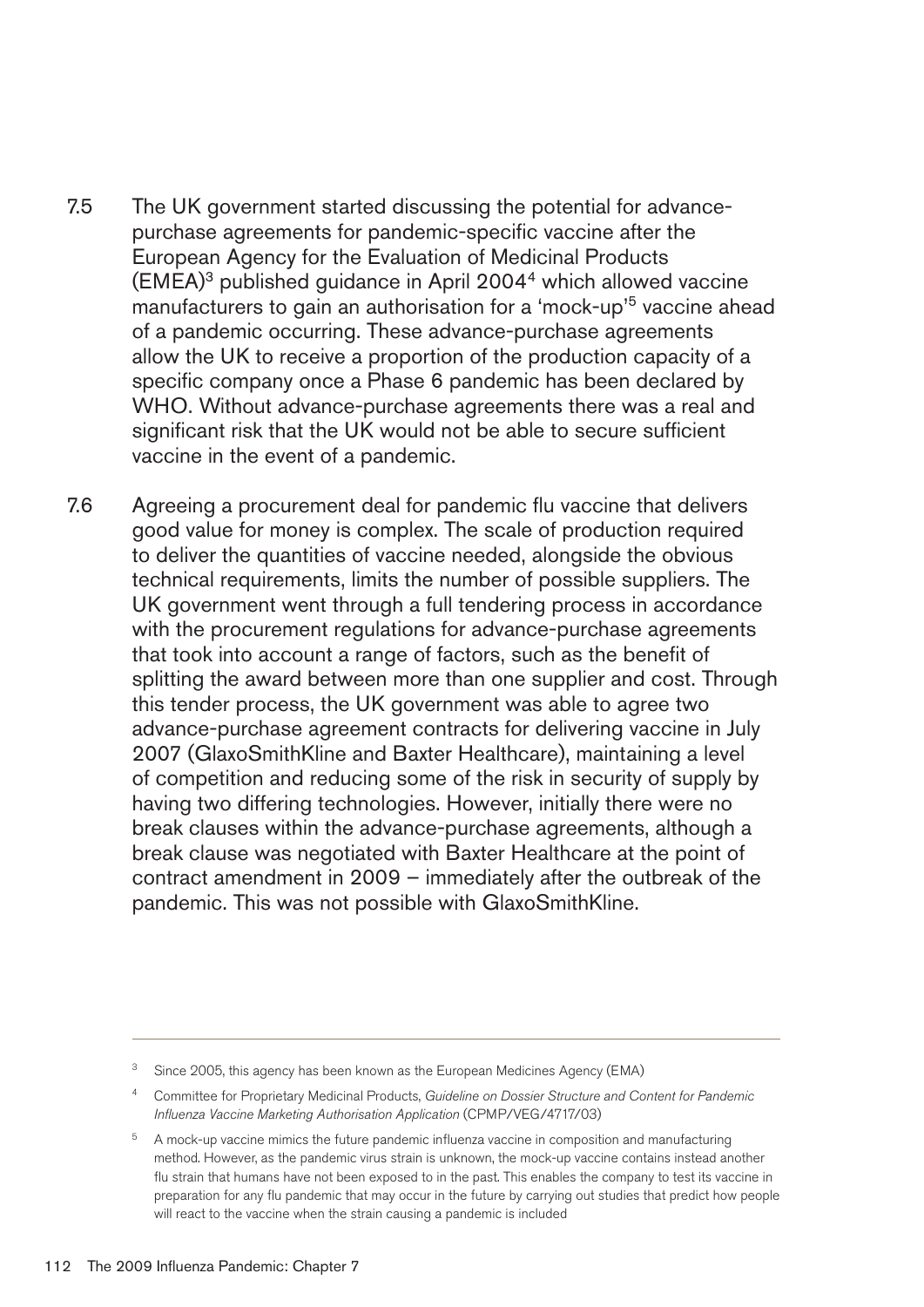7.5 The UK government started discussing the potential for advance-purchase agreements for pandemic-specific vaccine after the European Agency for the Evaluation of Medicinal Products (EMEA)[3] published guidance in April 2004[4] which allowed vaccine manufacturers to gain an authorisation for a 'mock-up'[5] vaccine ahead of a pandemic occurring. These advance-purchase agreements allow the UK to receive a proportion of the production capacity of a specific company once a Phase 6 pandemic has been declared by WHO. Without advance-purchase agreements there was a real and significant risk that the UK would not be able to secure sufficient vaccine in the event of a pandemic.

7.6 Agreeing a procurement deal for pandemic flu vaccine that delivers good value for money is complex. The scale of production required to deliver the quantities of vaccine needed, alongside the obvious technical requirements, limits the number of possible suppliers. The UK government went through a full tendering process in accordance with the procurement regulations for advance-purchase agreements that took into account a range of factors, such as the benefit of splitting the award between more than one supplier and cost. Through this tender process, the UK government was able to agree two advance-purchase agreement contracts for delivering vaccine in July 2007 (GlaxoSmithKline and Baxter Healthcare), maintaining a level of competition and reducing some of the risk in security of supply by having two differing technologies. However, initially there were no break clauses within the advance-purchase agreements, although a break clause was negotiated with Baxter Healthcare at the point of contract amendment in 2009 – immediately after the outbreak of the pandemic. This was not possible with GlaxoSmithKline.

---

[3] Since 2005, this agency has been known as the European Medicines Agency (EMA)

[4] Committee for Proprietary Medicinal Products, *Guideline on Dossier Structure and Content for Pandemic Influenza Vaccine Marketing Authorisation Application* (CPMP/VEG/4717/03)

[5] A mock-up vaccine mimics the future pandemic influenza vaccine in composition and manufacturing method. However, as the pandemic virus strain is unknown, the mock-up vaccine contains instead another flu strain that humans have not been exposed to in the past. This enables the company to test its vaccine in preparation for any flu pandemic that may occur in the future by carrying out studies that predict how people will react to the vaccine when the strain causing a pandemic is included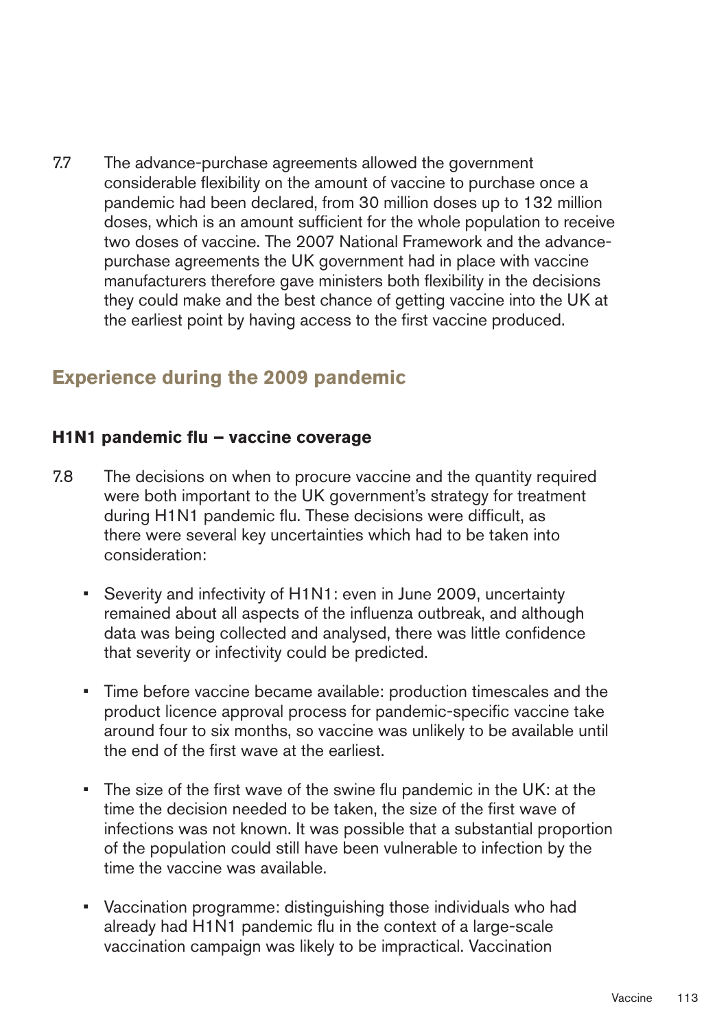7.7 The advance-purchase agreements allowed the government considerable flexibility on the amount of vaccine to purchase once a pandemic had been declared, from 30 million doses up to 132 million doses, which is an amount sufficient for the whole population to receive two doses of vaccine. The 2007 National Framework and the advance-purchase agreements the UK government had in place with vaccine manufacturers therefore gave ministers both flexibility in the decisions they could make and the best chance of getting vaccine into the UK at the earliest point by having access to the first vaccine produced.

## Experience during the 2009 pandemic

### H1N1 pandemic flu – vaccine coverage

7.8 The decisions on when to procure vaccine and the quantity required were both important to the UK government's strategy for treatment during H1N1 pandemic flu. These decisions were difficult, as there were several key uncertainties which had to be taken into consideration:

- Severity and infectivity of H1N1: even in June 2009, uncertainty remained about all aspects of the influenza outbreak, and although data was being collected and analysed, there was little confidence that severity or infectivity could be predicted.
- Time before vaccine became available: production timescales and the product licence approval process for pandemic-specific vaccine take around four to six months, so vaccine was unlikely to be available until the end of the first wave at the earliest.
- The size of the first wave of the swine flu pandemic in the UK: at the time the decision needed to be taken, the size of the first wave of infections was not known. It was possible that a substantial proportion of the population could still have been vulnerable to infection by the time the vaccine was available.
- Vaccination programme: distinguishing those individuals who had already had H1N1 pandemic flu in the context of a large-scale vaccination campaign was likely to be impractical. Vaccination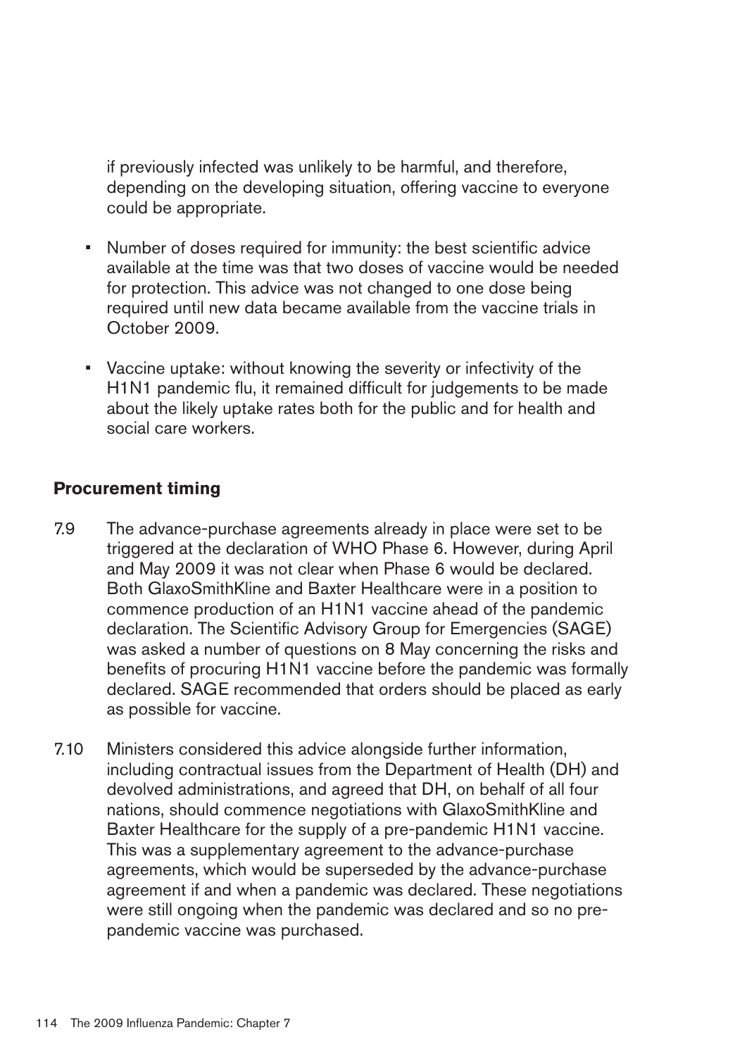if previously infected was unlikely to be harmful, and therefore, depending on the developing situation, offering vaccine to everyone could be appropriate.

- Number of doses required for immunity: the best scientific advice available at the time was that two doses of vaccine would be needed for protection. This advice was not changed to one dose being required until new data became available from the vaccine trials in October 2009.
- Vaccine uptake: without knowing the severity or infectivity of the H1N1 pandemic flu, it remained difficult for judgements to be made about the likely uptake rates both for the public and for health and social care workers.

## Procurement timing

7.9 The advance-purchase agreements already in place were set to be triggered at the declaration of WHO Phase 6. However, during April and May 2009 it was not clear when Phase 6 would be declared. Both GlaxoSmithKline and Baxter Healthcare were in a position to commence production of an H1N1 vaccine ahead of the pandemic declaration. The Scientific Advisory Group for Emergencies (SAGE) was asked a number of questions on 8 May concerning the risks and benefits of procuring H1N1 vaccine before the pandemic was formally declared. SAGE recommended that orders should be placed as early as possible for vaccine.

7.10 Ministers considered this advice alongside further information, including contractual issues from the Department of Health (DH) and devolved administrations, and agreed that DH, on behalf of all four nations, should commence negotiations with GlaxoSmithKline and Baxter Healthcare for the supply of a pre-pandemic H1N1 vaccine. This was a supplementary agreement to the advance-purchase agreements, which would be superseded by the advance-purchase agreement if and when a pandemic was declared. These negotiations were still ongoing when the pandemic was declared and so no pre-pandemic vaccine was purchased.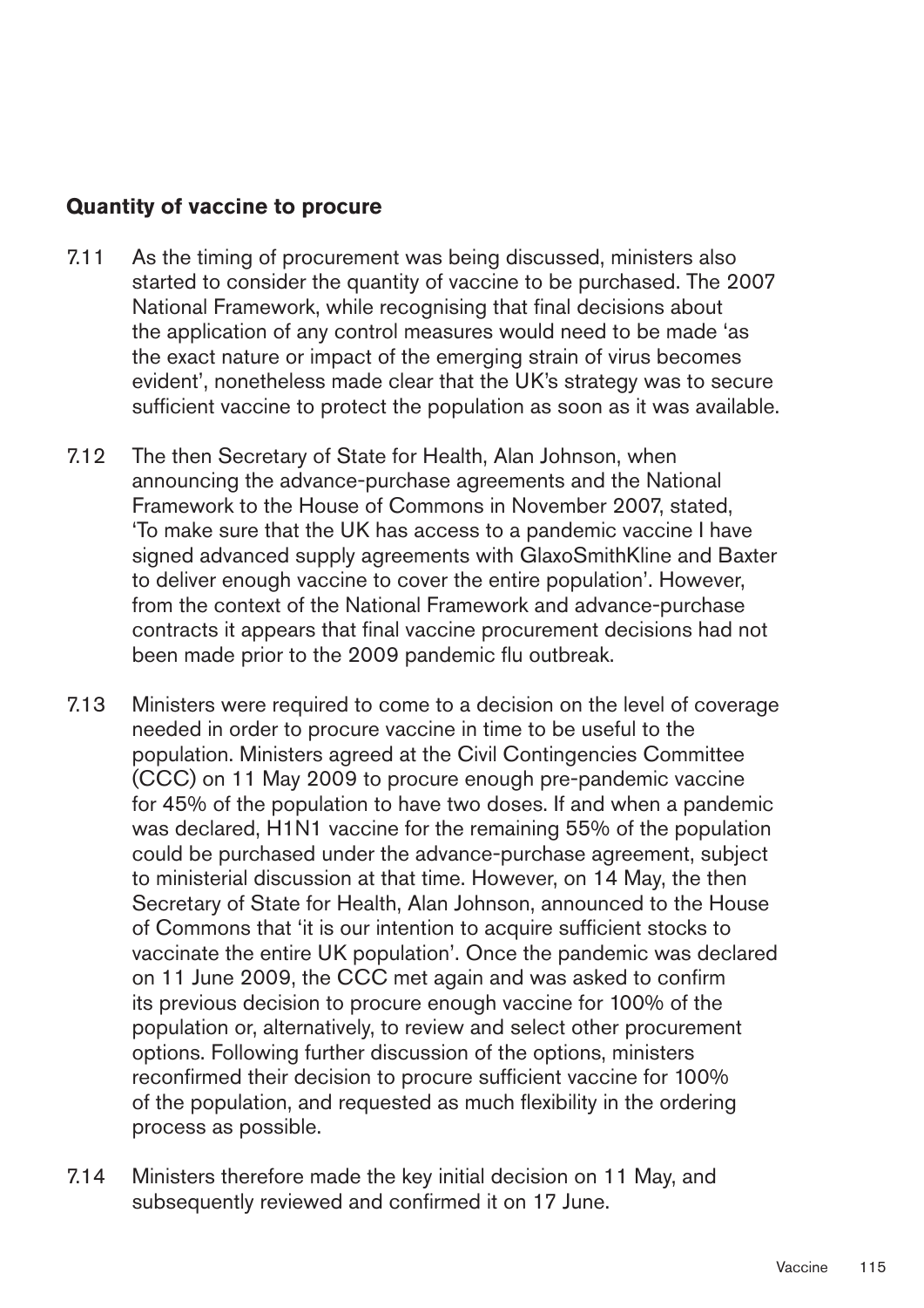### Quantity of vaccine to procure

7.11 As the timing of procurement was being discussed, ministers also started to consider the quantity of vaccine to be purchased. The 2007 National Framework, while recognising that final decisions about the application of any control measures would need to be made 'as the exact nature or impact of the emerging strain of virus becomes evident', nonetheless made clear that the UK's strategy was to secure sufficient vaccine to protect the population as soon as it was available.

7.12 The then Secretary of State for Health, Alan Johnson, when announcing the advance-purchase agreements and the National Framework to the House of Commons in November 2007, stated, 'To make sure that the UK has access to a pandemic vaccine I have signed advanced supply agreements with GlaxoSmithKline and Baxter to deliver enough vaccine to cover the entire population'. However, from the context of the National Framework and advance-purchase contracts it appears that final vaccine procurement decisions had not been made prior to the 2009 pandemic flu outbreak.

7.13 Ministers were required to come to a decision on the level of coverage needed in order to procure vaccine in time to be useful to the population. Ministers agreed at the Civil Contingencies Committee (CCC) on 11 May 2009 to procure enough pre-pandemic vaccine for 45% of the population to have two doses. If and when a pandemic was declared, H1N1 vaccine for the remaining 55% of the population could be purchased under the advance-purchase agreement, subject to ministerial discussion at that time. However, on 14 May, the then Secretary of State for Health, Alan Johnson, announced to the House of Commons that 'it is our intention to acquire sufficient stocks to vaccinate the entire UK population'. Once the pandemic was declared on 11 June 2009, the CCC met again and was asked to confirm its previous decision to procure enough vaccine for 100% of the population or, alternatively, to review and select other procurement options. Following further discussion of the options, ministers reconfirmed their decision to procure sufficient vaccine for 100% of the population, and requested as much flexibility in the ordering process as possible.

7.14 Ministers therefore made the key initial decision on 11 May, and subsequently reviewed and confirmed it on 17 June.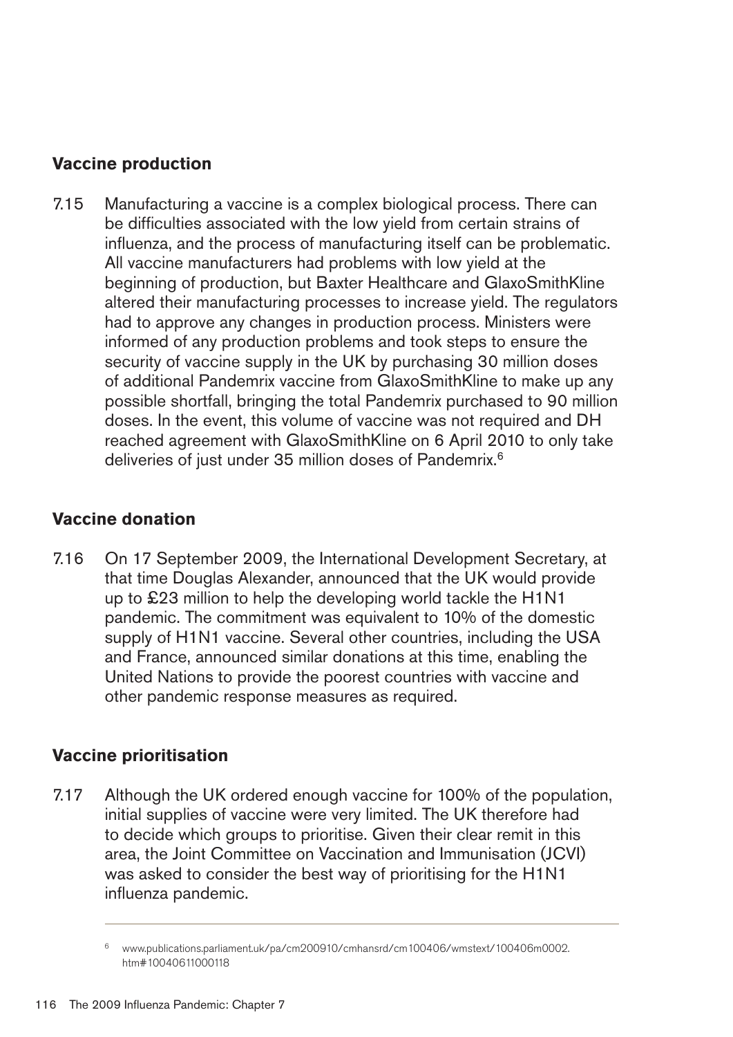## Vaccine production

7.15 Manufacturing a vaccine is a complex biological process. There can be difficulties associated with the low yield from certain strains of influenza, and the process of manufacturing itself can be problematic. All vaccine manufacturers had problems with low yield at the beginning of production, but Baxter Healthcare and GlaxoSmithKline altered their manufacturing processes to increase yield. The regulators had to approve any changes in production process. Ministers were informed of any production problems and took steps to ensure the security of vaccine supply in the UK by purchasing 30 million doses of additional Pandemrix vaccine from GlaxoSmithKline to make up any possible shortfall, bringing the total Pandemrix purchased to 90 million doses. In the event, this volume of vaccine was not required and DH reached agreement with GlaxoSmithKline on 6 April 2010 to only take deliveries of just under 35 million doses of Pandemrix.[6]

## Vaccine donation

7.16 On 17 September 2009, the International Development Secretary, at that time Douglas Alexander, announced that the UK would provide up to £23 million to help the developing world tackle the H1N1 pandemic. The commitment was equivalent to 10% of the domestic supply of H1N1 vaccine. Several other countries, including the USA and France, announced similar donations at this time, enabling the United Nations to provide the poorest countries with vaccine and other pandemic response measures as required.

## Vaccine prioritisation

7.17 Although the UK ordered enough vaccine for 100% of the population, initial supplies of vaccine were very limited. The UK therefore had to decide which groups to prioritise. Given their clear remit in this area, the Joint Committee on Vaccination and Immunisation (JCVI) was asked to consider the best way of prioritising for the H1N1 influenza pandemic.

---

[6] www.publications.parliament.uk/pa/cm200910/cmhansrd/cm100406/wmstext/100406m0002.htm#10040611000118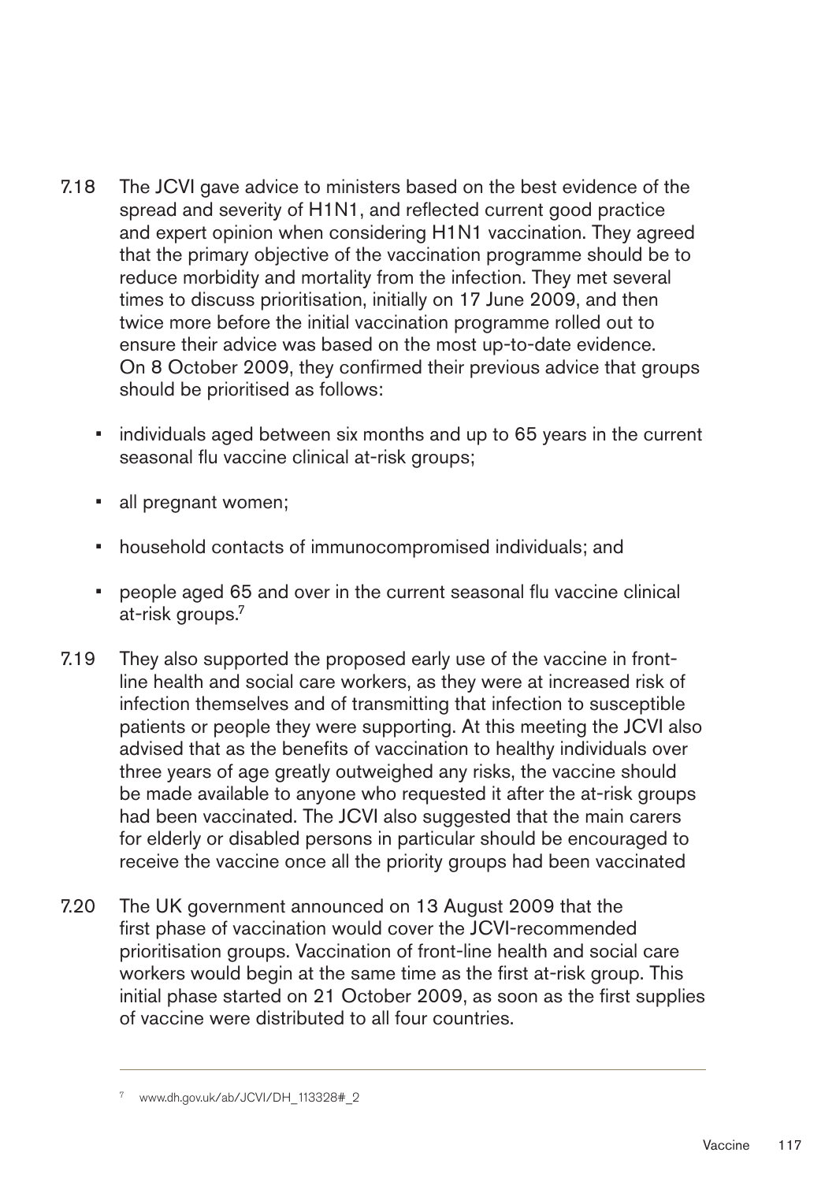7.18 The JCVI gave advice to ministers based on the best evidence of the spread and severity of H1N1, and reflected current good practice and expert opinion when considering H1N1 vaccination. They agreed that the primary objective of the vaccination programme should be to reduce morbidity and mortality from the infection. They met several times to discuss prioritisation, initially on 17 June 2009, and then twice more before the initial vaccination programme rolled out to ensure their advice was based on the most up-to-date evidence. On 8 October 2009, they confirmed their previous advice that groups should be prioritised as follows:

- individuals aged between six months and up to 65 years in the current seasonal flu vaccine clinical at-risk groups;
- all pregnant women;
- household contacts of immunocompromised individuals; and
- people aged 65 and over in the current seasonal flu vaccine clinical at-risk groups.[7]

7.19 They also supported the proposed early use of the vaccine in front-line health and social care workers, as they were at increased risk of infection themselves and of transmitting that infection to susceptible patients or people they were supporting. At this meeting the JCVI also advised that as the benefits of vaccination to healthy individuals over three years of age greatly outweighed any risks, the vaccine should be made available to anyone who requested it after the at-risk groups had been vaccinated. The JCVI also suggested that the main carers for elderly or disabled persons in particular should be encouraged to receive the vaccine once all the priority groups had been vaccinated

7.20 The UK government announced on 13 August 2009 that the first phase of vaccination would cover the JCVI-recommended prioritisation groups. Vaccination of front-line health and social care workers would begin at the same time as the first at-risk group. This initial phase started on 21 October 2009, as soon as the first supplies of vaccine were distributed to all four countries.

---

[7] www.dh.gov.uk/ab/JCVI/DH_113328#_2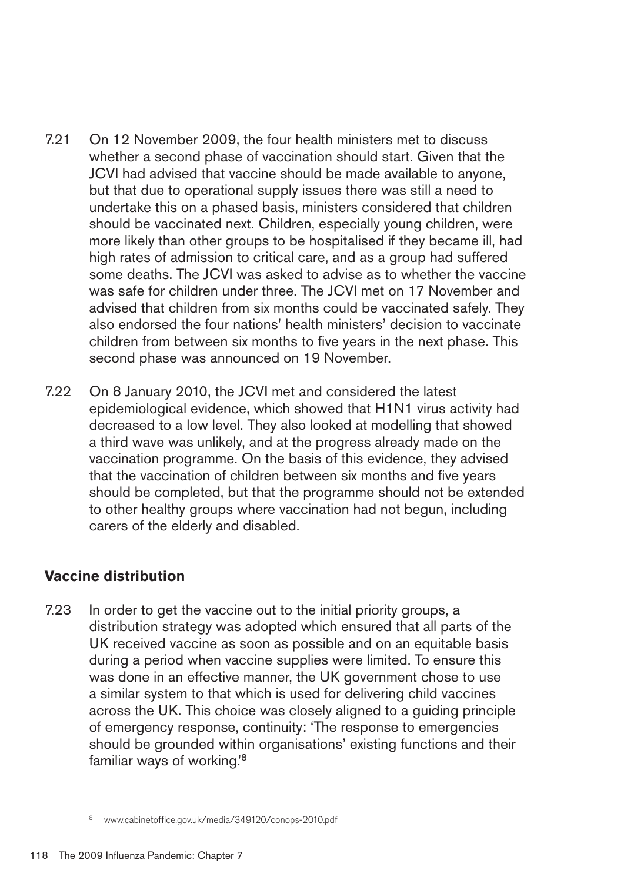7.21 On 12 November 2009, the four health ministers met to discuss whether a second phase of vaccination should start. Given that the JCVI had advised that vaccine should be made available to anyone, but that due to operational supply issues there was still a need to undertake this on a phased basis, ministers considered that children should be vaccinated next. Children, especially young children, were more likely than other groups to be hospitalised if they became ill, had high rates of admission to critical care, and as a group had suffered some deaths. The JCVI was asked to advise as to whether the vaccine was safe for children under three. The JCVI met on 17 November and advised that children from six months could be vaccinated safely. They also endorsed the four nations' health ministers' decision to vaccinate children from between six months to five years in the next phase. This second phase was announced on 19 November.

7.22 On 8 January 2010, the JCVI met and considered the latest epidemiological evidence, which showed that H1N1 virus activity had decreased to a low level. They also looked at modelling that showed a third wave was unlikely, and at the progress already made on the vaccination programme. On the basis of this evidence, they advised that the vaccination of children between six months and five years should be completed, but that the programme should not be extended to other healthy groups where vaccination had not begun, including carers of the elderly and disabled.

## Vaccine distribution

7.23 In order to get the vaccine out to the initial priority groups, a distribution strategy was adopted which ensured that all parts of the UK received vaccine as soon as possible and on an equitable basis during a period when vaccine supplies were limited. To ensure this was done in an effective manner, the UK government chose to use a similar system to that which is used for delivering child vaccines across the UK. This choice was closely aligned to a guiding principle of emergency response, continuity: 'The response to emergencies should be grounded within organisations' existing functions and their familiar ways of working.'[8]

---

[8] www.cabinetoffice.gov.uk/media/349120/conops-2010.pdf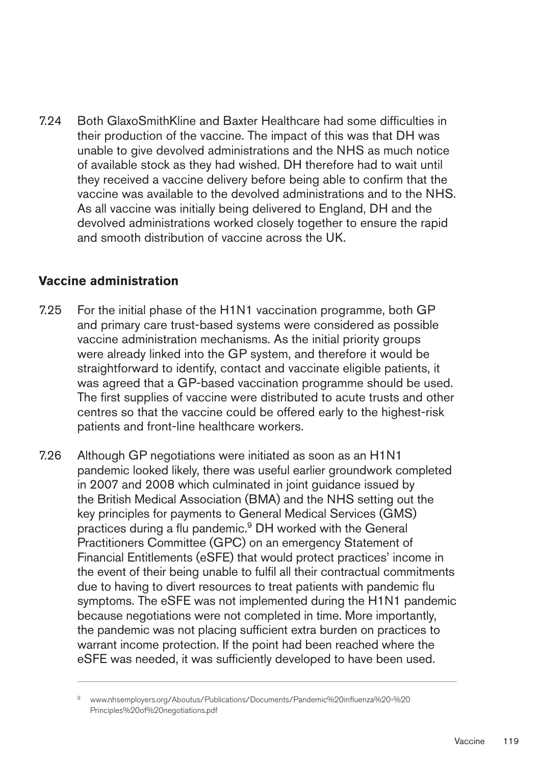7.24 Both GlaxoSmithKline and Baxter Healthcare had some difficulties in their production of the vaccine. The impact of this was that DH was unable to give devolved administrations and the NHS as much notice of available stock as they had wished. DH therefore had to wait until they received a vaccine delivery before being able to confirm that the vaccine was available to the devolved administrations and to the NHS. As all vaccine was initially being delivered to England, DH and the devolved administrations worked closely together to ensure the rapid and smooth distribution of vaccine across the UK.

## Vaccine administration

7.25 For the initial phase of the H1N1 vaccination programme, both GP and primary care trust-based systems were considered as possible vaccine administration mechanisms. As the initial priority groups were already linked into the GP system, and therefore it would be straightforward to identify, contact and vaccinate eligible patients, it was agreed that a GP-based vaccination programme should be used. The first supplies of vaccine were distributed to acute trusts and other centres so that the vaccine could be offered early to the highest-risk patients and front-line healthcare workers.

7.26 Although GP negotiations were initiated as soon as an H1N1 pandemic looked likely, there was useful earlier groundwork completed in 2007 and 2008 which culminated in joint guidance issued by the British Medical Association (BMA) and the NHS setting out the key principles for payments to General Medical Services (GMS) practices during a flu pandemic.[9] DH worked with the General Practitioners Committee (GPC) on an emergency Statement of Financial Entitlements (eSFE) that would protect practices' income in the event of their being unable to fulfil all their contractual commitments due to having to divert resources to treat patients with pandemic flu symptoms. The eSFE was not implemented during the H1N1 pandemic because negotiations were not completed in time. More importantly, the pandemic was not placing sufficient extra burden on practices to warrant income protection. If the point had been reached where the eSFE was needed, it was sufficiently developed to have been used.

---

[9] www.nhsemployers.org/Aboutus/Publications/Documents/Pandemic%20influenza%20-%20Principles%20of%20negotiations.pdf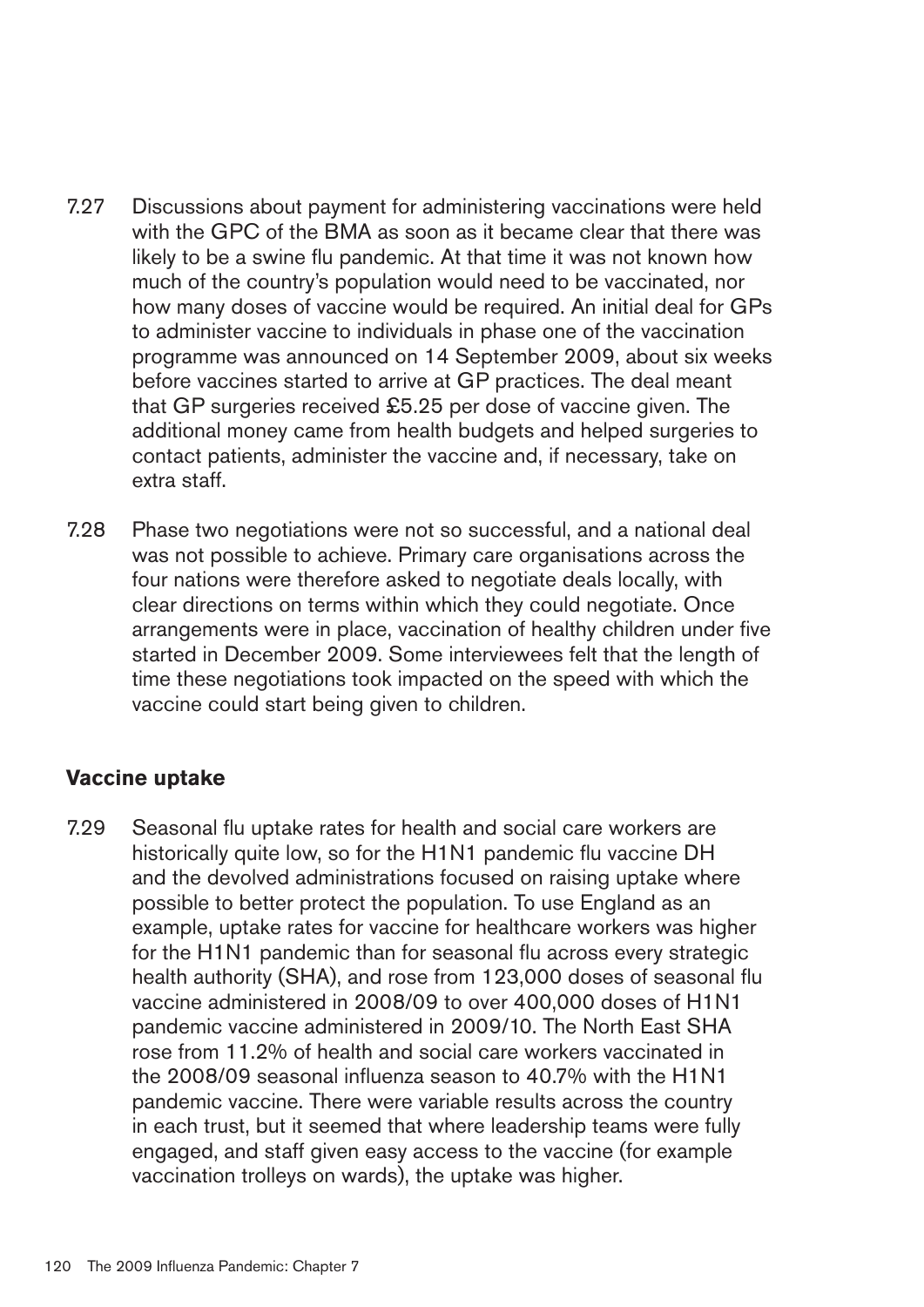7.27 Discussions about payment for administering vaccinations were held with the GPC of the BMA as soon as it became clear that there was likely to be a swine flu pandemic. At that time it was not known how much of the country's population would need to be vaccinated, nor how many doses of vaccine would be required. An initial deal for GPs to administer vaccine to individuals in phase one of the vaccination programme was announced on 14 September 2009, about six weeks before vaccines started to arrive at GP practices. The deal meant that GP surgeries received £5.25 per dose of vaccine given. The additional money came from health budgets and helped surgeries to contact patients, administer the vaccine and, if necessary, take on extra staff.

7.28 Phase two negotiations were not so successful, and a national deal was not possible to achieve. Primary care organisations across the four nations were therefore asked to negotiate deals locally, with clear directions on terms within which they could negotiate. Once arrangements were in place, vaccination of healthy children under five started in December 2009. Some interviewees felt that the length of time these negotiations took impacted on the speed with which the vaccine could start being given to children.

### Vaccine uptake

7.29 Seasonal flu uptake rates for health and social care workers are historically quite low, so for the H1N1 pandemic flu vaccine DH and the devolved administrations focused on raising uptake where possible to better protect the population. To use England as an example, uptake rates for vaccine for healthcare workers was higher for the H1N1 pandemic than for seasonal flu across every strategic health authority (SHA), and rose from 123,000 doses of seasonal flu vaccine administered in 2008/09 to over 400,000 doses of H1N1 pandemic vaccine administered in 2009/10. The North East SHA rose from 11.2% of health and social care workers vaccinated in the 2008/09 seasonal influenza season to 40.7% with the H1N1 pandemic vaccine. There were variable results across the country in each trust, but it seemed that where leadership teams were fully engaged, and staff given easy access to the vaccine (for example vaccination trolleys on wards), the uptake was higher.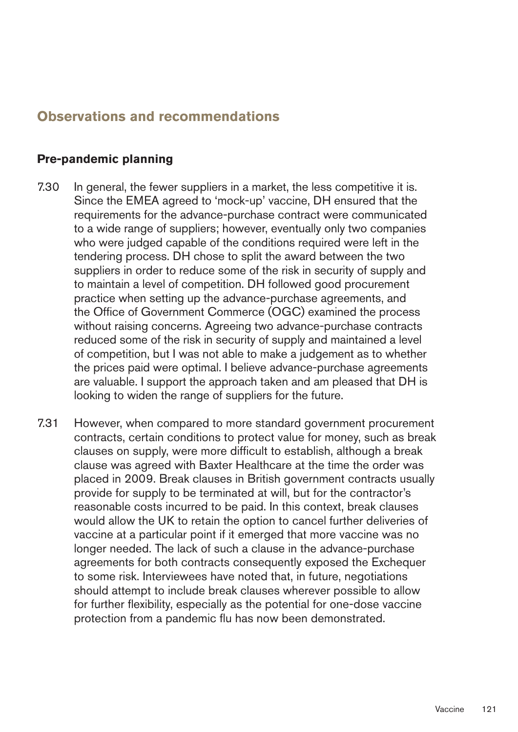## Observations and recommendations

### Pre-pandemic planning

7.30 In general, the fewer suppliers in a market, the less competitive it is. Since the EMEA agreed to 'mock-up' vaccine, DH ensured that the requirements for the advance-purchase contract were communicated to a wide range of suppliers; however, eventually only two companies who were judged capable of the conditions required were left in the tendering process. DH chose to split the award between the two suppliers in order to reduce some of the risk in security of supply and to maintain a level of competition. DH followed good procurement practice when setting up the advance-purchase agreements, and the Office of Government Commerce (OGC) examined the process without raising concerns. Agreeing two advance-purchase contracts reduced some of the risk in security of supply and maintained a level of competition, but I was not able to make a judgement as to whether the prices paid were optimal. I believe advance-purchase agreements are valuable. I support the approach taken and am pleased that DH is looking to widen the range of suppliers for the future.

7.31 However, when compared to more standard government procurement contracts, certain conditions to protect value for money, such as break clauses on supply, were more difficult to establish, although a break clause was agreed with Baxter Healthcare at the time the order was placed in 2009. Break clauses in British government contracts usually provide for supply to be terminated at will, but for the contractor's reasonable costs incurred to be paid. In this context, break clauses would allow the UK to retain the option to cancel further deliveries of vaccine at a particular point if it emerged that more vaccine was no longer needed. The lack of such a clause in the advance-purchase agreements for both contracts consequently exposed the Exchequer to some risk. Interviewees have noted that, in future, negotiations should attempt to include break clauses wherever possible to allow for further flexibility, especially as the potential for one-dose vaccine protection from a pandemic flu has now been demonstrated.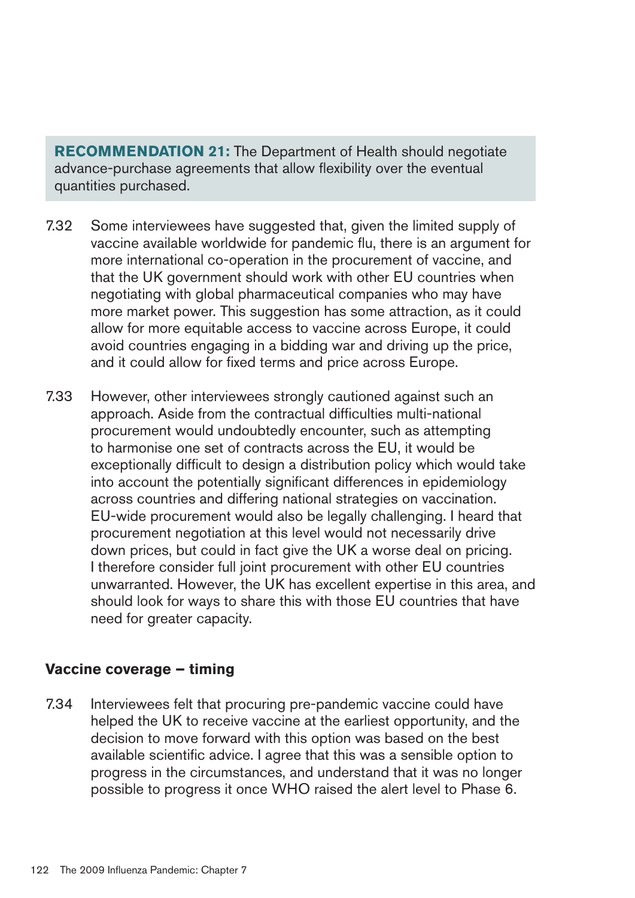**RECOMMENDATION 21:** The Department of Health should negotiate advance-purchase agreements that allow flexibility over the eventual quantities purchased.

7.32 Some interviewees have suggested that, given the limited supply of vaccine available worldwide for pandemic flu, there is an argument for more international co-operation in the procurement of vaccine, and that the UK government should work with other EU countries when negotiating with global pharmaceutical companies who may have more market power. This suggestion has some attraction, as it could allow for more equitable access to vaccine across Europe, it could avoid countries engaging in a bidding war and driving up the price, and it could allow for fixed terms and price across Europe.

7.33 However, other interviewees strongly cautioned against such an approach. Aside from the contractual difficulties multi-national procurement would undoubtedly encounter, such as attempting to harmonise one set of contracts across the EU, it would be exceptionally difficult to design a distribution policy which would take into account the potentially significant differences in epidemiology across countries and differing national strategies on vaccination. EU-wide procurement would also be legally challenging. I heard that procurement negotiation at this level would not necessarily drive down prices, but could in fact give the UK a worse deal on pricing. I therefore consider full joint procurement with other EU countries unwarranted. However, the UK has excellent expertise in this area, and should look for ways to share this with those EU countries that have need for greater capacity.

### Vaccine coverage – timing

7.34 Interviewees felt that procuring pre-pandemic vaccine could have helped the UK to receive vaccine at the earliest opportunity, and the decision to move forward with this option was based on the best available scientific advice. I agree that this was a sensible option to progress in the circumstances, and understand that it was no longer possible to progress it once WHO raised the alert level to Phase 6.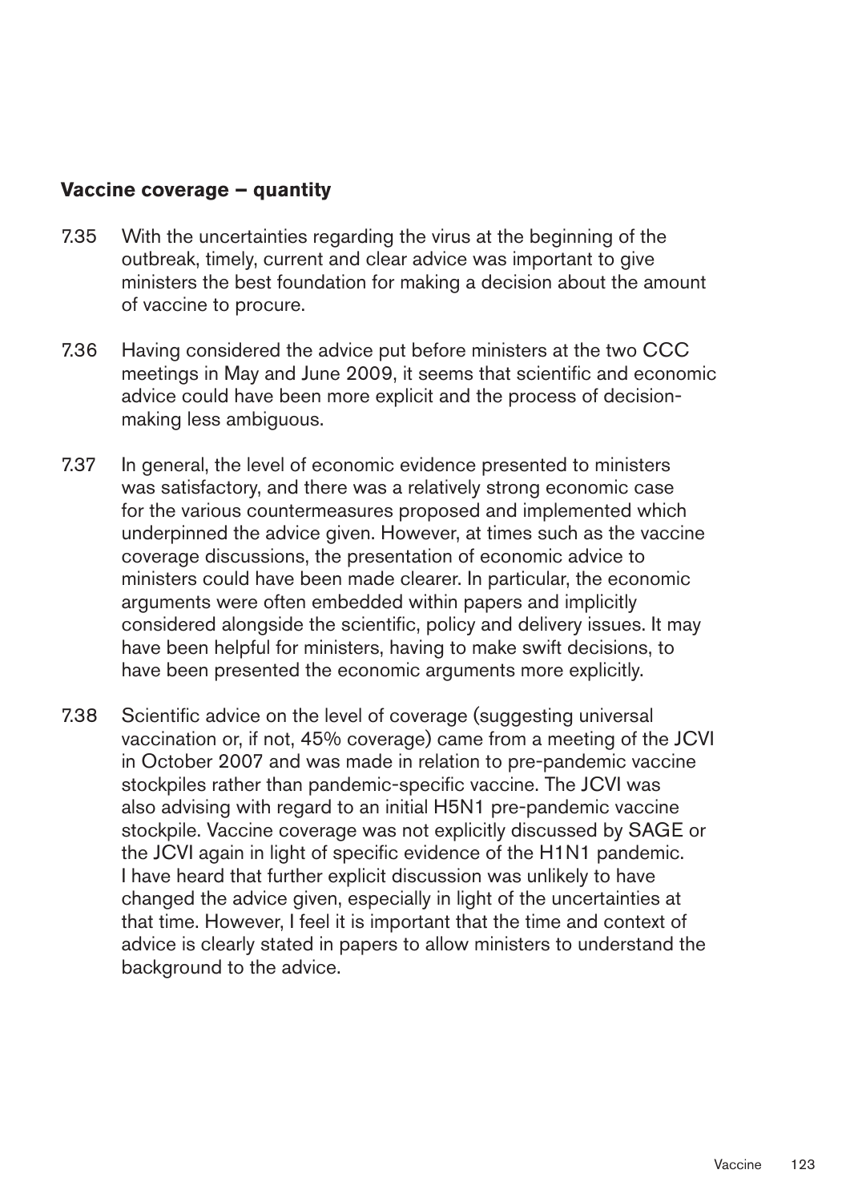### Vaccine coverage – quantity

7.35 With the uncertainties regarding the virus at the beginning of the outbreak, timely, current and clear advice was important to give ministers the best foundation for making a decision about the amount of vaccine to procure.

7.36 Having considered the advice put before ministers at the two CCC meetings in May and June 2009, it seems that scientific and economic advice could have been more explicit and the process of decision-making less ambiguous.

7.37 In general, the level of economic evidence presented to ministers was satisfactory, and there was a relatively strong economic case for the various countermeasures proposed and implemented which underpinned the advice given. However, at times such as the vaccine coverage discussions, the presentation of economic advice to ministers could have been made clearer. In particular, the economic arguments were often embedded within papers and implicitly considered alongside the scientific, policy and delivery issues. It may have been helpful for ministers, having to make swift decisions, to have been presented the economic arguments more explicitly.

7.38 Scientific advice on the level of coverage (suggesting universal vaccination or, if not, 45% coverage) came from a meeting of the JCVI in October 2007 and was made in relation to pre-pandemic vaccine stockpiles rather than pandemic-specific vaccine. The JCVI was also advising with regard to an initial H5N1 pre-pandemic vaccine stockpile. Vaccine coverage was not explicitly discussed by SAGE or the JCVI again in light of specific evidence of the H1N1 pandemic. I have heard that further explicit discussion was unlikely to have changed the advice given, especially in light of the uncertainties at that time. However, I feel it is important that the time and context of advice is clearly stated in papers to allow ministers to understand the background to the advice.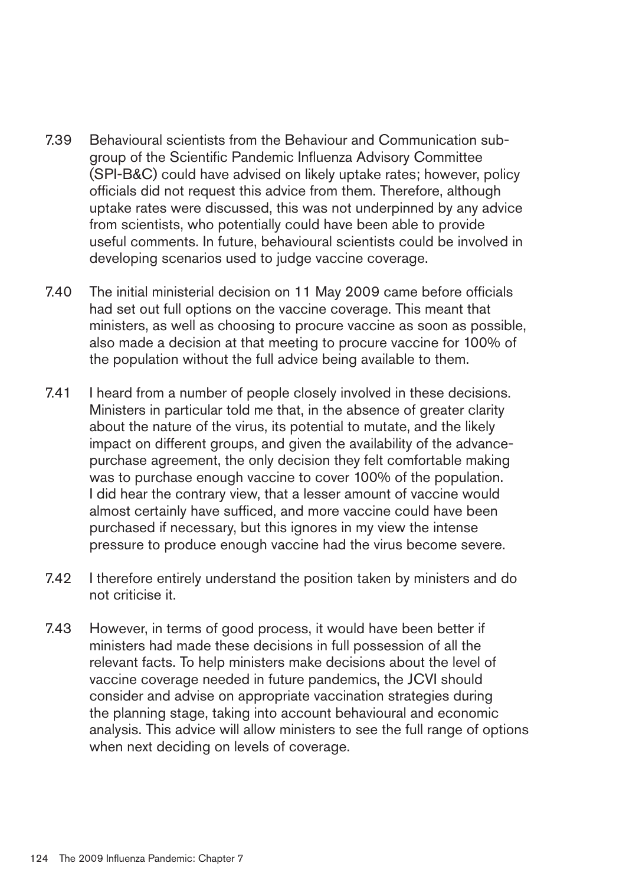7.39 Behavioural scientists from the Behaviour and Communication sub-group of the Scientific Pandemic Influenza Advisory Committee (SPI-B&C) could have advised on likely uptake rates; however, policy officials did not request this advice from them. Therefore, although uptake rates were discussed, this was not underpinned by any advice from scientists, who potentially could have been able to provide useful comments. In future, behavioural scientists could be involved in developing scenarios used to judge vaccine coverage.

7.40 The initial ministerial decision on 11 May 2009 came before officials had set out full options on the vaccine coverage. This meant that ministers, as well as choosing to procure vaccine as soon as possible, also made a decision at that meeting to procure vaccine for 100% of the population without the full advice being available to them.

7.41 I heard from a number of people closely involved in these decisions. Ministers in particular told me that, in the absence of greater clarity about the nature of the virus, its potential to mutate, and the likely impact on different groups, and given the availability of the advance-purchase agreement, the only decision they felt comfortable making was to purchase enough vaccine to cover 100% of the population. I did hear the contrary view, that a lesser amount of vaccine would almost certainly have sufficed, and more vaccine could have been purchased if necessary, but this ignores in my view the intense pressure to produce enough vaccine had the virus become severe.

7.42 I therefore entirely understand the position taken by ministers and do not criticise it.

7.43 However, in terms of good process, it would have been better if ministers had made these decisions in full possession of all the relevant facts. To help ministers make decisions about the level of vaccine coverage needed in future pandemics, the JCVI should consider and advise on appropriate vaccination strategies during the planning stage, taking into account behavioural and economic analysis. This advice will allow ministers to see the full range of options when next deciding on levels of coverage.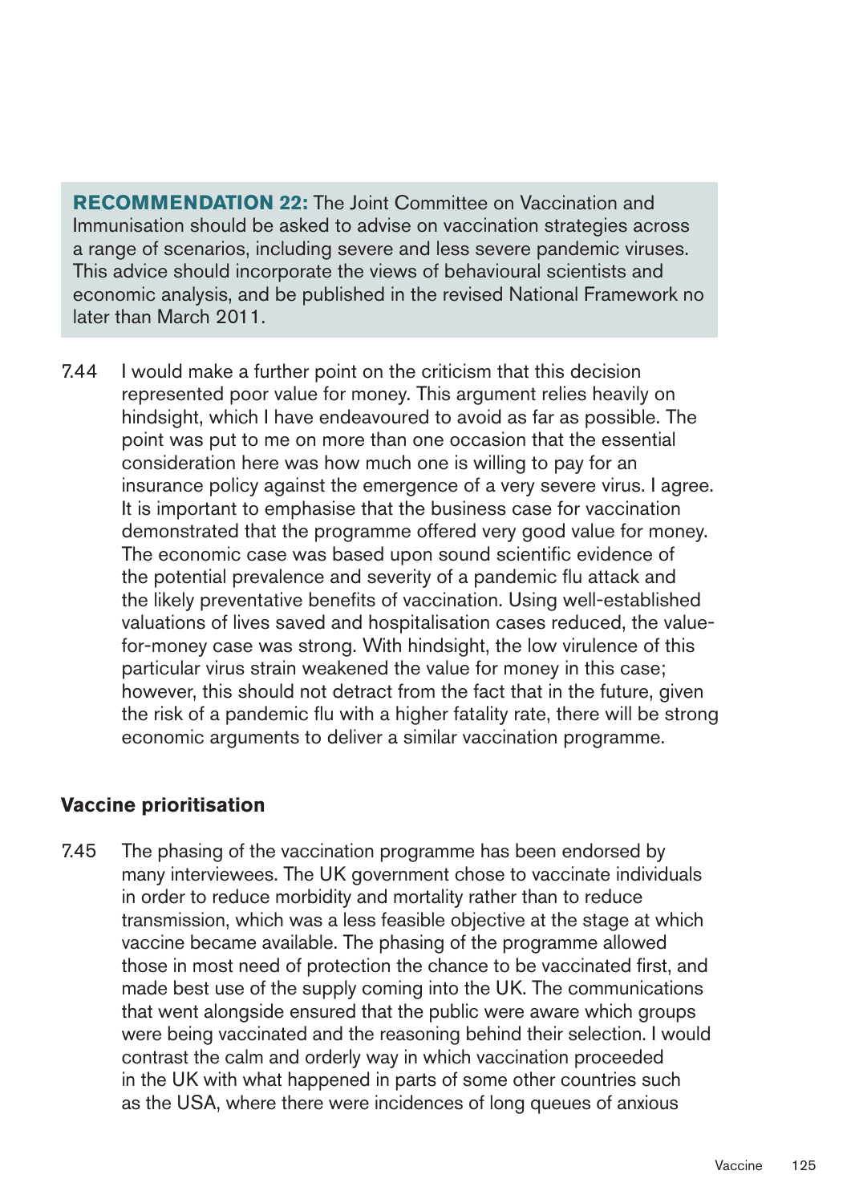**RECOMMENDATION 22:** The Joint Committee on Vaccination and Immunisation should be asked to advise on vaccination strategies across a range of scenarios, including severe and less severe pandemic viruses. This advice should incorporate the views of behavioural scientists and economic analysis, and be published in the revised National Framework no later than March 2011.

7.44 I would make a further point on the criticism that this decision represented poor value for money. This argument relies heavily on hindsight, which I have endeavoured to avoid as far as possible. The point was put to me on more than one occasion that the essential consideration here was how much one is willing to pay for an insurance policy against the emergence of a very severe virus. I agree. It is important to emphasise that the business case for vaccination demonstrated that the programme offered very good value for money. The economic case was based upon sound scientific evidence of the potential prevalence and severity of a pandemic flu attack and the likely preventative benefits of vaccination. Using well-established valuations of lives saved and hospitalisation cases reduced, the value-for-money case was strong. With hindsight, the low virulence of this particular virus strain weakened the value for money in this case; however, this should not detract from the fact that in the future, given the risk of a pandemic flu with a higher fatality rate, there will be strong economic arguments to deliver a similar vaccination programme.

### Vaccine prioritisation

7.45 The phasing of the vaccination programme has been endorsed by many interviewees. The UK government chose to vaccinate individuals in order to reduce morbidity and mortality rather than to reduce transmission, which was a less feasible objective at the stage at which vaccine became available. The phasing of the programme allowed those in most need of protection the chance to be vaccinated first, and made best use of the supply coming into the UK. The communications that went alongside ensured that the public were aware which groups were being vaccinated and the reasoning behind their selection. I would contrast the calm and orderly way in which vaccination proceeded in the UK with what happened in parts of some other countries such as the USA, where there were incidences of long queues of anxious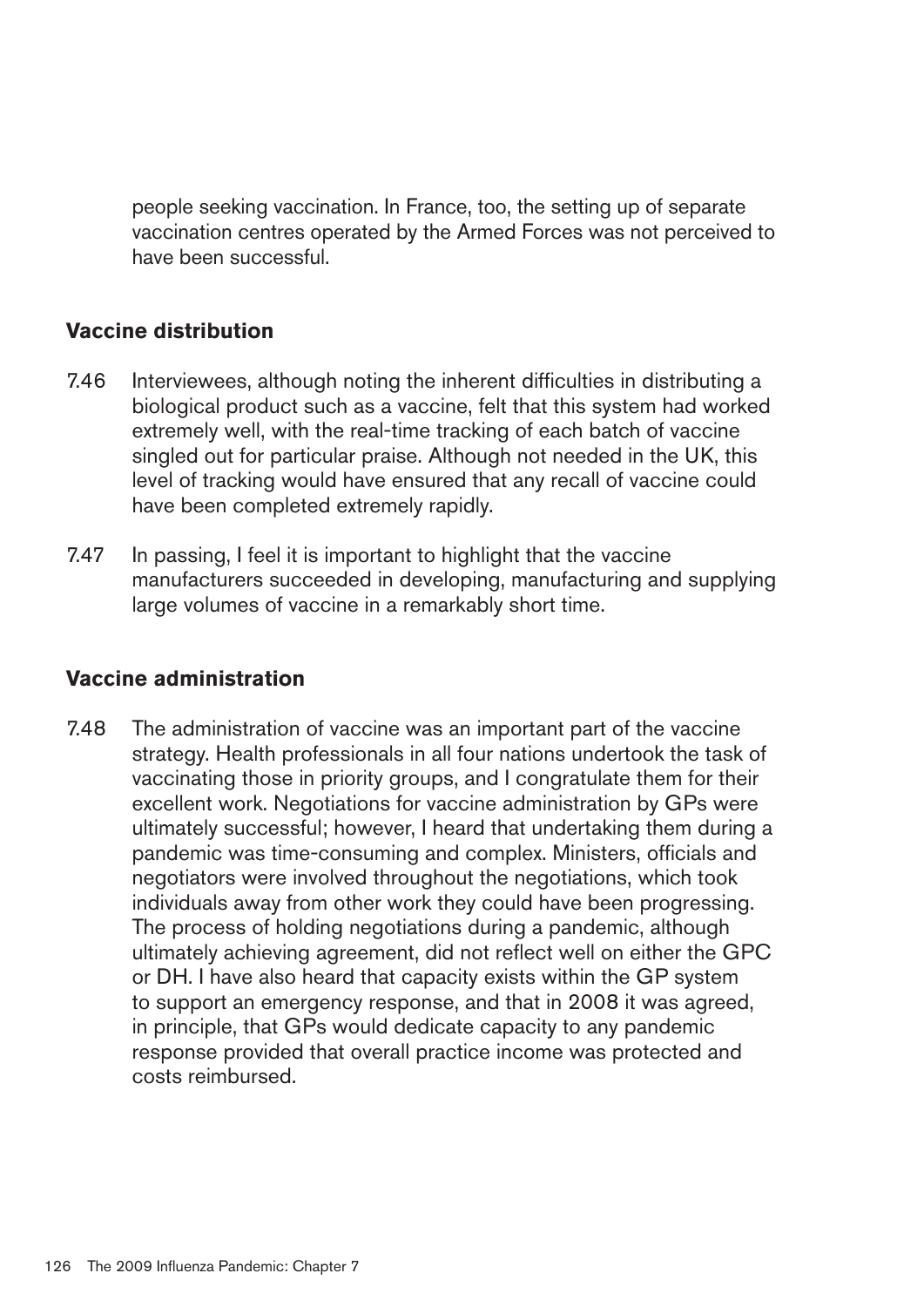people seeking vaccination. In France, too, the setting up of separate vaccination centres operated by the Armed Forces was not perceived to have been successful.

## Vaccine distribution

7.46 Interviewees, although noting the inherent difficulties in distributing a biological product such as a vaccine, felt that this system had worked extremely well, with the real-time tracking of each batch of vaccine singled out for particular praise. Although not needed in the UK, this level of tracking would have ensured that any recall of vaccine could have been completed extremely rapidly.

7.47 In passing, I feel it is important to highlight that the vaccine manufacturers succeeded in developing, manufacturing and supplying large volumes of vaccine in a remarkably short time.

## Vaccine administration

7.48 The administration of vaccine was an important part of the vaccine strategy. Health professionals in all four nations undertook the task of vaccinating those in priority groups, and I congratulate them for their excellent work. Negotiations for vaccine administration by GPs were ultimately successful; however, I heard that undertaking them during a pandemic was time-consuming and complex. Ministers, officials and negotiators were involved throughout the negotiations, which took individuals away from other work they could have been progressing. The process of holding negotiations during a pandemic, although ultimately achieving agreement, did not reflect well on either the GPC or DH. I have also heard that capacity exists within the GP system to support an emergency response, and that in 2008 it was agreed, in principle, that GPs would dedicate capacity to any pandemic response provided that overall practice income was protected and costs reimbursed.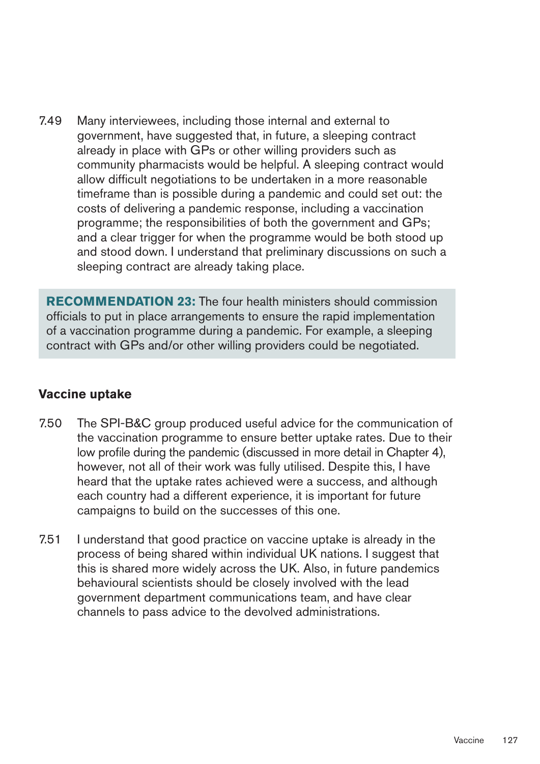7.49 Many interviewees, including those internal and external to government, have suggested that, in future, a sleeping contract already in place with GPs or other willing providers such as community pharmacists would be helpful. A sleeping contract would allow difficult negotiations to be undertaken in a more reasonable timeframe than is possible during a pandemic and could set out: the costs of delivering a pandemic response, including a vaccination programme; the responsibilities of both the government and GPs; and a clear trigger for when the programme would be both stood up and stood down. I understand that preliminary discussions on such a sleeping contract are already taking place.

**RECOMMENDATION 23:** The four health ministers should commission officials to put in place arrangements to ensure the rapid implementation of a vaccination programme during a pandemic. For example, a sleeping contract with GPs and/or other willing providers could be negotiated.

## Vaccine uptake

7.50 The SPI-B&C group produced useful advice for the communication of the vaccination programme to ensure better uptake rates. Due to their low profile during the pandemic (discussed in more detail in Chapter 4), however, not all of their work was fully utilised. Despite this, I have heard that the uptake rates achieved were a success, and although each country had a different experience, it is important for future campaigns to build on the successes of this one.

7.51 I understand that good practice on vaccine uptake is already in the process of being shared within individual UK nations. I suggest that this is shared more widely across the UK. Also, in future pandemics behavioural scientists should be closely involved with the lead government department communications team, and have clear channels to pass advice to the devolved administrations.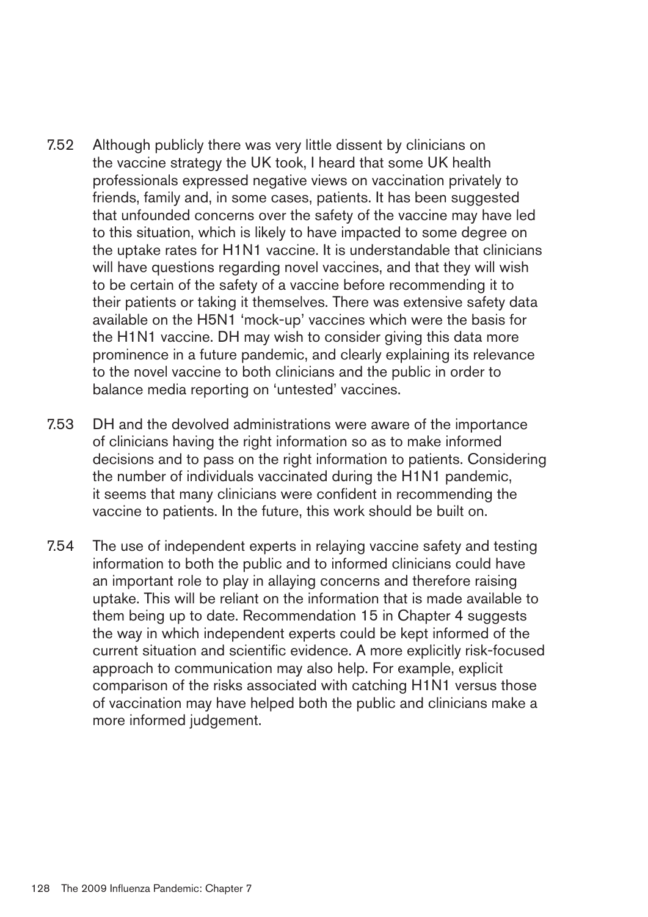7.52 Although publicly there was very little dissent by clinicians on the vaccine strategy the UK took, I heard that some UK health professionals expressed negative views on vaccination privately to friends, family and, in some cases, patients. It has been suggested that unfounded concerns over the safety of the vaccine may have led to this situation, which is likely to have impacted to some degree on the uptake rates for H1N1 vaccine. It is understandable that clinicians will have questions regarding novel vaccines, and that they will wish to be certain of the safety of a vaccine before recommending it to their patients or taking it themselves. There was extensive safety data available on the H5N1 'mock-up' vaccines which were the basis for the H1N1 vaccine. DH may wish to consider giving this data more prominence in a future pandemic, and clearly explaining its relevance to the novel vaccine to both clinicians and the public in order to balance media reporting on 'untested' vaccines.

7.53 DH and the devolved administrations were aware of the importance of clinicians having the right information so as to make informed decisions and to pass on the right information to patients. Considering the number of individuals vaccinated during the H1N1 pandemic, it seems that many clinicians were confident in recommending the vaccine to patients. In the future, this work should be built on.

7.54 The use of independent experts in relaying vaccine safety and testing information to both the public and to informed clinicians could have an important role to play in allaying concerns and therefore raising uptake. This will be reliant on the information that is made available to them being up to date. Recommendation 15 in Chapter 4 suggests the way in which independent experts could be kept informed of the current situation and scientific evidence. A more explicitly risk-focused approach to communication may also help. For example, explicit comparison of the risks associated with catching H1N1 versus those of vaccination may have helped both the public and clinicians make a more informed judgement.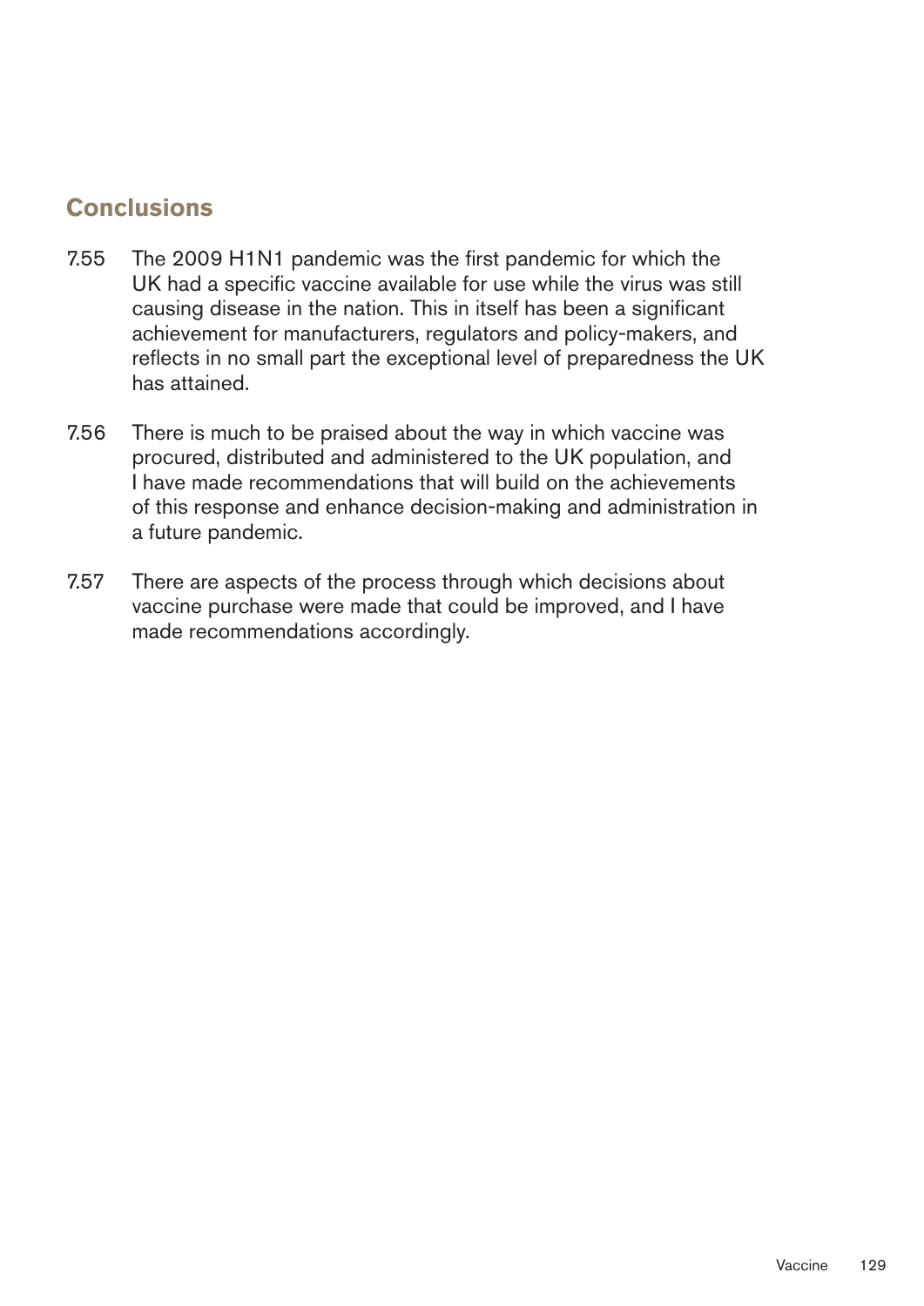## Conclusions

7.55 The 2009 H1N1 pandemic was the first pandemic for which the UK had a specific vaccine available for use while the virus was still causing disease in the nation. This in itself has been a significant achievement for manufacturers, regulators and policy-makers, and reflects in no small part the exceptional level of preparedness the UK has attained.

7.56 There is much to be praised about the way in which vaccine was procured, distributed and administered to the UK population, and I have made recommendations that will build on the achievements of this response and enhance decision-making and administration in a future pandemic.

7.57 There are aspects of the process through which decisions about vaccine purchase were made that could be improved, and I have made recommendations accordingly.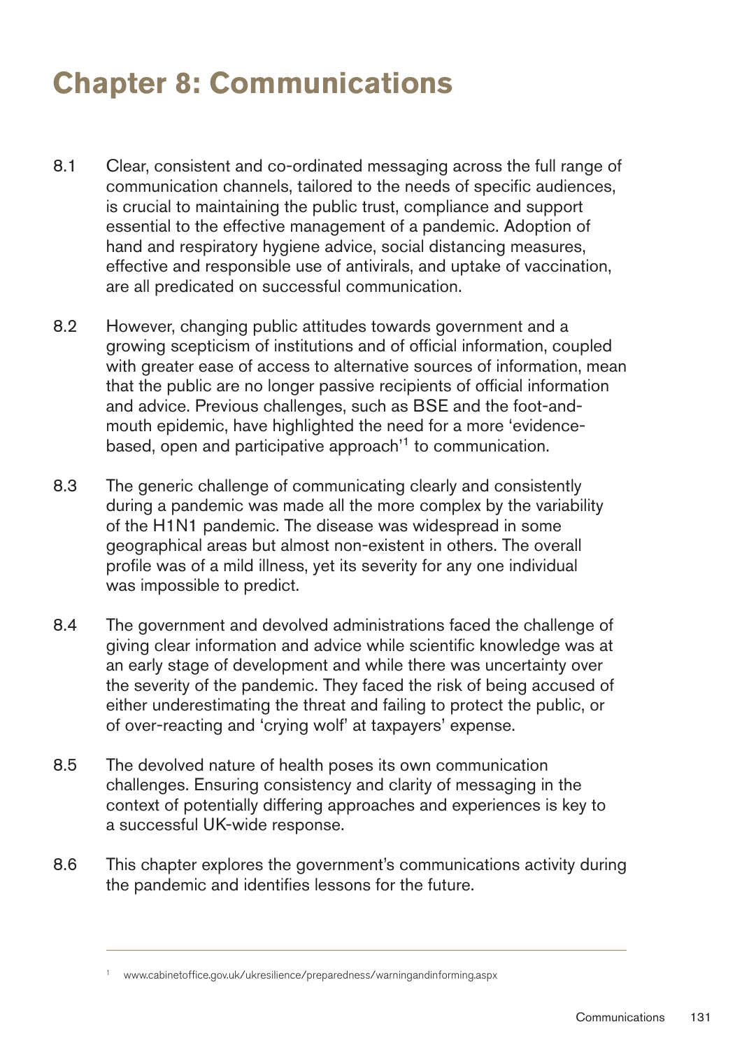# Chapter 8: Communications

8.1 Clear, consistent and co-ordinated messaging across the full range of communication channels, tailored to the needs of specific audiences, is crucial to maintaining the public trust, compliance and support essential to the effective management of a pandemic. Adoption of hand and respiratory hygiene advice, social distancing measures, effective and responsible use of antivirals, and uptake of vaccination, are all predicated on successful communication.

8.2 However, changing public attitudes towards government and a growing scepticism of institutions and of official information, coupled with greater ease of access to alternative sources of information, mean that the public are no longer passive recipients of official information and advice. Previous challenges, such as BSE and the foot-and-mouth epidemic, have highlighted the need for a more 'evidence-based, open and participative approach'[1] to communication.

8.3 The generic challenge of communicating clearly and consistently during a pandemic was made all the more complex by the variability of the H1N1 pandemic. The disease was widespread in some geographical areas but almost non-existent in others. The overall profile was of a mild illness, yet its severity for any one individual was impossible to predict.

8.4 The government and devolved administrations faced the challenge of giving clear information and advice while scientific knowledge was at an early stage of development and while there was uncertainty over the severity of the pandemic. They faced the risk of being accused of either underestimating the threat and failing to protect the public, or of over-reacting and 'crying wolf' at taxpayers' expense.

8.5 The devolved nature of health poses its own communication challenges. Ensuring consistency and clarity of messaging in the context of potentially differing approaches and experiences is key to a successful UK-wide response.

8.6 This chapter explores the government's communications activity during the pandemic and identifies lessons for the future.

---

[1] www.cabinetoffice.gov.uk/ukresilience/preparedness/warningandinforming.aspx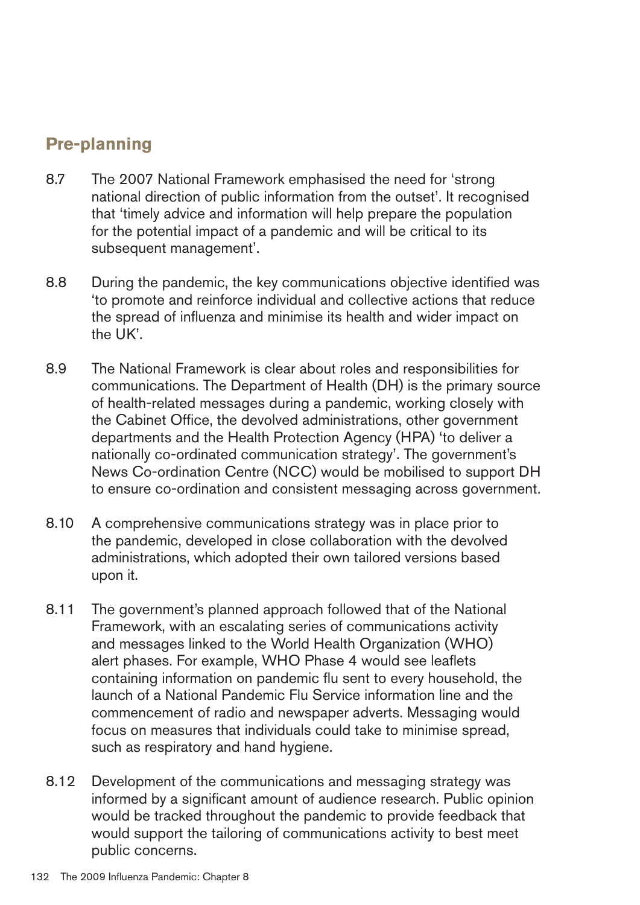## Pre-planning

8.7 The 2007 National Framework emphasised the need for 'strong national direction of public information from the outset'. It recognised that 'timely advice and information will help prepare the population for the potential impact of a pandemic and will be critical to its subsequent management'.

8.8 During the pandemic, the key communications objective identified was 'to promote and reinforce individual and collective actions that reduce the spread of influenza and minimise its health and wider impact on the UK'.

8.9 The National Framework is clear about roles and responsibilities for communications. The Department of Health (DH) is the primary source of health-related messages during a pandemic, working closely with the Cabinet Office, the devolved administrations, other government departments and the Health Protection Agency (HPA) 'to deliver a nationally co-ordinated communication strategy'. The government's News Co-ordination Centre (NCC) would be mobilised to support DH to ensure co-ordination and consistent messaging across government.

8.10 A comprehensive communications strategy was in place prior to the pandemic, developed in close collaboration with the devolved administrations, which adopted their own tailored versions based upon it.

8.11 The government's planned approach followed that of the National Framework, with an escalating series of communications activity and messages linked to the World Health Organization (WHO) alert phases. For example, WHO Phase 4 would see leaflets containing information on pandemic flu sent to every household, the launch of a National Pandemic Flu Service information line and the commencement of radio and newspaper adverts. Messaging would focus on measures that individuals could take to minimise spread, such as respiratory and hand hygiene.

8.12 Development of the communications and messaging strategy was informed by a significant amount of audience research. Public opinion would be tracked throughout the pandemic to provide feedback that would support the tailoring of communications activity to best meet public concerns.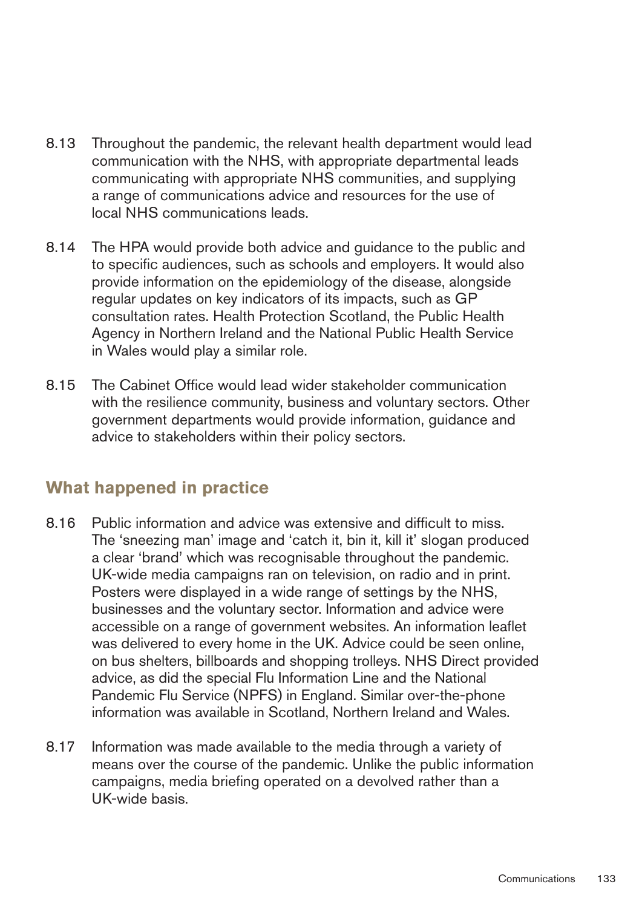8.13 Throughout the pandemic, the relevant health department would lead communication with the NHS, with appropriate departmental leads communicating with appropriate NHS communities, and supplying a range of communications advice and resources for the use of local NHS communications leads.

8.14 The HPA would provide both advice and guidance to the public and to specific audiences, such as schools and employers. It would also provide information on the epidemiology of the disease, alongside regular updates on key indicators of its impacts, such as GP consultation rates. Health Protection Scotland, the Public Health Agency in Northern Ireland and the National Public Health Service in Wales would play a similar role.

8.15 The Cabinet Office would lead wider stakeholder communication with the resilience community, business and voluntary sectors. Other government departments would provide information, guidance and advice to stakeholders within their policy sectors.

## What happened in practice

8.16 Public information and advice was extensive and difficult to miss. The 'sneezing man' image and 'catch it, bin it, kill it' slogan produced a clear 'brand' which was recognisable throughout the pandemic. UK-wide media campaigns ran on television, on radio and in print. Posters were displayed in a wide range of settings by the NHS, businesses and the voluntary sector. Information and advice were accessible on a range of government websites. An information leaflet was delivered to every home in the UK. Advice could be seen online, on bus shelters, billboards and shopping trolleys. NHS Direct provided advice, as did the special Flu Information Line and the National Pandemic Flu Service (NPFS) in England. Similar over-the-phone information was available in Scotland, Northern Ireland and Wales.

8.17 Information was made available to the media through a variety of means over the course of the pandemic. Unlike the public information campaigns, media briefing operated on a devolved rather than a UK-wide basis.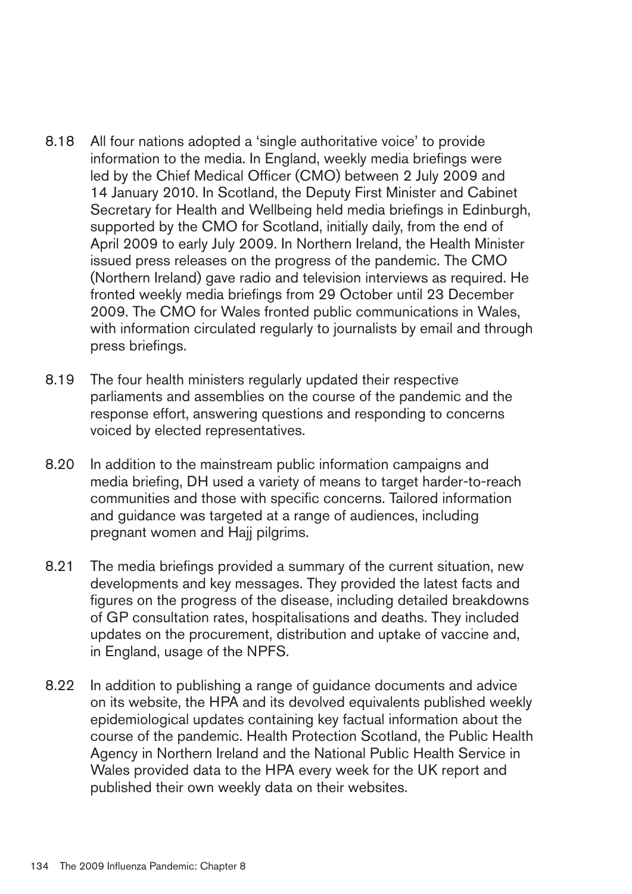8.18 All four nations adopted a 'single authoritative voice' to provide information to the media. In England, weekly media briefings were led by the Chief Medical Officer (CMO) between 2 July 2009 and 14 January 2010. In Scotland, the Deputy First Minister and Cabinet Secretary for Health and Wellbeing held media briefings in Edinburgh, supported by the CMO for Scotland, initially daily, from the end of April 2009 to early July 2009. In Northern Ireland, the Health Minister issued press releases on the progress of the pandemic. The CMO (Northern Ireland) gave radio and television interviews as required. He fronted weekly media briefings from 29 October until 23 December 2009. The CMO for Wales fronted public communications in Wales, with information circulated regularly to journalists by email and through press briefings.

8.19 The four health ministers regularly updated their respective parliaments and assemblies on the course of the pandemic and the response effort, answering questions and responding to concerns voiced by elected representatives.

8.20 In addition to the mainstream public information campaigns and media briefing, DH used a variety of means to target harder-to-reach communities and those with specific concerns. Tailored information and guidance was targeted at a range of audiences, including pregnant women and Hajj pilgrims.

8.21 The media briefings provided a summary of the current situation, new developments and key messages. They provided the latest facts and figures on the progress of the disease, including detailed breakdowns of GP consultation rates, hospitalisations and deaths. They included updates on the procurement, distribution and uptake of vaccine and, in England, usage of the NPFS.

8.22 In addition to publishing a range of guidance documents and advice on its website, the HPA and its devolved equivalents published weekly epidemiological updates containing key factual information about the course of the pandemic. Health Protection Scotland, the Public Health Agency in Northern Ireland and the National Public Health Service in Wales provided data to the HPA every week for the UK report and published their own weekly data on their websites.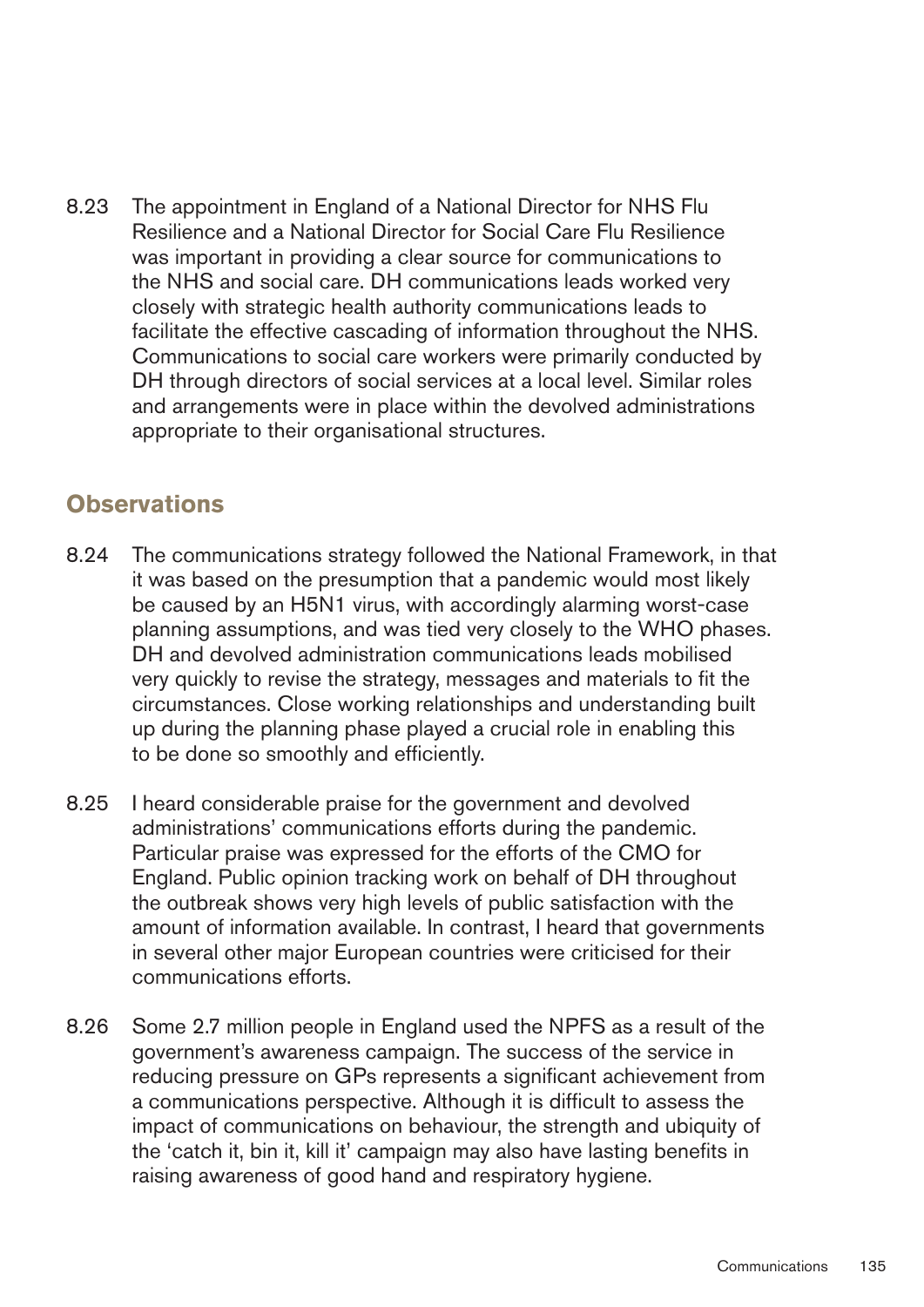8.23 The appointment in England of a National Director for NHS Flu Resilience and a National Director for Social Care Flu Resilience was important in providing a clear source for communications to the NHS and social care. DH communications leads worked very closely with strategic health authority communications leads to facilitate the effective cascading of information throughout the NHS. Communications to social care workers were primarily conducted by DH through directors of social services at a local level. Similar roles and arrangements were in place within the devolved administrations appropriate to their organisational structures.

## Observations

8.24 The communications strategy followed the National Framework, in that it was based on the presumption that a pandemic would most likely be caused by an H5N1 virus, with accordingly alarming worst-case planning assumptions, and was tied very closely to the WHO phases. DH and devolved administration communications leads mobilised very quickly to revise the strategy, messages and materials to fit the circumstances. Close working relationships and understanding built up during the planning phase played a crucial role in enabling this to be done so smoothly and efficiently.

8.25 I heard considerable praise for the government and devolved administrations' communications efforts during the pandemic. Particular praise was expressed for the efforts of the CMO for England. Public opinion tracking work on behalf of DH throughout the outbreak shows very high levels of public satisfaction with the amount of information available. In contrast, I heard that governments in several other major European countries were criticised for their communications efforts.

8.26 Some 2.7 million people in England used the NPFS as a result of the government's awareness campaign. The success of the service in reducing pressure on GPs represents a significant achievement from a communications perspective. Although it is difficult to assess the impact of communications on behaviour, the strength and ubiquity of the 'catch it, bin it, kill it' campaign may also have lasting benefits in raising awareness of good hand and respiratory hygiene.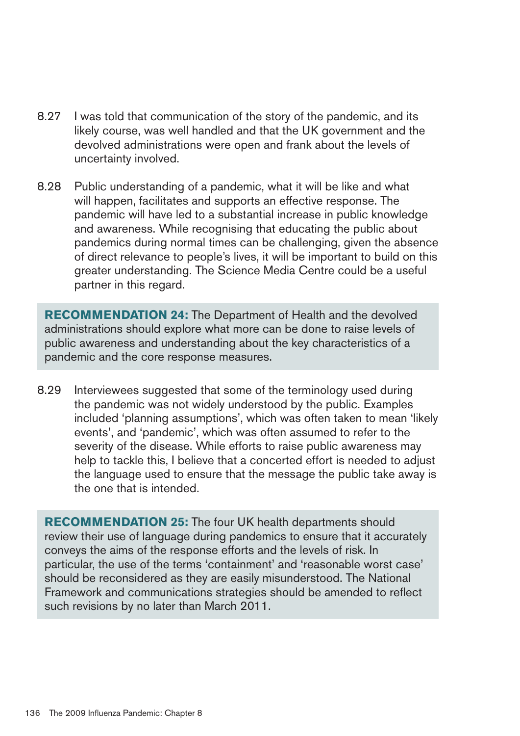8.27 I was told that communication of the story of the pandemic, and its likely course, was well handled and that the UK government and the devolved administrations were open and frank about the levels of uncertainty involved.

8.28 Public understanding of a pandemic, what it will be like and what will happen, facilitates and supports an effective response. The pandemic will have led to a substantial increase in public knowledge and awareness. While recognising that educating the public about pandemics during normal times can be challenging, given the absence of direct relevance to people's lives, it will be important to build on this greater understanding. The Science Media Centre could be a useful partner in this regard.

**RECOMMENDATION 24:** The Department of Health and the devolved administrations should explore what more can be done to raise levels of public awareness and understanding about the key characteristics of a pandemic and the core response measures.

8.29 Interviewees suggested that some of the terminology used during the pandemic was not widely understood by the public. Examples included 'planning assumptions', which was often taken to mean 'likely events', and 'pandemic', which was often assumed to refer to the severity of the disease. While efforts to raise public awareness may help to tackle this, I believe that a concerted effort is needed to adjust the language used to ensure that the message the public take away is the one that is intended.

**RECOMMENDATION 25:** The four UK health departments should review their use of language during pandemics to ensure that it accurately conveys the aims of the response efforts and the levels of risk. In particular, the use of the terms 'containment' and 'reasonable worst case' should be reconsidered as they are easily misunderstood. The National Framework and communications strategies should be amended to reflect such revisions by no later than March 2011.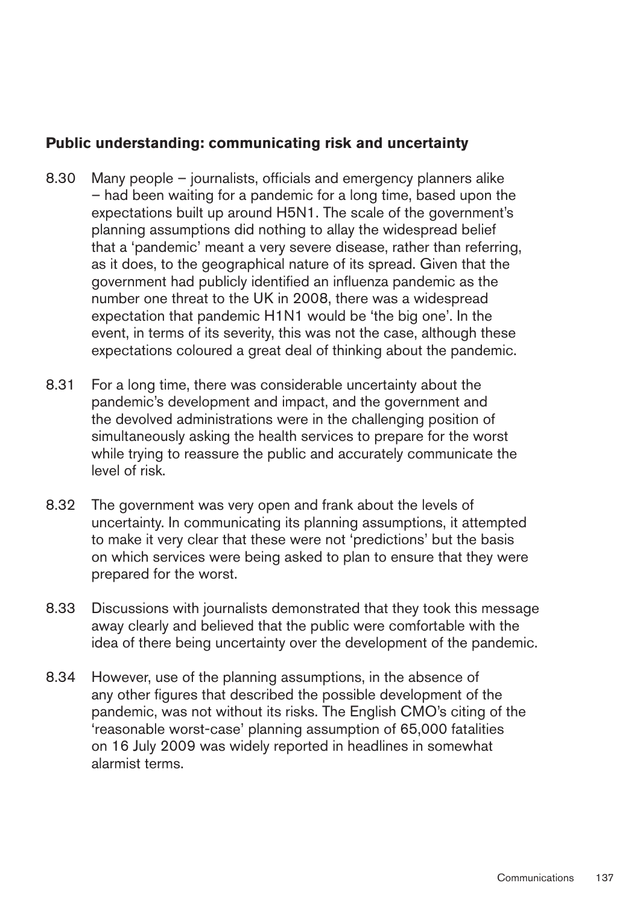## Public understanding: communicating risk and uncertainty

8.30 Many people – journalists, officials and emergency planners alike – had been waiting for a pandemic for a long time, based upon the expectations built up around H5N1. The scale of the government's planning assumptions did nothing to allay the widespread belief that a 'pandemic' meant a very severe disease, rather than referring, as it does, to the geographical nature of its spread. Given that the government had publicly identified an influenza pandemic as the number one threat to the UK in 2008, there was a widespread expectation that pandemic H1N1 would be 'the big one'. In the event, in terms of its severity, this was not the case, although these expectations coloured a great deal of thinking about the pandemic.

8.31 For a long time, there was considerable uncertainty about the pandemic's development and impact, and the government and the devolved administrations were in the challenging position of simultaneously asking the health services to prepare for the worst while trying to reassure the public and accurately communicate the level of risk.

8.32 The government was very open and frank about the levels of uncertainty. In communicating its planning assumptions, it attempted to make it very clear that these were not 'predictions' but the basis on which services were being asked to plan to ensure that they were prepared for the worst.

8.33 Discussions with journalists demonstrated that they took this message away clearly and believed that the public were comfortable with the idea of there being uncertainty over the development of the pandemic.

8.34 However, use of the planning assumptions, in the absence of any other figures that described the possible development of the pandemic, was not without its risks. The English CMO's citing of the 'reasonable worst-case' planning assumption of 65,000 fatalities on 16 July 2009 was widely reported in headlines in somewhat alarmist terms.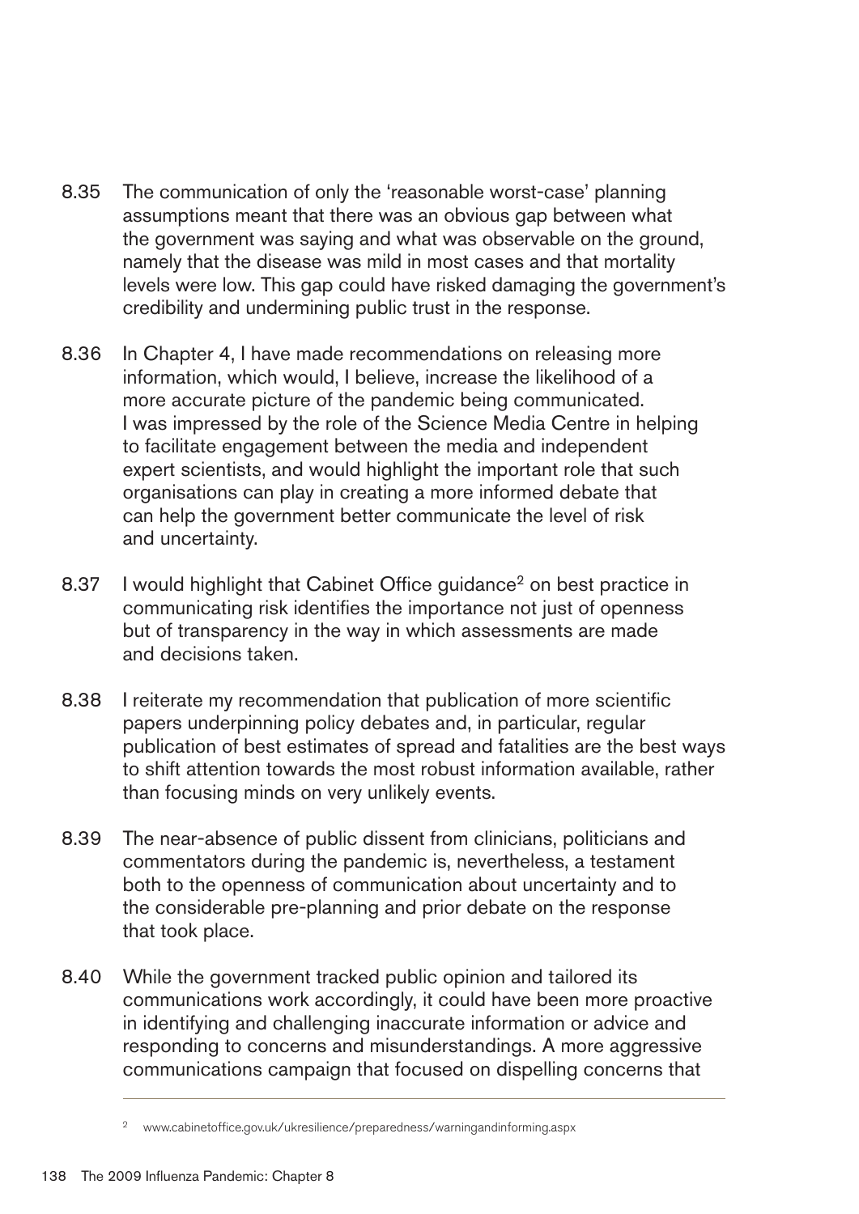8.35 The communication of only the 'reasonable worst-case' planning assumptions meant that there was an obvious gap between what the government was saying and what was observable on the ground, namely that the disease was mild in most cases and that mortality levels were low. This gap could have risked damaging the government's credibility and undermining public trust in the response.

8.36 In Chapter 4, I have made recommendations on releasing more information, which would, I believe, increase the likelihood of a more accurate picture of the pandemic being communicated. I was impressed by the role of the Science Media Centre in helping to facilitate engagement between the media and independent expert scientists, and would highlight the important role that such organisations can play in creating a more informed debate that can help the government better communicate the level of risk and uncertainty.

8.37 I would highlight that Cabinet Office guidance[2] on best practice in communicating risk identifies the importance not just of openness but of transparency in the way in which assessments are made and decisions taken.

8.38 I reiterate my recommendation that publication of more scientific papers underpinning policy debates and, in particular, regular publication of best estimates of spread and fatalities are the best ways to shift attention towards the most robust information available, rather than focusing minds on very unlikely events.

8.39 The near-absence of public dissent from clinicians, politicians and commentators during the pandemic is, nevertheless, a testament both to the openness of communication about uncertainty and to the considerable pre-planning and prior debate on the response that took place.

8.40 While the government tracked public opinion and tailored its communications work accordingly, it could have been more proactive in identifying and challenging inaccurate information or advice and responding to concerns and misunderstandings. A more aggressive communications campaign that focused on dispelling concerns that

---

[2] www.cabinetoffice.gov.uk/ukresilience/preparedness/warningandinforming.aspx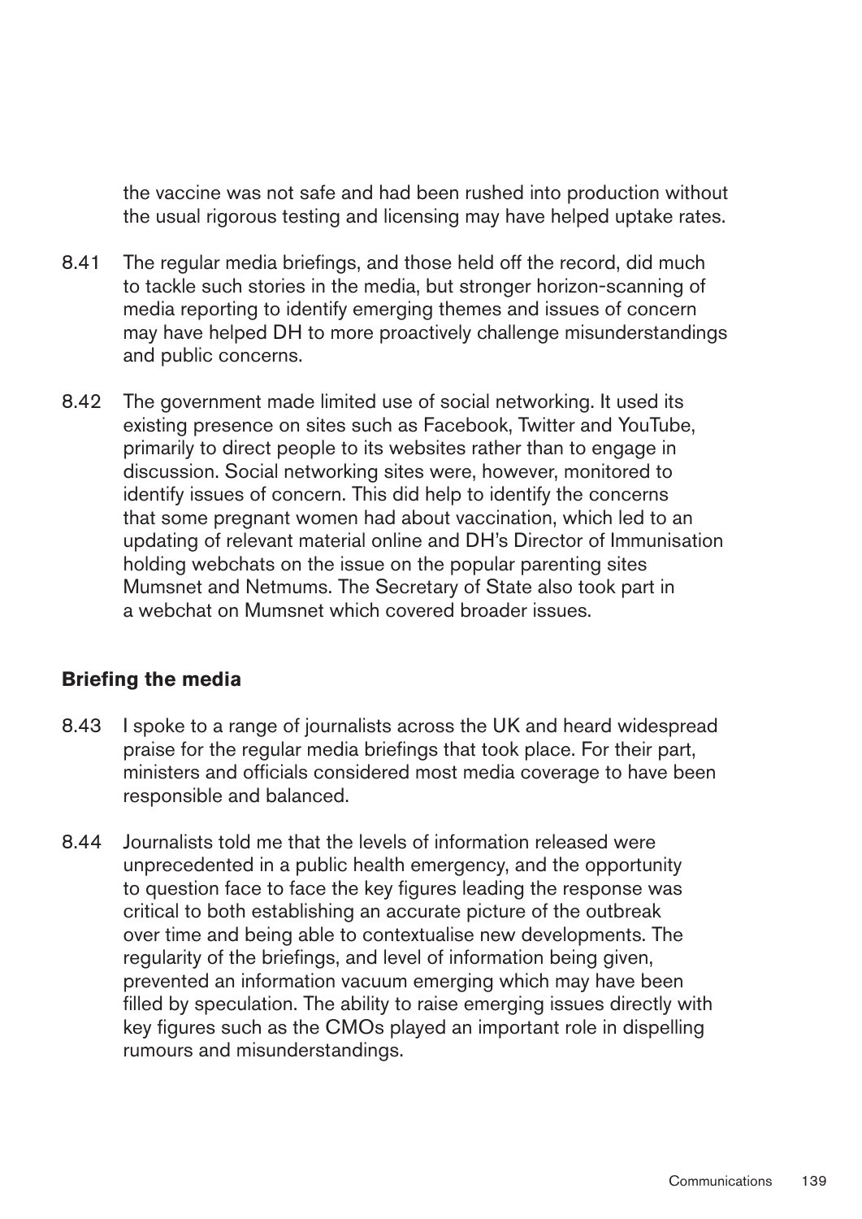the vaccine was not safe and had been rushed into production without the usual rigorous testing and licensing may have helped uptake rates.

8.41 The regular media briefings, and those held off the record, did much to tackle such stories in the media, but stronger horizon-scanning of media reporting to identify emerging themes and issues of concern may have helped DH to more proactively challenge misunderstandings and public concerns.

8.42 The government made limited use of social networking. It used its existing presence on sites such as Facebook, Twitter and YouTube, primarily to direct people to its websites rather than to engage in discussion. Social networking sites were, however, monitored to identify issues of concern. This did help to identify the concerns that some pregnant women had about vaccination, which led to an updating of relevant material online and DH's Director of Immunisation holding webchats on the issue on the popular parenting sites Mumsnet and Netmums. The Secretary of State also took part in a webchat on Mumsnet which covered broader issues.

### Briefing the media

8.43 I spoke to a range of journalists across the UK and heard widespread praise for the regular media briefings that took place. For their part, ministers and officials considered most media coverage to have been responsible and balanced.

8.44 Journalists told me that the levels of information released were unprecedented in a public health emergency, and the opportunity to question face to face the key figures leading the response was critical to both establishing an accurate picture of the outbreak over time and being able to contextualise new developments. The regularity of the briefings, and level of information being given, prevented an information vacuum emerging which may have been filled by speculation. The ability to raise emerging issues directly with key figures such as the CMOs played an important role in dispelling rumours and misunderstandings.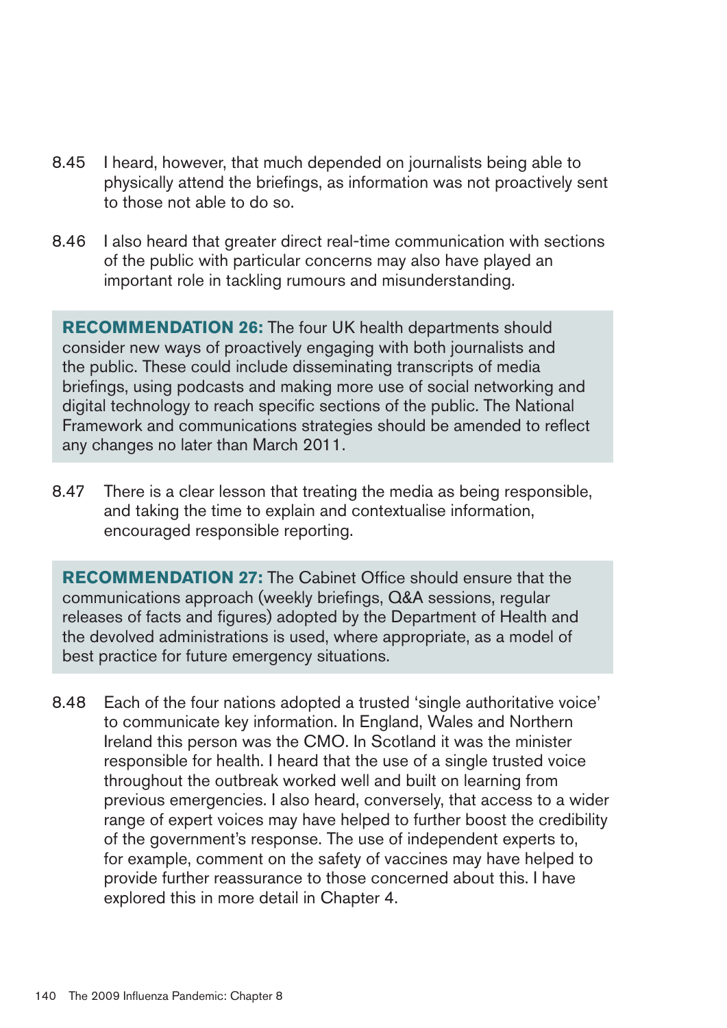8.45 I heard, however, that much depended on journalists being able to physically attend the briefings, as information was not proactively sent to those not able to do so.

8.46 I also heard that greater direct real-time communication with sections of the public with particular concerns may also have played an important role in tackling rumours and misunderstanding.

> **RECOMMENDATION 26:** The four UK health departments should consider new ways of proactively engaging with both journalists and the public. These could include disseminating transcripts of media briefings, using podcasts and making more use of social networking and digital technology to reach specific sections of the public. The National Framework and communications strategies should be amended to reflect any changes no later than March 2011.

8.47 There is a clear lesson that treating the media as being responsible, and taking the time to explain and contextualise information, encouraged responsible reporting.

> **RECOMMENDATION 27:** The Cabinet Office should ensure that the communications approach (weekly briefings, Q&A sessions, regular releases of facts and figures) adopted by the Department of Health and the devolved administrations is used, where appropriate, as a model of best practice for future emergency situations.

8.48 Each of the four nations adopted a trusted 'single authoritative voice' to communicate key information. In England, Wales and Northern Ireland this person was the CMO. In Scotland it was the minister responsible for health. I heard that the use of a single trusted voice throughout the outbreak worked well and built on learning from previous emergencies. I also heard, conversely, that access to a wider range of expert voices may have helped to further boost the credibility of the government's response. The use of independent experts to, for example, comment on the safety of vaccines may have helped to provide further reassurance to those concerned about this. I have explored this in more detail in Chapter 4.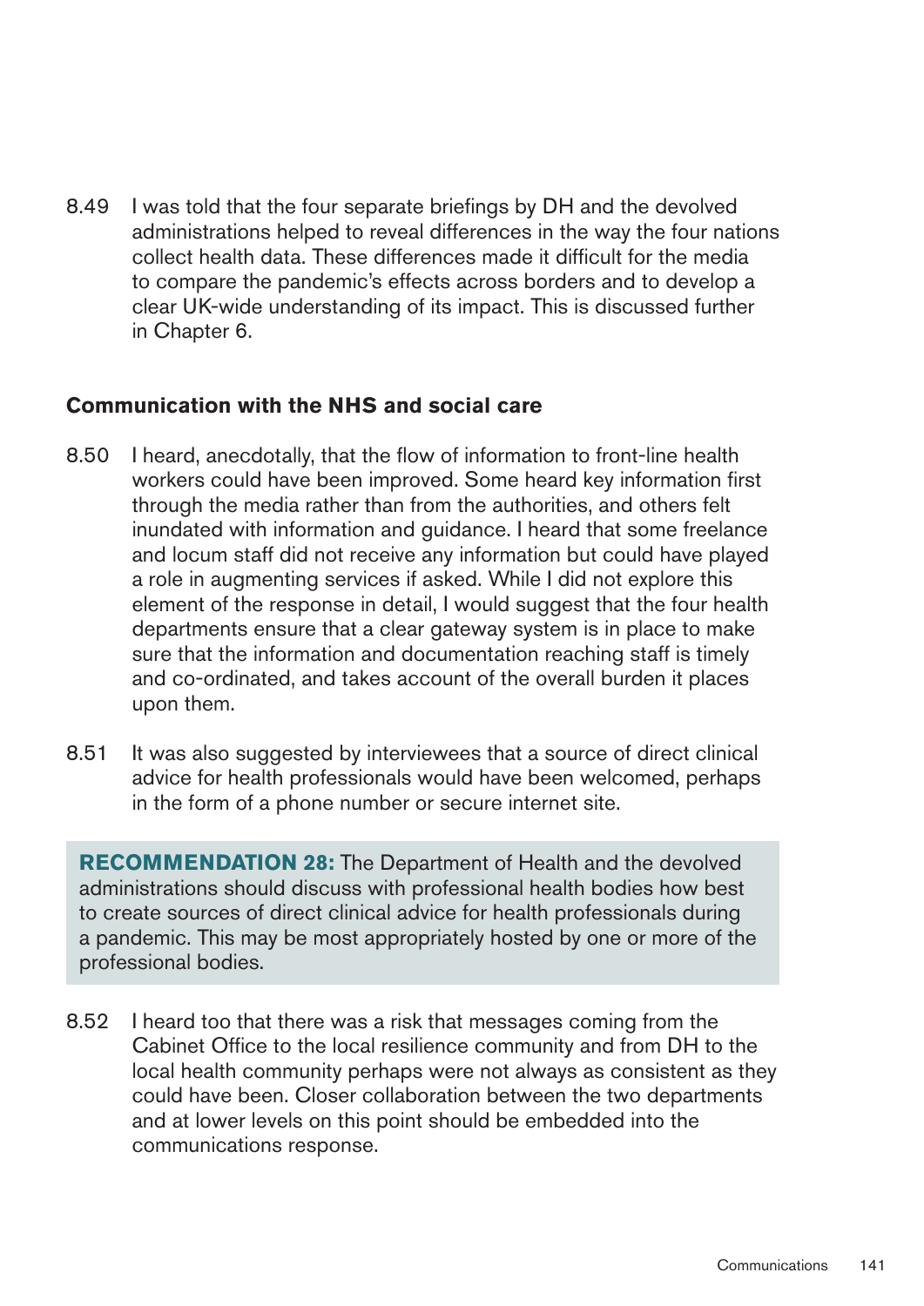8.49 I was told that the four separate briefings by DH and the devolved administrations helped to reveal differences in the way the four nations collect health data. These differences made it difficult for the media to compare the pandemic's effects across borders and to develop a clear UK-wide understanding of its impact. This is discussed further in Chapter 6.

### Communication with the NHS and social care

8.50 I heard, anecdotally, that the flow of information to front-line health workers could have been improved. Some heard key information first through the media rather than from the authorities, and others felt inundated with information and guidance. I heard that some freelance and locum staff did not receive any information but could have played a role in augmenting services if asked. While I did not explore this element of the response in detail, I would suggest that the four health departments ensure that a clear gateway system is in place to make sure that the information and documentation reaching staff is timely and co-ordinated, and takes account of the overall burden it places upon them.

8.51 It was also suggested by interviewees that a source of direct clinical advice for health professionals would have been welcomed, perhaps in the form of a phone number or secure internet site.

**RECOMMENDATION 28:** The Department of Health and the devolved administrations should discuss with professional health bodies how best to create sources of direct clinical advice for health professionals during a pandemic. This may be most appropriately hosted by one or more of the professional bodies.

8.52 I heard too that there was a risk that messages coming from the Cabinet Office to the local resilience community and from DH to the local health community perhaps were not always as consistent as they could have been. Closer collaboration between the two departments and at lower levels on this point should be embedded into the communications response.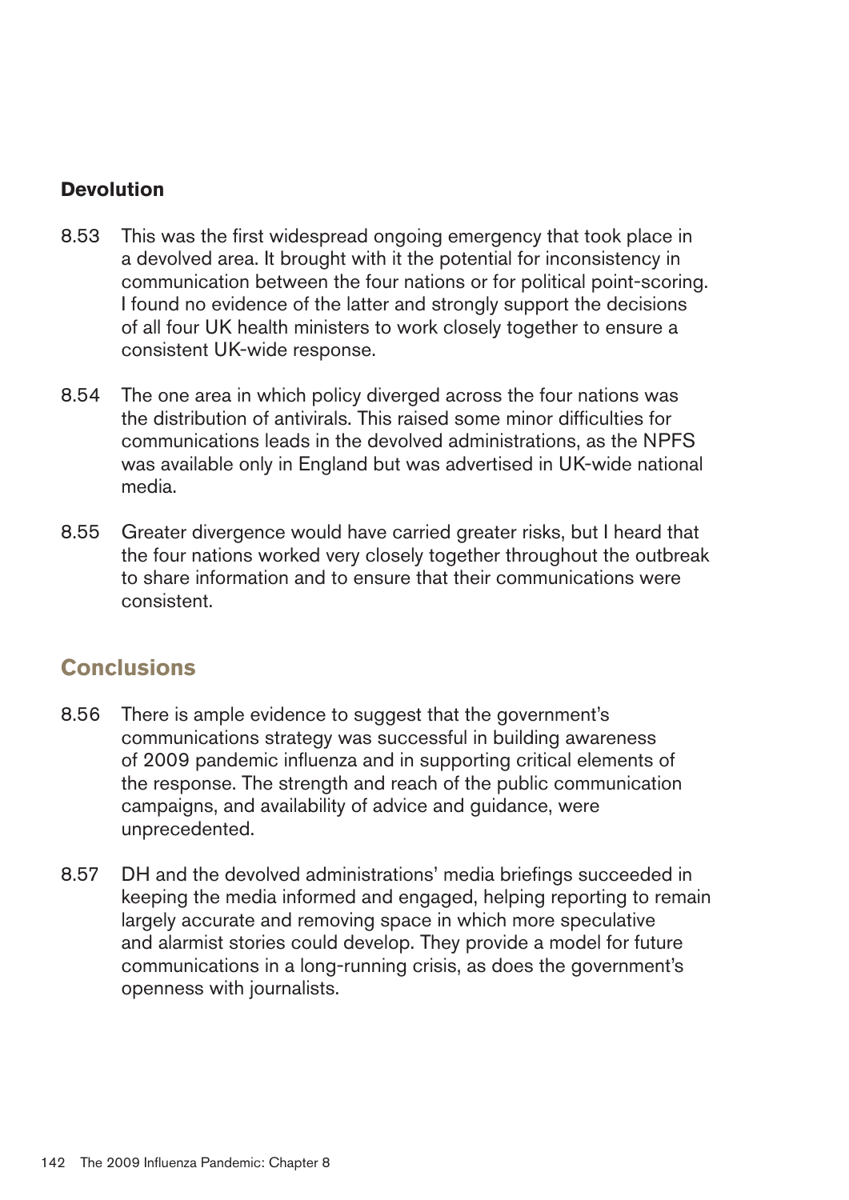### Devolution

8.53 This was the first widespread ongoing emergency that took place in a devolved area. It brought with it the potential for inconsistency in communication between the four nations or for political point-scoring. I found no evidence of the latter and strongly support the decisions of all four UK health ministers to work closely together to ensure a consistent UK-wide response.

8.54 The one area in which policy diverged across the four nations was the distribution of antivirals. This raised some minor difficulties for communications leads in the devolved administrations, as the NPFS was available only in England but was advertised in UK-wide national media.

8.55 Greater divergence would have carried greater risks, but I heard that the four nations worked very closely together throughout the outbreak to share information and to ensure that their communications were consistent.

## Conclusions

8.56 There is ample evidence to suggest that the government's communications strategy was successful in building awareness of 2009 pandemic influenza and in supporting critical elements of the response. The strength and reach of the public communication campaigns, and availability of advice and guidance, were unprecedented.

8.57 DH and the devolved administrations' media briefings succeeded in keeping the media informed and engaged, helping reporting to remain largely accurate and removing space in which more speculative and alarmist stories could develop. They provide a model for future communications in a long-running crisis, as does the government's openness with journalists.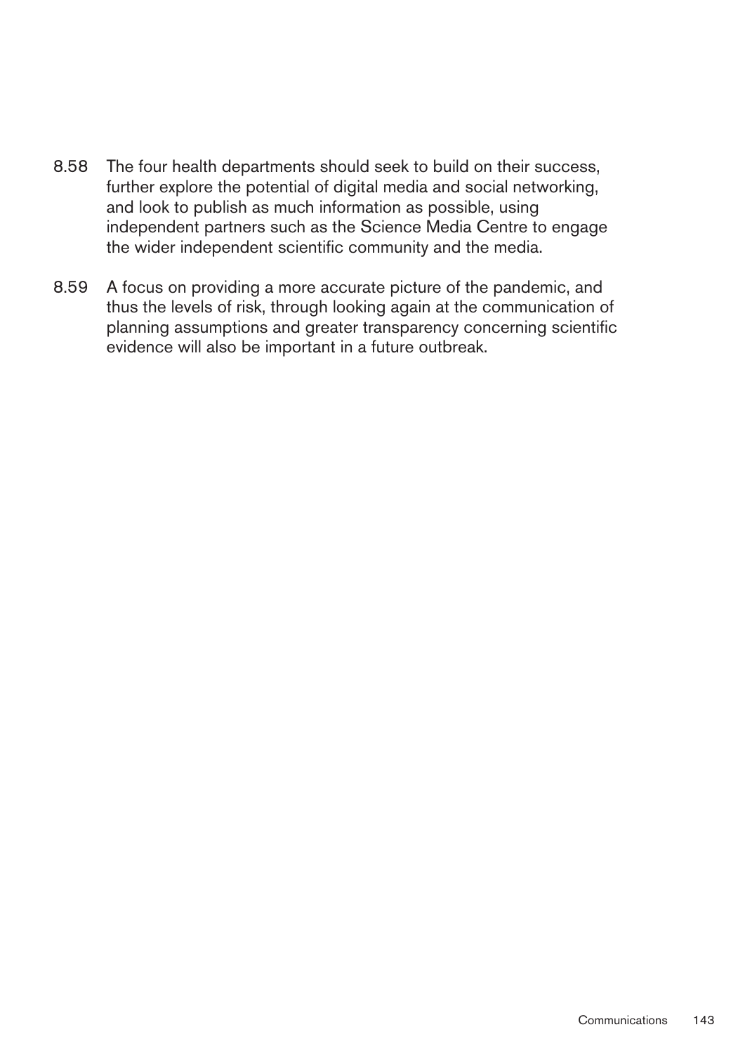8.58 The four health departments should seek to build on their success, further explore the potential of digital media and social networking, and look to publish as much information as possible, using independent partners such as the Science Media Centre to engage the wider independent scientific community and the media.

8.59 A focus on providing a more accurate picture of the pandemic, and thus the levels of risk, through looking again at the communication of planning assumptions and greater transparency concerning scientific evidence will also be important in a future outbreak.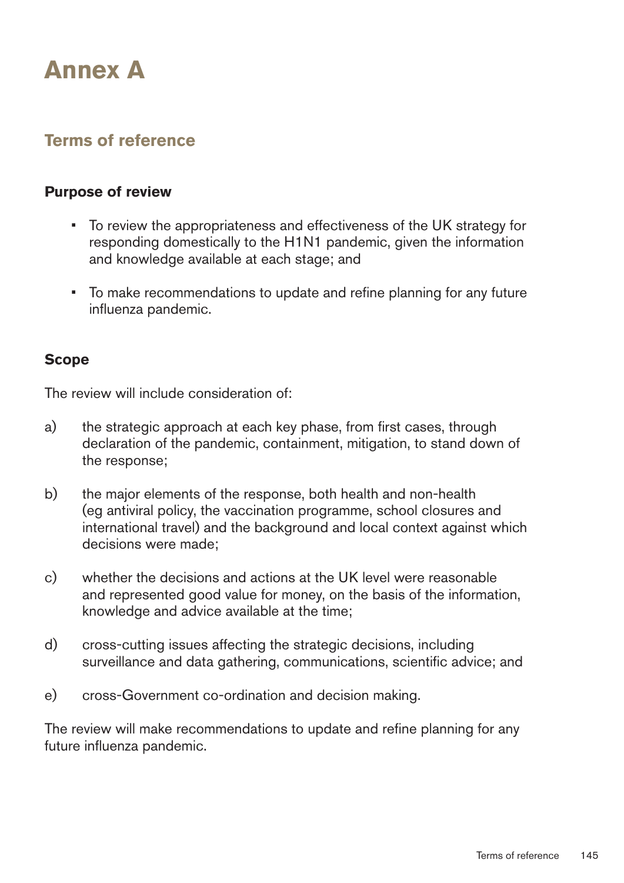# Annex A

## Terms of reference

### Purpose of review

- To review the appropriateness and effectiveness of the UK strategy for responding domestically to the H1N1 pandemic, given the information and knowledge available at each stage; and
- To make recommendations to update and refine planning for any future influenza pandemic.

### Scope

The review will include consideration of:

a) the strategic approach at each key phase, from first cases, through declaration of the pandemic, containment, mitigation, to stand down of the response;

b) the major elements of the response, both health and non-health (eg antiviral policy, the vaccination programme, school closures and international travel) and the background and local context against which decisions were made;

c) whether the decisions and actions at the UK level were reasonable and represented good value for money, on the basis of the information, knowledge and advice available at the time;

d) cross-cutting issues affecting the strategic decisions, including surveillance and data gathering, communications, scientific advice; and

e) cross-Government co-ordination and decision making.

The review will make recommendations to update and refine planning for any future influenza pandemic.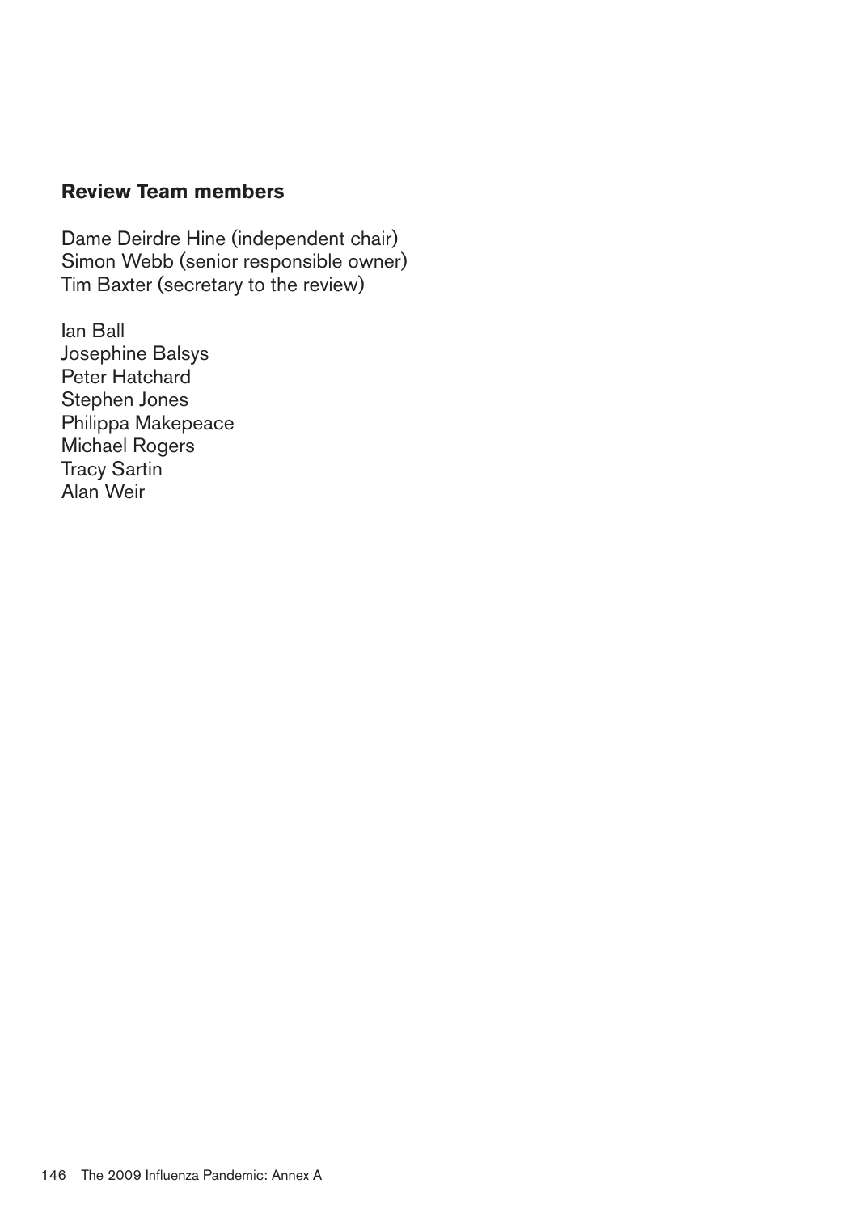## Review Team members

Dame Deirdre Hine (independent chair)
Simon Webb (senior responsible owner)
Tim Baxter (secretary to the review)

Ian Ball
Josephine Balsys
Peter Hatchard
Stephen Jones
Philippa Makepeace
Michael Rogers
Tracy Sartin
Alan Weir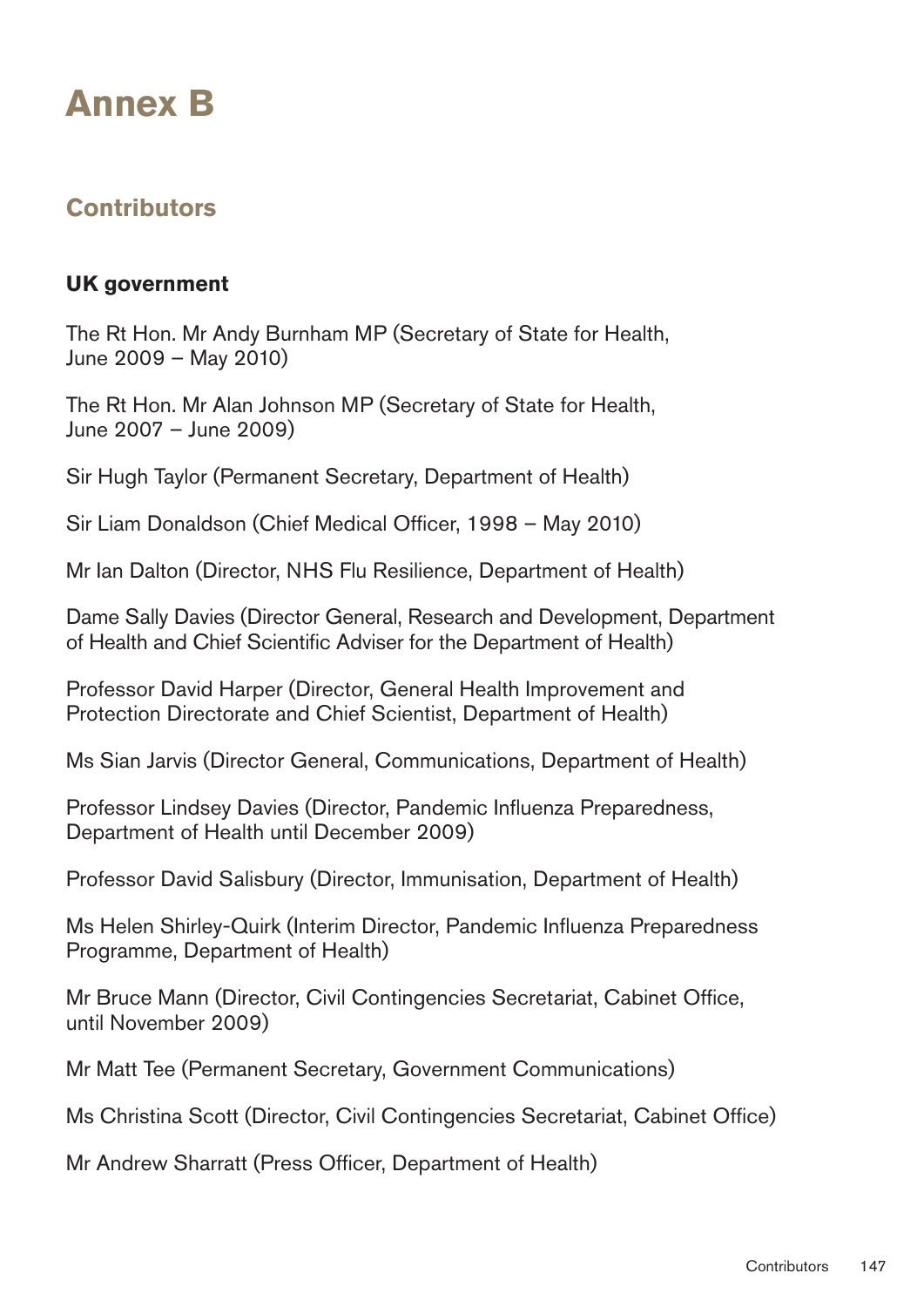# Annex B

## Contributors

### UK government

The Rt Hon. Mr Andy Burnham MP (Secretary of State for Health, June 2009 – May 2010)

The Rt Hon. Mr Alan Johnson MP (Secretary of State for Health, June 2007 – June 2009)

Sir Hugh Taylor (Permanent Secretary, Department of Health)

Sir Liam Donaldson (Chief Medical Officer, 1998 – May 2010)

Mr Ian Dalton (Director, NHS Flu Resilience, Department of Health)

Dame Sally Davies (Director General, Research and Development, Department of Health and Chief Scientific Adviser for the Department of Health)

Professor David Harper (Director, General Health Improvement and Protection Directorate and Chief Scientist, Department of Health)

Ms Sian Jarvis (Director General, Communications, Department of Health)

Professor Lindsey Davies (Director, Pandemic Influenza Preparedness, Department of Health until December 2009)

Professor David Salisbury (Director, Immunisation, Department of Health)

Ms Helen Shirley-Quirk (Interim Director, Pandemic Influenza Preparedness Programme, Department of Health)

Mr Bruce Mann (Director, Civil Contingencies Secretariat, Cabinet Office, until November 2009)

Mr Matt Tee (Permanent Secretary, Government Communications)

Ms Christina Scott (Director, Civil Contingencies Secretariat, Cabinet Office)

Mr Andrew Sharratt (Press Officer, Department of Health)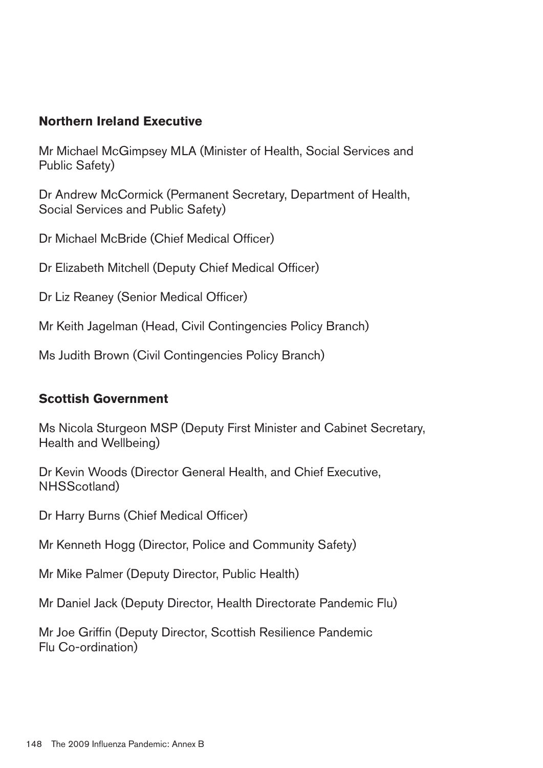## Northern Ireland Executive

Mr Michael McGimpsey MLA (Minister of Health, Social Services and Public Safety)

Dr Andrew McCormick (Permanent Secretary, Department of Health, Social Services and Public Safety)

Dr Michael McBride (Chief Medical Officer)

Dr Elizabeth Mitchell (Deputy Chief Medical Officer)

Dr Liz Reaney (Senior Medical Officer)

Mr Keith Jagelman (Head, Civil Contingencies Policy Branch)

Ms Judith Brown (Civil Contingencies Policy Branch)

## Scottish Government

Ms Nicola Sturgeon MSP (Deputy First Minister and Cabinet Secretary, Health and Wellbeing)

Dr Kevin Woods (Director General Health, and Chief Executive, NHSScotland)

Dr Harry Burns (Chief Medical Officer)

Mr Kenneth Hogg (Director, Police and Community Safety)

Mr Mike Palmer (Deputy Director, Public Health)

Mr Daniel Jack (Deputy Director, Health Directorate Pandemic Flu)

Mr Joe Griffin (Deputy Director, Scottish Resilience Pandemic Flu Co-ordination)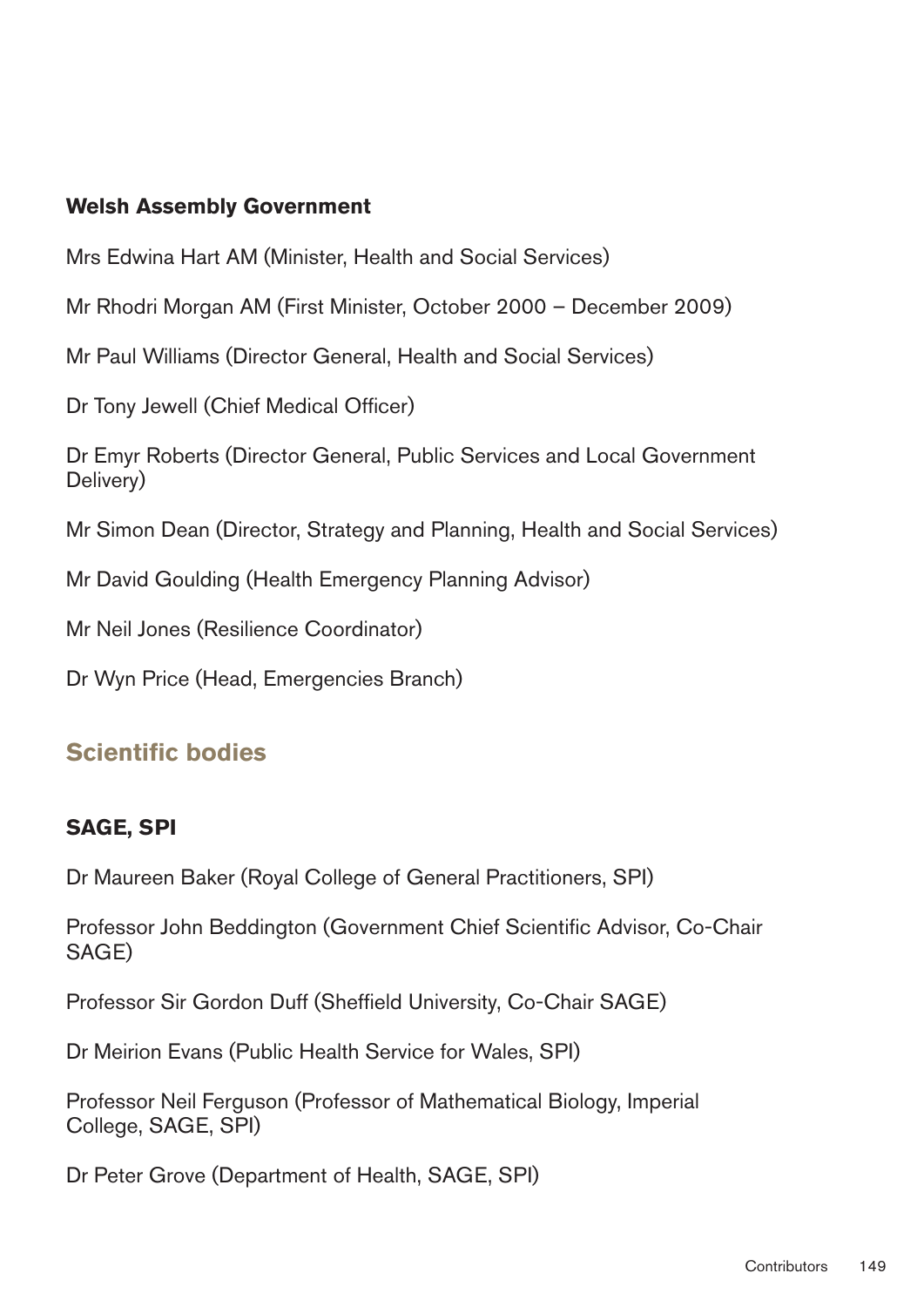**Welsh Assembly Government**

Mrs Edwina Hart AM (Minister, Health and Social Services)

Mr Rhodri Morgan AM (First Minister, October 2000 – December 2009)

Mr Paul Williams (Director General, Health and Social Services)

Dr Tony Jewell (Chief Medical Officer)

Dr Emyr Roberts (Director General, Public Services and Local Government Delivery)

Mr Simon Dean (Director, Strategy and Planning, Health and Social Services)

Mr David Goulding (Health Emergency Planning Advisor)

Mr Neil Jones (Resilience Coordinator)

Dr Wyn Price (Head, Emergencies Branch)

## Scientific bodies

**SAGE, SPI**

Dr Maureen Baker (Royal College of General Practitioners, SPI)

Professor John Beddington (Government Chief Scientific Advisor, Co-Chair SAGE)

Professor Sir Gordon Duff (Sheffield University, Co-Chair SAGE)

Dr Meirion Evans (Public Health Service for Wales, SPI)

Professor Neil Ferguson (Professor of Mathematical Biology, Imperial College, SAGE, SPI)

Dr Peter Grove (Department of Health, SAGE, SPI)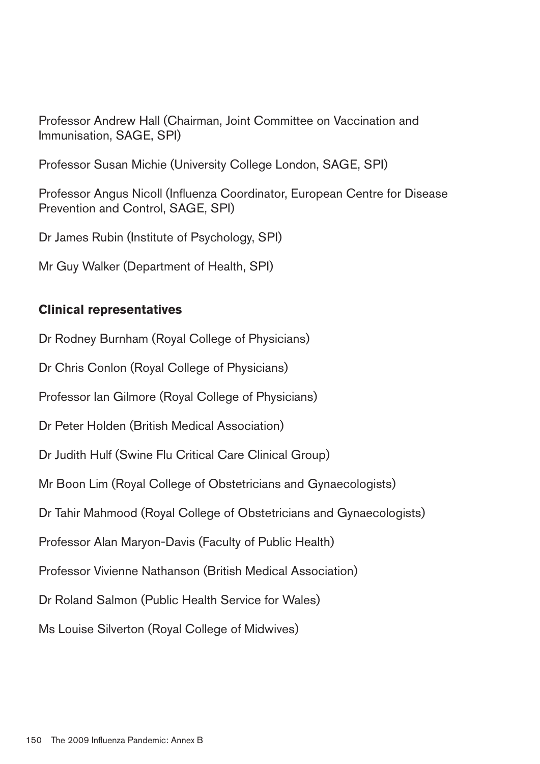Professor Andrew Hall (Chairman, Joint Committee on Vaccination and Immunisation, SAGE, SPI)

Professor Susan Michie (University College London, SAGE, SPI)

Professor Angus Nicoll (Influenza Coordinator, European Centre for Disease Prevention and Control, SAGE, SPI)

Dr James Rubin (Institute of Psychology, SPI)

Mr Guy Walker (Department of Health, SPI)

**Clinical representatives**

Dr Rodney Burnham (Royal College of Physicians)

Dr Chris Conlon (Royal College of Physicians)

Professor Ian Gilmore (Royal College of Physicians)

Dr Peter Holden (British Medical Association)

Dr Judith Hulf (Swine Flu Critical Care Clinical Group)

Mr Boon Lim (Royal College of Obstetricians and Gynaecologists)

Dr Tahir Mahmood (Royal College of Obstetricians and Gynaecologists)

Professor Alan Maryon-Davis (Faculty of Public Health)

Professor Vivienne Nathanson (British Medical Association)

Dr Roland Salmon (Public Health Service for Wales)

Ms Louise Silverton (Royal College of Midwives)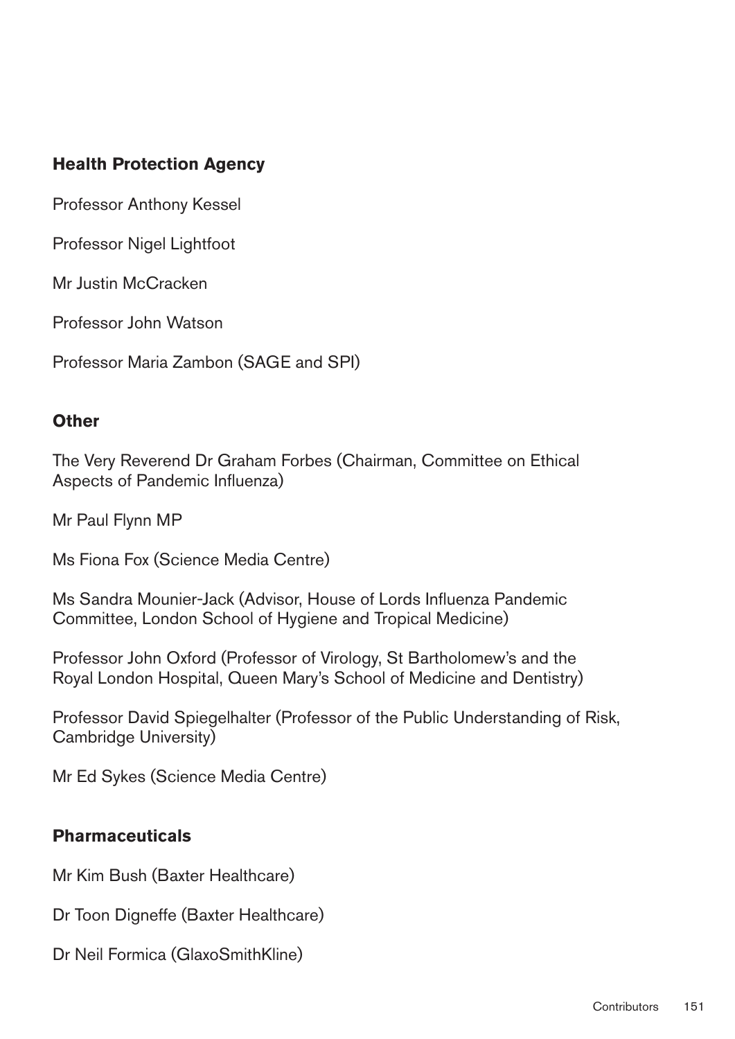### Health Protection Agency

Professor Anthony Kessel

Professor Nigel Lightfoot

Mr Justin McCracken

Professor John Watson

Professor Maria Zambon (SAGE and SPI)

### Other

The Very Reverend Dr Graham Forbes (Chairman, Committee on Ethical Aspects of Pandemic Influenza)

Mr Paul Flynn MP

Ms Fiona Fox (Science Media Centre)

Ms Sandra Mounier-Jack (Advisor, House of Lords Influenza Pandemic Committee, London School of Hygiene and Tropical Medicine)

Professor John Oxford (Professor of Virology, St Bartholomew's and the Royal London Hospital, Queen Mary's School of Medicine and Dentistry)

Professor David Spiegelhalter (Professor of the Public Understanding of Risk, Cambridge University)

Mr Ed Sykes (Science Media Centre)

### Pharmaceuticals

Mr Kim Bush (Baxter Healthcare)

Dr Toon Digneffe (Baxter Healthcare)

Dr Neil Formica (GlaxoSmithKline)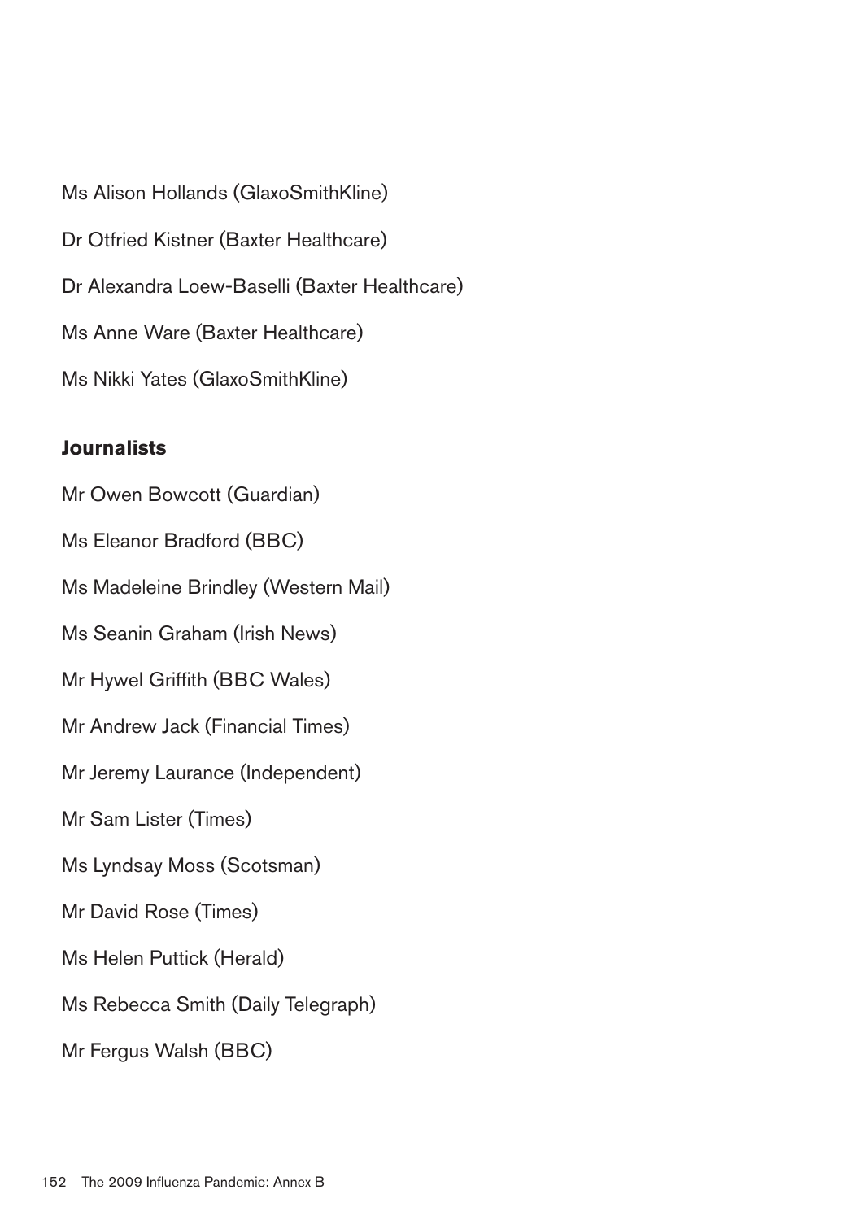Ms Alison Hollands (GlaxoSmithKline)

Dr Otfried Kistner (Baxter Healthcare)

Dr Alexandra Loew-Baselli (Baxter Healthcare)

Ms Anne Ware (Baxter Healthcare)

Ms Nikki Yates (GlaxoSmithKline)

**Journalists**

Mr Owen Bowcott (Guardian)

Ms Eleanor Bradford (BBC)

Ms Madeleine Brindley (Western Mail)

Ms Seanin Graham (Irish News)

Mr Hywel Griffith (BBC Wales)

Mr Andrew Jack (Financial Times)

Mr Jeremy Laurance (Independent)

Mr Sam Lister (Times)

Ms Lyndsay Moss (Scotsman)

Mr David Rose (Times)

Ms Helen Puttick (Herald)

Ms Rebecca Smith (Daily Telegraph)

Mr Fergus Walsh (BBC)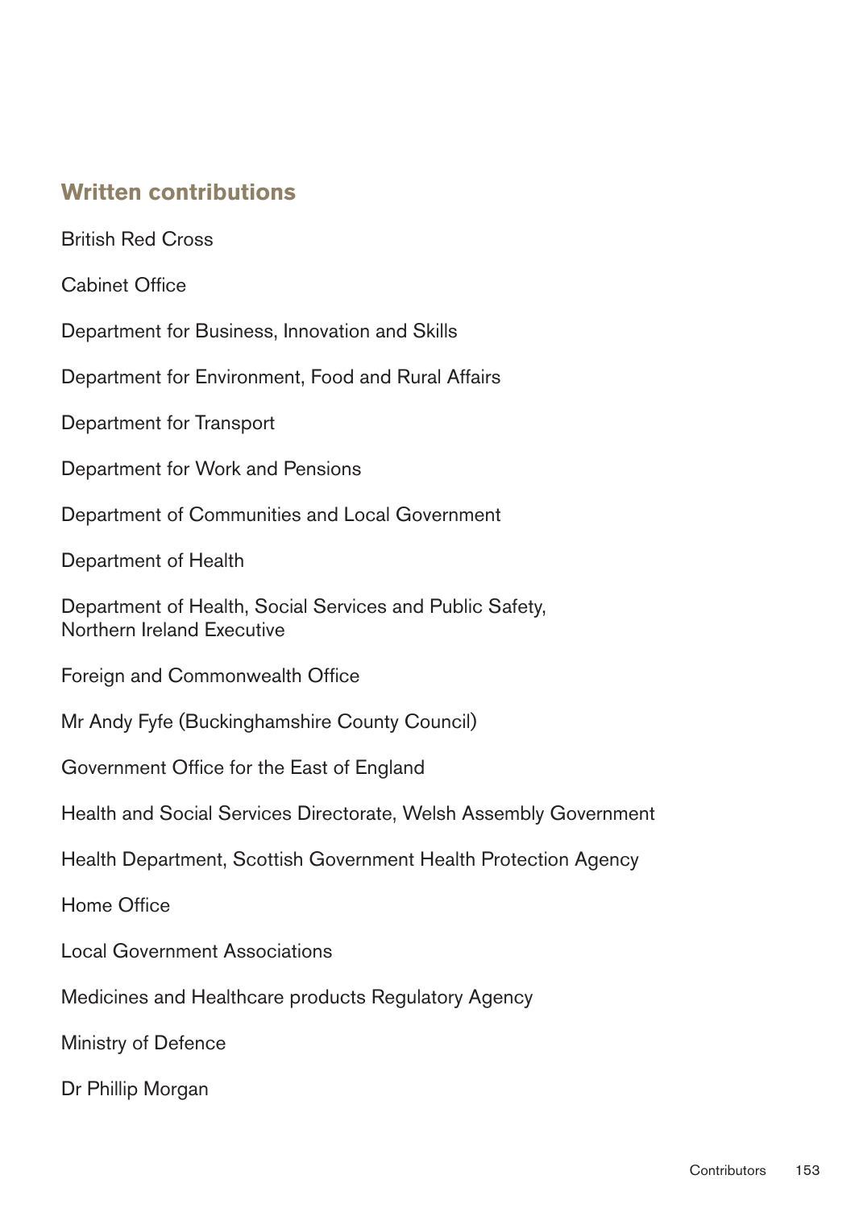## Written contributions

British Red Cross

Cabinet Office

Department for Business, Innovation and Skills

Department for Environment, Food and Rural Affairs

Department for Transport

Department for Work and Pensions

Department of Communities and Local Government

Department of Health

Department of Health, Social Services and Public Safety,
Northern Ireland Executive

Foreign and Commonwealth Office

Mr Andy Fyfe (Buckinghamshire County Council)

Government Office for the East of England

Health and Social Services Directorate, Welsh Assembly Government

Health Department, Scottish Government Health Protection Agency

Home Office

Local Government Associations

Medicines and Healthcare products Regulatory Agency

Ministry of Defence

Dr Phillip Morgan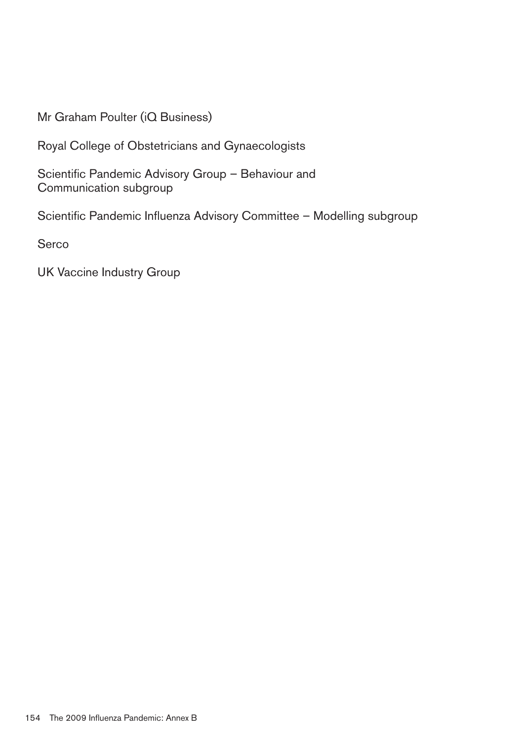Mr Graham Poulter (iQ Business)

Royal College of Obstetricians and Gynaecologists

Scientific Pandemic Advisory Group – Behaviour and Communication subgroup

Scientific Pandemic Influenza Advisory Committee – Modelling subgroup

Serco

UK Vaccine Industry Group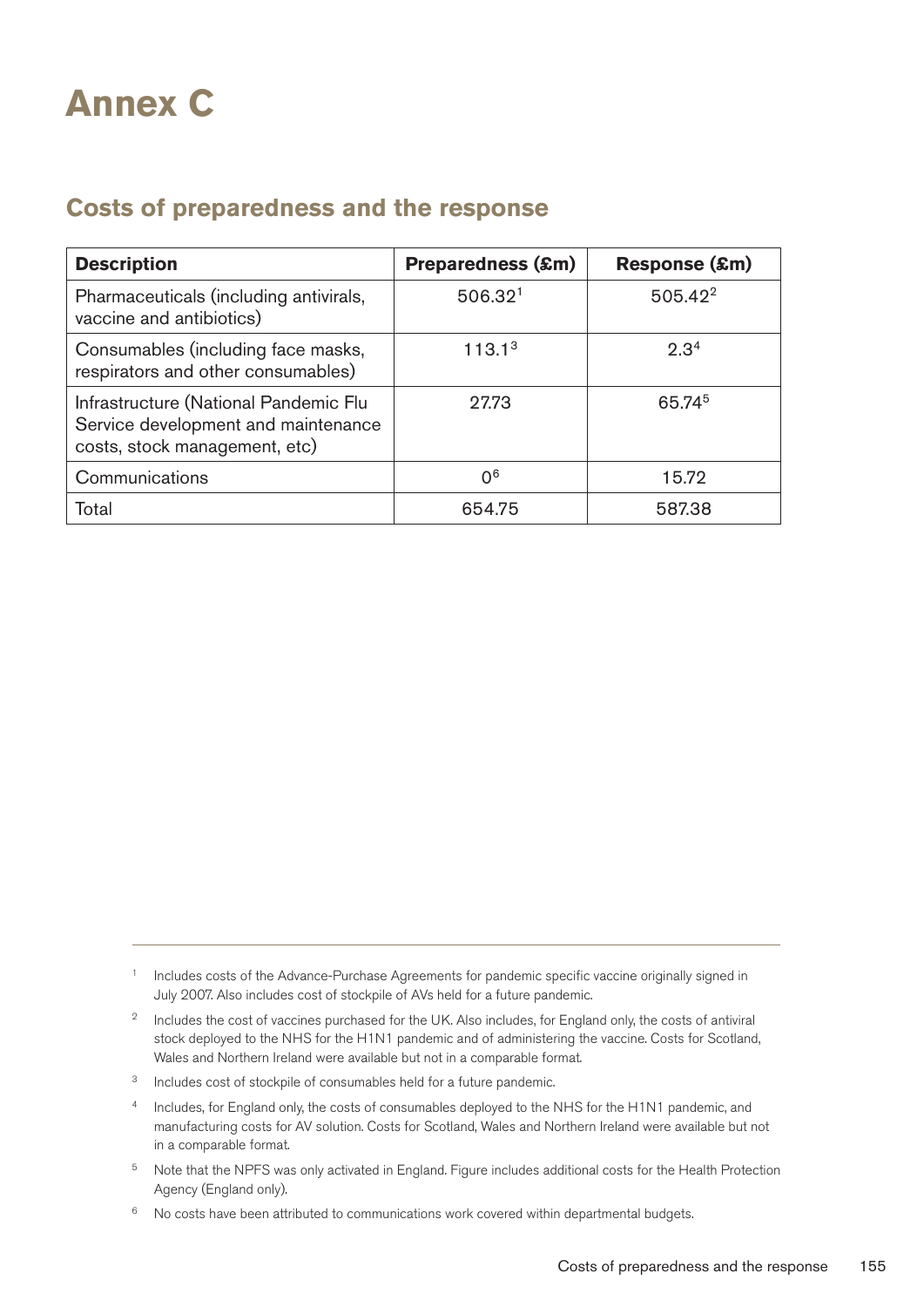# Annex C

## Costs of preparedness and the response

| Description | Preparedness (£m) | Response (£m) |
|---|---|---|
| Pharmaceuticals (including antivirals, vaccine and antibiotics) | 506.32[1] | 505.42[2] |
| Consumables (including face masks, respirators and other consumables) | 113.1[3] | 2.3[4] |
| Infrastructure (National Pandemic Flu Service development and maintenance costs, stock management, etc) | 27.73 | 65.74[5] |
| Communications | 0[6] | 15.72 |
| Total | 654.75 | 587.38 |

---

[1] Includes costs of the Advance-Purchase Agreements for pandemic specific vaccine originally signed in July 2007. Also includes cost of stockpile of AVs held for a future pandemic.

[2] Includes the cost of vaccines purchased for the UK. Also includes, for England only, the costs of antiviral stock deployed to the NHS for the H1N1 pandemic and of administering the vaccine. Costs for Scotland, Wales and Northern Ireland were available but not in a comparable format.

[3] Includes cost of stockpile of consumables held for a future pandemic.

[4] Includes, for England only, the costs of consumables deployed to the NHS for the H1N1 pandemic, and manufacturing costs for AV solution. Costs for Scotland, Wales and Northern Ireland were available but not in a comparable format.

[5] Note that the NPFS was only activated in England. Figure includes additional costs for the Health Protection Agency (England only).

[6] No costs have been attributed to communications work covered within departmental budgets.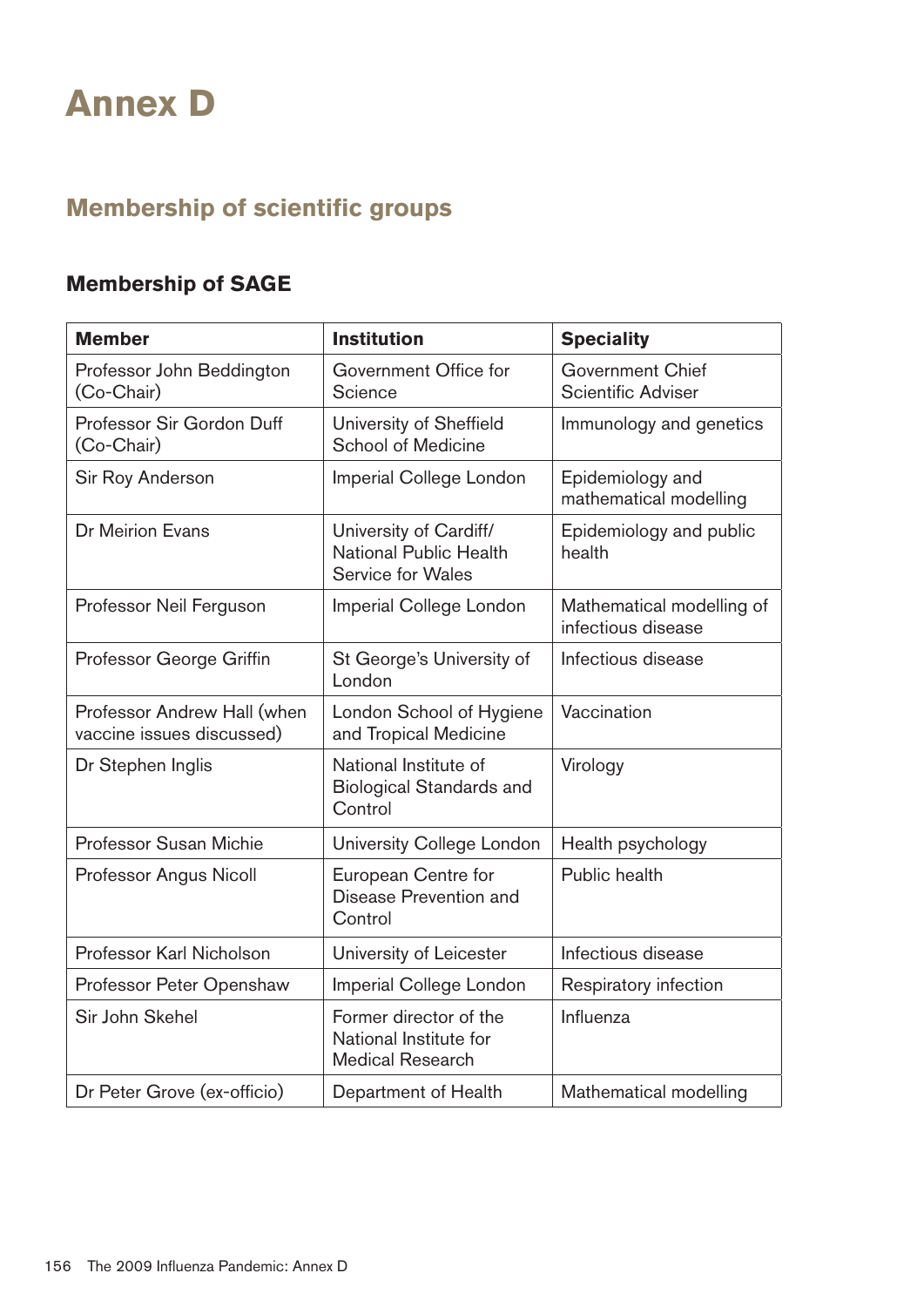# Annex D

## Membership of scientific groups

### Membership of SAGE

| Member | Institution | Speciality |
|---|---|---|
| Professor John Beddington (Co-Chair) | Government Office for Science | Government Chief Scientific Adviser |
| Professor Sir Gordon Duff (Co-Chair) | University of Sheffield School of Medicine | Immunology and genetics |
| Sir Roy Anderson | Imperial College London | Epidemiology and mathematical modelling |
| Dr Meirion Evans | University of Cardiff/ National Public Health Service for Wales | Epidemiology and public health |
| Professor Neil Ferguson | Imperial College London | Mathematical modelling of infectious disease |
| Professor George Griffin | St George's University of London | Infectious disease |
| Professor Andrew Hall (when vaccine issues discussed) | London School of Hygiene and Tropical Medicine | Vaccination |
| Dr Stephen Inglis | National Institute of Biological Standards and Control | Virology |
| Professor Susan Michie | University College London | Health psychology |
| Professor Angus Nicoll | European Centre for Disease Prevention and Control | Public health |
| Professor Karl Nicholson | University of Leicester | Infectious disease |
| Professor Peter Openshaw | Imperial College London | Respiratory infection |
| Sir John Skehel | Former director of the National Institute for Medical Research | Influenza |
| Dr Peter Grove (ex-officio) | Department of Health | Mathematical modelling |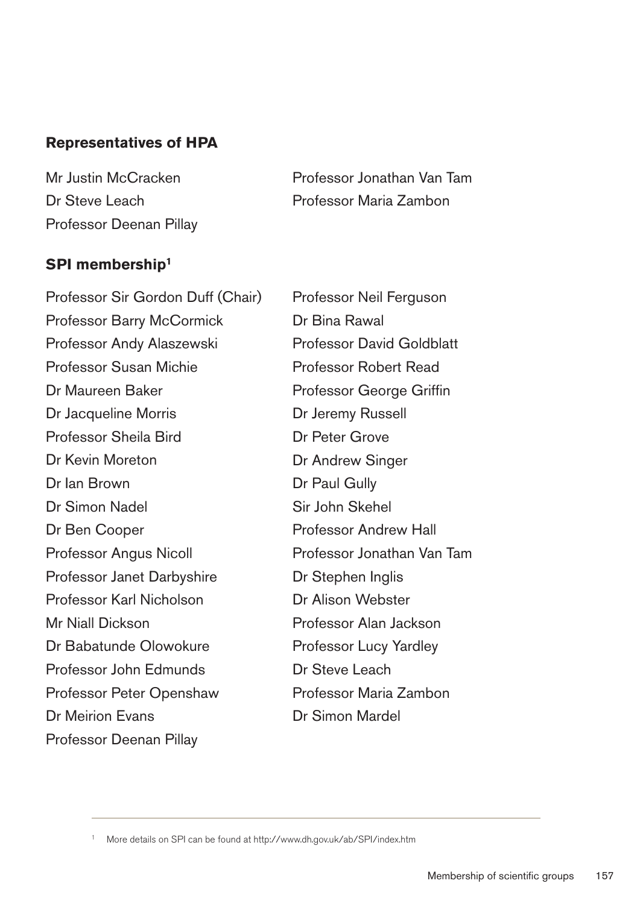## Representatives of HPA

Mr Justin McCracken
Dr Steve Leach
Professor Deenan Pillay
Professor Jonathan Van Tam
Professor Maria Zambon

## SPI membership[1]

Professor Sir Gordon Duff (Chair)
Professor Barry McCormick
Professor Andy Alaszewski
Professor Susan Michie
Dr Maureen Baker
Dr Jacqueline Morris
Professor Sheila Bird
Dr Kevin Moreton
Dr Ian Brown
Dr Simon Nadel
Dr Ben Cooper
Professor Angus Nicoll
Professor Janet Darbyshire
Professor Karl Nicholson
Mr Niall Dickson
Dr Babatunde Olowokure
Professor John Edmunds
Professor Peter Openshaw
Dr Meirion Evans
Professor Deenan Pillay
Professor Neil Ferguson
Dr Bina Rawal
Professor David Goldblatt
Professor Robert Read
Professor George Griffin
Dr Jeremy Russell
Dr Peter Grove
Dr Andrew Singer
Dr Paul Gully
Sir John Skehel
Professor Andrew Hall
Professor Jonathan Van Tam
Dr Stephen Inglis
Dr Alison Webster
Professor Alan Jackson
Professor Lucy Yardley
Dr Steve Leach
Professor Maria Zambon
Dr Simon Mardel

[1] More details on SPI can be found at http://www.dh.gov.uk/ab/SPI/index.htm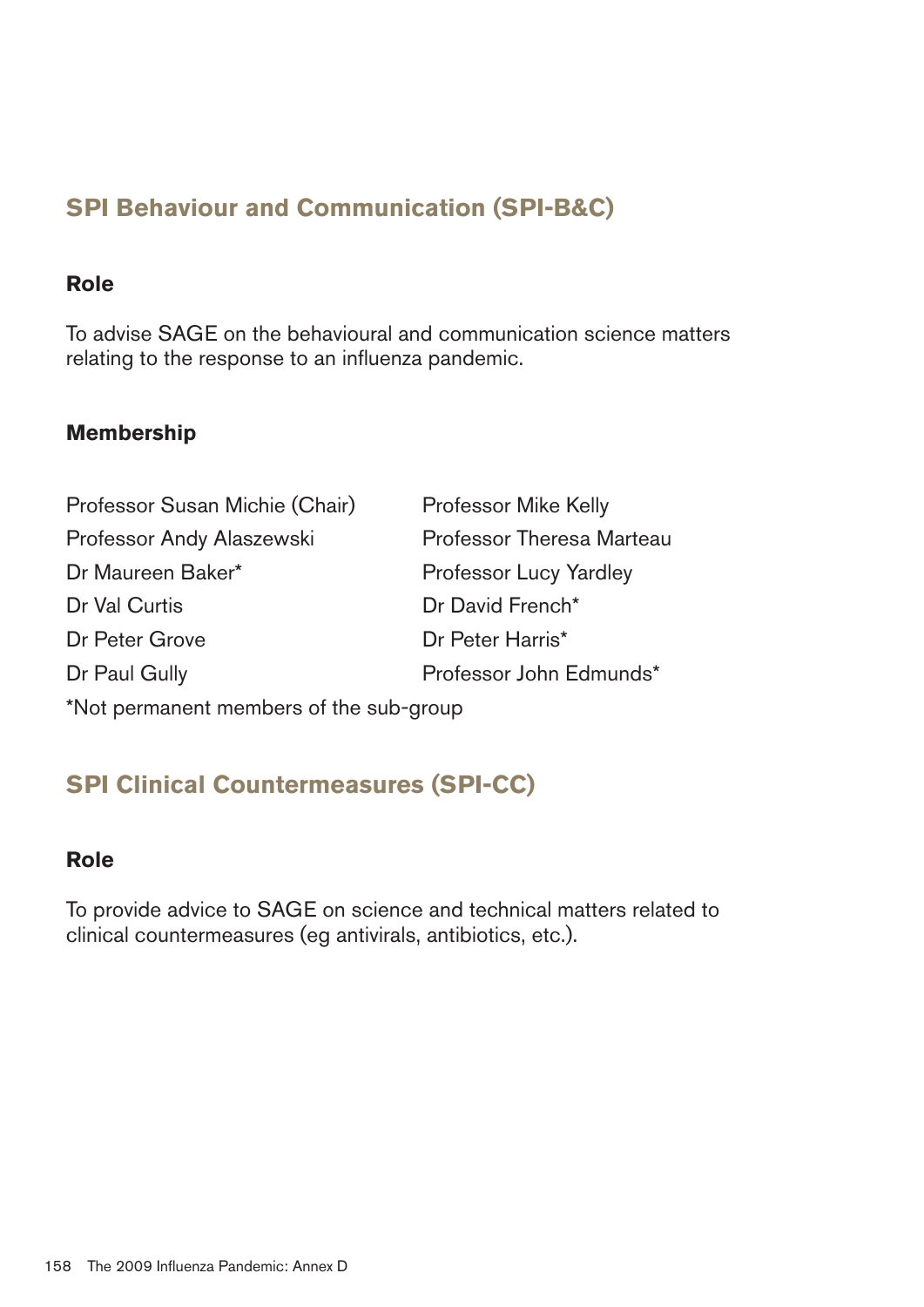## SPI Behaviour and Communication (SPI-B&C)

### Role

To advise SAGE on the behavioural and communication science matters relating to the response to an influenza pandemic.

### Membership

Professor Susan Michie (Chair)
Professor Andy Alaszewski
Dr Maureen Baker*
Dr Val Curtis
Dr Peter Grove
Dr Paul Gully
Professor Mike Kelly
Professor Theresa Marteau
Professor Lucy Yardley
Dr David French*
Dr Peter Harris*
Professor John Edmunds*

*Not permanent members of the sub-group

## SPI Clinical Countermeasures (SPI-CC)

### Role

To provide advice to SAGE on science and technical matters related to clinical countermeasures (eg antivirals, antibiotics, etc.).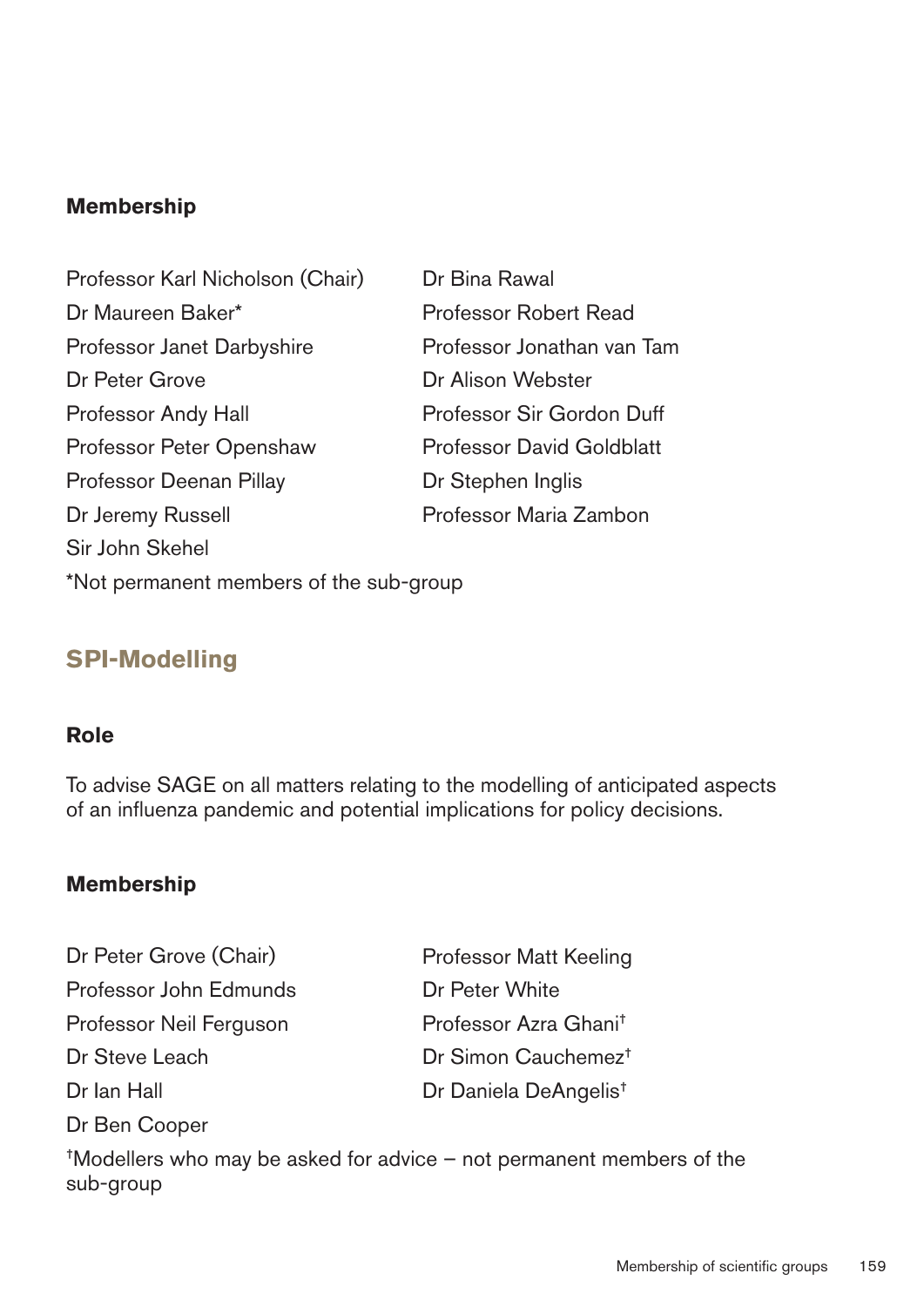### Membership

Professor Karl Nicholson (Chair)
Dr Maureen Baker*
Professor Janet Darbyshire
Dr Peter Grove
Professor Andy Hall
Professor Peter Openshaw
Professor Deenan Pillay
Dr Jeremy Russell
Sir John Skehel
Dr Bina Rawal
Professor Robert Read
Professor Jonathan van Tam
Dr Alison Webster
Professor Sir Gordon Duff
Professor David Goldblatt
Dr Stephen Inglis
Professor Maria Zambon

*Not permanent members of the sub-group

## SPI-Modelling

### Role

To advise SAGE on all matters relating to the modelling of anticipated aspects of an influenza pandemic and potential implications for policy decisions.

### Membership

Dr Peter Grove (Chair)
Professor John Edmunds
Professor Neil Ferguson
Dr Steve Leach
Dr Ian Hall
Dr Ben Cooper
Professor Matt Keeling
Dr Peter White
Professor Azra Ghani†
Dr Simon Cauchemez†
Dr Daniela DeAngelis†

†Modellers who may be asked for advice – not permanent members of the sub-group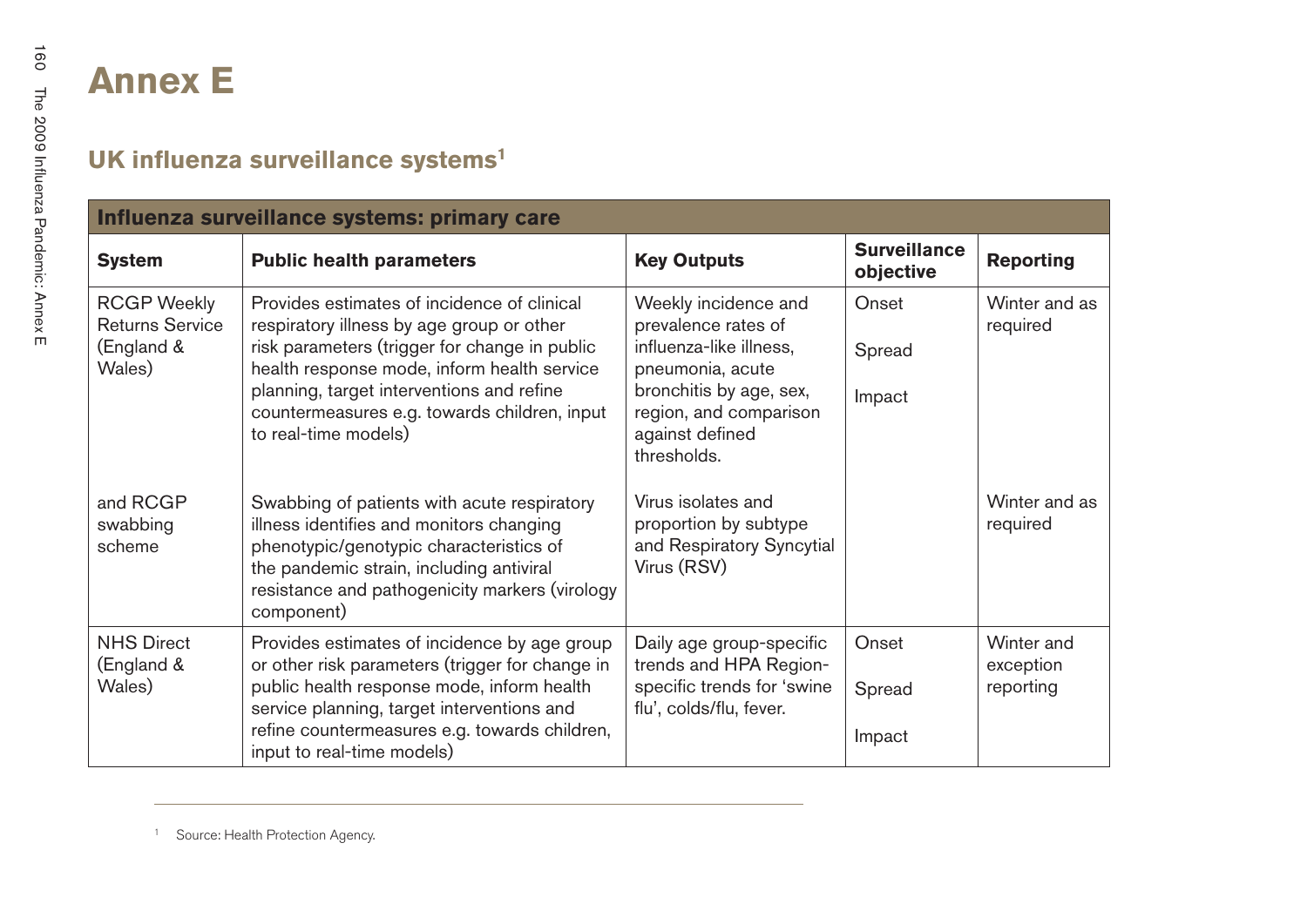# Annex E

## UK influenza surveillance systems[1]

| Influenza surveillance systems: primary care | | | | |
|---|---|---|---|---|
| **System** | **Public health parameters** | **Key Outputs** | **Surveillance objective** | **Reporting** |
| RCGP Weekly Returns Service (England & Wales) | Provides estimates of incidence of clinical respiratory illness by age group or other risk parameters (trigger for change in public health response mode, inform health service planning, target interventions and refine countermeasures e.g. towards children, input to real-time models) | Weekly incidence and prevalence rates of influenza-like illness, pneumonia, acute bronchitis by age, sex, region, and comparison against defined thresholds. | Onset<br>Spread<br>Impact | Winter and as required |
| and RCGP swabbing scheme | Swabbing of patients with acute respiratory illness identifies and monitors changing phenotypic/genotypic characteristics of the pandemic strain, including antiviral resistance and pathogenicity markers (virology component) | Virus isolates and proportion by subtype and Respiratory Syncytial Virus (RSV) | | Winter and as required |
| NHS Direct (England & Wales) | Provides estimates of incidence by age group or other risk parameters (trigger for change in public health response mode, inform health service planning, target interventions and refine countermeasures e.g. towards children, input to real-time models) | Daily age group-specific trends and HPA Region-specific trends for 'swine flu', colds/flu, fever. | Onset<br>Spread<br>Impact | Winter and exception reporting |

---

[1] Source: Health Protection Agency.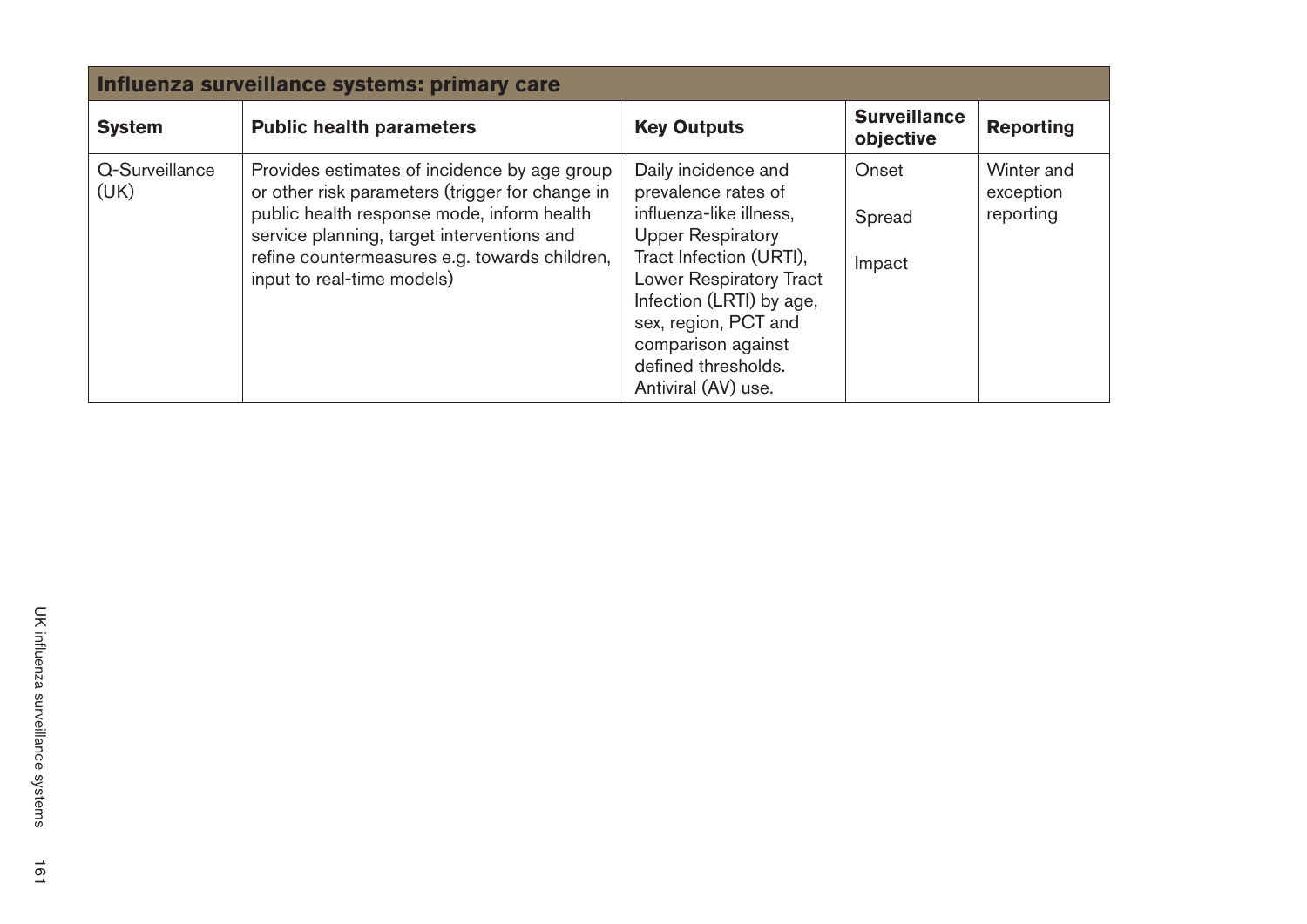| Influenza surveillance systems: primary care | | | | |
|---|---|---|---|---|
| **System** | **Public health parameters** | **Key Outputs** | **Surveillance objective** | **Reporting** |
| Q-Surveillance (UK) | Provides estimates of incidence by age group or other risk parameters (trigger for change in public health response mode, inform health service planning, target interventions and refine countermeasures e.g. towards children, input to real-time models) | Daily incidence and prevalence rates of influenza-like illness, Upper Respiratory Tract Infection (URTI), Lower Respiratory Tract Infection (LRTI) by age, sex, region, PCT and comparison against defined thresholds. Antiviral (AV) use. | Onset<br><br>Spread<br><br>Impact | Winter and exception reporting |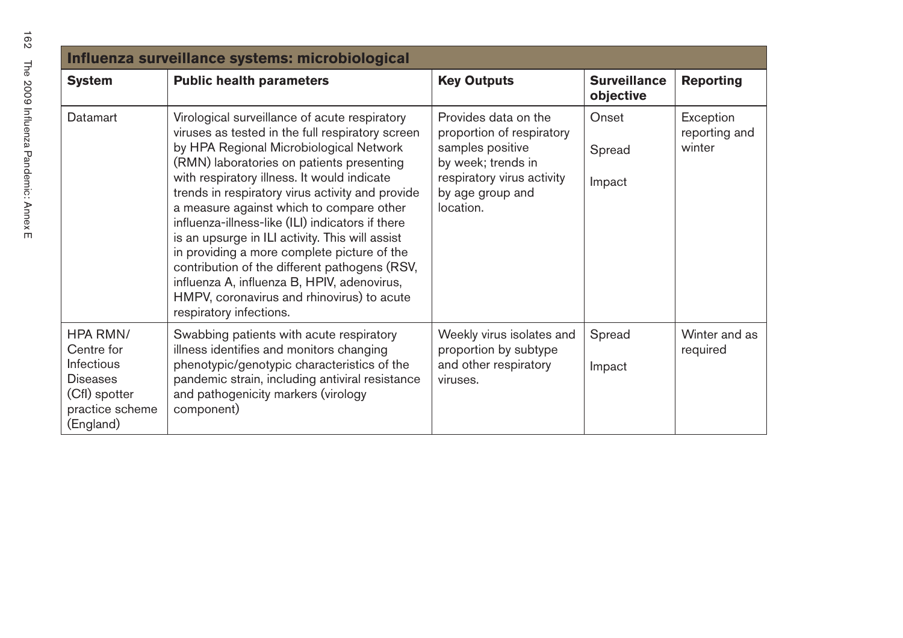| Influenza surveillance systems: microbiological | | | | |
|---|---|---|---|---|
| **System** | **Public health parameters** | **Key Outputs** | **Surveillance objective** | **Reporting** |
| Datamart | Virological surveillance of acute respiratory viruses as tested in the full respiratory screen by HPA Regional Microbiological Network (RMN) laboratories on patients presenting with respiratory illness. It would indicate trends in respiratory virus activity and provide a measure against which to compare other influenza-illness-like (ILI) indicators if there is an upsurge in ILI activity. This will assist in providing a more complete picture of the contribution of the different pathogens (RSV, influenza A, influenza B, HPIV, adenovirus, HMPV, coronavirus and rhinovirus) to acute respiratory infections. | Provides data on the proportion of respiratory samples positive by week; trends in respiratory virus activity by age group and location. | Onset<br>Spread<br>Impact | Exception reporting and winter |
| HPA RMN/ Centre for Infectious Diseases (CfI) spotter practice scheme (England) | Swabbing patients with acute respiratory illness identifies and monitors changing phenotypic/genotypic characteristics of the pandemic strain, including antiviral resistance and pathogenicity markers (virology component) | Weekly virus isolates and proportion by subtype and other respiratory viruses. | Spread<br>Impact | Winter and as required |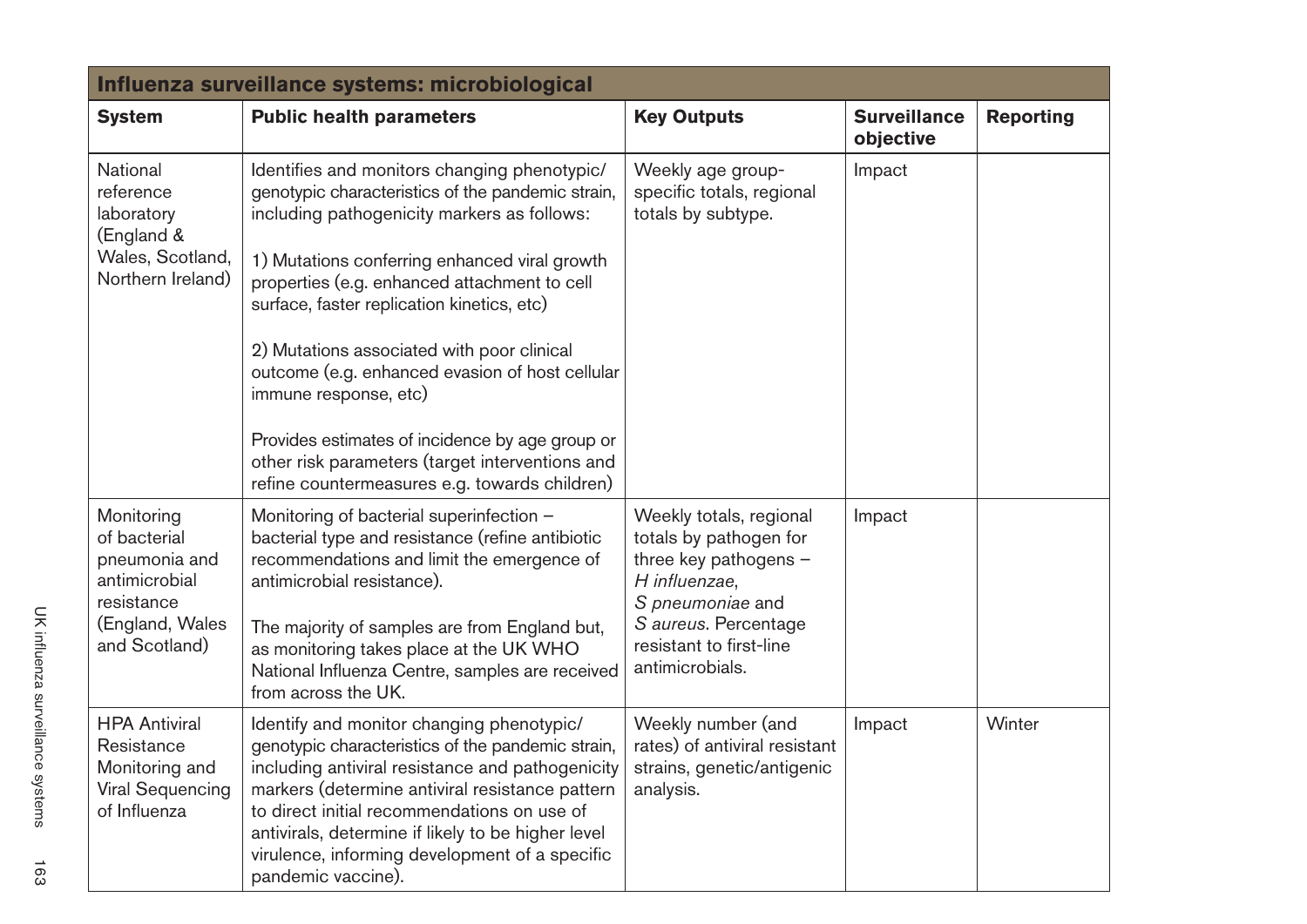| Influenza surveillance systems: microbiological | | | | |
|---|---|---|---|---|
| **System** | **Public health parameters** | **Key Outputs** | **Surveillance objective** | **Reporting** |
| National reference laboratory (England & Wales, Scotland, Northern Ireland) | Identifies and monitors changing phenotypic/genotypic characteristics of the pandemic strain, including pathogenicity markers as follows:<br><br>1) Mutations conferring enhanced viral growth properties (e.g. enhanced attachment to cell surface, faster replication kinetics, etc)<br><br>2) Mutations associated with poor clinical outcome (e.g. enhanced evasion of host cellular immune response, etc)<br><br>Provides estimates of incidence by age group or other risk parameters (target interventions and refine countermeasures e.g. towards children) | Weekly age group-specific totals, regional totals by subtype. | Impact | |
| Monitoring of bacterial pneumonia and antimicrobial resistance (England, Wales and Scotland) | Monitoring of bacterial superinfection – bacterial type and resistance (refine antibiotic recommendations and limit the emergence of antimicrobial resistance).<br><br>The majority of samples are from England but, as monitoring takes place at the UK WHO National Influenza Centre, samples are received from across the UK. | Weekly totals, regional totals by pathogen for three key pathogens – *H influenzae*, *S pneumoniae* and *S aureus*. Percentage resistant to first-line antimicrobials. | Impact | |
| HPA Antiviral Resistance Monitoring and Viral Sequencing of Influenza | Identify and monitor changing phenotypic/genotypic characteristics of the pandemic strain, including antiviral resistance and pathogenicity markers (determine antiviral resistance pattern to direct initial recommendations on use of antivirals, determine if likely to be higher level virulence, informing development of a specific pandemic vaccine). | Weekly number (and rates) of antiviral resistant strains, genetic/antigenic analysis. | Impact | Winter |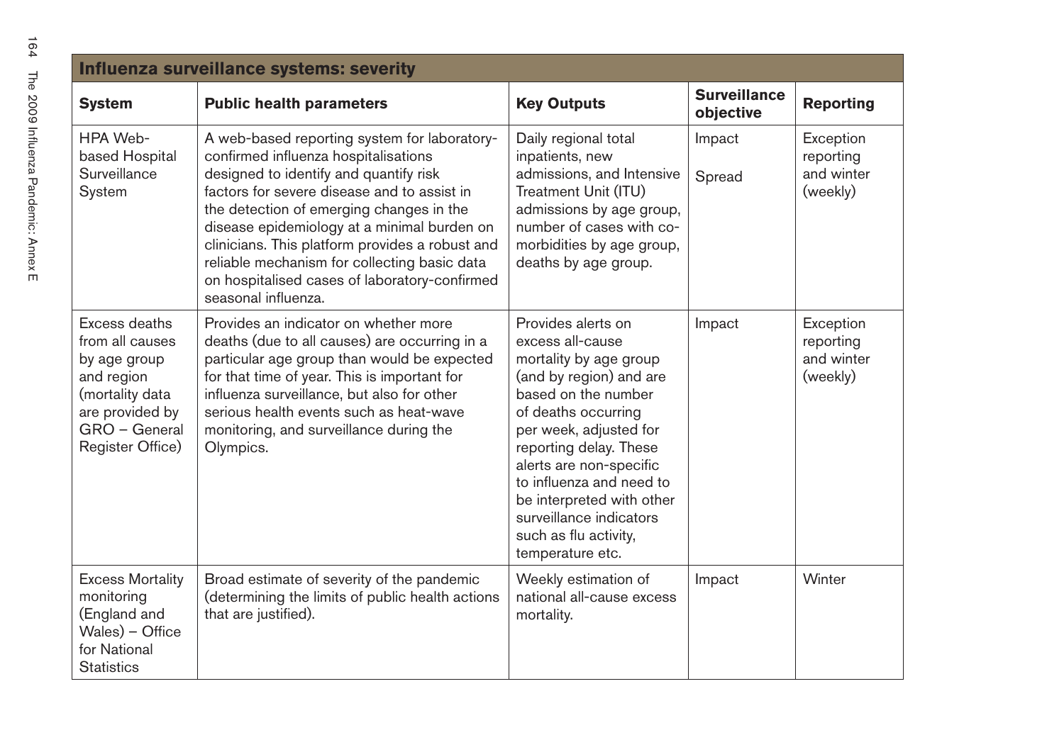| Influenza surveillance systems: severity | | | | |
|---|---|---|---|---|
| **System** | **Public health parameters** | **Key Outputs** | **Surveillance objective** | **Reporting** |
| HPA Web-based Hospital Surveillance System | A web-based reporting system for laboratory-confirmed influenza hospitalisations designed to identify and quantify risk factors for severe disease and to assist in the detection of emerging changes in the disease epidemiology at a minimal burden on clinicians. This platform provides a robust and reliable mechanism for collecting basic data on hospitalised cases of laboratory-confirmed seasonal influenza. | Daily regional total inpatients, new admissions, and Intensive Treatment Unit (ITU) admissions by age group, number of cases with co-morbidities by age group, deaths by age group. | Impact<br><br>Spread | Exception reporting and winter (weekly) |
| Excess deaths from all causes by age group and region (mortality data are provided by GRO – General Register Office) | Provides an indicator on whether more deaths (due to all causes) are occurring in a particular age group than would be expected for that time of year. This is important for influenza surveillance, but also for other serious health events such as heat-wave monitoring, and surveillance during the Olympics. | Provides alerts on excess all-cause mortality by age group (and by region) and are based on the number of deaths occurring per week, adjusted for reporting delay. These alerts are non-specific to influenza and need to be interpreted with other surveillance indicators such as flu activity, temperature etc. | Impact | Exception reporting and winter (weekly) |
| Excess Mortality monitoring (England and Wales) – Office for National Statistics | Broad estimate of severity of the pandemic (determining the limits of public health actions that are justified). | Weekly estimation of national all-cause excess mortality. | Impact | Winter |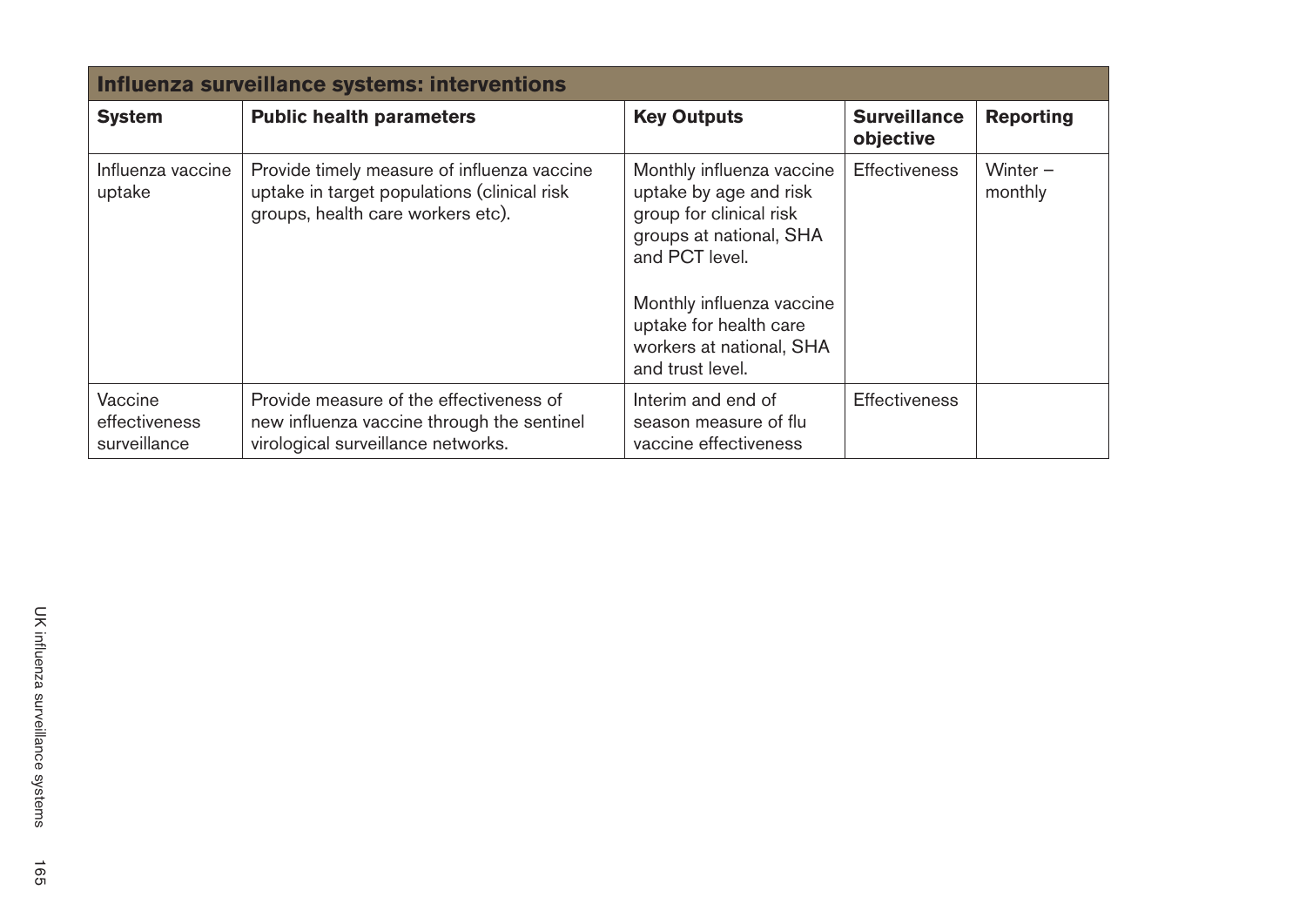| Influenza surveillance systems: interventions | | | | |
|---|---|---|---|---|
| **System** | **Public health parameters** | **Key Outputs** | **Surveillance objective** | **Reporting** |
| Influenza vaccine uptake | Provide timely measure of influenza vaccine uptake in target populations (clinical risk groups, health care workers etc). | Monthly influenza vaccine uptake by age and risk group for clinical risk groups at national, SHA and PCT level.<br><br>Monthly influenza vaccine uptake for health care workers at national, SHA and trust level. | Effectiveness | Winter – monthly |
| Vaccine effectiveness surveillance | Provide measure of the effectiveness of new influenza vaccine through the sentinel virological surveillance networks. | Interim and end of season measure of flu vaccine effectiveness | Effectiveness | |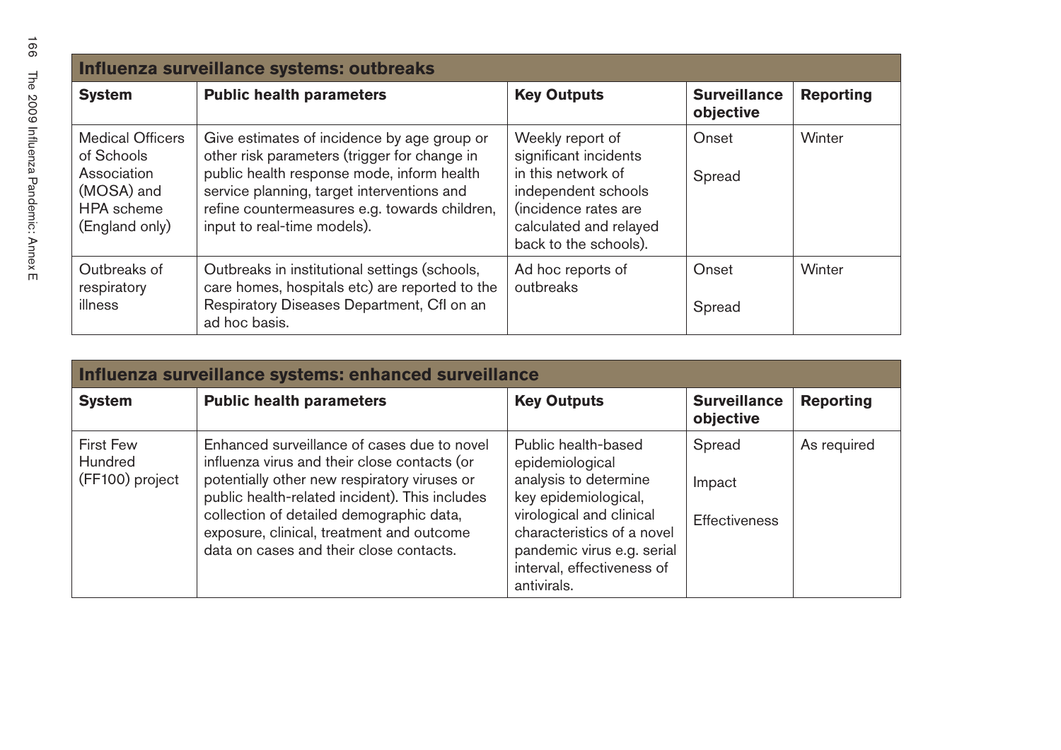| Influenza surveillance systems: outbreaks | | | | |
|---|---|---|---|---|
| **System** | **Public health parameters** | **Key Outputs** | **Surveillance objective** | **Reporting** |
| Medical Officers of Schools Association (MOSA) and HPA scheme (England only) | Give estimates of incidence by age group or other risk parameters (trigger for change in public health response mode, inform health service planning, target interventions and refine countermeasures e.g. towards children, input to real-time models). | Weekly report of significant incidents in this network of independent schools (incidence rates are calculated and relayed back to the schools). | Onset<br><br>Spread | Winter |
| Outbreaks of respiratory illness | Outbreaks in institutional settings (schools, care homes, hospitals etc) are reported to the Respiratory Diseases Department, CfI on an ad hoc basis. | Ad hoc reports of outbreaks | Onset<br><br>Spread | Winter |

| Influenza surveillance systems: enhanced surveillance | | | | |
|---|---|---|---|---|
| **System** | **Public health parameters** | **Key Outputs** | **Surveillance objective** | **Reporting** |
| First Few Hundred (FF100) project | Enhanced surveillance of cases due to novel influenza virus and their close contacts (or potentially other new respiratory viruses or public health-related incident). This includes collection of detailed demographic data, exposure, clinical, treatment and outcome data on cases and their close contacts. | Public health-based epidemiological analysis to determine key epidemiological, virological and clinical characteristics of a novel pandemic virus e.g. serial interval, effectiveness of antivirals. | Spread<br><br>Impact<br><br>Effectiveness | As required |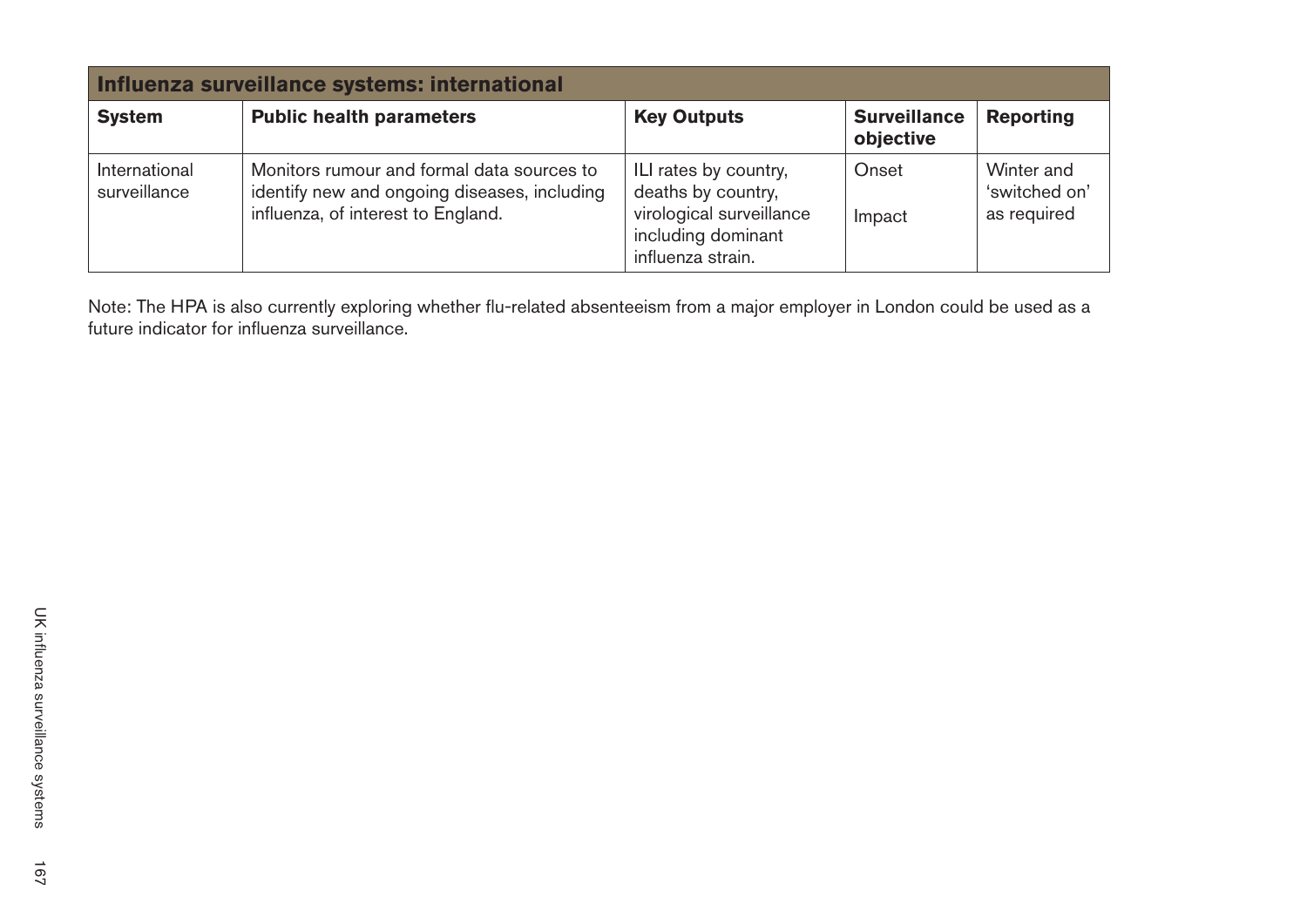| Influenza surveillance systems: international | | | | |
|---|---|---|---|---|
| **System** | **Public health parameters** | **Key Outputs** | **Surveillance objective** | **Reporting** |
| International surveillance | Monitors rumour and formal data sources to identify new and ongoing diseases, including influenza, of interest to England. | ILI rates by country, deaths by country, virological surveillance including dominant influenza strain. | Onset<br><br>Impact | Winter and 'switched on' as required |

Note: The HPA is also currently exploring whether flu-related absenteeism from a major employer in London could be used as a future indicator for influenza surveillance.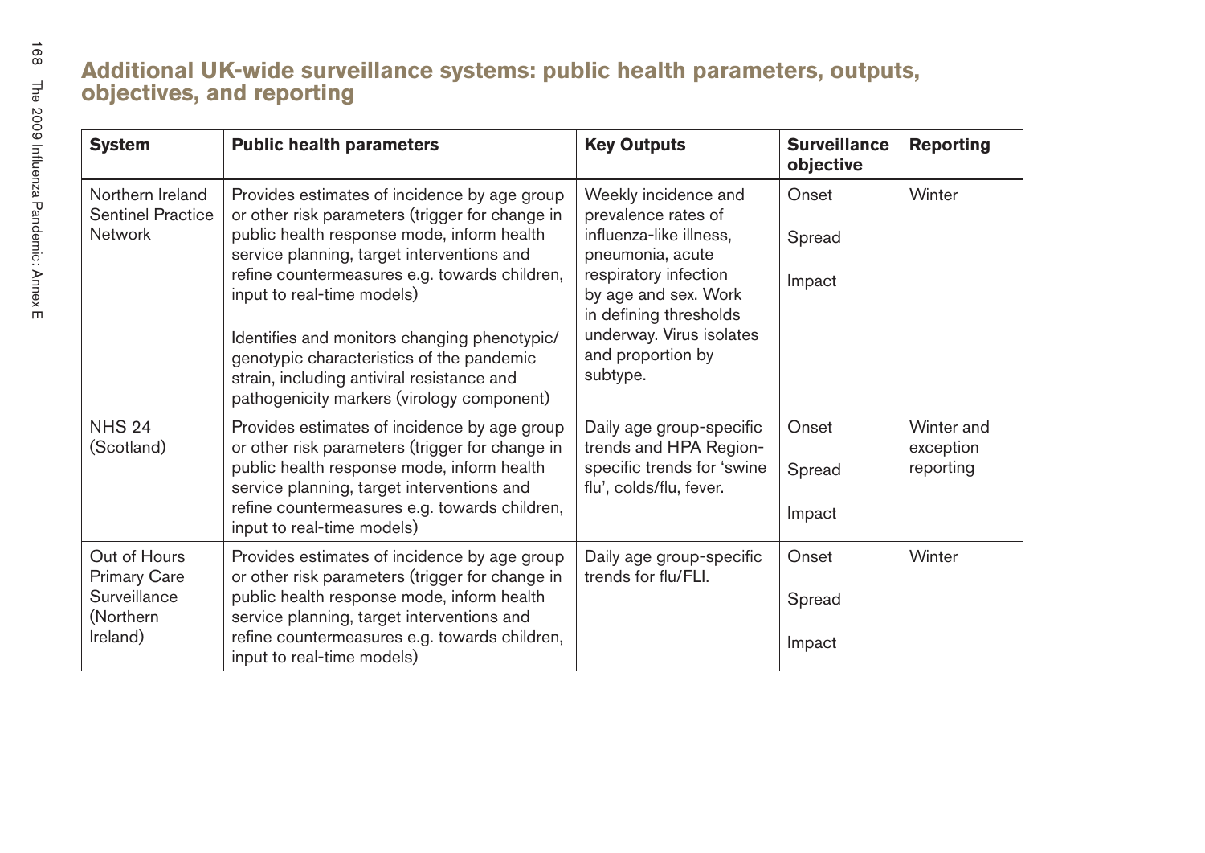## Additional UK-wide surveillance systems: public health parameters, outputs, objectives, and reporting

| System | Public health parameters | Key Outputs | Surveillance objective | Reporting |
|---|---|---|---|---|
| Northern Ireland Sentinel Practice Network | Provides estimates of incidence by age group or other risk parameters (trigger for change in public health response mode, inform health service planning, target interventions and refine countermeasures e.g. towards children, input to real-time models)<br><br>Identifies and monitors changing phenotypic/genotypic characteristics of the pandemic strain, including antiviral resistance and pathogenicity markers (virology component) | Weekly incidence and prevalence rates of influenza-like illness, pneumonia, acute respiratory infection by age and sex. Work in defining thresholds underway. Virus isolates and proportion by subtype. | Onset<br><br>Spread<br><br>Impact | Winter |
| NHS 24 (Scotland) | Provides estimates of incidence by age group or other risk parameters (trigger for change in public health response mode, inform health service planning, target interventions and refine countermeasures e.g. towards children, input to real-time models) | Daily age group-specific trends and HPA Region-specific trends for 'swine flu', colds/flu, fever. | Onset<br><br>Spread<br><br>Impact | Winter and exception reporting |
| Out of Hours Primary Care Surveillance (Northern Ireland) | Provides estimates of incidence by age group or other risk parameters (trigger for change in public health response mode, inform health service planning, target interventions and refine countermeasures e.g. towards children, input to real-time models) | Daily age group-specific trends for flu/FLI. | Onset<br><br>Spread<br><br>Impact | Winter |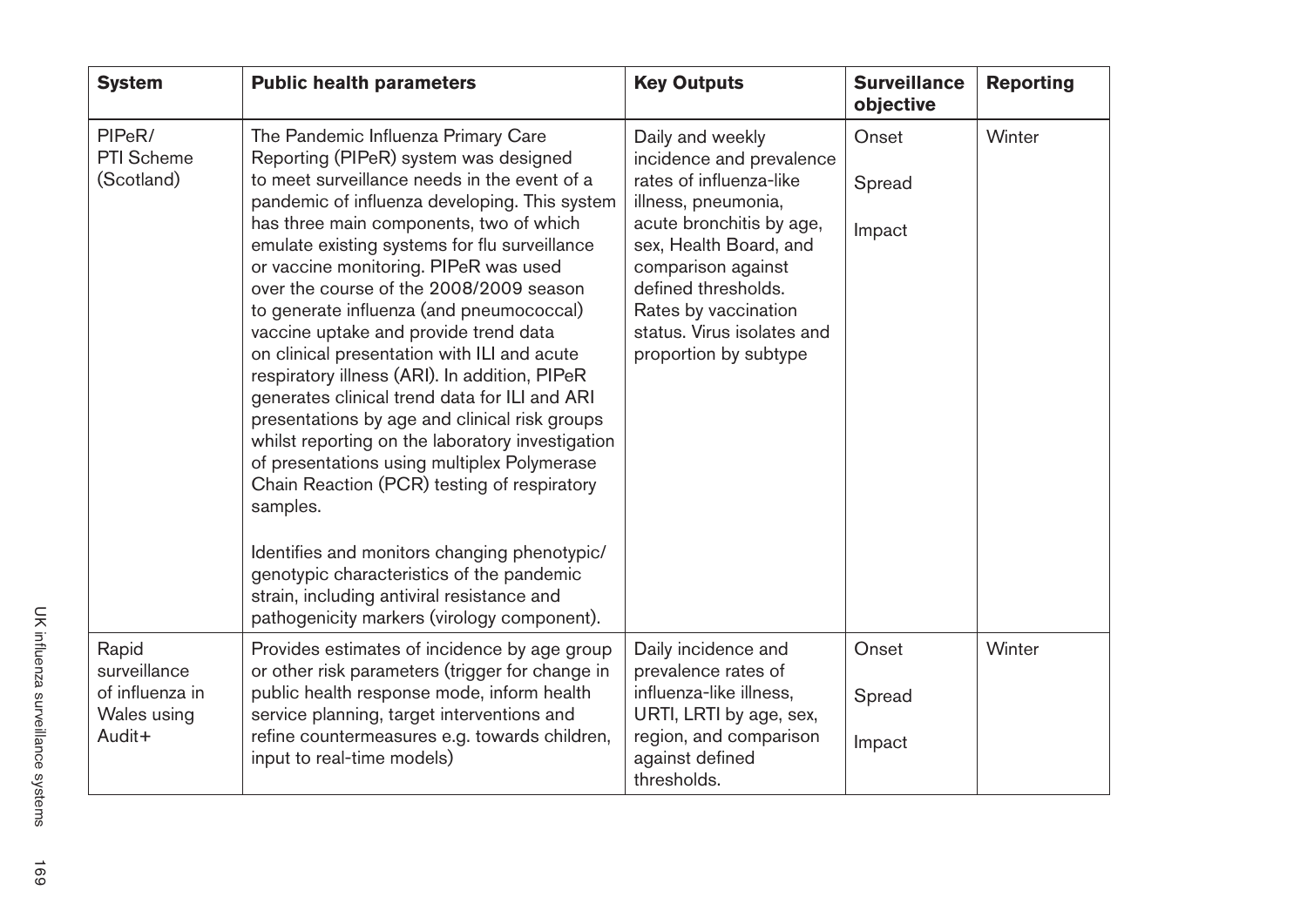| System | Public health parameters | Key Outputs | Surveillance objective | Reporting |
|---|---|---|---|---|
| PIPeR/ PTI Scheme (Scotland) | The Pandemic Influenza Primary Care Reporting (PIPeR) system was designed to meet surveillance needs in the event of a pandemic of influenza developing. This system has three main components, two of which emulate existing systems for flu surveillance or vaccine monitoring. PIPeR was used over the course of the 2008/2009 season to generate influenza (and pneumococcal) vaccine uptake and provide trend data on clinical presentation with ILI and acute respiratory illness (ARI). In addition, PIPeR generates clinical trend data for ILI and ARI presentations by age and clinical risk groups whilst reporting on the laboratory investigation of presentations using multiplex Polymerase Chain Reaction (PCR) testing of respiratory samples.<br><br>Identifies and monitors changing phenotypic/ genotypic characteristics of the pandemic strain, including antiviral resistance and pathogenicity markers (virology component). | Daily and weekly incidence and prevalence rates of influenza-like illness, pneumonia, acute bronchitis by age, sex, Health Board, and comparison against defined thresholds. Rates by vaccination status. Virus isolates and proportion by subtype | Onset<br><br>Spread<br><br>Impact | Winter |
| Rapid surveillance of influenza in Wales using Audit+ | Provides estimates of incidence by age group or other risk parameters (trigger for change in public health response mode, inform health service planning, target interventions and refine countermeasures e.g. towards children, input to real-time models) | Daily incidence and prevalence rates of influenza-like illness, URTI, LRTI by age, sex, region, and comparison against defined thresholds. | Onset<br><br>Spread<br><br>Impact | Winter |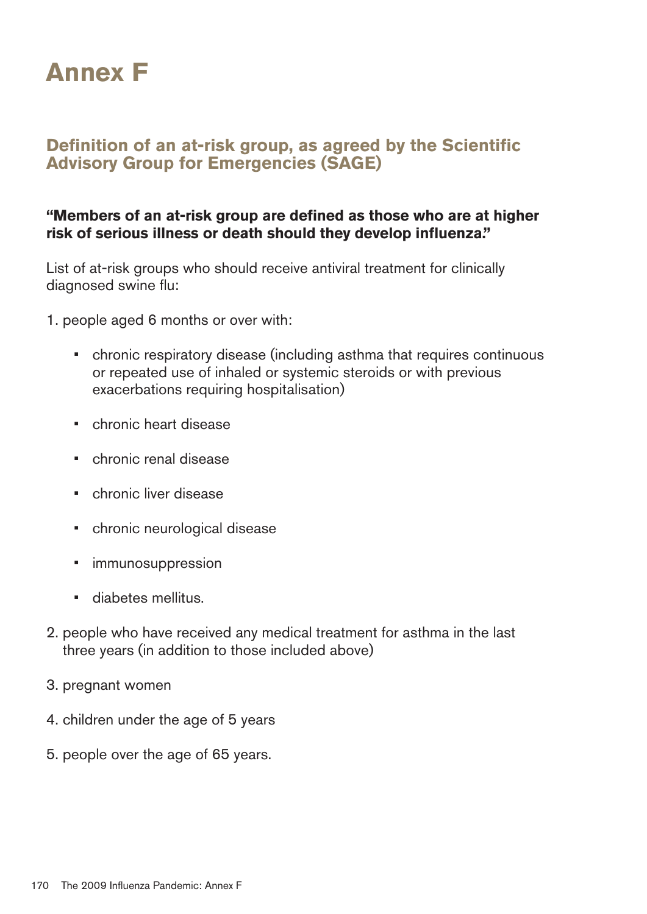# Annex F

## Definition of an at-risk group, as agreed by the Scientific Advisory Group for Emergencies (SAGE)

**"Members of an at-risk group are defined as those who are at higher risk of serious illness or death should they develop influenza."**

List of at-risk groups who should receive antiviral treatment for clinically diagnosed swine flu:

1. people aged 6 months or over with:
   - chronic respiratory disease (including asthma that requires continuous or repeated use of inhaled or systemic steroids or with previous exacerbations requiring hospitalisation)
   - chronic heart disease
   - chronic renal disease
   - chronic liver disease
   - chronic neurological disease
   - immunosuppression
   - diabetes mellitus.
2. people who have received any medical treatment for asthma in the last three years (in addition to those included above)
3. pregnant women
4. children under the age of 5 years
5. people over the age of 65 years.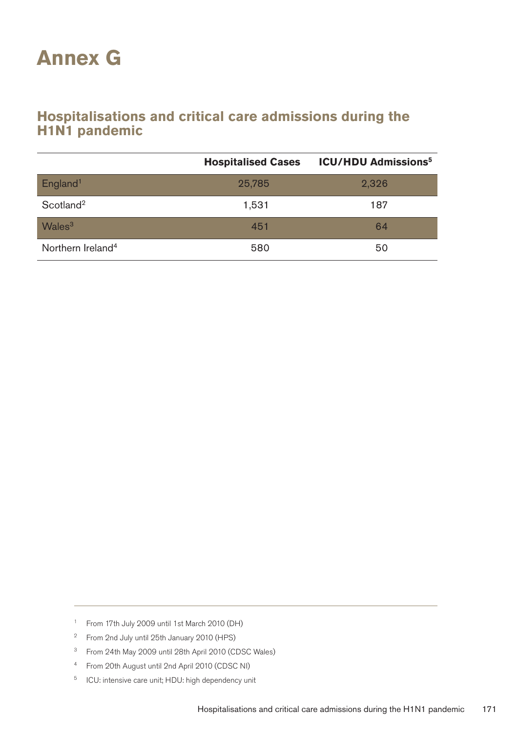# Annex G

## Hospitalisations and critical care admissions during the H1N1 pandemic

| | Hospitalised Cases | ICU/HDU Admissions[5] |
|---|---|---|
| England[1] | 25,785 | 2,326 |
| Scotland[2] | 1,531 | 187 |
| Wales[3] | 451 | 64 |
| Northern Ireland[4] | 580 | 50 |

[1] From 17th July 2009 until 1st March 2010 (DH)

[2] From 2nd July until 25th January 2010 (HPS)

[3] From 24th May 2009 until 28th April 2010 (CDSC Wales)

[4] From 20th August until 2nd April 2010 (CDSC NI)

[5] ICU: intensive care unit; HDU: high dependency unit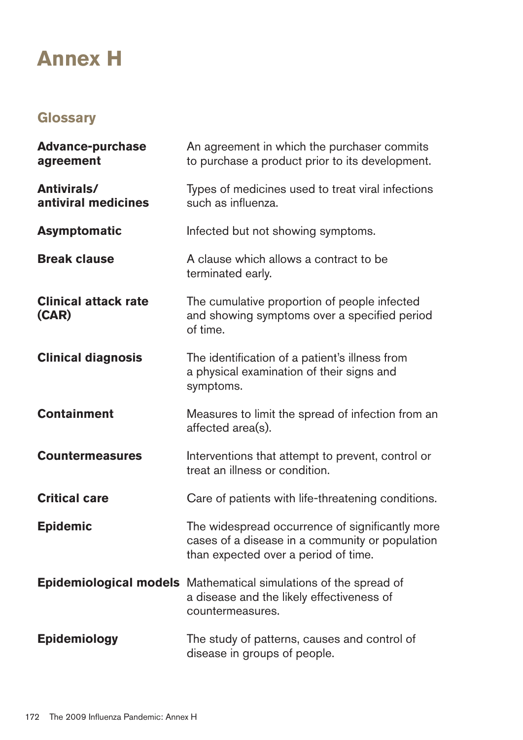# Annex H

## Glossary

**Advance-purchase agreement** An agreement in which the purchaser commits to purchase a product prior to its development.

**Antivirals/ antiviral medicines** Types of medicines used to treat viral infections such as influenza.

**Asymptomatic** Infected but not showing symptoms.

**Break clause** A clause which allows a contract to be terminated early.

**Clinical attack rate (CAR)** The cumulative proportion of people infected and showing symptoms over a specified period of time.

**Clinical diagnosis** The identification of a patient's illness from a physical examination of their signs and symptoms.

**Containment** Measures to limit the spread of infection from an affected area(s).

**Countermeasures** Interventions that attempt to prevent, control or treat an illness or condition.

**Critical care** Care of patients with life-threatening conditions.

**Epidemic** The widespread occurrence of significantly more cases of a disease in a community or population than expected over a period of time.

**Epidemiological models** Mathematical simulations of the spread of a disease and the likely effectiveness of countermeasures.

**Epidemiology** The study of patterns, causes and control of disease in groups of people.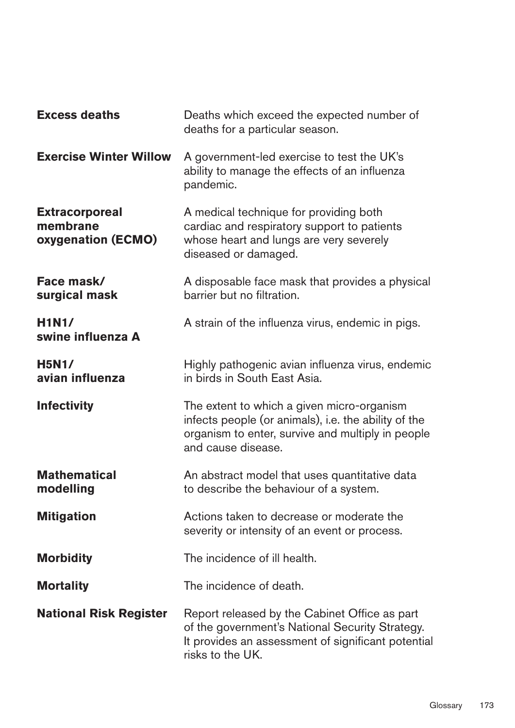**Excess deaths** Deaths which exceed the expected number of deaths for a particular season.

**Exercise Winter Willow** A government-led exercise to test the UK's ability to manage the effects of an influenza pandemic.

**Extracorporeal membrane oxygenation (ECMO)** A medical technique for providing both cardiac and respiratory support to patients whose heart and lungs are very severely diseased or damaged.

**Face mask/ surgical mask** A disposable face mask that provides a physical barrier but no filtration.

**H1N1/ swine influenza A** A strain of the influenza virus, endemic in pigs.

**H5N1/ avian influenza** Highly pathogenic avian influenza virus, endemic in birds in South East Asia.

**Infectivity** The extent to which a given micro-organism infects people (or animals), i.e. the ability of the organism to enter, survive and multiply in people and cause disease.

**Mathematical modelling** An abstract model that uses quantitative data to describe the behaviour of a system.

**Mitigation** Actions taken to decrease or moderate the severity or intensity of an event or process.

**Morbidity** The incidence of ill health.

**Mortality** The incidence of death.

**National Risk Register** Report released by the Cabinet Office as part of the government's National Security Strategy. It provides an assessment of significant potential risks to the UK.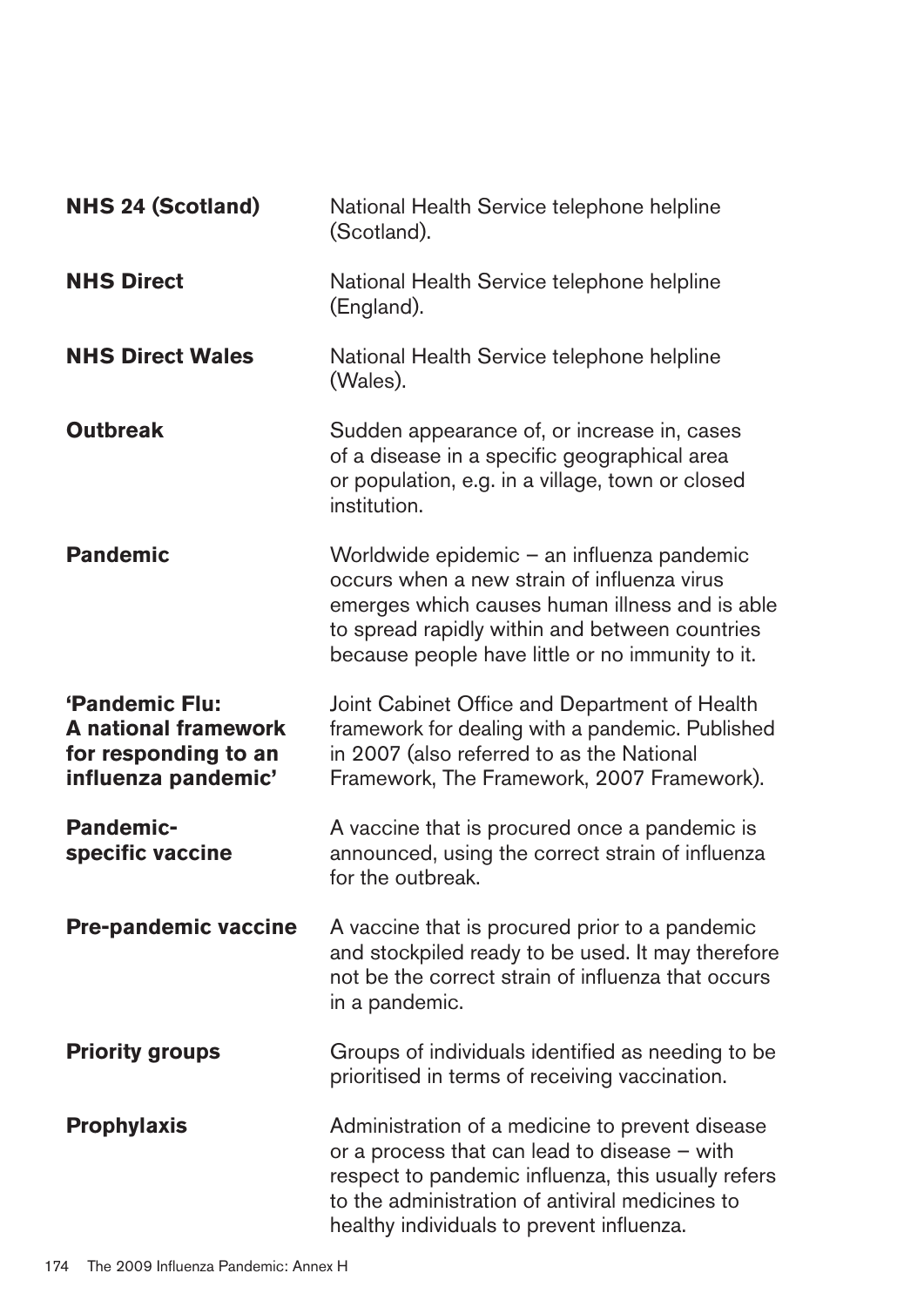| | |
|---|---|
| **NHS 24 (Scotland)** | National Health Service telephone helpline (Scotland). |
| **NHS Direct** | National Health Service telephone helpline (England). |
| **NHS Direct Wales** | National Health Service telephone helpline (Wales). |
| **Outbreak** | Sudden appearance of, or increase in, cases of a disease in a specific geographical area or population, e.g. in a village, town or closed institution. |
| **Pandemic** | Worldwide epidemic – an influenza pandemic occurs when a new strain of influenza virus emerges which causes human illness and is able to spread rapidly within and between countries because people have little or no immunity to it. |
| **'Pandemic Flu: A national framework for responding to an influenza pandemic'** | Joint Cabinet Office and Department of Health framework for dealing with a pandemic. Published in 2007 (also referred to as the National Framework, The Framework, 2007 Framework). |
| **Pandemic-specific vaccine** | A vaccine that is procured once a pandemic is announced, using the correct strain of influenza for the outbreak. |
| **Pre-pandemic vaccine** | A vaccine that is procured prior to a pandemic and stockpiled ready to be used. It may therefore not be the correct strain of influenza that occurs in a pandemic. |
| **Priority groups** | Groups of individuals identified as needing to be prioritised in terms of receiving vaccination. |
| **Prophylaxis** | Administration of a medicine to prevent disease or a process that can lead to disease – with respect to pandemic influenza, this usually refers to the administration of antiviral medicines to healthy individuals to prevent influenza. |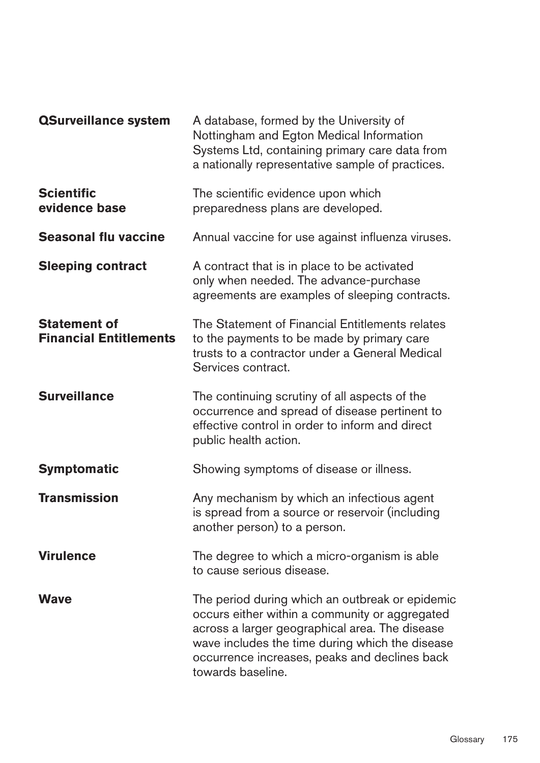**QSurveillance system** A database, formed by the University of Nottingham and Egton Medical Information Systems Ltd, containing primary care data from a nationally representative sample of practices.

**Scientific evidence base** The scientific evidence upon which preparedness plans are developed.

**Seasonal flu vaccine** Annual vaccine for use against influenza viruses.

**Sleeping contract** A contract that is in place to be activated only when needed. The advance-purchase agreements are examples of sleeping contracts.

**Statement of Financial Entitlements** The Statement of Financial Entitlements relates to the payments to be made by primary care trusts to a contractor under a General Medical Services contract.

**Surveillance** The continuing scrutiny of all aspects of the occurrence and spread of disease pertinent to effective control in order to inform and direct public health action.

**Symptomatic** Showing symptoms of disease or illness.

**Transmission** Any mechanism by which an infectious agent is spread from a source or reservoir (including another person) to a person.

**Virulence** The degree to which a micro-organism is able to cause serious disease.

**Wave** The period during which an outbreak or epidemic occurs either within a community or aggregated across a larger geographical area. The disease wave includes the time during which the disease occurrence increases, peaks and declines back towards baseline.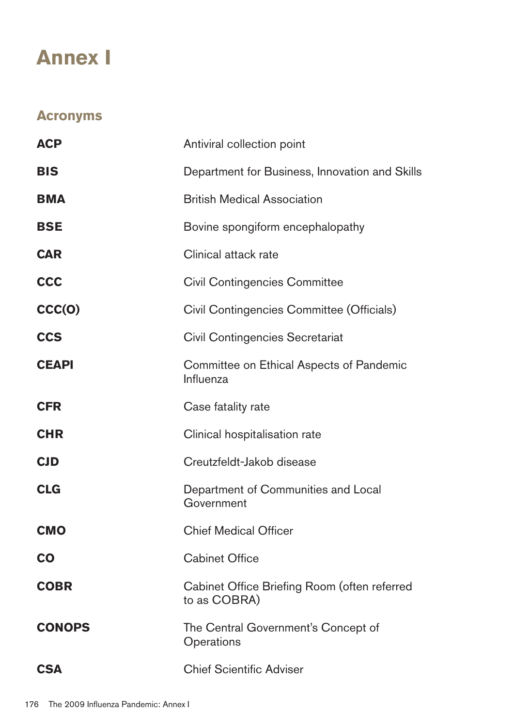# Annex I

## Acronyms

| | |
|---|---|
| **ACP** | Antiviral collection point |
| **BIS** | Department for Business, Innovation and Skills |
| **BMA** | British Medical Association |
| **BSE** | Bovine spongiform encephalopathy |
| **CAR** | Clinical attack rate |
| **CCC** | Civil Contingencies Committee |
| **CCC(O)** | Civil Contingencies Committee (Officials) |
| **CCS** | Civil Contingencies Secretariat |
| **CEAPI** | Committee on Ethical Aspects of Pandemic Influenza |
| **CFR** | Case fatality rate |
| **CHR** | Clinical hospitalisation rate |
| **CJD** | Creutzfeldt-Jakob disease |
| **CLG** | Department of Communities and Local Government |
| **CMO** | Chief Medical Officer |
| **CO** | Cabinet Office |
| **COBR** | Cabinet Office Briefing Room (often referred to as COBRA) |
| **CONOPS** | The Central Government's Concept of Operations |
| **CSA** | Chief Scientific Adviser |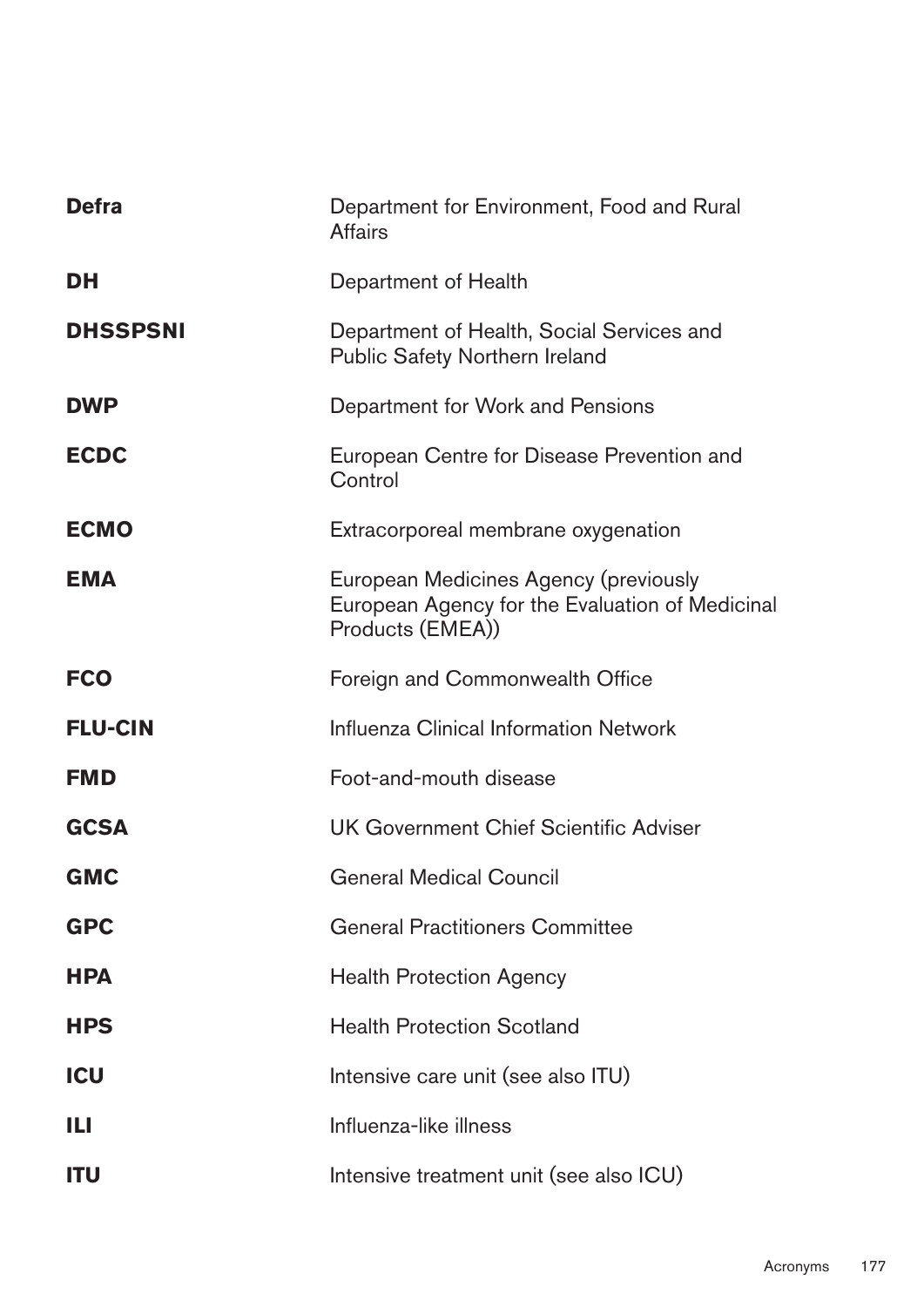| | |
|---|---|
| **Defra** | Department for Environment, Food and Rural Affairs |
| **DH** | Department of Health |
| **DHSSPSNI** | Department of Health, Social Services and Public Safety Northern Ireland |
| **DWP** | Department for Work and Pensions |
| **ECDC** | European Centre for Disease Prevention and Control |
| **ECMO** | Extracorporeal membrane oxygenation |
| **EMA** | European Medicines Agency (previously European Agency for the Evaluation of Medicinal Products (EMEA)) |
| **FCO** | Foreign and Commonwealth Office |
| **FLU-CIN** | Influenza Clinical Information Network |
| **FMD** | Foot-and-mouth disease |
| **GCSA** | UK Government Chief Scientific Adviser |
| **GMC** | General Medical Council |
| **GPC** | General Practitioners Committee |
| **HPA** | Health Protection Agency |
| **HPS** | Health Protection Scotland |
| **ICU** | Intensive care unit (see also ITU) |
| **ILI** | Influenza-like illness |
| **ITU** | Intensive treatment unit (see also ICU) |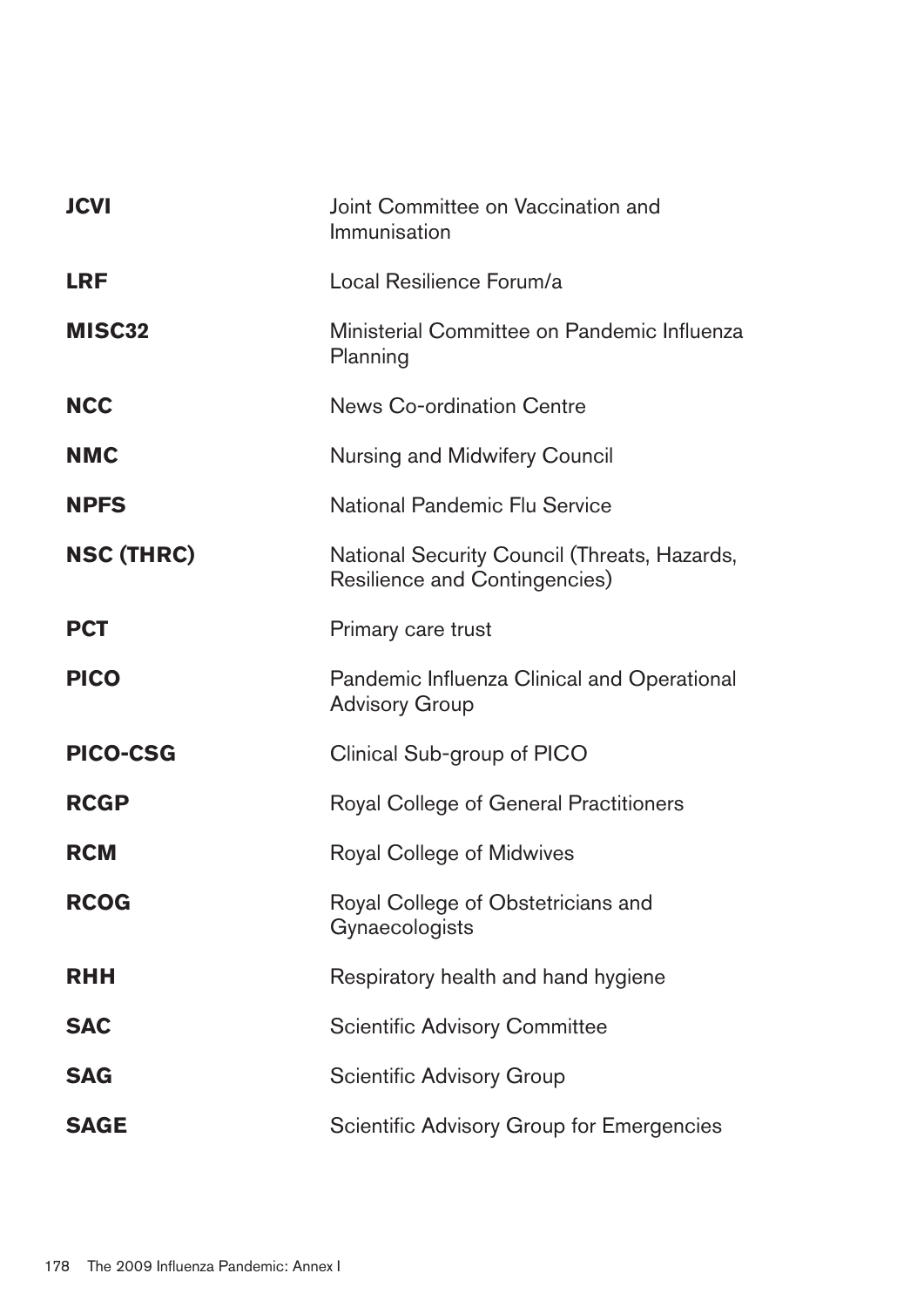| | |
|---|---|
| **JCVI** | Joint Committee on Vaccination and Immunisation |
| **LRF** | Local Resilience Forum/a |
| **MISC32** | Ministerial Committee on Pandemic Influenza Planning |
| **NCC** | News Co-ordination Centre |
| **NMC** | Nursing and Midwifery Council |
| **NPFS** | National Pandemic Flu Service |
| **NSC (THRC)** | National Security Council (Threats, Hazards, Resilience and Contingencies) |
| **PCT** | Primary care trust |
| **PICO** | Pandemic Influenza Clinical and Operational Advisory Group |
| **PICO-CSG** | Clinical Sub-group of PICO |
| **RCGP** | Royal College of General Practitioners |
| **RCM** | Royal College of Midwives |
| **RCOG** | Royal College of Obstetricians and Gynaecologists |
| **RHH** | Respiratory health and hand hygiene |
| **SAC** | Scientific Advisory Committee |
| **SAG** | Scientific Advisory Group |
| **SAGE** | Scientific Advisory Group for Emergencies |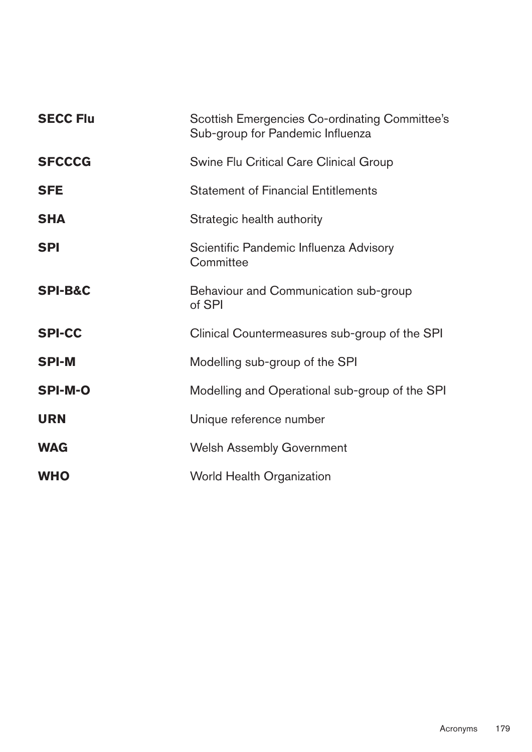| | |
|---|---|
| **SECC Flu** | Scottish Emergencies Co-ordinating Committee's Sub-group for Pandemic Influenza |
| **SFCCCG** | Swine Flu Critical Care Clinical Group |
| **SFE** | Statement of Financial Entitlements |
| **SHA** | Strategic health authority |
| **SPI** | Scientific Pandemic Influenza Advisory Committee |
| **SPI-B&C** | Behaviour and Communication sub-group of SPI |
| **SPI-CC** | Clinical Countermeasures sub-group of the SPI |
| **SPI-M** | Modelling sub-group of the SPI |
| **SPI-M-O** | Modelling and Operational sub-group of the SPI |
| **URN** | Unique reference number |
| **WAG** | Welsh Assembly Government |
| **WHO** | World Health Organization |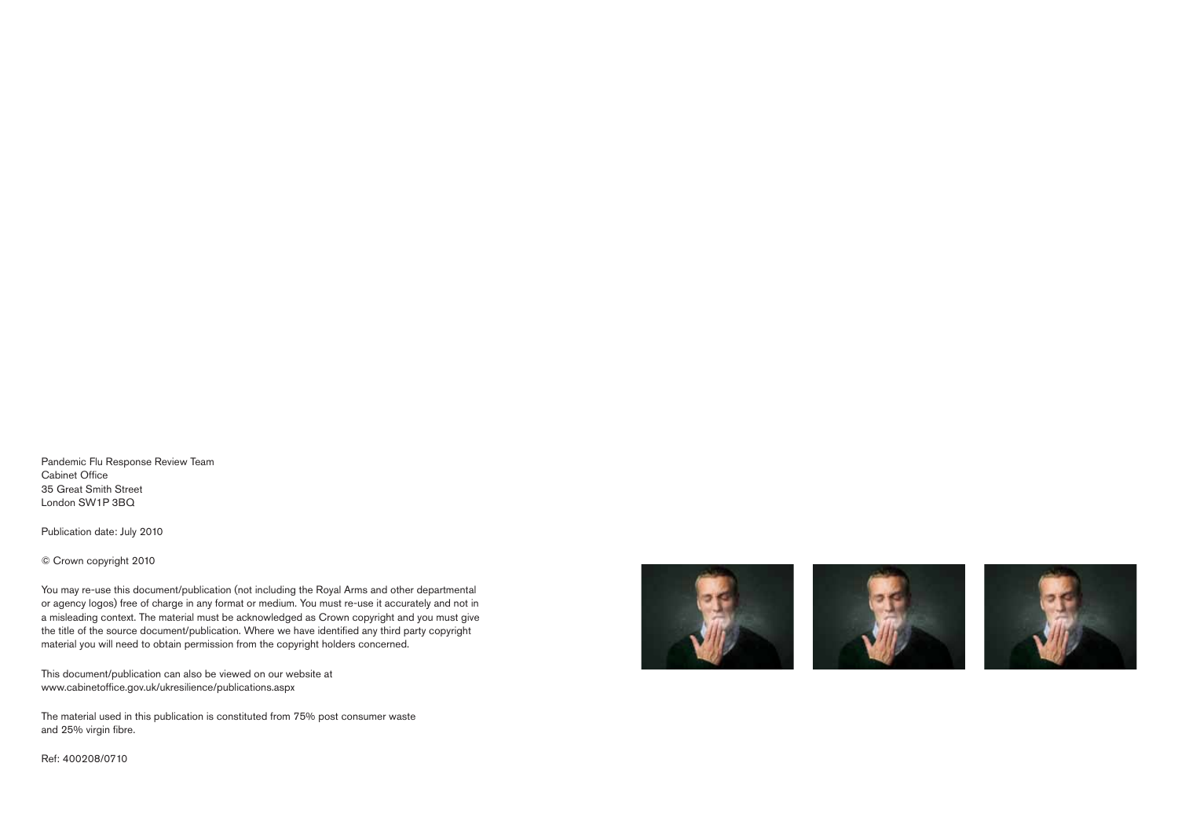Pandemic Flu Response Review Team
Cabinet Office
35 Great Smith Street
London SW1P 3BQ

Publication date: July 2010

© Crown copyright 2010

You may re-use this document/publication (not including the Royal Arms and other departmental or agency logos) free of charge in any format or medium. You must re-use it accurately and not in a misleading context. The material must be acknowledged as Crown copyright and you must give the title of the source document/publication. Where we have identified any third party copyright material you will need to obtain permission from the copyright holders concerned.

This document/publication can also be viewed on our website at www.cabinetoffice.gov.uk/ukresilience/publications.aspx

The material used in this publication is constituted from 75% post consumer waste and 25% virgin fibre.

Ref: 400208/0710